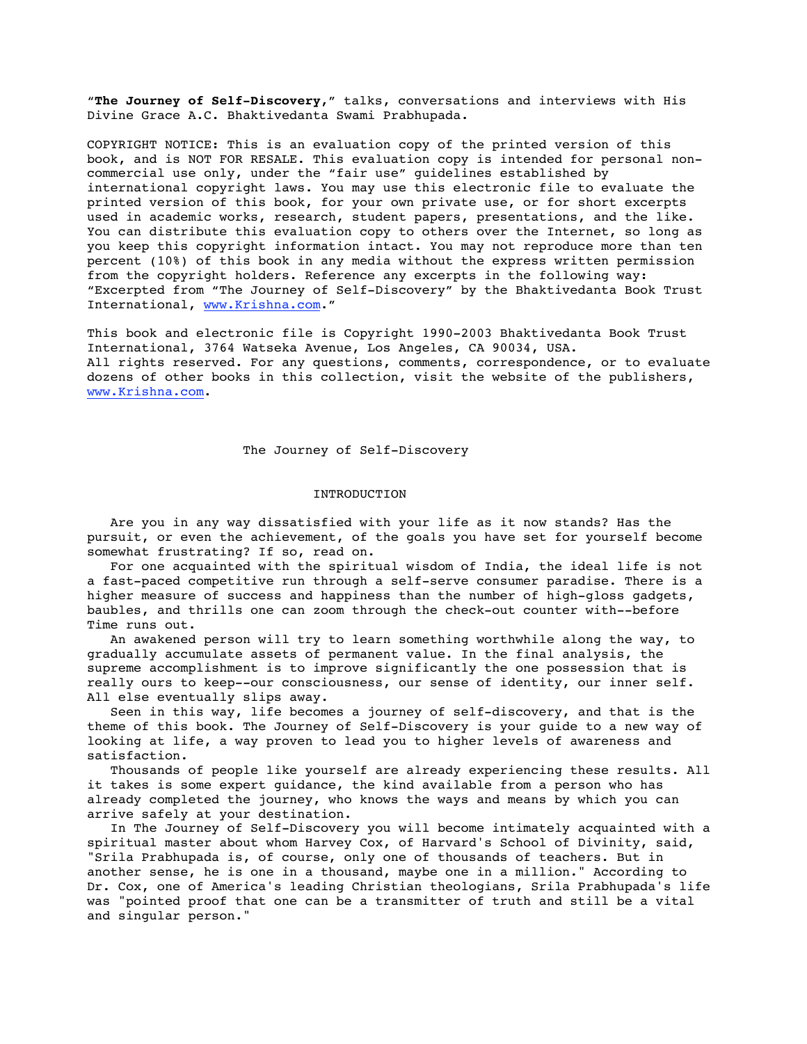"**The Journey of Self-Discovery**," talks, conversations and interviews with His Divine Grace A.C. Bhaktivedanta Swami Prabhupada.

COPYRIGHT NOTICE: This is an evaluation copy of the printed version of this book, and is NOT FOR RESALE. This evaluation copy is intended for personal non-commercial use only, under the "fair use" guidelines established by international copyright laws. You may use this electronic file to evaluate the printed version of this book, for your own private use, or for short excerpts used in academic works, research, student papers, presentations, and the like. You can distribute this evaluation copy to others over the Internet, so long as you keep this copyright information intact. You may not reproduce more than ten percent (10%) of this book in any media without the express written permission from the copyright holders. Reference any excerpts in the following way: "Excerpted from "The Journey of Self-Discovery" by the Bhaktivedanta Book Trust International, www.Krishna.com."

This book and electronic file is Copyright 1990-2003 Bhaktivedanta Book Trust International, 3764 Watseka Avenue, Los Angeles, CA 90034, USA. All rights reserved. For any questions, comments, correspondence, or to evaluate dozens of other books in this collection, visit the website of the publishers, www.Krishna.com.

# The Journey of Self-Discovery

## INTRODUCTION

Are you in any way dissatisfied with your life as it now stands? Has the pursuit, or even the achievement, of the goals you have set for yourself become somewhat frustrating? If so, read on.

For one acquainted with the spiritual wisdom of India, the ideal life is not a fast-paced competitive run through a self-serve consumer paradise. There is a higher measure of success and happiness than the number of high-gloss gadgets, baubles, and thrills one can zoom through the check-out counter with--before Time runs out.

An awakened person will try to learn something worthwhile along the way, to gradually accumulate assets of permanent value. In the final analysis, the supreme accomplishment is to improve significantly the one possession that is really ours to keep--our consciousness, our sense of identity, our inner self. All else eventually slips away.

Seen in this way, life becomes a journey of self-discovery, and that is the theme of this book. The Journey of Self-Discovery is your guide to a new way of looking at life, a way proven to lead you to higher levels of awareness and satisfaction.

Thousands of people like yourself are already experiencing these results. All it takes is some expert guidance, the kind available from a person who has already completed the journey, who knows the ways and means by which you can arrive safely at your destination.

In The Journey of Self-Discovery you will become intimately acquainted with a spiritual master about whom Harvey Cox, of Harvard's School of Divinity, said, "Srila Prabhupada is, of course, only one of thousands of teachers. But in another sense, he is one in a thousand, maybe one in a million." According to Dr. Cox, one of America's leading Christian theologians, Srila Prabhupada's life was "pointed proof that one can be a transmitter of truth and still be a vital and singular person."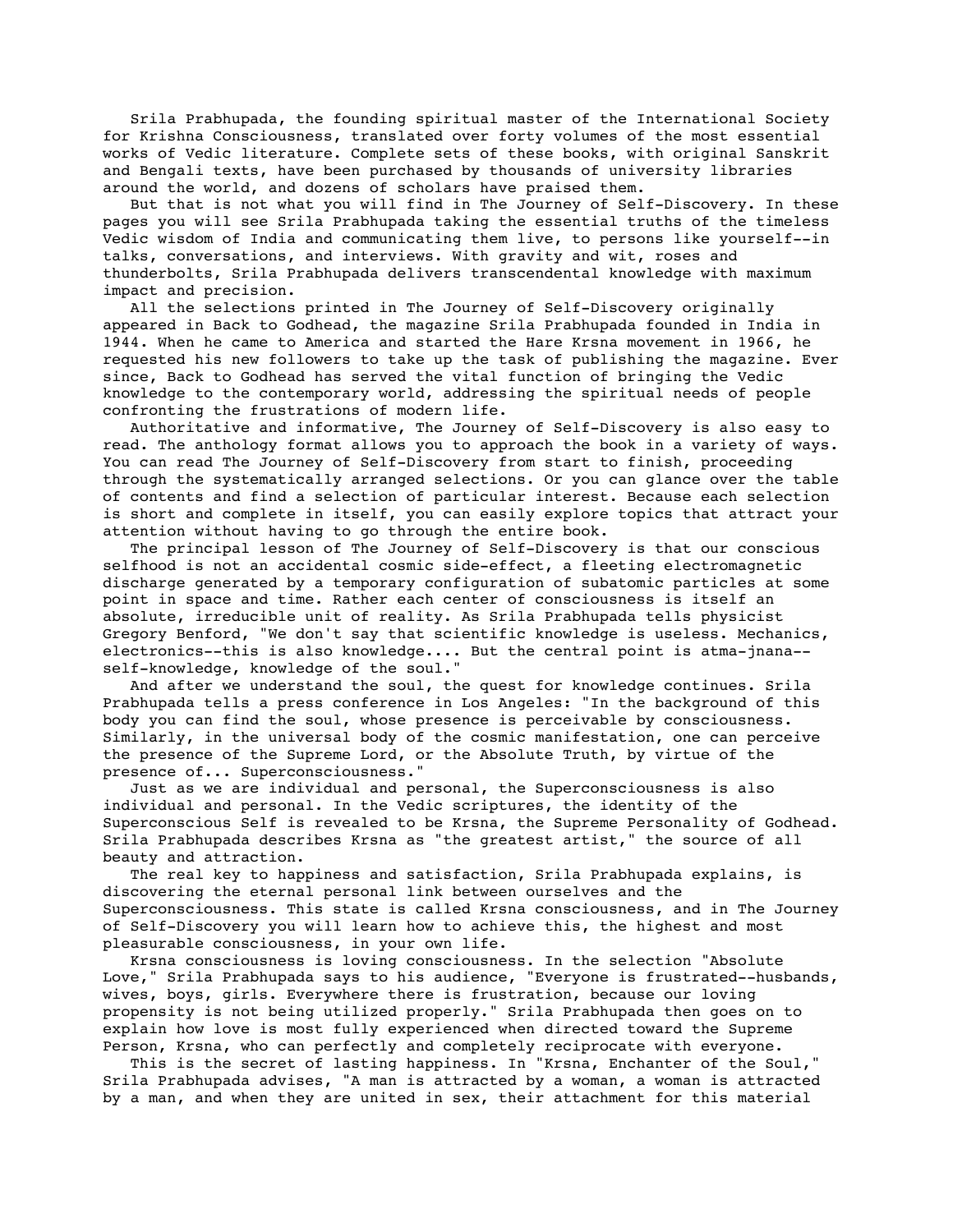Srila Prabhupada, the founding spiritual master of the International Society for Krishna Consciousness, translated over forty volumes of the most essential works of Vedic literature. Complete sets of these books, with original Sanskrit and Bengali texts, have been purchased by thousands of university libraries around the world, and dozens of scholars have praised them.

But that is not what you will find in The Journey of Self-Discovery. In these pages you will see Srila Prabhupada taking the essential truths of the timeless Vedic wisdom of India and communicating them live, to persons like yourself--in talks, conversations, and interviews. With gravity and wit, roses and thunderbolts, Srila Prabhupada delivers transcendental knowledge with maximum impact and precision.

All the selections printed in The Journey of Self-Discovery originally appeared in Back to Godhead, the magazine Srila Prabhupada founded in India in 1944. When he came to America and started the Hare Krsna movement in 1966, he requested his new followers to take up the task of publishing the magazine. Ever since, Back to Godhead has served the vital function of bringing the Vedic knowledge to the contemporary world, addressing the spiritual needs of people confronting the frustrations of modern life.

Authoritative and informative, The Journey of Self-Discovery is also easy to read. The anthology format allows you to approach the book in a variety of ways. You can read The Journey of Self-Discovery from start to finish, proceeding through the systematically arranged selections. Or you can glance over the table of contents and find a selection of particular interest. Because each selection is short and complete in itself, you can easily explore topics that attract your attention without having to go through the entire book.

The principal lesson of The Journey of Self-Discovery is that our conscious selfhood is not an accidental cosmic side-effect, a fleeting electromagnetic discharge generated by a temporary configuration of subatomic particles at some point in space and time. Rather each center of consciousness is itself an absolute, irreducible unit of reality. As Srila Prabhupada tells physicist Gregory Benford, "We don't say that scientific knowledge is useless. Mechanics, electronics--this is also knowledge.... But the central point is atma-jnana--self-knowledge, knowledge of the soul."

And after we understand the soul, the quest for knowledge continues. Srila Prabhupada tells a press conference in Los Angeles: "In the background of this body you can find the soul, whose presence is perceivable by consciousness. Similarly, in the universal body of the cosmic manifestation, one can perceive the presence of the Supreme Lord, or the Absolute Truth, by virtue of the presence of... Superconsciousness."

Just as we are individual and personal, the Superconsciousness is also individual and personal. In the Vedic scriptures, the identity of the Superconscious Self is revealed to be Krsna, the Supreme Personality of Godhead. Srila Prabhupada describes Krsna as "the greatest artist," the source of all beauty and attraction.

The real key to happiness and satisfaction, Srila Prabhupada explains, is discovering the eternal personal link between ourselves and the Superconsciousness. This state is called Krsna consciousness, and in The Journey of Self-Discovery you will learn how to achieve this, the highest and most pleasurable consciousness, in your own life.

Krsna consciousness is loving consciousness. In the selection "Absolute Love," Srila Prabhupada says to his audience, "Everyone is frustrated--husbands, wives, boys, girls. Everywhere there is frustration, because our loving propensity is not being utilized properly." Srila Prabhupada then goes on to explain how love is most fully experienced when directed toward the Supreme Person, Krsna, who can perfectly and completely reciprocate with everyone.

This is the secret of lasting happiness. In "Krsna, Enchanter of the Soul," Srila Prabhupada advises, "A man is attracted by a woman, a woman is attracted by a man, and when they are united in sex, their attachment for this material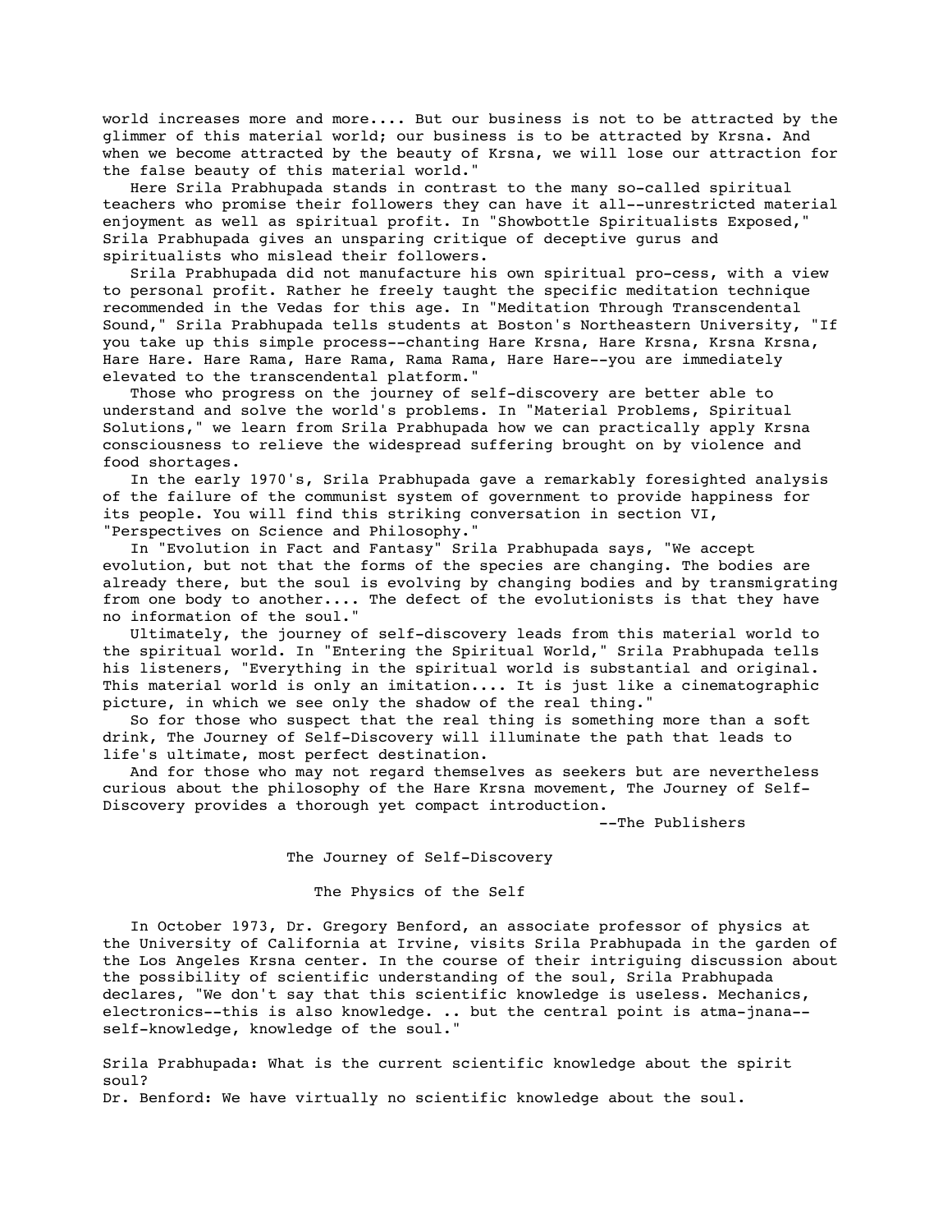world increases more and more.... But our business is not to be attracted by the glimmer of this material world; our business is to be attracted by Krsna. And when we become attracted by the beauty of Krsna, we will lose our attraction for the false beauty of this material world."

Here Srila Prabhupada stands in contrast to the many so-called spiritual teachers who promise their followers they can have it all--unrestricted material enjoyment as well as spiritual profit. In "Showbottle Spiritualists Exposed," Srila Prabhupada gives an unsparing critique of deceptive gurus and spiritualists who mislead their followers.

Srila Prabhupada did not manufacture his own spiritual pro-cess, with a view to personal profit. Rather he freely taught the specific meditation technique recommended in the Vedas for this age. In "Meditation Through Transcendental Sound," Srila Prabhupada tells students at Boston's Northeastern University, "If you take up this simple process--chanting Hare Krsna, Hare Krsna, Krsna Krsna, Hare Hare. Hare Rama, Hare Rama, Rama Rama, Hare Hare--you are immediately elevated to the transcendental platform."

Those who progress on the journey of self-discovery are better able to understand and solve the world's problems. In "Material Problems, Spiritual Solutions," we learn from Srila Prabhupada how we can practically apply Krsna consciousness to relieve the widespread suffering brought on by violence and food shortages.

In the early 1970's, Srila Prabhupada gave a remarkably foresighted analysis of the failure of the communist system of government to provide happiness for its people. You will find this striking conversation in section VI, "Perspectives on Science and Philosophy."

In "Evolution in Fact and Fantasy" Srila Prabhupada says, "We accept evolution, but not that the forms of the species are changing. The bodies are already there, but the soul is evolving by changing bodies and by transmigrating from one body to another.... The defect of the evolutionists is that they have no information of the soul."

Ultimately, the journey of self-discovery leads from this material world to the spiritual world. In "Entering the Spiritual World," Srila Prabhupada tells his listeners, "Everything in the spiritual world is substantial and original. This material world is only an imitation.... It is just like a cinematographic picture, in which we see only the shadow of the real thing."

So for those who suspect that the real thing is something more than a soft drink, The Journey of Self-Discovery will illuminate the path that leads to life's ultimate, most perfect destination.

And for those who may not regard themselves as seekers but are nevertheless curious about the philosophy of the Hare Krsna movement, The Journey of Self-Discovery provides a thorough yet compact introduction.

--The Publishers

# The Journey of Self-Discovery

## The Physics of the Self

In October 1973, Dr. Gregory Benford, an associate professor of physics at the University of California at Irvine, visits Srila Prabhupada in the garden of the Los Angeles Krsna center. In the course of their intriguing discussion about the possibility of scientific understanding of the soul, Srila Prabhupada declares, "We don't say that this scientific knowledge is useless. Mechanics, electronics--this is also knowledge. .. but the central point is atma-jnana--self-knowledge, knowledge of the soul."

Srila Prabhupada: What is the current scientific knowledge about the spirit soul?
Dr. Benford: We have virtually no scientific knowledge about the soul.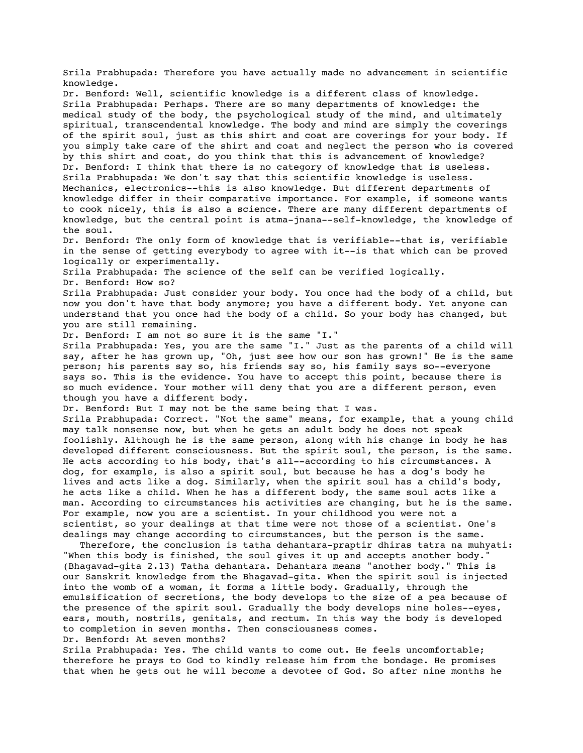Srila Prabhupada: Therefore you have actually made no advancement in scientific knowledge.

Dr. Benford: Well, scientific knowledge is a different class of knowledge.

Srila Prabhupada: Perhaps. There are so many departments of knowledge: the medical study of the body, the psychological study of the mind, and ultimately spiritual, transcendental knowledge. The body and mind are simply the coverings of the spirit soul, just as this shirt and coat are coverings for your body. If you simply take care of the shirt and coat and neglect the person who is covered by this shirt and coat, do you think that this is advancement of knowledge?

Dr. Benford: I think that there is no category of knowledge that is useless.

Srila Prabhupada: We don't say that this scientific knowledge is useless. Mechanics, electronics--this is also knowledge. But different departments of knowledge differ in their comparative importance. For example, if someone wants to cook nicely, this is also a science. There are many different departments of knowledge, but the central point is atma-jnana--self-knowledge, the knowledge of the soul.

Dr. Benford: The only form of knowledge that is verifiable--that is, verifiable in the sense of getting everybody to agree with it--is that which can be proved logically or experimentally.

Srila Prabhupada: The science of the self can be verified logically.

Dr. Benford: How so?

Srila Prabhupada: Just consider your body. You once had the body of a child, but now you don't have that body anymore; you have a different body. Yet anyone can understand that you once had the body of a child. So your body has changed, but you are still remaining.

Dr. Benford: I am not so sure it is the same "I."

Srila Prabhupada: Yes, you are the same "I." Just as the parents of a child will say, after he has grown up, "Oh, just see how our son has grown!" He is the same person; his parents say so, his friends say so, his family says so--everyone says so. This is the evidence. You have to accept this point, because there is so much evidence. Your mother will deny that you are a different person, even though you have a different body.

Dr. Benford: But I may not be the same being that I was.

Srila Prabhupada: Correct. "Not the same" means, for example, that a young child may talk nonsense now, but when he gets an adult body he does not speak foolishly. Although he is the same person, along with his change in body he has developed different consciousness. But the spirit soul, the person, is the same. He acts according to his body, that's all--according to his circumstances. A dog, for example, is also a spirit soul, but because he has a dog's body he lives and acts like a dog. Similarly, when the spirit soul has a child's body, he acts like a child. When he has a different body, the same soul acts like a man. According to circumstances his activities are changing, but he is the same. For example, now you are a scientist. In your childhood you were not a scientist, so your dealings at that time were not those of a scientist. One's dealings may change according to circumstances, but the person is the same.

Therefore, the conclusion is tatha dehantara-praptir dhiras tatra na muhyati: "When this body is finished, the soul gives it up and accepts another body." (Bhagavad-gita 2.13) Tatha dehantara. Dehantara means "another body." This is our Sanskrit knowledge from the Bhagavad-gita. When the spirit soul is injected into the womb of a woman, it forms a little body. Gradually, through the emulsification of secretions, the body develops to the size of a pea because of the presence of the spirit soul. Gradually the body develops nine holes--eyes, ears, mouth, nostrils, genitals, and rectum. In this way the body is developed to completion in seven months. Then consciousness comes.

Dr. Benford: At seven months?

Srila Prabhupada: Yes. The child wants to come out. He feels uncomfortable; therefore he prays to God to kindly release him from the bondage. He promises that when he gets out he will become a devotee of God. So after nine months he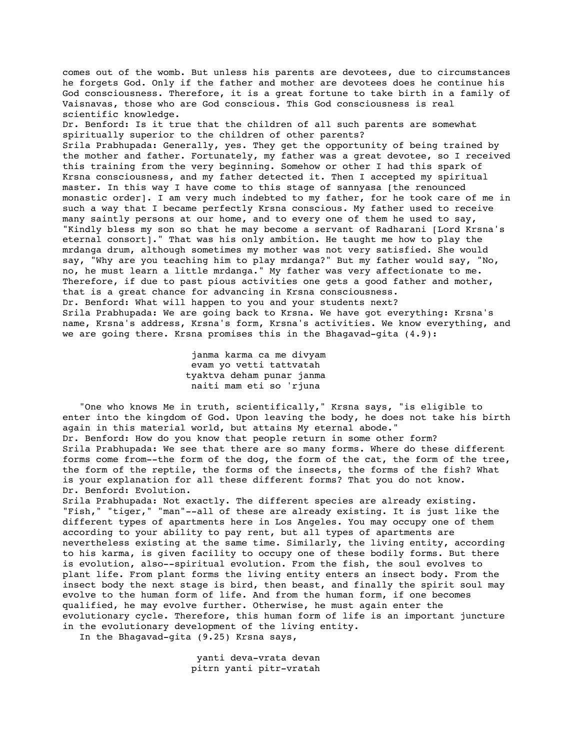comes out of the womb. But unless his parents are devotees, due to circumstances he forgets God. Only if the father and mother are devotees does he continue his God consciousness. Therefore, it is a great fortune to take birth in a family of Vaisnavas, those who are God conscious. This God consciousness is real scientific knowledge.

Dr. Benford: Is it true that the children of all such parents are somewhat spiritually superior to the children of other parents?

Srila Prabhupada: Generally, yes. They get the opportunity of being trained by the mother and father. Fortunately, my father was a great devotee, so I received this training from the very beginning. Somehow or other I had this spark of Krsna consciousness, and my father detected it. Then I accepted my spiritual master. In this way I have come to this stage of sannyasa [the renounced monastic order]. I am very much indebted to my father, for he took care of me in such a way that I became perfectly Krsna conscious. My father used to receive many saintly persons at our home, and to every one of them he used to say, "Kindly bless my son so that he may become a servant of Radharani [Lord Krsna's eternal consort]." That was his only ambition. He taught me how to play the mrdanga drum, although sometimes my mother was not very satisfied. She would say, "Why are you teaching him to play mrdanga?" But my father would say, "No, no, he must learn a little mrdanga." My father was very affectionate to me. Therefore, if due to past pious activities one gets a good father and mother, that is a great chance for advancing in Krsna consciousness.

Dr. Benford: What will happen to you and your students next?

Srila Prabhupada: We are going back to Krsna. We have got everything: Krsna's name, Krsna's address, Krsna's form, Krsna's activities. We know everything, and we are going there. Krsna promises this in the Bhagavad-gita (4.9):

janma karma ca me divyam
evam yo vetti tattvatah
tyaktva deham punar janma
naiti mam eti so 'rjuna

"One who knows Me in truth, scientifically," Krsna says, "is eligible to enter into the kingdom of God. Upon leaving the body, he does not take his birth again in this material world, but attains My eternal abode."

Dr. Benford: How do you know that people return in some other form?

Srila Prabhupada: We see that there are so many forms. Where do these different forms come from--the form of the dog, the form of the cat, the form of the tree, the form of the reptile, the forms of the insects, the forms of the fish? What is your explanation for all these different forms? That you do not know.

Dr. Benford: Evolution.

Srila Prabhupada: Not exactly. The different species are already existing. "Fish," "tiger," "man"--all of these are already existing. It is just like the different types of apartments here in Los Angeles. You may occupy one of them according to your ability to pay rent, but all types of apartments are nevertheless existing at the same time. Similarly, the living entity, according to his karma, is given facility to occupy one of these bodily forms. But there is evolution, also--spiritual evolution. From the fish, the soul evolves to plant life. From plant forms the living entity enters an insect body. From the insect body the next stage is bird, then beast, and finally the spirit soul may evolve to the human form of life. And from the human form, if one becomes qualified, he may evolve further. Otherwise, he must again enter the evolutionary cycle. Therefore, this human form of life is an important juncture in the evolutionary development of the living entity.

In the Bhagavad-gita (9.25) Krsna says,

yanti deva-vrata devan
pitrn yanti pitr-vratah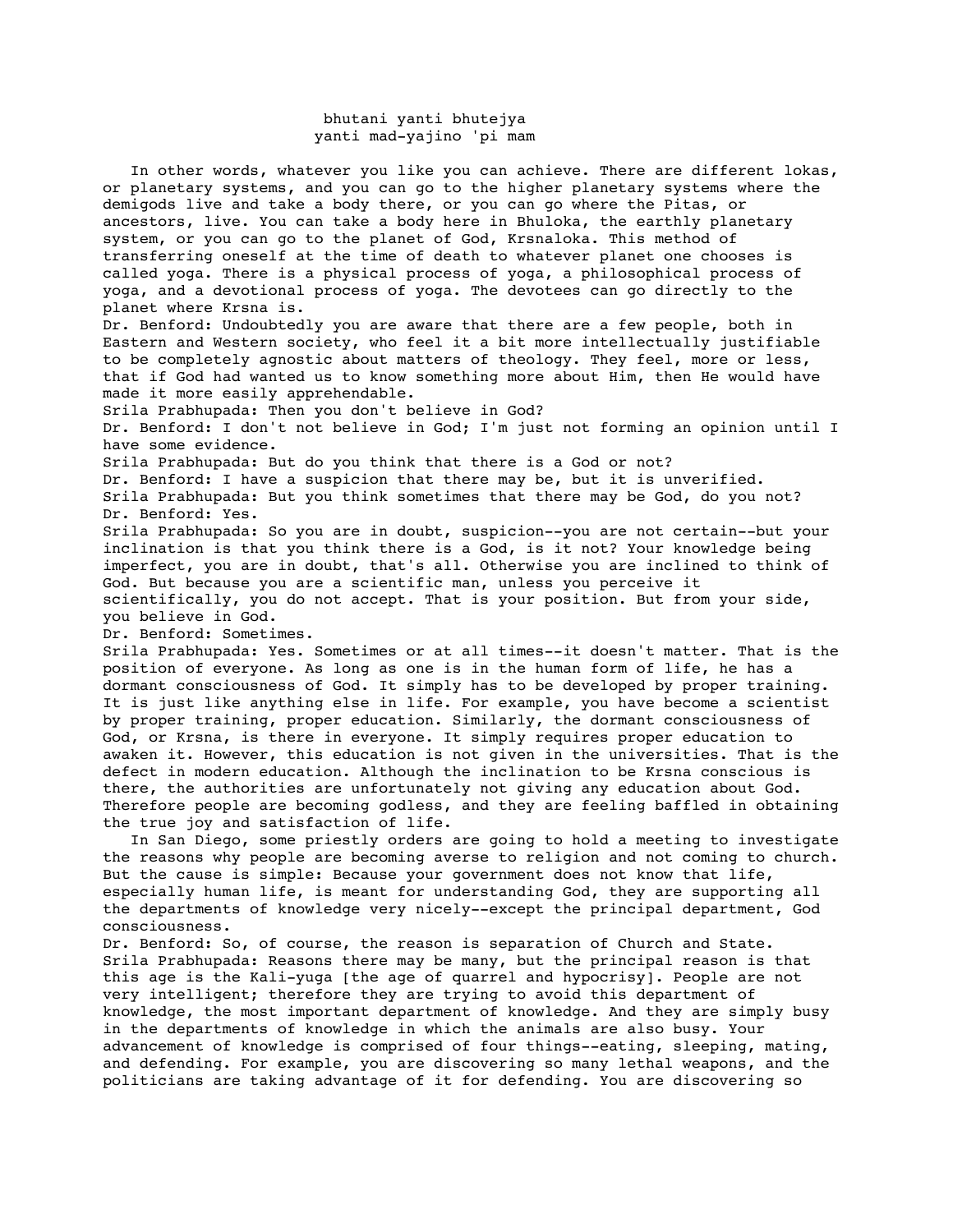bhutani yanti bhutejya  
yanti mad-yajino 'pi mam

In other words, whatever you like you can achieve. There are different lokas, or planetary systems, and you can go to the higher planetary systems where the demigods live and take a body there, or you can go where the Pitas, or ancestors, live. You can take a body here in Bhuloka, the earthly planetary system, or you can go to the planet of God, Krsnaloka. This method of transferring oneself at the time of death to whatever planet one chooses is called yoga. There is a physical process of yoga, a philosophical process of yoga, and a devotional process of yoga. The devotees can go directly to the planet where Krsna is.

Dr. Benford: Undoubtedly you are aware that there are a few people, both in Eastern and Western society, who feel it a bit more intellectually justifiable to be completely agnostic about matters of theology. They feel, more or less, that if God had wanted us to know something more about Him, then He would have made it more easily apprehendable.

Srila Prabhupada: Then you don't believe in God?

Dr. Benford: I don't not believe in God; I'm just not forming an opinion until I have some evidence.

Srila Prabhupada: But do you think that there is a God or not?

Dr. Benford: I have a suspicion that there may be, but it is unverified.

Srila Prabhupada: But you think sometimes that there may be God, do you not?

Dr. Benford: Yes.

Srila Prabhupada: So you are in doubt, suspicion--you are not certain--but your inclination is that you think there is a God, is it not? Your knowledge being imperfect, you are in doubt, that's all. Otherwise you are inclined to think of God. But because you are a scientific man, unless you perceive it scientifically, you do not accept. That is your position. But from your side, you believe in God.

Dr. Benford: Sometimes.

Srila Prabhupada: Yes. Sometimes or at all times--it doesn't matter. That is the position of everyone. As long as one is in the human form of life, he has a dormant consciousness of God. It simply has to be developed by proper training. It is just like anything else in life. For example, you have become a scientist by proper training, proper education. Similarly, the dormant consciousness of God, or Krsna, is there in everyone. It simply requires proper education to awaken it. However, this education is not given in the universities. That is the defect in modern education. Although the inclination to be Krsna conscious is there, the authorities are unfortunately not giving any education about God. Therefore people are becoming godless, and they are feeling baffled in obtaining the true joy and satisfaction of life.

In San Diego, some priestly orders are going to hold a meeting to investigate the reasons why people are becoming averse to religion and not coming to church. But the cause is simple: Because your government does not know that life, especially human life, is meant for understanding God, they are supporting all the departments of knowledge very nicely--except the principal department, God consciousness.

Dr. Benford: So, of course, the reason is separation of Church and State.

Srila Prabhupada: Reasons there may be many, but the principal reason is that this age is the Kali-yuga [the age of quarrel and hypocrisy]. People are not very intelligent; therefore they are trying to avoid this department of knowledge, the most important department of knowledge. And they are simply busy in the departments of knowledge in which the animals are also busy. Your advancement of knowledge is comprised of four things--eating, sleeping, mating, and defending. For example, you are discovering so many lethal weapons, and the politicians are taking advantage of it for defending. You are discovering so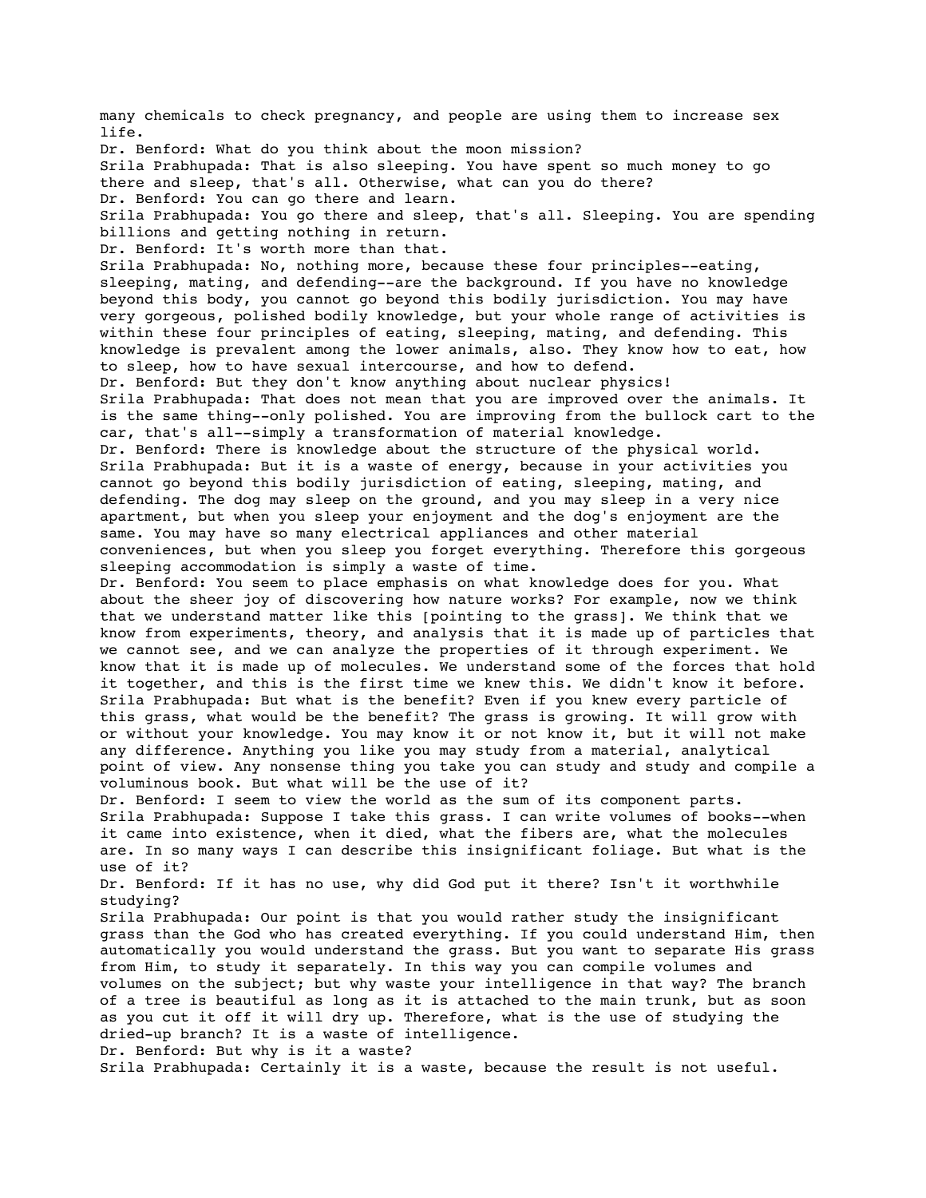many chemicals to check pregnancy, and people are using them to increase sex life.

Dr. Benford: What do you think about the moon mission?

Srila Prabhupada: That is also sleeping. You have spent so much money to go there and sleep, that's all. Otherwise, what can you do there?

Dr. Benford: You can go there and learn.

Srila Prabhupada: You go there and sleep, that's all. Sleeping. You are spending billions and getting nothing in return.

Dr. Benford: It's worth more than that.

Srila Prabhupada: No, nothing more, because these four principles--eating, sleeping, mating, and defending--are the background. If you have no knowledge beyond this body, you cannot go beyond this bodily jurisdiction. You may have very gorgeous, polished bodily knowledge, but your whole range of activities is within these four principles of eating, sleeping, mating, and defending. This knowledge is prevalent among the lower animals, also. They know how to eat, how to sleep, how to have sexual intercourse, and how to defend.

Dr. Benford: But they don't know anything about nuclear physics!

Srila Prabhupada: That does not mean that you are improved over the animals. It is the same thing--only polished. You are improving from the bullock cart to the car, that's all--simply a transformation of material knowledge.

Dr. Benford: There is knowledge about the structure of the physical world.

Srila Prabhupada: But it is a waste of energy, because in your activities you cannot go beyond this bodily jurisdiction of eating, sleeping, mating, and defending. The dog may sleep on the ground, and you may sleep in a very nice apartment, but when you sleep your enjoyment and the dog's enjoyment are the same. You may have so many electrical appliances and other material conveniences, but when you sleep you forget everything. Therefore this gorgeous sleeping accommodation is simply a waste of time.

Dr. Benford: You seem to place emphasis on what knowledge does for you. What about the sheer joy of discovering how nature works? For example, now we think that we understand matter like this [pointing to the grass]. We think that we know from experiments, theory, and analysis that it is made up of particles that we cannot see, and we can analyze the properties of it through experiment. We know that it is made up of molecules. We understand some of the forces that hold it together, and this is the first time we knew this. We didn't know it before.

Srila Prabhupada: But what is the benefit? Even if you knew every particle of this grass, what would be the benefit? The grass is growing. It will grow with or without your knowledge. You may know it or not know it, but it will not make any difference. Anything you like you may study from a material, analytical point of view. Any nonsense thing you take you can study and study and compile a voluminous book. But what will be the use of it?

Dr. Benford: I seem to view the world as the sum of its component parts.

Srila Prabhupada: Suppose I take this grass. I can write volumes of books--when it came into existence, when it died, what the fibers are, what the molecules are. In so many ways I can describe this insignificant foliage. But what is the use of it?

Dr. Benford: If it has no use, why did God put it there? Isn't it worthwhile studying?

Srila Prabhupada: Our point is that you would rather study the insignificant grass than the God who has created everything. If you could understand Him, then automatically you would understand the grass. But you want to separate His grass from Him, to study it separately. In this way you can compile volumes and volumes on the subject; but why waste your intelligence in that way? The branch of a tree is beautiful as long as it is attached to the main trunk, but as soon as you cut it off it will dry up. Therefore, what is the use of studying the dried-up branch? It is a waste of intelligence.

Dr. Benford: But why is it a waste?

Srila Prabhupada: Certainly it is a waste, because the result is not useful.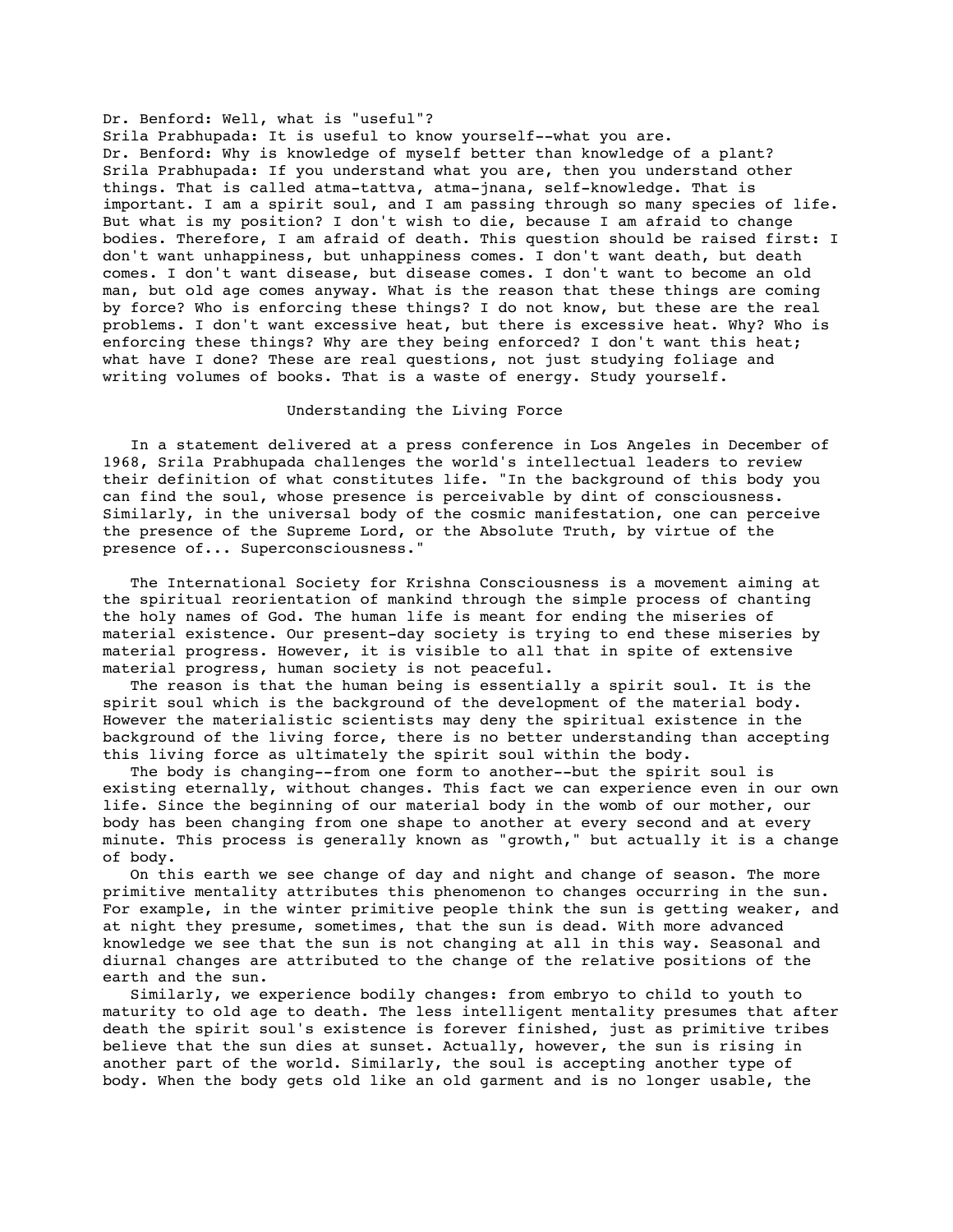Dr. Benford: Well, what is "useful"?
Srila Prabhupada: It is useful to know yourself--what you are.
Dr. Benford: Why is knowledge of myself better than knowledge of a plant?
Srila Prabhupada: If you understand what you are, then you understand other things. That is called atma-tattva, atma-jnana, self-knowledge. That is important. I am a spirit soul, and I am passing through so many species of life. But what is my position? I don't wish to die, because I am afraid to change bodies. Therefore, I am afraid of death. This question should be raised first: I don't want unhappiness, but unhappiness comes. I don't want death, but death comes. I don't want disease, but disease comes. I don't want to become an old man, but old age comes anyway. What is the reason that these things are coming by force? Who is enforcing these things? I do not know, but these are the real problems. I don't want excessive heat, but there is excessive heat. Why? Who is enforcing these things? Why are they being enforced? I don't want this heat; what have I done? These are real questions, not just studying foliage and writing volumes of books. That is a waste of energy. Study yourself.

## Understanding the Living Force

In a statement delivered at a press conference in Los Angeles in December of 1968, Srila Prabhupada challenges the world's intellectual leaders to review their definition of what constitutes life. "In the background of this body you can find the soul, whose presence is perceivable by dint of consciousness. Similarly, in the universal body of the cosmic manifestation, one can perceive the presence of the Supreme Lord, or the Absolute Truth, by virtue of the presence of... Superconsciousness."

The International Society for Krishna Consciousness is a movement aiming at the spiritual reorientation of mankind through the simple process of chanting the holy names of God. The human life is meant for ending the miseries of material existence. Our present-day society is trying to end these miseries by material progress. However, it is visible to all that in spite of extensive material progress, human society is not peaceful.

The reason is that the human being is essentially a spirit soul. It is the spirit soul which is the background of the development of the material body. However the materialistic scientists may deny the spiritual existence in the background of the living force, there is no better understanding than accepting this living force as ultimately the spirit soul within the body.

The body is changing--from one form to another--but the spirit soul is existing eternally, without changes. This fact we can experience even in our own life. Since the beginning of our material body in the womb of our mother, our body has been changing from one shape to another at every second and at every minute. This process is generally known as "growth," but actually it is a change of body.

On this earth we see change of day and night and change of season. The more primitive mentality attributes this phenomenon to changes occurring in the sun. For example, in the winter primitive people think the sun is getting weaker, and at night they presume, sometimes, that the sun is dead. With more advanced knowledge we see that the sun is not changing at all in this way. Seasonal and diurnal changes are attributed to the change of the relative positions of the earth and the sun.

Similarly, we experience bodily changes: from embryo to child to youth to maturity to old age to death. The less intelligent mentality presumes that after death the spirit soul's existence is forever finished, just as primitive tribes believe that the sun dies at sunset. Actually, however, the sun is rising in another part of the world. Similarly, the soul is accepting another type of body. When the body gets old like an old garment and is no longer usable, the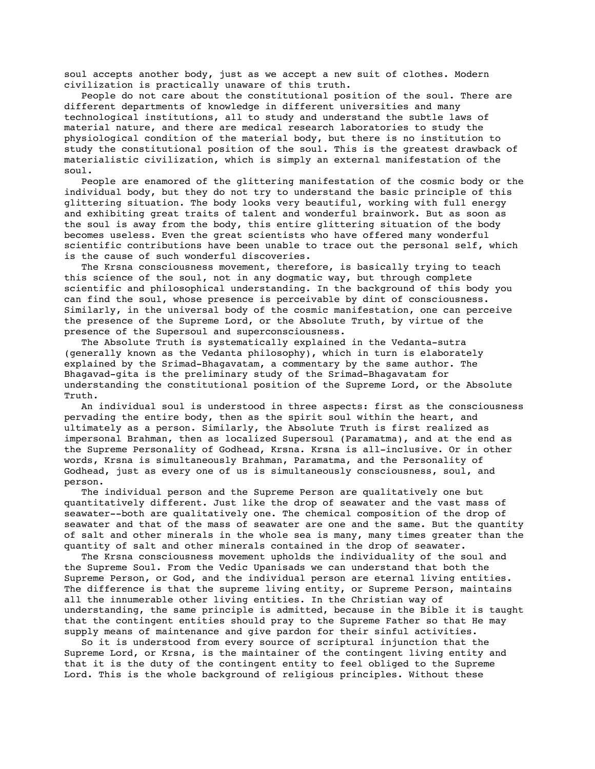soul accepts another body, just as we accept a new suit of clothes. Modern civilization is practically unaware of this truth.

People do not care about the constitutional position of the soul. There are different departments of knowledge in different universities and many technological institutions, all to study and understand the subtle laws of material nature, and there are medical research laboratories to study the physiological condition of the material body, but there is no institution to study the constitutional position of the soul. This is the greatest drawback of materialistic civilization, which is simply an external manifestation of the soul.

People are enamored of the glittering manifestation of the cosmic body or the individual body, but they do not try to understand the basic principle of this glittering situation. The body looks very beautiful, working with full energy and exhibiting great traits of talent and wonderful brainwork. But as soon as the soul is away from the body, this entire glittering situation of the body becomes useless. Even the great scientists who have offered many wonderful scientific contributions have been unable to trace out the personal self, which is the cause of such wonderful discoveries.

The Krsna consciousness movement, therefore, is basically trying to teach this science of the soul, not in any dogmatic way, but through complete scientific and philosophical understanding. In the background of this body you can find the soul, whose presence is perceivable by dint of consciousness. Similarly, in the universal body of the cosmic manifestation, one can perceive the presence of the Supreme Lord, or the Absolute Truth, by virtue of the presence of the Supersoul and superconsciousness.

The Absolute Truth is systematically explained in the Vedanta-sutra (generally known as the Vedanta philosophy), which in turn is elaborately explained by the Srimad-Bhagavatam, a commentary by the same author. The Bhagavad-gita is the preliminary study of the Srimad-Bhagavatam for understanding the constitutional position of the Supreme Lord, or the Absolute Truth.

An individual soul is understood in three aspects: first as the consciousness pervading the entire body, then as the spirit soul within the heart, and ultimately as a person. Similarly, the Absolute Truth is first realized as impersonal Brahman, then as localized Supersoul (Paramatma), and at the end as the Supreme Personality of Godhead, Krsna. Krsna is all-inclusive. Or in other words, Krsna is simultaneously Brahman, Paramatma, and the Personality of Godhead, just as every one of us is simultaneously consciousness, soul, and person.

The individual person and the Supreme Person are qualitatively one but quantitatively different. Just like the drop of seawater and the vast mass of seawater--both are qualitatively one. The chemical composition of the drop of seawater and that of the mass of seawater are one and the same. But the quantity of salt and other minerals in the whole sea is many, many times greater than the quantity of salt and other minerals contained in the drop of seawater.

The Krsna consciousness movement upholds the individuality of the soul and the Supreme Soul. From the Vedic Upanisads we can understand that both the Supreme Person, or God, and the individual person are eternal living entities. The difference is that the supreme living entity, or Supreme Person, maintains all the innumerable other living entities. In the Christian way of understanding, the same principle is admitted, because in the Bible it is taught that the contingent entities should pray to the Supreme Father so that He may supply means of maintenance and give pardon for their sinful activities.

So it is understood from every source of scriptural injunction that the Supreme Lord, or Krsna, is the maintainer of the contingent living entity and that it is the duty of the contingent entity to feel obliged to the Supreme Lord. This is the whole background of religious principles. Without these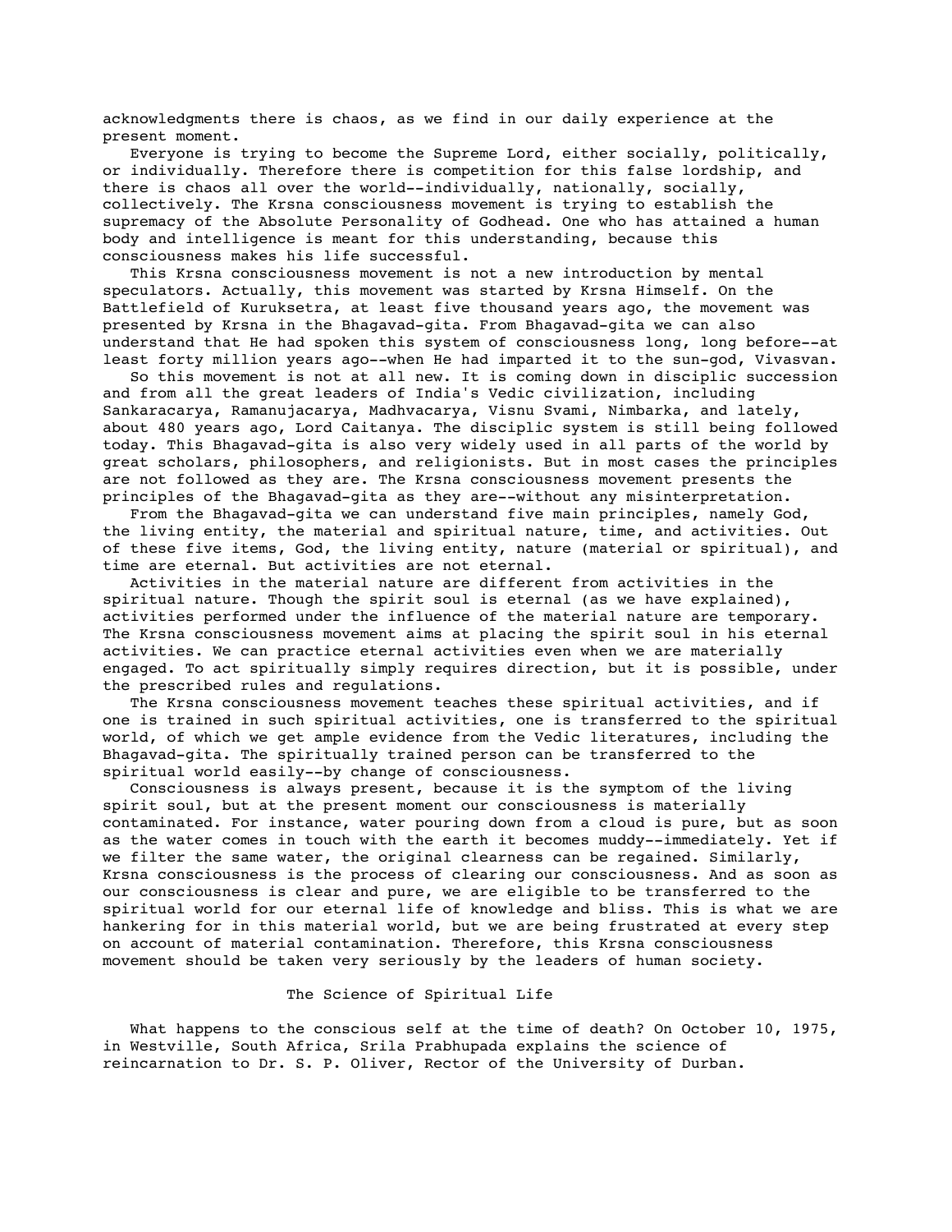acknowledgments there is chaos, as we find in our daily experience at the present moment.

Everyone is trying to become the Supreme Lord, either socially, politically, or individually. Therefore there is competition for this false lordship, and there is chaos all over the world--individually, nationally, socially, collectively. The Krsna consciousness movement is trying to establish the supremacy of the Absolute Personality of Godhead. One who has attained a human body and intelligence is meant for this understanding, because this consciousness makes his life successful.

This Krsna consciousness movement is not a new introduction by mental speculators. Actually, this movement was started by Krsna Himself. On the Battlefield of Kuruksetra, at least five thousand years ago, the movement was presented by Krsna in the Bhagavad-gita. From Bhagavad-gita we can also understand that He had spoken this system of consciousness long, long before--at least forty million years ago--when He had imparted it to the sun-god, Vivasvan.

So this movement is not at all new. It is coming down in disciplic succession and from all the great leaders of India's Vedic civilization, including Sankaracarya, Ramanujacarya, Madhvacarya, Visnu Svami, Nimbarka, and lately, about 480 years ago, Lord Caitanya. The disciplic system is still being followed today. This Bhagavad-gita is also very widely used in all parts of the world by great scholars, philosophers, and religionists. But in most cases the principles are not followed as they are. The Krsna consciousness movement presents the principles of the Bhagavad-gita as they are--without any misinterpretation.

From the Bhagavad-gita we can understand five main principles, namely God, the living entity, the material and spiritual nature, time, and activities. Out of these five items, God, the living entity, nature (material or spiritual), and time are eternal. But activities are not eternal.

Activities in the material nature are different from activities in the spiritual nature. Though the spirit soul is eternal (as we have explained), activities performed under the influence of the material nature are temporary. The Krsna consciousness movement aims at placing the spirit soul in his eternal activities. We can practice eternal activities even when we are materially engaged. To act spiritually simply requires direction, but it is possible, under the prescribed rules and regulations.

The Krsna consciousness movement teaches these spiritual activities, and if one is trained in such spiritual activities, one is transferred to the spiritual world, of which we get ample evidence from the Vedic literatures, including the Bhagavad-gita. The spiritually trained person can be transferred to the spiritual world easily--by change of consciousness.

Consciousness is always present, because it is the symptom of the living spirit soul, but at the present moment our consciousness is materially contaminated. For instance, water pouring down from a cloud is pure, but as soon as the water comes in touch with the earth it becomes muddy--immediately. Yet if we filter the same water, the original clearness can be regained. Similarly, Krsna consciousness is the process of clearing our consciousness. And as soon as our consciousness is clear and pure, we are eligible to be transferred to the spiritual world for our eternal life of knowledge and bliss. This is what we are hankering for in this material world, but we are being frustrated at every step on account of material contamination. Therefore, this Krsna consciousness movement should be taken very seriously by the leaders of human society.

## The Science of Spiritual Life

What happens to the conscious self at the time of death? On October 10, 1975, in Westville, South Africa, Srila Prabhupada explains the science of reincarnation to Dr. S. P. Oliver, Rector of the University of Durban.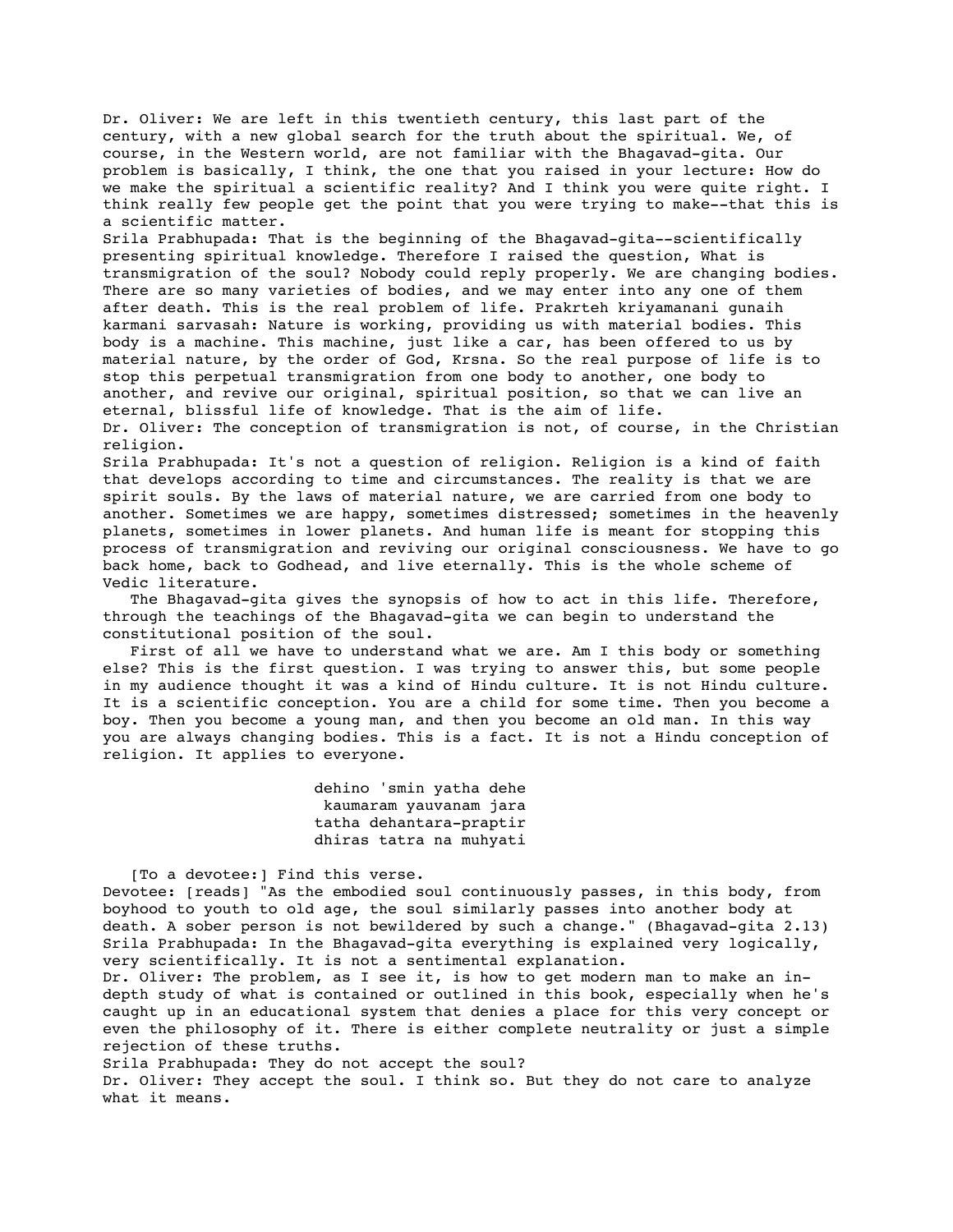Dr. Oliver: We are left in this twentieth century, this last part of the century, with a new global search for the truth about the spiritual. We, of course, in the Western world, are not familiar with the Bhagavad-gita. Our problem is basically, I think, the one that you raised in your lecture: How do we make the spiritual a scientific reality? And I think you were quite right. I think really few people get the point that you were trying to make--that this is a scientific matter.

Srila Prabhupada: That is the beginning of the Bhagavad-gita--scientifically presenting spiritual knowledge. Therefore I raised the question, What is transmigration of the soul? Nobody could reply properly. We are changing bodies. There are so many varieties of bodies, and we may enter into any one of them after death. This is the real problem of life. Prakrteh kriyamanani gunaih karmani sarvasah: Nature is working, providing us with material bodies. This body is a machine. This machine, just like a car, has been offered to us by material nature, by the order of God, Krsna. So the real purpose of life is to stop this perpetual transmigration from one body to another, one body to another, and revive our original, spiritual position, so that we can live an eternal, blissful life of knowledge. That is the aim of life.

Dr. Oliver: The conception of transmigration is not, of course, in the Christian religion.

Srila Prabhupada: It's not a question of religion. Religion is a kind of faith that develops according to time and circumstances. The reality is that we are spirit souls. By the laws of material nature, we are carried from one body to another. Sometimes we are happy, sometimes distressed; sometimes in the heavenly planets, sometimes in lower planets. And human life is meant for stopping this process of transmigration and reviving our original consciousness. We have to go back home, back to Godhead, and live eternally. This is the whole scheme of Vedic literature.

The Bhagavad-gita gives the synopsis of how to act in this life. Therefore, through the teachings of the Bhagavad-gita we can begin to understand the constitutional position of the soul.

First of all we have to understand what we are. Am I this body or something else? This is the first question. I was trying to answer this, but some people in my audience thought it was a kind of Hindu culture. It is not Hindu culture. It is a scientific conception. You are a child for some time. Then you become a boy. Then you become a young man, and then you become an old man. In this way you are always changing bodies. This is a fact. It is not a Hindu conception of religion. It applies to everyone.

> dehino 'smin yatha dehe
> kaumaram yauvanam jara
> tatha dehantara-praptir
> dhiras tatra na muhyati

[To a devotee:] Find this verse.

Devotee: [reads] "As the embodied soul continuously passes, in this body, from boyhood to youth to old age, the soul similarly passes into another body at death. A sober person is not bewildered by such a change." (Bhagavad-gita 2.13)

Srila Prabhupada: In the Bhagavad-gita everything is explained very logically, very scientifically. It is not a sentimental explanation.

Dr. Oliver: The problem, as I see it, is how to get modern man to make an in-depth study of what is contained or outlined in this book, especially when he's caught up in an educational system that denies a place for this very concept or even the philosophy of it. There is either complete neutrality or just a simple rejection of these truths.

Srila Prabhupada: They do not accept the soul?

Dr. Oliver: They accept the soul. I think so. But they do not care to analyze what it means.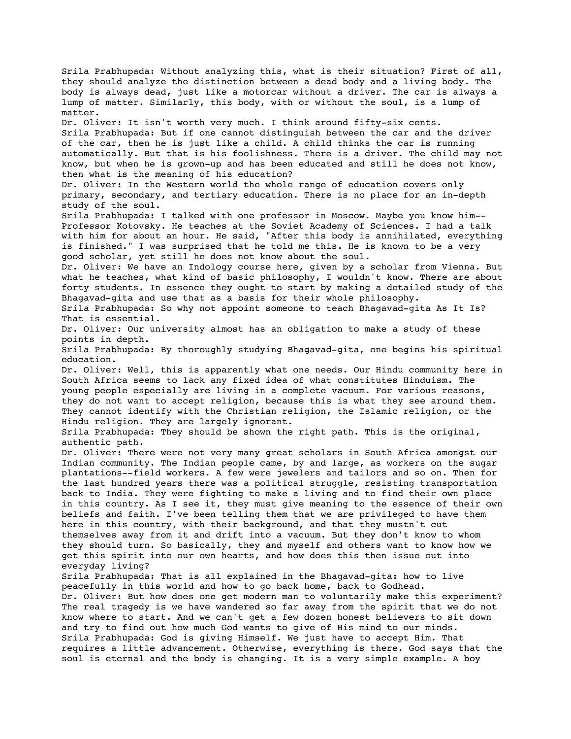Srila Prabhupada: Without analyzing this, what is their situation? First of all, they should analyze the distinction between a dead body and a living body. The body is always dead, just like a motorcar without a driver. The car is always a lump of matter. Similarly, this body, with or without the soul, is a lump of matter.

Dr. Oliver: It isn't worth very much. I think around fifty-six cents.

Srila Prabhupada: But if one cannot distinguish between the car and the driver of the car, then he is just like a child. A child thinks the car is running automatically. But that is his foolishness. There is a driver. The child may not know, but when he is grown-up and has been educated and still he does not know, then what is the meaning of his education?

Dr. Oliver: In the Western world the whole range of education covers only primary, secondary, and tertiary education. There is no place for an in-depth study of the soul.

Srila Prabhupada: I talked with one professor in Moscow. Maybe you know him--Professor Kotovsky. He teaches at the Soviet Academy of Sciences. I had a talk with him for about an hour. He said, "After this body is annihilated, everything is finished." I was surprised that he told me this. He is known to be a very good scholar, yet still he does not know about the soul.

Dr. Oliver: We have an Indology course here, given by a scholar from Vienna. But what he teaches, what kind of basic philosophy, I wouldn't know. There are about forty students. In essence they ought to start by making a detailed study of the Bhagavad-gita and use that as a basis for their whole philosophy.

Srila Prabhupada: So why not appoint someone to teach Bhagavad-gita As It Is? That is essential.

Dr. Oliver: Our university almost has an obligation to make a study of these points in depth.

Srila Prabhupada: By thoroughly studying Bhagavad-gita, one begins his spiritual education.

Dr. Oliver: Well, this is apparently what one needs. Our Hindu community here in South Africa seems to lack any fixed idea of what constitutes Hinduism. The young people especially are living in a complete vacuum. For various reasons, they do not want to accept religion, because this is what they see around them. They cannot identify with the Christian religion, the Islamic religion, or the Hindu religion. They are largely ignorant.

Srila Prabhupada: They should be shown the right path. This is the original, authentic path.

Dr. Oliver: There were not very many great scholars in South Africa amongst our Indian community. The Indian people came, by and large, as workers on the sugar plantations--field workers. A few were jewelers and tailors and so on. Then for the last hundred years there was a political struggle, resisting transportation back to India. They were fighting to make a living and to find their own place in this country. As I see it, they must give meaning to the essence of their own beliefs and faith. I've been telling them that we are privileged to have them here in this country, with their background, and that they mustn't cut themselves away from it and drift into a vacuum. But they don't know to whom they should turn. So basically, they and myself and others want to know how we get this spirit into our own hearts, and how does this then issue out into everyday living?

Srila Prabhupada: That is all explained in the Bhagavad-gita: how to live peacefully in this world and how to go back home, back to Godhead.

Dr. Oliver: But how does one get modern man to voluntarily make this experiment? The real tragedy is we have wandered so far away from the spirit that we do not know where to start. And we can't get a few dozen honest believers to sit down and try to find out how much God wants to give of His mind to our minds.

Srila Prabhupada: God is giving Himself. We just have to accept Him. That requires a little advancement. Otherwise, everything is there. God says that the soul is eternal and the body is changing. It is a very simple example. A boy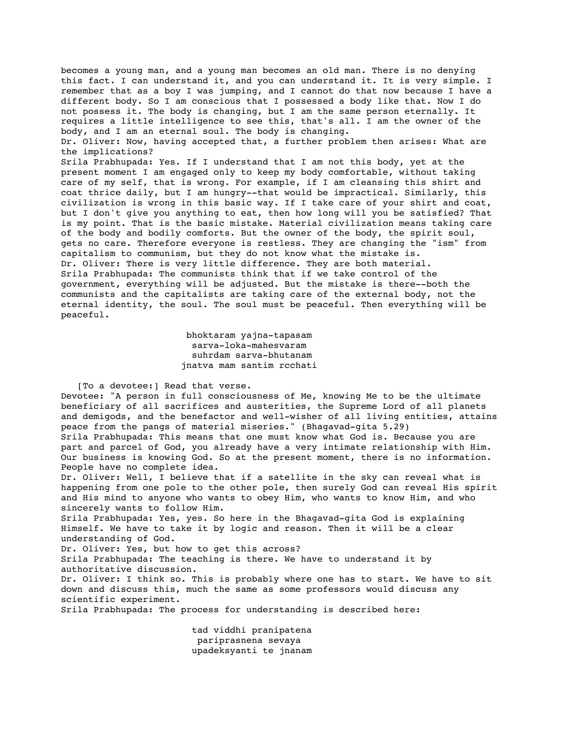becomes a young man, and a young man becomes an old man. There is no denying this fact. I can understand it, and you can understand it. It is very simple. I remember that as a boy I was jumping, and I cannot do that now because I have a different body. So I am conscious that I possessed a body like that. Now I do not possess it. The body is changing, but I am the same person eternally. It requires a little intelligence to see this, that's all. I am the owner of the body, and I am an eternal soul. The body is changing.

Dr. Oliver: Now, having accepted that, a further problem then arises: What are the implications?

Srila Prabhupada: Yes. If I understand that I am not this body, yet at the present moment I am engaged only to keep my body comfortable, without taking care of my self, that is wrong. For example, if I am cleansing this shirt and coat thrice daily, but I am hungry--that would be impractical. Similarly, this civilization is wrong in this basic way. If I take care of your shirt and coat, but I don't give you anything to eat, then how long will you be satisfied? That is my point. That is the basic mistake. Material civilization means taking care of the body and bodily comforts. But the owner of the body, the spirit soul, gets no care. Therefore everyone is restless. They are changing the "ism" from capitalism to communism, but they do not know what the mistake is.

Dr. Oliver: There is very little difference. They are both material.

Srila Prabhupada: The communists think that if we take control of the government, everything will be adjusted. But the mistake is there--both the communists and the capitalists are taking care of the external body, not the eternal identity, the soul. The soul must be peaceful. Then everything will be peaceful.

> bhoktaram yajna-tapasam  
> sarva-loka-mahesvaram  
> suhrdam sarva-bhutanam  
> jnatva mam santim rcchati

[To a devotee:] Read that verse.

Devotee: "A person in full consciousness of Me, knowing Me to be the ultimate beneficiary of all sacrifices and austerities, the Supreme Lord of all planets and demigods, and the benefactor and well-wisher of all living entities, attains peace from the pangs of material miseries." (Bhagavad-gita 5.29)

Srila Prabhupada: This means that one must know what God is. Because you are part and parcel of God, you already have a very intimate relationship with Him. Our business is knowing God. So at the present moment, there is no information. People have no complete idea.

Dr. Oliver: Well, I believe that if a satellite in the sky can reveal what is happening from one pole to the other pole, then surely God can reveal His spirit and His mind to anyone who wants to obey Him, who wants to know Him, and who sincerely wants to follow Him.

Srila Prabhupada: Yes, yes. So here in the Bhagavad-gita God is explaining Himself. We have to take it by logic and reason. Then it will be a clear understanding of God.

Dr. Oliver: Yes, but how to get this across?

Srila Prabhupada: The teaching is there. We have to understand it by authoritative discussion.

Dr. Oliver: I think so. This is probably where one has to start. We have to sit down and discuss this, much the same as some professors would discuss any scientific experiment.

Srila Prabhupada: The process for understanding is described here:

> tad viddhi pranipatena  
> pariprasnena sevaya  
> upadeksyanti te jnanam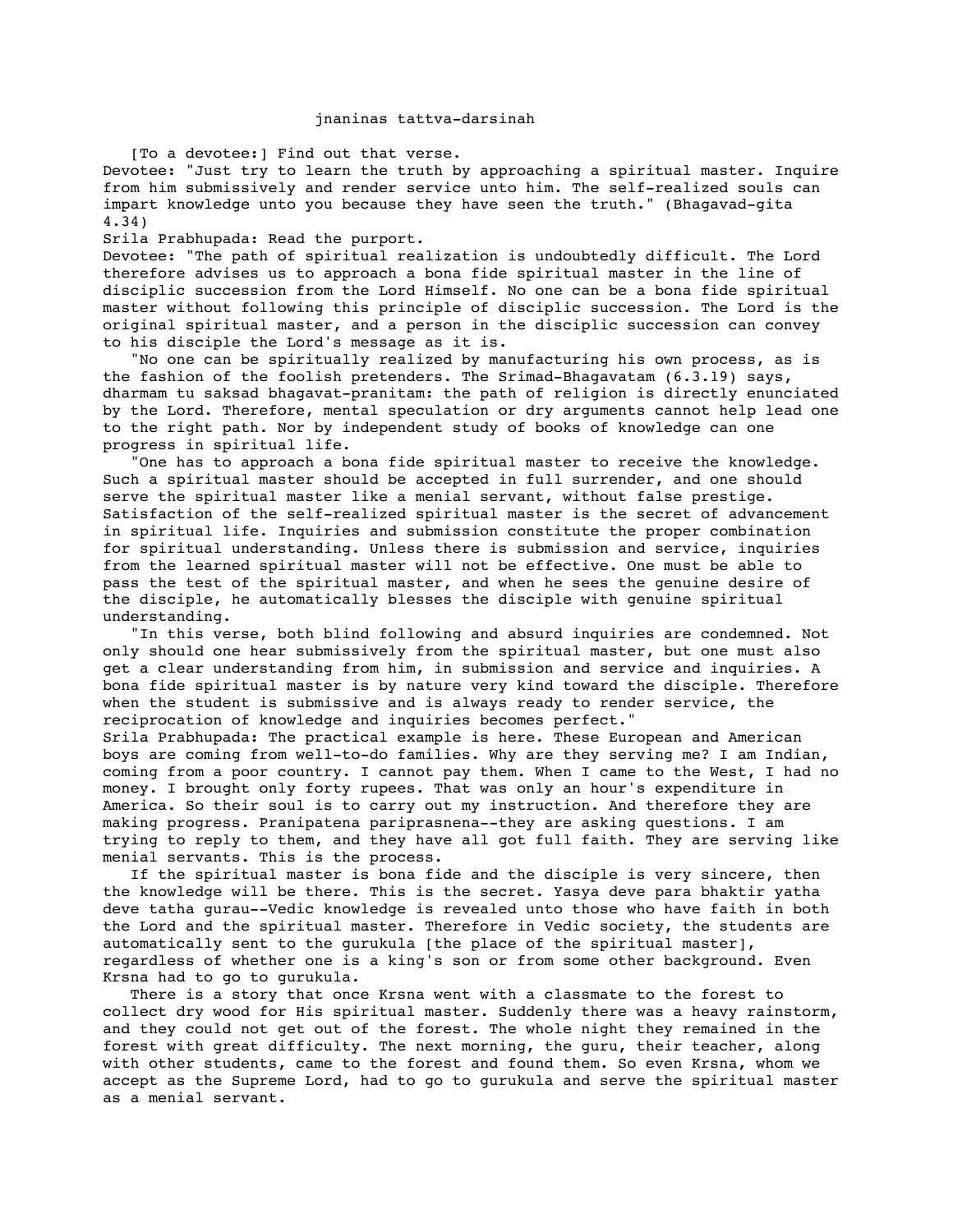jnaninas tattva-darsinah

[To a devotee:] Find out that verse.

Devotee: "Just try to learn the truth by approaching a spiritual master. Inquire from him submissively and render service unto him. The self-realized souls can impart knowledge unto you because they have seen the truth." (Bhagavad-gita 4.34)

Srila Prabhupada: Read the purport.

Devotee: "The path of spiritual realization is undoubtedly difficult. The Lord therefore advises us to approach a bona fide spiritual master in the line of disciplic succession from the Lord Himself. No one can be a bona fide spiritual master without following this principle of disciplic succession. The Lord is the original spiritual master, and a person in the disciplic succession can convey to his disciple the Lord's message as it is.

"No one can be spiritually realized by manufacturing his own process, as is the fashion of the foolish pretenders. The Srimad-Bhagavatam (6.3.19) says, dharmam tu saksad bhagavat-pranitam: the path of religion is directly enunciated by the Lord. Therefore, mental speculation or dry arguments cannot help lead one to the right path. Nor by independent study of books of knowledge can one progress in spiritual life.

"One has to approach a bona fide spiritual master to receive the knowledge. Such a spiritual master should be accepted in full surrender, and one should serve the spiritual master like a menial servant, without false prestige. Satisfaction of the self-realized spiritual master is the secret of advancement in spiritual life. Inquiries and submission constitute the proper combination for spiritual understanding. Unless there is submission and service, inquiries from the learned spiritual master will not be effective. One must be able to pass the test of the spiritual master, and when he sees the genuine desire of the disciple, he automatically blesses the disciple with genuine spiritual understanding.

"In this verse, both blind following and absurd inquiries are condemned. Not only should one hear submissively from the spiritual master, but one must also get a clear understanding from him, in submission and service and inquiries. A bona fide spiritual master is by nature very kind toward the disciple. Therefore when the student is submissive and is always ready to render service, the reciprocation of knowledge and inquiries becomes perfect."

Srila Prabhupada: The practical example is here. These European and American boys are coming from well-to-do families. Why are they serving me? I am Indian, coming from a poor country. I cannot pay them. When I came to the West, I had no money. I brought only forty rupees. That was only an hour's expenditure in America. So their soul is to carry out my instruction. And therefore they are making progress. Pranipatena pariprasnena--they are asking questions. I am trying to reply to them, and they have all got full faith. They are serving like menial servants. This is the process.

If the spiritual master is bona fide and the disciple is very sincere, then the knowledge will be there. This is the secret. Yasya deve para bhaktir yatha deve tatha gurau--Vedic knowledge is revealed unto those who have faith in both the Lord and the spiritual master. Therefore in Vedic society, the students are automatically sent to the gurukula [the place of the spiritual master], regardless of whether one is a king's son or from some other background. Even Krsna had to go to gurukula.

There is a story that once Krsna went with a classmate to the forest to collect dry wood for His spiritual master. Suddenly there was a heavy rainstorm, and they could not get out of the forest. The whole night they remained in the forest with great difficulty. The next morning, the guru, their teacher, along with other students, came to the forest and found them. So even Krsna, whom we accept as the Supreme Lord, had to go to gurukula and serve the spiritual master as a menial servant.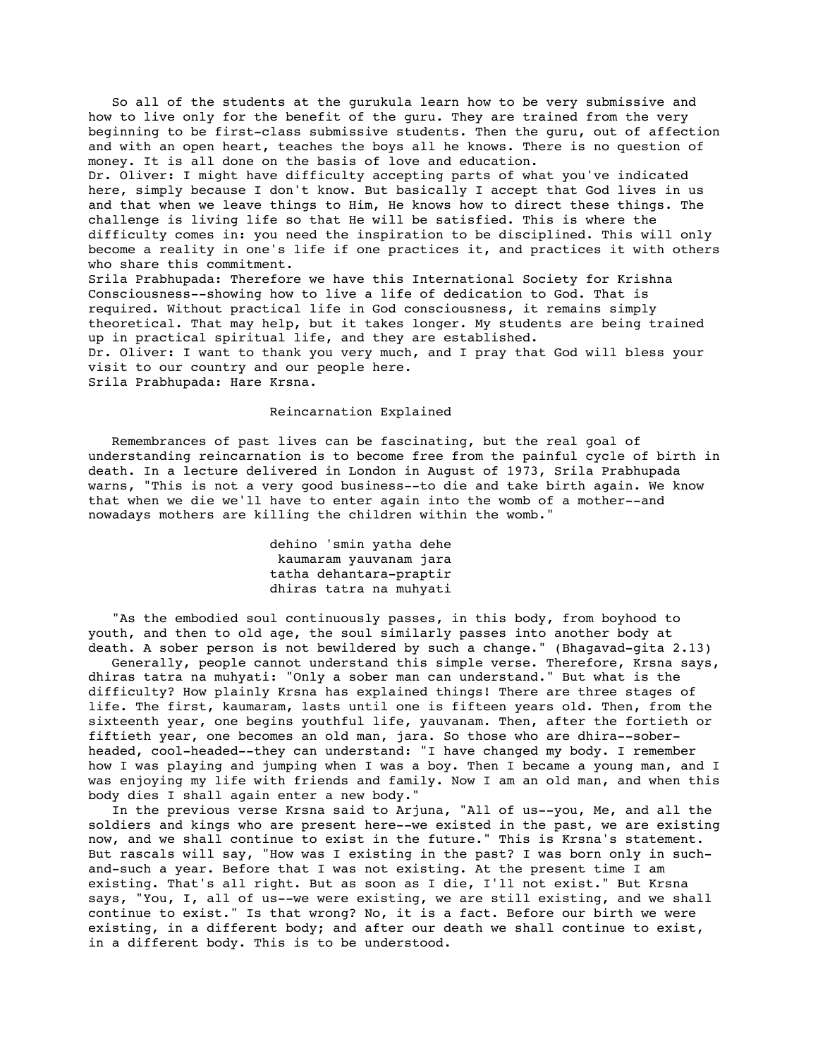So all of the students at the gurukula learn how to be very submissive and how to live only for the benefit of the guru. They are trained from the very beginning to be first-class submissive students. Then the guru, out of affection and with an open heart, teaches the boys all he knows. There is no question of money. It is all done on the basis of love and education.

Dr. Oliver: I might have difficulty accepting parts of what you've indicated here, simply because I don't know. But basically I accept that God lives in us and that when we leave things to Him, He knows how to direct these things. The challenge is living life so that He will be satisfied. This is where the difficulty comes in: you need the inspiration to be disciplined. This will only become a reality in one's life if one practices it, and practices it with others who share this commitment.

Srila Prabhupada: Therefore we have this International Society for Krishna Consciousness--showing how to live a life of dedication to God. That is required. Without practical life in God consciousness, it remains simply theoretical. That may help, but it takes longer. My students are being trained up in practical spiritual life, and they are established.

Dr. Oliver: I want to thank you very much, and I pray that God will bless your visit to our country and our people here.

Srila Prabhupada: Hare Krsna.

## Reincarnation Explained

Remembrances of past lives can be fascinating, but the real goal of understanding reincarnation is to become free from the painful cycle of birth in death. In a lecture delivered in London in August of 1973, Srila Prabhupada warns, "This is not a very good business--to die and take birth again. We know that when we die we'll have to enter again into the womb of a mother--and nowadays mothers are killing the children within the womb."

> dehino 'smin yatha dehe
> kaumaram yauvanam jara
> tatha dehantara-praptir
> dhiras tatra na muhyati

"As the embodied soul continuously passes, in this body, from boyhood to youth, and then to old age, the soul similarly passes into another body at death. A sober person is not bewildered by such a change." (Bhagavad-gita 2.13)

Generally, people cannot understand this simple verse. Therefore, Krsna says, dhiras tatra na muhyati: "Only a sober man can understand." But what is the difficulty? How plainly Krsna has explained things! There are three stages of life. The first, kaumaram, lasts until one is fifteen years old. Then, from the sixteenth year, one begins youthful life, yauvanam. Then, after the fortieth or fiftieth year, one becomes an old man, jara. So those who are dhira--sober-headed, cool-headed--they can understand: "I have changed my body. I remember how I was playing and jumping when I was a boy. Then I became a young man, and I was enjoying my life with friends and family. Now I am an old man, and when this body dies I shall again enter a new body."

In the previous verse Krsna said to Arjuna, "All of us--you, Me, and all the soldiers and kings who are present here--we existed in the past, we are existing now, and we shall continue to exist in the future." This is Krsna's statement. But rascals will say, "How was I existing in the past? I was born only in such-and-such a year. Before that I was not existing. At the present time I am existing. That's all right. But as soon as I die, I'll not exist." But Krsna says, "You, I, all of us--we were existing, we are still existing, and we shall continue to exist." Is that wrong? No, it is a fact. Before our birth we were existing, in a different body; and after our death we shall continue to exist, in a different body. This is to be understood.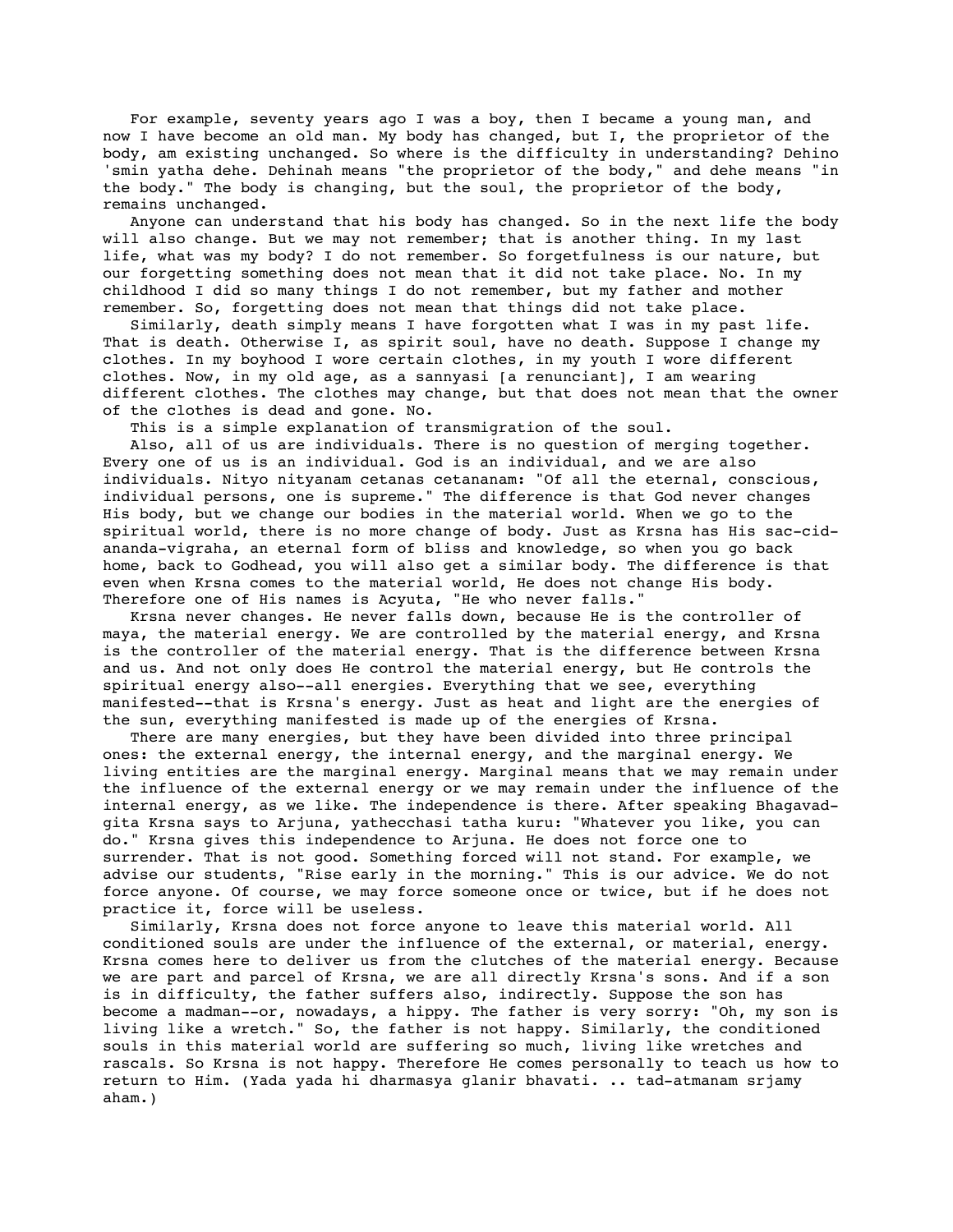For example, seventy years ago I was a boy, then I became a young man, and now I have become an old man. My body has changed, but I, the proprietor of the body, am existing unchanged. So where is the difficulty in understanding? Dehino 'smin yatha dehe. Dehinah means "the proprietor of the body," and dehe means "in the body." The body is changing, but the soul, the proprietor of the body, remains unchanged.

Anyone can understand that his body has changed. So in the next life the body will also change. But we may not remember; that is another thing. In my last life, what was my body? I do not remember. So forgetfulness is our nature, but our forgetting something does not mean that it did not take place. No. In my childhood I did so many things I do not remember, but my father and mother remember. So, forgetting does not mean that things did not take place.

Similarly, death simply means I have forgotten what I was in my past life. That is death. Otherwise I, as spirit soul, have no death. Suppose I change my clothes. In my boyhood I wore certain clothes, in my youth I wore different clothes. Now, in my old age, as a sannyasi [a renunciant], I am wearing different clothes. The clothes may change, but that does not mean that the owner of the clothes is dead and gone. No.

This is a simple explanation of transmigration of the soul.

Also, all of us are individuals. There is no question of merging together. Every one of us is an individual. God is an individual, and we are also individuals. Nityo nityanam cetanas cetananam: "Of all the eternal, conscious, individual persons, one is supreme." The difference is that God never changes His body, but we change our bodies in the material world. When we go to the spiritual world, there is no more change of body. Just as Krsna has His sac-cid-ananda-vigraha, an eternal form of bliss and knowledge, so when you go back home, back to Godhead, you will also get a similar body. The difference is that even when Krsna comes to the material world, He does not change His body. Therefore one of His names is Acyuta, "He who never falls."

Krsna never changes. He never falls down, because He is the controller of maya, the material energy. We are controlled by the material energy, and Krsna is the controller of the material energy. That is the difference between Krsna and us. And not only does He control the material energy, but He controls the spiritual energy also--all energies. Everything that we see, everything manifested--that is Krsna's energy. Just as heat and light are the energies of the sun, everything manifested is made up of the energies of Krsna.

There are many energies, but they have been divided into three principal ones: the external energy, the internal energy, and the marginal energy. We living entities are the marginal energy. Marginal means that we may remain under the influence of the external energy or we may remain under the influence of the internal energy, as we like. The independence is there. After speaking Bhagavad-gita Krsna says to Arjuna, yathecchasi tatha kuru: "Whatever you like, you can do." Krsna gives this independence to Arjuna. He does not force one to surrender. That is not good. Something forced will not stand. For example, we advise our students, "Rise early in the morning." This is our advice. We do not force anyone. Of course, we may force someone once or twice, but if he does not practice it, force will be useless.

Similarly, Krsna does not force anyone to leave this material world. All conditioned souls are under the influence of the external, or material, energy. Krsna comes here to deliver us from the clutches of the material energy. Because we are part and parcel of Krsna, we are all directly Krsna's sons. And if a son is in difficulty, the father suffers also, indirectly. Suppose the son has become a madman--or, nowadays, a hippy. The father is very sorry: "Oh, my son is living like a wretch." So, the father is not happy. Similarly, the conditioned souls in this material world are suffering so much, living like wretches and rascals. So Krsna is not happy. Therefore He comes personally to teach us how to return to Him. (Yada yada hi dharmasya glanir bhavati. .. tad-atmanam srjamy aham.)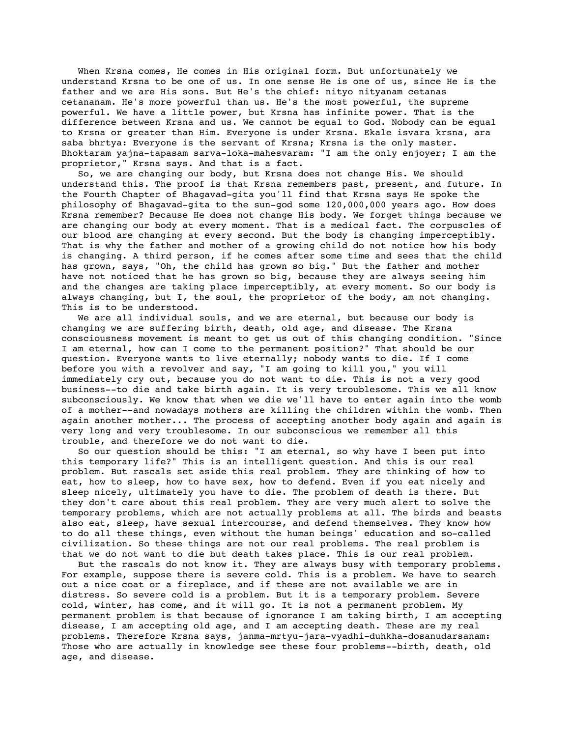When Krsna comes, He comes in His original form. But unfortunately we understand Krsna to be one of us. In one sense He is one of us, since He is the father and we are His sons. But He's the chief: nityo nityanam cetanas cetananam. He's more powerful than us. He's the most powerful, the supreme powerful. We have a little power, but Krsna has infinite power. That is the difference between Krsna and us. We cannot be equal to God. Nobody can be equal to Krsna or greater than Him. Everyone is under Krsna. Ekale isvara krsna, ara saba bhrtya: Everyone is the servant of Krsna; Krsna is the only master. Bhoktaram yajna-tapasam sarva-loka-mahesvaram: "I am the only enjoyer; I am the proprietor," Krsna says. And that is a fact.

So, we are changing our body, but Krsna does not change His. We should understand this. The proof is that Krsna remembers past, present, and future. In the Fourth Chapter of Bhagavad-gita you'll find that Krsna says He spoke the philosophy of Bhagavad-gita to the sun-god some 120,000,000 years ago. How does Krsna remember? Because He does not change His body. We forget things because we are changing our body at every moment. That is a medical fact. The corpuscles of our blood are changing at every second. But the body is changing imperceptibly. That is why the father and mother of a growing child do not notice how his body is changing. A third person, if he comes after some time and sees that the child has grown, says, "Oh, the child has grown so big." But the father and mother have not noticed that he has grown so big, because they are always seeing him and the changes are taking place imperceptibly, at every moment. So our body is always changing, but I, the soul, the proprietor of the body, am not changing. This is to be understood.

We are all individual souls, and we are eternal, but because our body is changing we are suffering birth, death, old age, and disease. The Krsna consciousness movement is meant to get us out of this changing condition. "Since I am eternal, how can I come to the permanent position?" That should be our question. Everyone wants to live eternally; nobody wants to die. If I come before you with a revolver and say, "I am going to kill you," you will immediately cry out, because you do not want to die. This is not a very good business--to die and take birth again. It is very troublesome. This we all know subconsciously. We know that when we die we'll have to enter again into the womb of a mother--and nowadays mothers are killing the children within the womb. Then again another mother... The process of accepting another body again and again is very long and very troublesome. In our subconscious we remember all this trouble, and therefore we do not want to die.

So our question should be this: "I am eternal, so why have I been put into this temporary life?" This is an intelligent question. And this is our real problem. But rascals set aside this real problem. They are thinking of how to eat, how to sleep, how to have sex, how to defend. Even if you eat nicely and sleep nicely, ultimately you have to die. The problem of death is there. But they don't care about this real problem. They are very much alert to solve the temporary problems, which are not actually problems at all. The birds and beasts also eat, sleep, have sexual intercourse, and defend themselves. They know how to do all these things, even without the human beings' education and so-called civilization. So these things are not our real problems. The real problem is that we do not want to die but death takes place. This is our real problem.

But the rascals do not know it. They are always busy with temporary problems. For example, suppose there is severe cold. This is a problem. We have to search out a nice coat or a fireplace, and if these are not available we are in distress. So severe cold is a problem. But it is a temporary problem. Severe cold, winter, has come, and it will go. It is not a permanent problem. My permanent problem is that because of ignorance I am taking birth, I am accepting disease, I am accepting old age, and I am accepting death. These are my real problems. Therefore Krsna says, janma-mrtyu-jara-vyadhi-duhkha-dosanudarsanam: Those who are actually in knowledge see these four problems--birth, death, old age, and disease.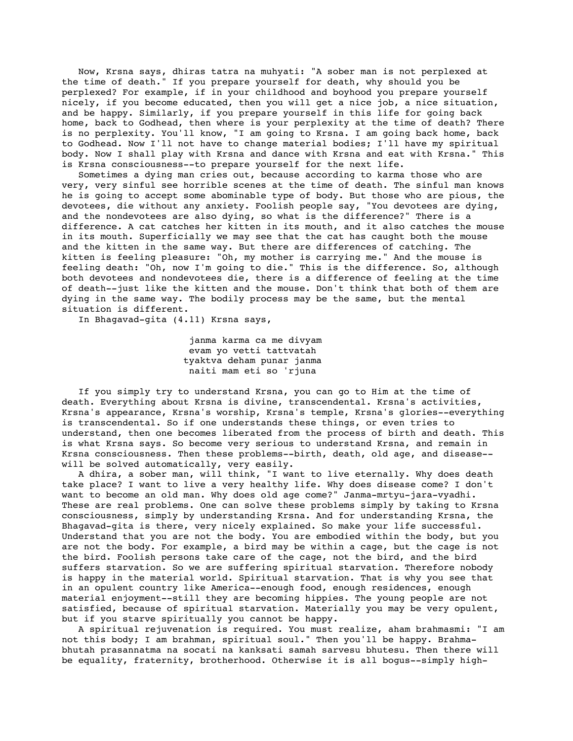Now, Krsna says, dhiras tatra na muhyati: "A sober man is not perplexed at the time of death." If you prepare yourself for death, why should you be perplexed? For example, if in your childhood and boyhood you prepare yourself nicely, if you become educated, then you will get a nice job, a nice situation, and be happy. Similarly, if you prepare yourself in this life for going back home, back to Godhead, then where is your perplexity at the time of death? There is no perplexity. You'll know, "I am going to Krsna. I am going back home, back to Godhead. Now I'll not have to change material bodies; I'll have my spiritual body. Now I shall play with Krsna and dance with Krsna and eat with Krsna." This is Krsna consciousness--to prepare yourself for the next life.

Sometimes a dying man cries out, because according to karma those who are very, very sinful see horrible scenes at the time of death. The sinful man knows he is going to accept some abominable type of body. But those who are pious, the devotees, die without any anxiety. Foolish people say, "You devotees are dying, and the nondevotees are also dying, so what is the difference?" There is a difference. A cat catches her kitten in its mouth, and it also catches the mouse in its mouth. Superficially we may see that the cat has caught both the mouse and the kitten in the same way. But there are differences of catching. The kitten is feeling pleasure: "Oh, my mother is carrying me." And the mouse is feeling death: "Oh, now I'm going to die." This is the difference. So, although both devotees and nondevotees die, there is a difference of feeling at the time of death--just like the kitten and the mouse. Don't think that both of them are dying in the same way. The bodily process may be the same, but the mental situation is different.

In Bhagavad-gita (4.11) Krsna says,

> janma karma ca me divyam
> evam yo vetti tattvatah
> tyaktva deham punar janma
> naiti mam eti so 'rjuna

If you simply try to understand Krsna, you can go to Him at the time of death. Everything about Krsna is divine, transcendental. Krsna's activities, Krsna's appearance, Krsna's worship, Krsna's temple, Krsna's glories--everything is transcendental. So if one understands these things, or even tries to understand, then one becomes liberated from the process of birth and death. This is what Krsna says. So become very serious to understand Krsna, and remain in Krsna consciousness. Then these problems--birth, death, old age, and disease--will be solved automatically, very easily.

A dhira, a sober man, will think, "I want to live eternally. Why does death take place? I want to live a very healthy life. Why does disease come? I don't want to become an old man. Why does old age come?" Janma-mrtyu-jara-vyadhi. These are real problems. One can solve these problems simply by taking to Krsna consciousness, simply by understanding Krsna. And for understanding Krsna, the Bhagavad-gita is there, very nicely explained. So make your life successful. Understand that you are not the body. You are embodied within the body, but you are not the body. For example, a bird may be within a cage, but the cage is not the bird. Foolish persons take care of the cage, not the bird, and the bird suffers starvation. So we are suffering spiritual starvation. Therefore nobody is happy in the material world. Spiritual starvation. That is why you see that in an opulent country like America--enough food, enough residences, enough material enjoyment--still they are becoming hippies. The young people are not satisfied, because of spiritual starvation. Materially you may be very opulent, but if you starve spiritually you cannot be happy.

A spiritual rejuvenation is required. You must realize, aham brahmasmi: "I am not this body; I am brahman, spiritual soul." Then you'll be happy. Brahma-bhutah prasannatma na socati na kanksati samah sarvesu bhutesu. Then there will be equality, fraternity, brotherhood. Otherwise it is all bogus--simply high-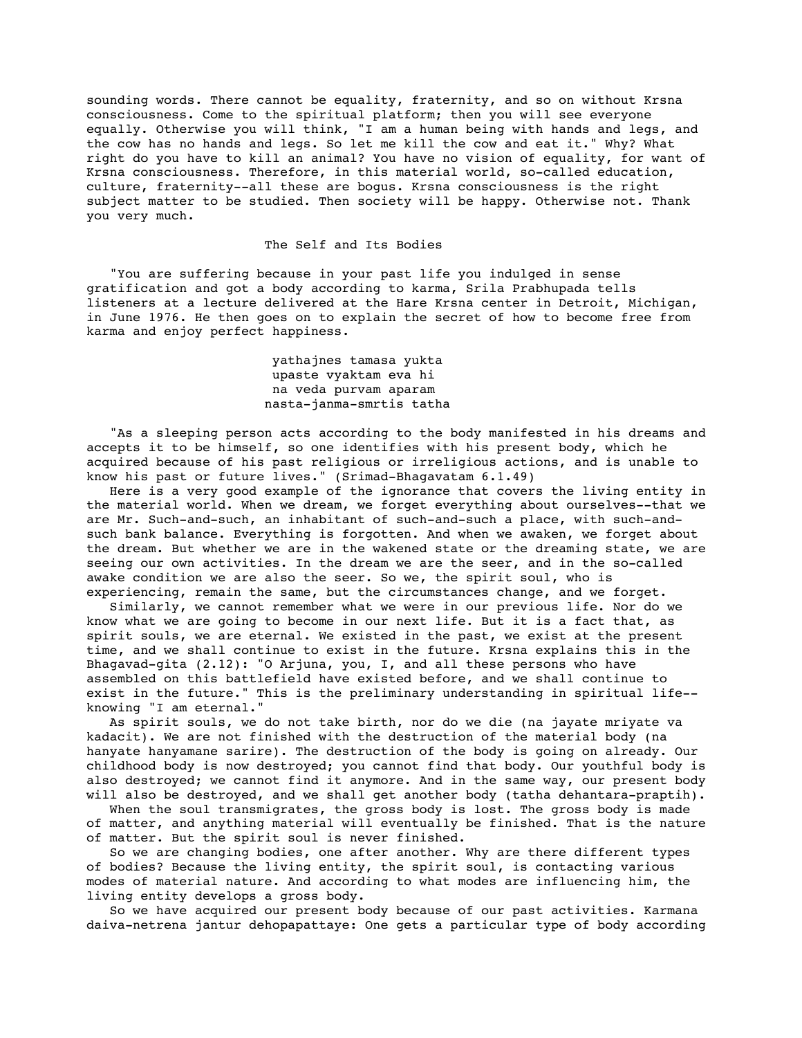sounding words. There cannot be equality, fraternity, and so on without Krsna consciousness. Come to the spiritual platform; then you will see everyone equally. Otherwise you will think, "I am a human being with hands and legs, and the cow has no hands and legs. So let me kill the cow and eat it." Why? What right do you have to kill an animal? You have no vision of equality, for want of Krsna consciousness. Therefore, in this material world, so-called education, culture, fraternity--all these are bogus. Krsna consciousness is the right subject matter to be studied. Then society will be happy. Otherwise not. Thank you very much.

## The Self and Its Bodies

"You are suffering because in your past life you indulged in sense gratification and got a body according to karma, Srila Prabhupada tells listeners at a lecture delivered at the Hare Krsna center in Detroit, Michigan, in June 1976. He then goes on to explain the secret of how to become free from karma and enjoy perfect happiness.

yathajnes tamasa yukta  
upaste vyaktam eva hi  
na veda purvam aparam  
nasta-janma-smrtis tatha

"As a sleeping person acts according to the body manifested in his dreams and accepts it to be himself, so one identifies with his present body, which he acquired because of his past religious or irreligious actions, and is unable to know his past or future lives." (Srimad-Bhagavatam 6.1.49)

Here is a very good example of the ignorance that covers the living entity in the material world. When we dream, we forget everything about ourselves--that we are Mr. Such-and-such, an inhabitant of such-and-such a place, with such-and-such bank balance. Everything is forgotten. And when we awaken, we forget about the dream. But whether we are in the wakened state or the dreaming state, we are seeing our own activities. In the dream we are the seer, and in the so-called awake condition we are also the seer. So we, the spirit soul, who is experiencing, remain the same, but the circumstances change, and we forget.

Similarly, we cannot remember what we were in our previous life. Nor do we know what we are going to become in our next life. But it is a fact that, as spirit souls, we are eternal. We existed in the past, we exist at the present time, and we shall continue to exist in the future. Krsna explains this in the Bhagavad-gita (2.12): "O Arjuna, you, I, and all these persons who have assembled on this battlefield have existed before, and we shall continue to exist in the future." This is the preliminary understanding in spiritual life--knowing "I am eternal."

As spirit souls, we do not take birth, nor do we die (na jayate mriyate va kadacit). We are not finished with the destruction of the material body (na hanyate hanyamane sarire). The destruction of the body is going on already. Our childhood body is now destroyed; you cannot find that body. Our youthful body is also destroyed; we cannot find it anymore. And in the same way, our present body will also be destroyed, and we shall get another body (tatha dehantara-praptih).

When the soul transmigrates, the gross body is lost. The gross body is made of matter, and anything material will eventually be finished. That is the nature of matter. But the spirit soul is never finished.

So we are changing bodies, one after another. Why are there different types of bodies? Because the living entity, the spirit soul, is contacting various modes of material nature. And according to what modes are influencing him, the living entity develops a gross body.

So we have acquired our present body because of our past activities. Karmana daiva-netrena jantur dehopapattaye: One gets a particular type of body according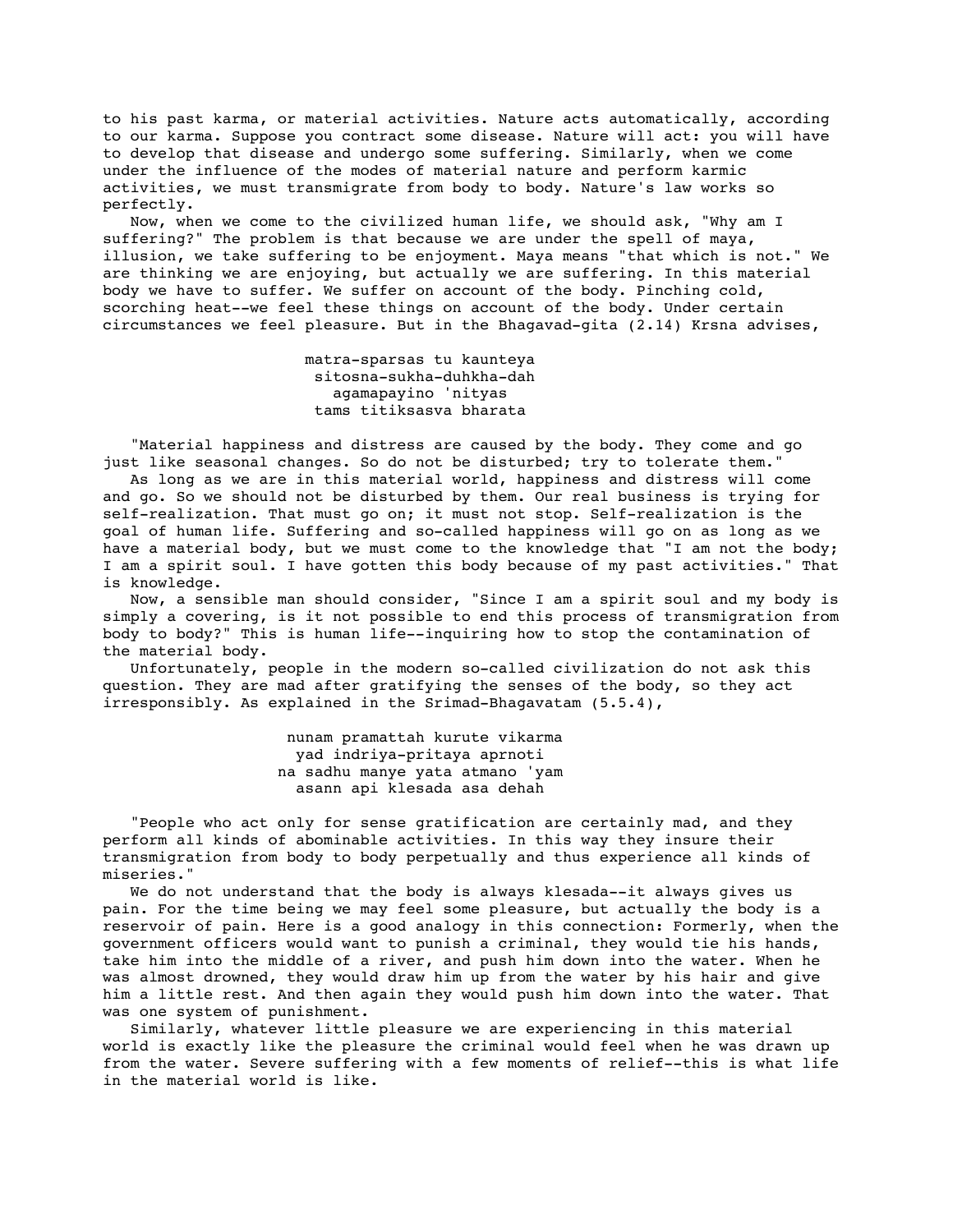to his past karma, or material activities. Nature acts automatically, according to our karma. Suppose you contract some disease. Nature will act: you will have to develop that disease and undergo some suffering. Similarly, when we come under the influence of the modes of material nature and perform karmic activities, we must transmigrate from body to body. Nature's law works so perfectly.

Now, when we come to the civilized human life, we should ask, "Why am I suffering?" The problem is that because we are under the spell of maya, illusion, we take suffering to be enjoyment. Maya means "that which is not." We are thinking we are enjoying, but actually we are suffering. In this material body we have to suffer. We suffer on account of the body. Pinching cold, scorching heat--we feel these things on account of the body. Under certain circumstances we feel pleasure. But in the Bhagavad-gita (2.14) Krsna advises,

> matra-sparsas tu kaunteya
> sitosna-sukha-duhkha-dah
> agamapayino 'nityas
> tams titiksasva bharata

"Material happiness and distress are caused by the body. They come and go just like seasonal changes. So do not be disturbed; try to tolerate them."

As long as we are in this material world, happiness and distress will come and go. So we should not be disturbed by them. Our real business is trying for self-realization. That must go on; it must not stop. Self-realization is the goal of human life. Suffering and so-called happiness will go on as long as we have a material body, but we must come to the knowledge that "I am not the body; I am a spirit soul. I have gotten this body because of my past activities." That is knowledge.

Now, a sensible man should consider, "Since I am a spirit soul and my body is simply a covering, is it not possible to end this process of transmigration from body to body?" This is human life--inquiring how to stop the contamination of the material body.

Unfortunately, people in the modern so-called civilization do not ask this question. They are mad after gratifying the senses of the body, so they act irresponsibly. As explained in the Srimad-Bhagavatam (5.5.4),

> nunam pramattah kurute vikarma
> yad indriya-pritaya aprnoti
> na sadhu manye yata atmano 'yam
> asann api klesada asa dehah

"People who act only for sense gratification are certainly mad, and they perform all kinds of abominable activities. In this way they insure their transmigration from body to body perpetually and thus experience all kinds of miseries."

We do not understand that the body is always klesada--it always gives us pain. For the time being we may feel some pleasure, but actually the body is a reservoir of pain. Here is a good analogy in this connection: Formerly, when the government officers would want to punish a criminal, they would tie his hands, take him into the middle of a river, and push him down into the water. When he was almost drowned, they would draw him up from the water by his hair and give him a little rest. And then again they would push him down into the water. That was one system of punishment.

Similarly, whatever little pleasure we are experiencing in this material world is exactly like the pleasure the criminal would feel when he was drawn up from the water. Severe suffering with a few moments of relief--this is what life in the material world is like.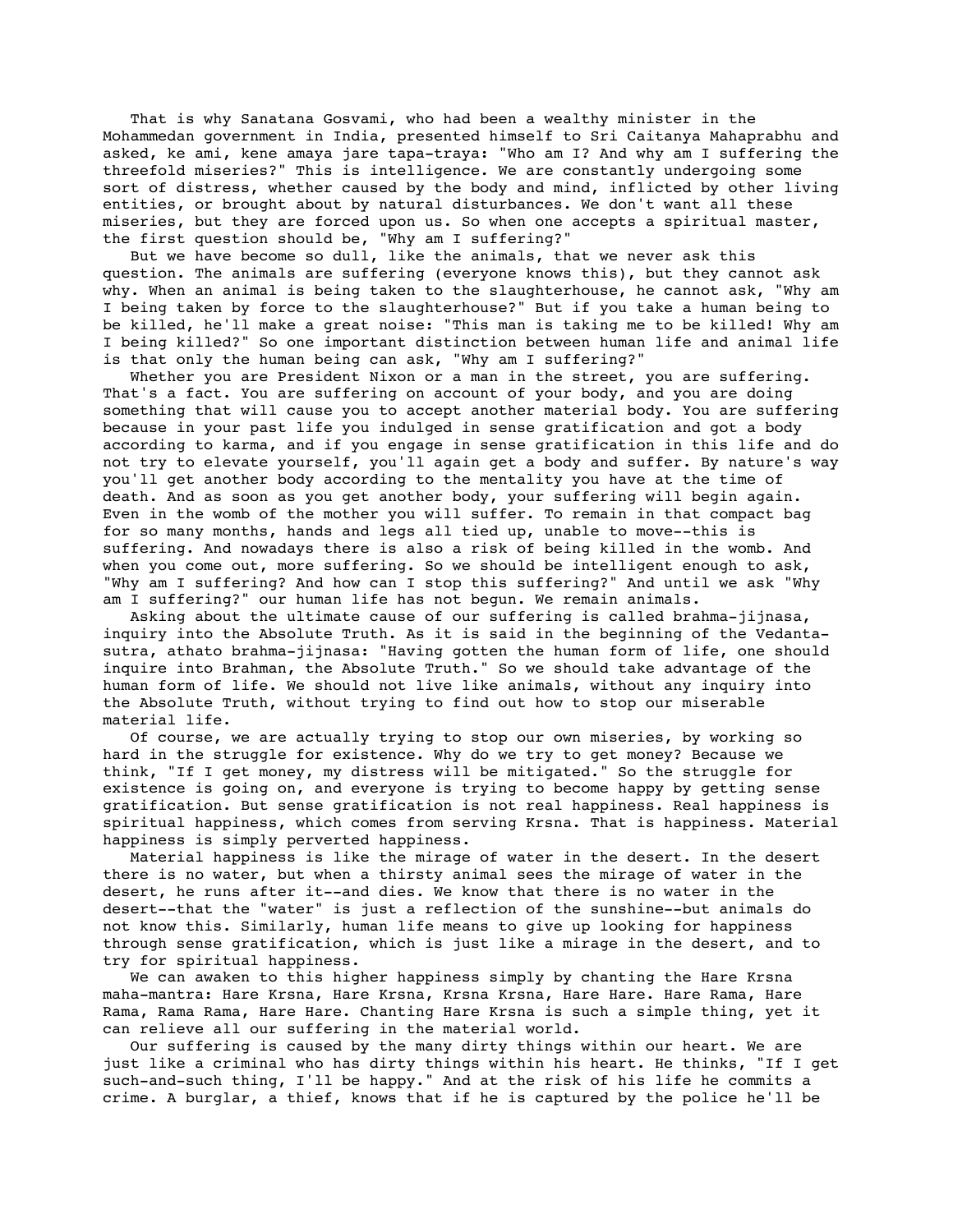That is why Sanatana Gosvami, who had been a wealthy minister in the Mohammedan government in India, presented himself to Sri Caitanya Mahaprabhu and asked, ke ami, kene amaya jare tapa-traya: "Who am I? And why am I suffering the threefold miseries?" This is intelligence. We are constantly undergoing some sort of distress, whether caused by the body and mind, inflicted by other living entities, or brought about by natural disturbances. We don't want all these miseries, but they are forced upon us. So when one accepts a spiritual master, the first question should be, "Why am I suffering?"

But we have become so dull, like the animals, that we never ask this question. The animals are suffering (everyone knows this), but they cannot ask why. When an animal is being taken to the slaughterhouse, he cannot ask, "Why am I being taken by force to the slaughterhouse?" But if you take a human being to be killed, he'll make a great noise: "This man is taking me to be killed! Why am I being killed?" So one important distinction between human life and animal life is that only the human being can ask, "Why am I suffering?"

Whether you are President Nixon or a man in the street, you are suffering. That's a fact. You are suffering on account of your body, and you are doing something that will cause you to accept another material body. You are suffering because in your past life you indulged in sense gratification and got a body according to karma, and if you engage in sense gratification in this life and do not try to elevate yourself, you'll again get a body and suffer. By nature's way you'll get another body according to the mentality you have at the time of death. And as soon as you get another body, your suffering will begin again. Even in the womb of the mother you will suffer. To remain in that compact bag for so many months, hands and legs all tied up, unable to move--this is suffering. And nowadays there is also a risk of being killed in the womb. And when you come out, more suffering. So we should be intelligent enough to ask, "Why am I suffering? And how can I stop this suffering?" And until we ask "Why am I suffering?" our human life has not begun. We remain animals.

Asking about the ultimate cause of our suffering is called brahma-jijnasa, inquiry into the Absolute Truth. As it is said in the beginning of the Vedanta-sutra, athato brahma-jijnasa: "Having gotten the human form of life, one should inquire into Brahman, the Absolute Truth." So we should take advantage of the human form of life. We should not live like animals, without any inquiry into the Absolute Truth, without trying to find out how to stop our miserable material life.

Of course, we are actually trying to stop our own miseries, by working so hard in the struggle for existence. Why do we try to get money? Because we think, "If I get money, my distress will be mitigated." So the struggle for existence is going on, and everyone is trying to become happy by getting sense gratification. But sense gratification is not real happiness. Real happiness is spiritual happiness, which comes from serving Krsna. That is happiness. Material happiness is simply perverted happiness.

Material happiness is like the mirage of water in the desert. In the desert there is no water, but when a thirsty animal sees the mirage of water in the desert, he runs after it--and dies. We know that there is no water in the desert--that the "water" is just a reflection of the sunshine--but animals do not know this. Similarly, human life means to give up looking for happiness through sense gratification, which is just like a mirage in the desert, and to try for spiritual happiness.

We can awaken to this higher happiness simply by chanting the Hare Krsna maha-mantra: Hare Krsna, Hare Krsna, Krsna Krsna, Hare Hare. Hare Rama, Hare Rama, Rama Rama, Hare Hare. Chanting Hare Krsna is such a simple thing, yet it can relieve all our suffering in the material world.

Our suffering is caused by the many dirty things within our heart. We are just like a criminal who has dirty things within his heart. He thinks, "If I get such-and-such thing, I'll be happy." And at the risk of his life he commits a crime. A burglar, a thief, knows that if he is captured by the police he'll be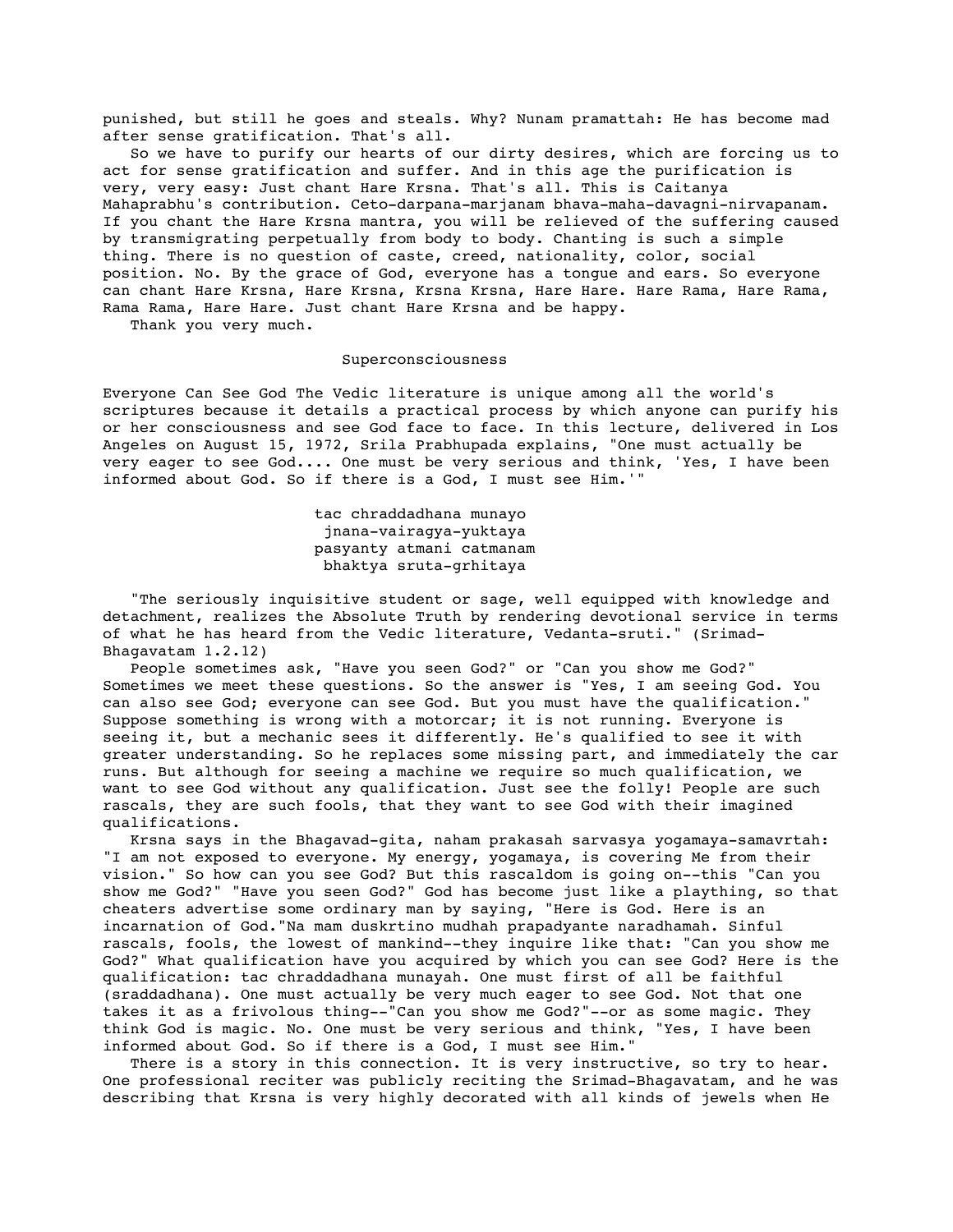punished, but still he goes and steals. Why? Nunam pramattah: He has become mad after sense gratification. That's all.

So we have to purify our hearts of our dirty desires, which are forcing us to act for sense gratification and suffer. And in this age the purification is very, very easy: Just chant Hare Krsna. That's all. This is Caitanya Mahaprabhu's contribution. Ceto-darpana-marjanam bhava-maha-davagni-nirvapanam. If you chant the Hare Krsna mantra, you will be relieved of the suffering caused by transmigrating perpetually from body to body. Chanting is such a simple thing. There is no question of caste, creed, nationality, color, social position. No. By the grace of God, everyone has a tongue and ears. So everyone can chant Hare Krsna, Hare Krsna, Krsna Krsna, Hare Hare. Hare Rama, Hare Rama, Rama Rama, Hare Hare. Just chant Hare Krsna and be happy.

Thank you very much.

## Superconsciousness

Everyone Can See God The Vedic literature is unique among all the world's scriptures because it details a practical process by which anyone can purify his or her consciousness and see God face to face. In this lecture, delivered in Los Angeles on August 15, 1972, Srila Prabhupada explains, "One must actually be very eager to see God.... One must be very serious and think, 'Yes, I have been informed about God. So if there is a God, I must see Him.'"

> tac chraddadhana munayo
> jnana-vairagya-yuktaya
> pasyanty atmani catmanam
> bhaktya sruta-grhitaya

"The seriously inquisitive student or sage, well equipped with knowledge and detachment, realizes the Absolute Truth by rendering devotional service in terms of what he has heard from the Vedic literature, Vedanta-sruti." (Srimad-Bhagavatam 1.2.12)

People sometimes ask, "Have you seen God?" or "Can you show me God?" Sometimes we meet these questions. So the answer is "Yes, I am seeing God. You can also see God; everyone can see God. But you must have the qualification." Suppose something is wrong with a motorcar; it is not running. Everyone is seeing it, but a mechanic sees it differently. He's qualified to see it with greater understanding. So he replaces some missing part, and immediately the car runs. But although for seeing a machine we require so much qualification, we want to see God without any qualification. Just see the folly! People are such rascals, they are such fools, that they want to see God with their imagined qualifications.

Krsna says in the Bhagavad-gita, naham prakasah sarvasya yogamaya-samavrtah: "I am not exposed to everyone. My energy, yogamaya, is covering Me from their vision." So how can you see God? But this rascaldom is going on--this "Can you show me God?" "Have you seen God?" God has become just like a plaything, so that cheaters advertise some ordinary man by saying, "Here is God. Here is an incarnation of God."Na mam duskrtino mudhah prapadyante naradhamah. Sinful rascals, fools, the lowest of mankind--they inquire like that: "Can you show me God?" What qualification have you acquired by which you can see God? Here is the qualification: tac chraddadhana munayah. One must first of all be faithful (sraddadhana). One must actually be very much eager to see God. Not that one takes it as a frivolous thing--"Can you show me God?"--or as some magic. They think God is magic. No. One must be very serious and think, "Yes, I have been informed about God. So if there is a God, I must see Him."

There is a story in this connection. It is very instructive, so try to hear. One professional reciter was publicly reciting the Srimad-Bhagavatam, and he was describing that Krsna is very highly decorated with all kinds of jewels when He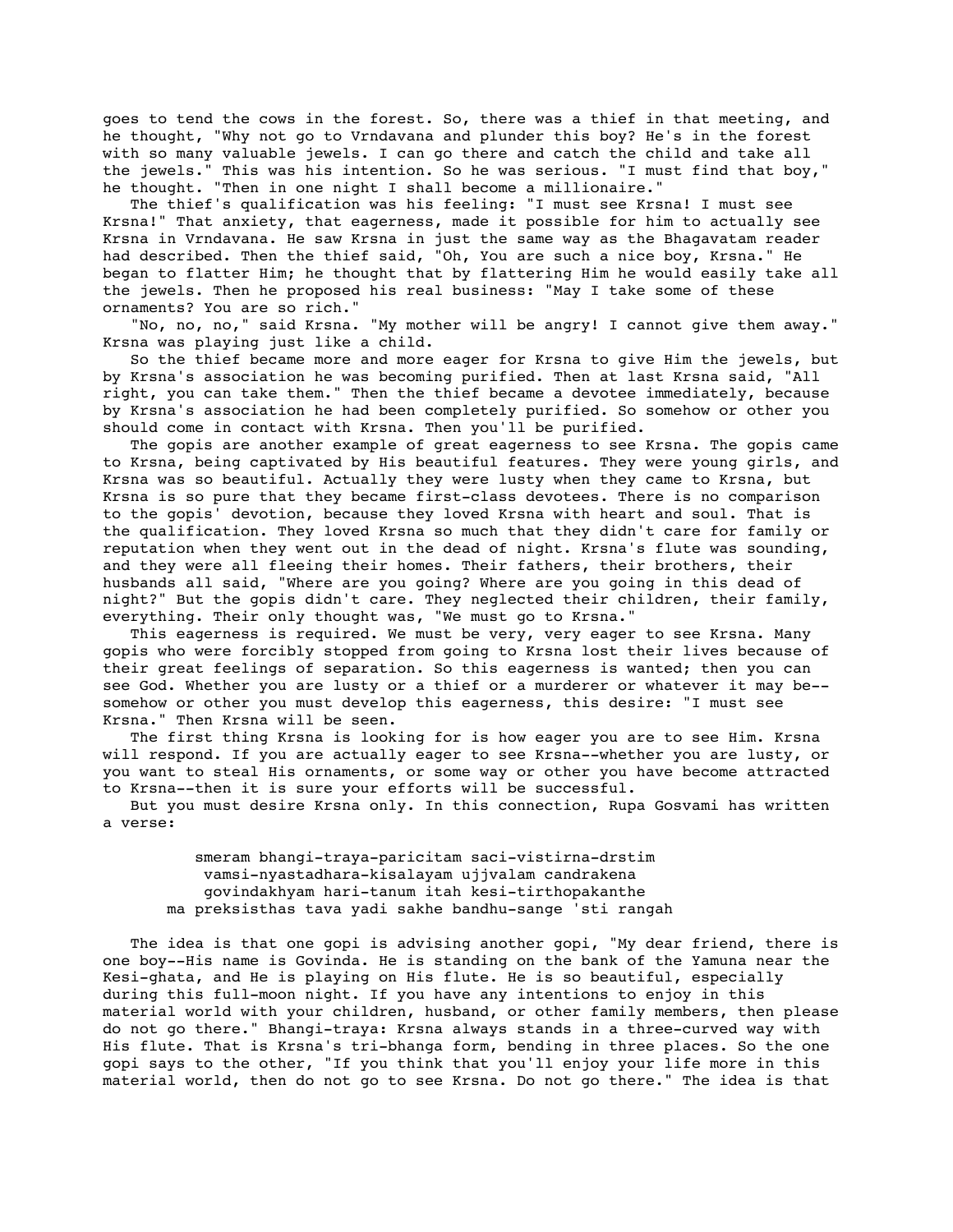goes to tend the cows in the forest. So, there was a thief in that meeting, and he thought, "Why not go to Vrndavana and plunder this boy? He's in the forest with so many valuable jewels. I can go there and catch the child and take all the jewels." This was his intention. So he was serious. "I must find that boy," he thought. "Then in one night I shall become a millionaire."

The thief's qualification was his feeling: "I must see Krsna! I must see Krsna!" That anxiety, that eagerness, made it possible for him to actually see Krsna in Vrndavana. He saw Krsna in just the same way as the Bhagavatam reader had described. Then the thief said, "Oh, You are such a nice boy, Krsna." He began to flatter Him; he thought that by flattering Him he would easily take all the jewels. Then he proposed his real business: "May I take some of these ornaments? You are so rich."

"No, no, no," said Krsna. "My mother will be angry! I cannot give them away." Krsna was playing just like a child.

So the thief became more and more eager for Krsna to give Him the jewels, but by Krsna's association he was becoming purified. Then at last Krsna said, "All right, you can take them." Then the thief became a devotee immediately, because by Krsna's association he had been completely purified. So somehow or other you should come in contact with Krsna. Then you'll be purified.

The gopis are another example of great eagerness to see Krsna. The gopis came to Krsna, being captivated by His beautiful features. They were young girls, and Krsna was so beautiful. Actually they were lusty when they came to Krsna, but Krsna is so pure that they became first-class devotees. There is no comparison to the gopis' devotion, because they loved Krsna with heart and soul. That is the qualification. They loved Krsna so much that they didn't care for family or reputation when they went out in the dead of night. Krsna's flute was sounding, and they were all fleeing their homes. Their fathers, their brothers, their husbands all said, "Where are you going? Where are you going in this dead of night?" But the gopis didn't care. They neglected their children, their family, everything. Their only thought was, "We must go to Krsna."

This eagerness is required. We must be very, very eager to see Krsna. Many gopis who were forcibly stopped from going to Krsna lost their lives because of their great feelings of separation. So this eagerness is wanted; then you can see God. Whether you are lusty or a thief or a murderer or whatever it may be--somehow or other you must develop this eagerness, this desire: "I must see Krsna." Then Krsna will be seen.

The first thing Krsna is looking for is how eager you are to see Him. Krsna will respond. If you are actually eager to see Krsna--whether you are lusty, or you want to steal His ornaments, or some way or other you have become attracted to Krsna--then it is sure your efforts will be successful.

But you must desire Krsna only. In this connection, Rupa Gosvami has written a verse:

> smeram bhangi-traya-paricitam saci-vistirna-drstim
> vamsi-nyastadhara-kisalayam ujjvalam candrakena
> govindakhyam hari-tanum itah kesi-tirthopakanthe
> ma preksisthas tava yadi sakhe bandhu-sange 'sti rangah

The idea is that one gopi is advising another gopi, "My dear friend, there is one boy--His name is Govinda. He is standing on the bank of the Yamuna near the Kesi-ghata, and He is playing on His flute. He is so beautiful, especially during this full-moon night. If you have any intentions to enjoy in this material world with your children, husband, or other family members, then please do not go there." Bhangi-traya: Krsna always stands in a three-curved way with His flute. That is Krsna's tri-bhanga form, bending in three places. So the one gopi says to the other, "If you think that you'll enjoy your life more in this material world, then do not go to see Krsna. Do not go there." The idea is that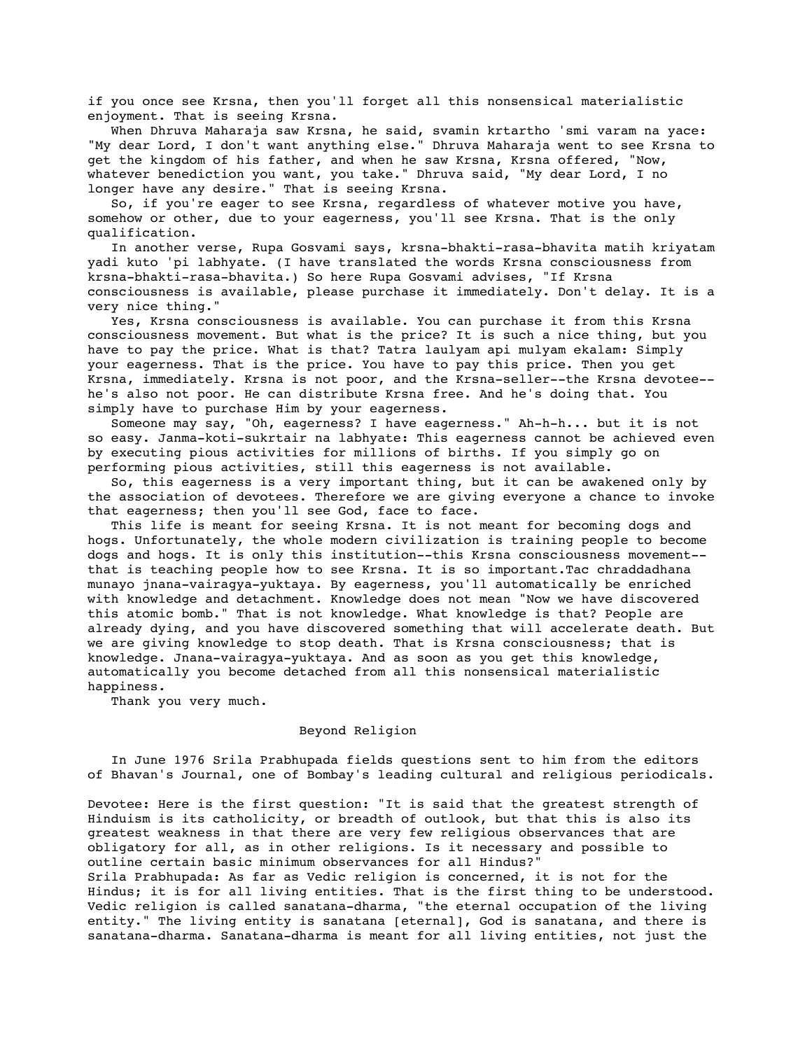if you once see Krsna, then you'll forget all this nonsensical materialistic enjoyment. That is seeing Krsna.

When Dhruva Maharaja saw Krsna, he said, svamin krtartho 'smi varam na yace: "My dear Lord, I don't want anything else." Dhruva Maharaja went to see Krsna to get the kingdom of his father, and when he saw Krsna, Krsna offered, "Now, whatever benediction you want, you take." Dhruva said, "My dear Lord, I no longer have any desire." That is seeing Krsna.

So, if you're eager to see Krsna, regardless of whatever motive you have, somehow or other, due to your eagerness, you'll see Krsna. That is the only qualification.

In another verse, Rupa Gosvami says, krsna-bhakti-rasa-bhavita matih kriyatam yadi kuto 'pi labhyate. (I have translated the words Krsna consciousness from krsna-bhakti-rasa-bhavita.) So here Rupa Gosvami advises, "If Krsna consciousness is available, please purchase it immediately. Don't delay. It is a very nice thing."

Yes, Krsna consciousness is available. You can purchase it from this Krsna consciousness movement. But what is the price? It is such a nice thing, but you have to pay the price. What is that? Tatra laulyam api mulyam ekalam: Simply your eagerness. That is the price. You have to pay this price. Then you get Krsna, immediately. Krsna is not poor, and the Krsna-seller--the Krsna devotee--he's also not poor. He can distribute Krsna free. And he's doing that. You simply have to purchase Him by your eagerness.

Someone may say, "Oh, eagerness? I have eagerness." Ah-h-h... but it is not so easy. Janma-koti-sukrtair na labhyate: This eagerness cannot be achieved even by executing pious activities for millions of births. If you simply go on performing pious activities, still this eagerness is not available.

So, this eagerness is a very important thing, but it can be awakened only by the association of devotees. Therefore we are giving everyone a chance to invoke that eagerness; then you'll see God, face to face.

This life is meant for seeing Krsna. It is not meant for becoming dogs and hogs. Unfortunately, the whole modern civilization is training people to become dogs and hogs. It is only this institution--this Krsna consciousness movement--that is teaching people how to see Krsna. It is so important.Tac chraddadhana munayo jnana-vairagya-yuktaya. By eagerness, you'll automatically be enriched with knowledge and detachment. Knowledge does not mean "Now we have discovered this atomic bomb." That is not knowledge. What knowledge is that? People are already dying, and you have discovered something that will accelerate death. But we are giving knowledge to stop death. That is Krsna consciousness; that is knowledge. Jnana-vairagya-yuktaya. And as soon as you get this knowledge, automatically you become detached from all this nonsensical materialistic happiness.

Thank you very much.

## Beyond Religion

In June 1976 Srila Prabhupada fields questions sent to him from the editors of Bhavan's Journal, one of Bombay's leading cultural and religious periodicals.

Devotee: Here is the first question: "It is said that the greatest strength of Hinduism is its catholicity, or breadth of outlook, but that this is also its greatest weakness in that there are very few religious observances that are obligatory for all, as in other religions. Is it necessary and possible to outline certain basic minimum observances for all Hindus?"

Srila Prabhupada: As far as Vedic religion is concerned, it is not for the Hindus; it is for all living entities. That is the first thing to be understood. Vedic religion is called sanatana-dharma, "the eternal occupation of the living entity." The living entity is sanatana [eternal], God is sanatana, and there is sanatana-dharma. Sanatana-dharma is meant for all living entities, not just the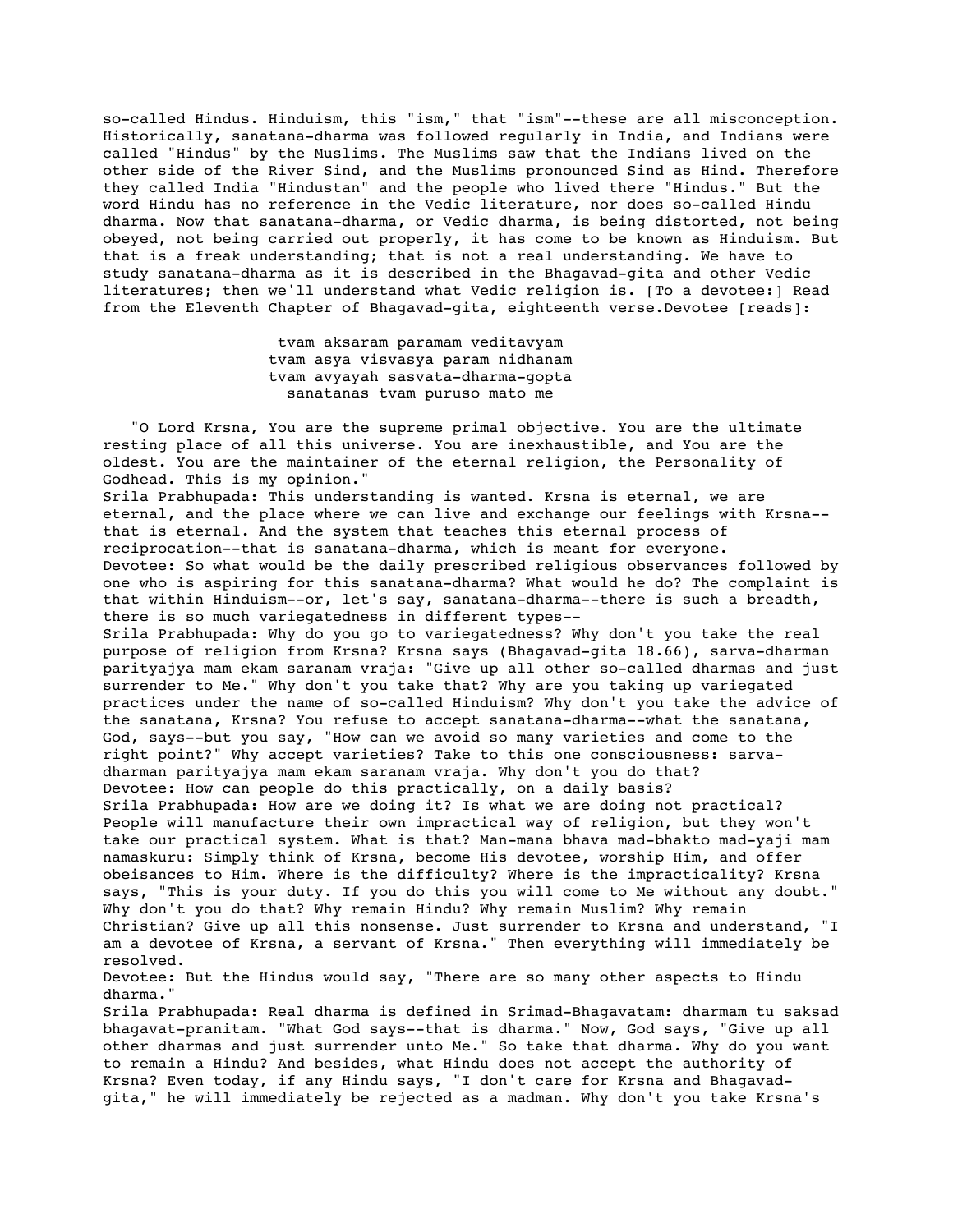so-called Hindus. Hinduism, this "ism," that "ism"--these are all misconception. Historically, sanatana-dharma was followed regularly in India, and Indians were called "Hindus" by the Muslims. The Muslims saw that the Indians lived on the other side of the River Sind, and the Muslims pronounced Sind as Hind. Therefore they called India "Hindustan" and the people who lived there "Hindus." But the word Hindu has no reference in the Vedic literature, nor does so-called Hindu dharma. Now that sanatana-dharma, or Vedic dharma, is being distorted, not being obeyed, not being carried out properly, it has come to be known as Hinduism. But that is a freak understanding; that is not a real understanding. We have to study sanatana-dharma as it is described in the Bhagavad-gita and other Vedic literatures; then we'll understand what Vedic religion is. [To a devotee:] Read from the Eleventh Chapter of Bhagavad-gita, eighteenth verse.Devotee [reads]:

tvam aksaram paramam veditavyam
tvam asya visvasya param nidhanam
tvam avyayah sasvata-dharma-gopta
sanatanas tvam puruso mato me

"O Lord Krsna, You are the supreme primal objective. You are the ultimate resting place of all this universe. You are inexhaustible, and You are the oldest. You are the maintainer of the eternal religion, the Personality of Godhead. This is my opinion."

Srila Prabhupada: This understanding is wanted. Krsna is eternal, we are eternal, and the place where we can live and exchange our feelings with Krsna--that is eternal. And the system that teaches this eternal process of reciprocation--that is sanatana-dharma, which is meant for everyone.

Devotee: So what would be the daily prescribed religious observances followed by one who is aspiring for this sanatana-dharma? What would he do? The complaint is that within Hinduism--or, let's say, sanatana-dharma--there is such a breadth, there is so much variegatedness in different types--

Srila Prabhupada: Why do you go to variegatedness? Why don't you take the real purpose of religion from Krsna? Krsna says (Bhagavad-gita 18.66), sarva-dharman parityajya mam ekam saranam vraja: "Give up all other so-called dharmas and just surrender to Me." Why don't you take that? Why are you taking up variegated practices under the name of so-called Hinduism? Why don't you take the advice of the sanatana, Krsna? You refuse to accept sanatana-dharma--what the sanatana, God, says--but you say, "How can we avoid so many varieties and come to the right point?" Why accept varieties? Take to this one consciousness: sarva-dharman parityajya mam ekam saranam vraja. Why don't you do that?

Devotee: How can people do this practically, on a daily basis?

Srila Prabhupada: How are we doing it? Is what we are doing not practical? People will manufacture their own impractical way of religion, but they won't take our practical system. What is that? Man-mana bhava mad-bhakto mad-yaji mam namaskuru: Simply think of Krsna, become His devotee, worship Him, and offer obeisances to Him. Where is the difficulty? Where is the impracticality? Krsna says, "This is your duty. If you do this you will come to Me without any doubt." Why don't you do that? Why remain Hindu? Why remain Muslim? Why remain Christian? Give up all this nonsense. Just surrender to Krsna and understand, "I am a devotee of Krsna, a servant of Krsna." Then everything will immediately be resolved.

Devotee: But the Hindus would say, "There are so many other aspects to Hindu dharma."

Srila Prabhupada: Real dharma is defined in Srimad-Bhagavatam: dharmam tu saksad bhagavat-pranitam. "What God says--that is dharma." Now, God says, "Give up all other dharmas and just surrender unto Me." So take that dharma. Why do you want to remain a Hindu? And besides, what Hindu does not accept the authority of Krsna? Even today, if any Hindu says, "I don't care for Krsna and Bhagavad-gita," he will immediately be rejected as a madman. Why don't you take Krsna's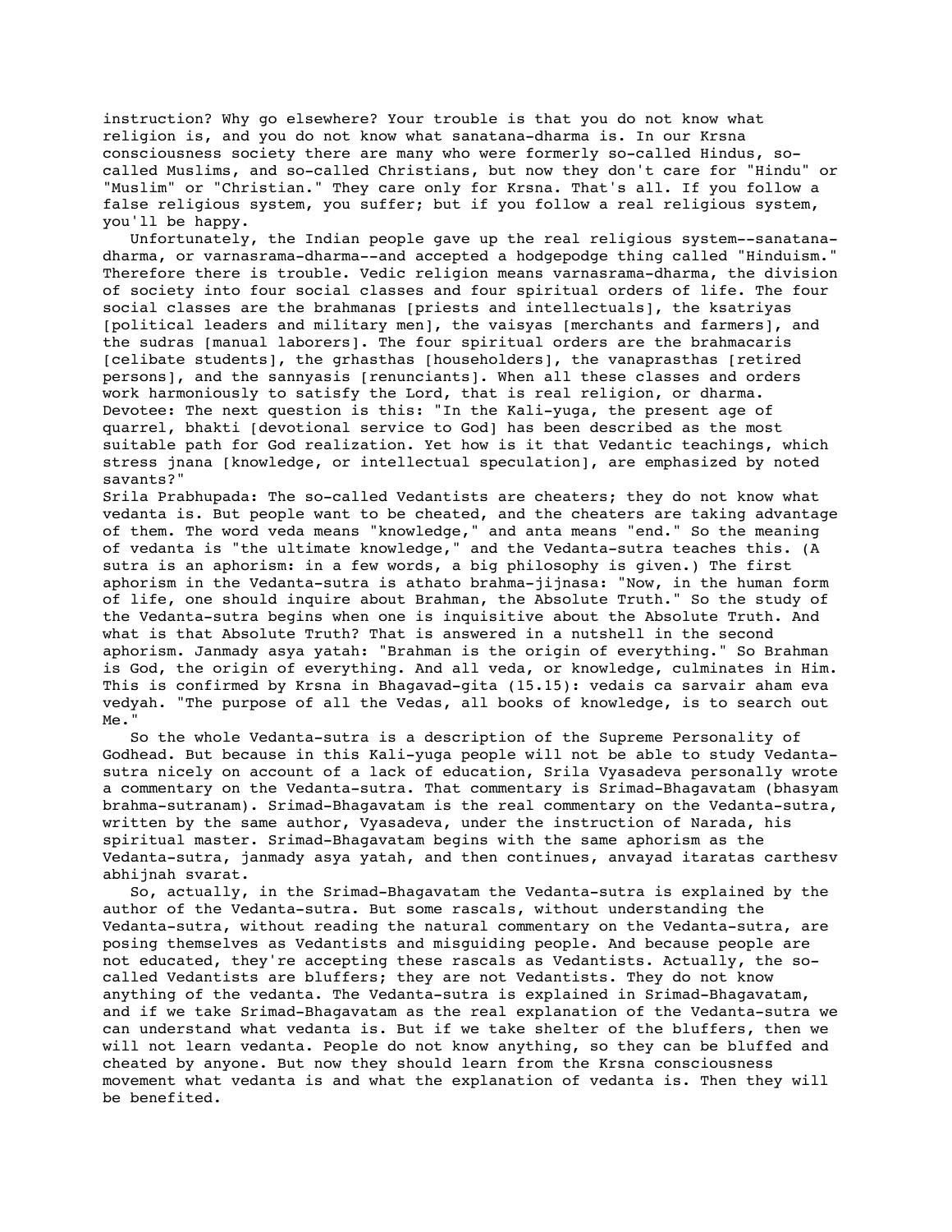instruction? Why go elsewhere? Your trouble is that you do not know what religion is, and you do not know what sanatana-dharma is. In our Krsna consciousness society there are many who were formerly so-called Hindus, so-called Muslims, and so-called Christians, but now they don't care for "Hindu" or "Muslim" or "Christian." They care only for Krsna. That's all. If you follow a false religious system, you suffer; but if you follow a real religious system, you'll be happy.

Unfortunately, the Indian people gave up the real religious system--sanatana-dharma, or varnasrama-dharma--and accepted a hodgepodge thing called "Hinduism." Therefore there is trouble. Vedic religion means varnasrama-dharma, the division of society into four social classes and four spiritual orders of life. The four social classes are the brahmanas [priests and intellectuals], the ksatriyas [political leaders and military men], the vaisyas [merchants and farmers], and the sudras [manual laborers]. The four spiritual orders are the brahmacaris [celibate students], the grhasthas [householders], the vanaprasthas [retired persons], and the sannyasis [renunciants]. When all these classes and orders work harmoniously to satisfy the Lord, that is real religion, or dharma.

Devotee: The next question is this: "In the Kali-yuga, the present age of quarrel, bhakti [devotional service to God] has been described as the most suitable path for God realization. Yet how is it that Vedantic teachings, which stress jnana [knowledge, or intellectual speculation], are emphasized by noted savants?"

Srila Prabhupada: The so-called Vedantists are cheaters; they do not know what vedanta is. But people want to be cheated, and the cheaters are taking advantage of them. The word veda means "knowledge," and anta means "end." So the meaning of vedanta is "the ultimate knowledge," and the Vedanta-sutra teaches this. (A sutra is an aphorism: in a few words, a big philosophy is given.) The first aphorism in the Vedanta-sutra is athato brahma-jijnasa: "Now, in the human form of life, one should inquire about Brahman, the Absolute Truth." So the study of the Vedanta-sutra begins when one is inquisitive about the Absolute Truth. And what is that Absolute Truth? That is answered in a nutshell in the second aphorism. Janmady asya yatah: "Brahman is the origin of everything." So Brahman is God, the origin of everything. And all veda, or knowledge, culminates in Him. This is confirmed by Krsna in Bhagavad-gita (15.15): vedais ca sarvair aham eva vedyah. "The purpose of all the Vedas, all books of knowledge, is to search out Me."

So the whole Vedanta-sutra is a description of the Supreme Personality of Godhead. But because in this Kali-yuga people will not be able to study Vedanta-sutra nicely on account of a lack of education, Srila Vyasadeva personally wrote a commentary on the Vedanta-sutra. That commentary is Srimad-Bhagavatam (bhasyam brahma-sutranam). Srimad-Bhagavatam is the real commentary on the Vedanta-sutra, written by the same author, Vyasadeva, under the instruction of Narada, his spiritual master. Srimad-Bhagavatam begins with the same aphorism as the Vedanta-sutra, janmady asya yatah, and then continues, anvayad itaratas carthesv abhijnah svarat.

So, actually, in the Srimad-Bhagavatam the Vedanta-sutra is explained by the author of the Vedanta-sutra. But some rascals, without understanding the Vedanta-sutra, without reading the natural commentary on the Vedanta-sutra, are posing themselves as Vedantists and misguiding people. And because people are not educated, they're accepting these rascals as Vedantists. Actually, the so-called Vedantists are bluffers; they are not Vedantists. They do not know anything of the vedanta. The Vedanta-sutra is explained in Srimad-Bhagavatam, and if we take Srimad-Bhagavatam as the real explanation of the Vedanta-sutra we can understand what vedanta is. But if we take shelter of the bluffers, then we will not learn vedanta. People do not know anything, so they can be bluffed and cheated by anyone. But now they should learn from the Krsna consciousness movement what vedanta is and what the explanation of vedanta is. Then they will be benefited.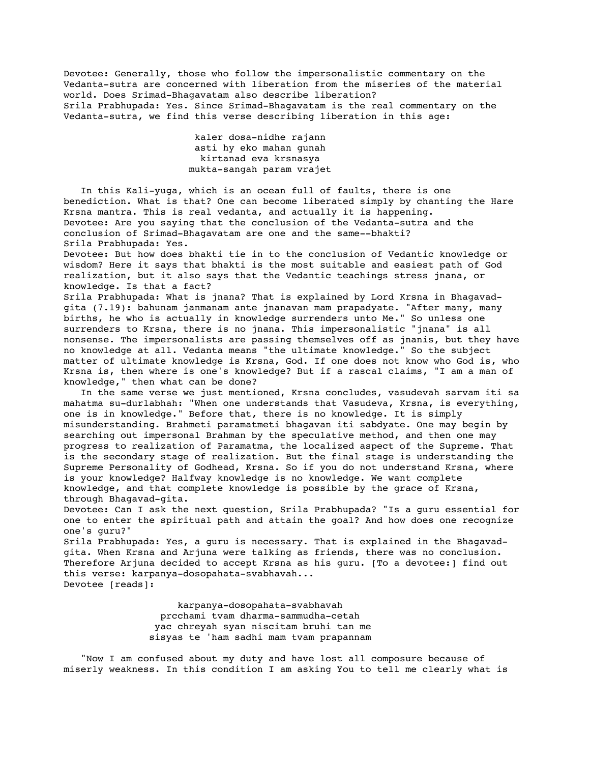Devotee: Generally, those who follow the impersonalistic commentary on the Vedanta-sutra are concerned with liberation from the miseries of the material world. Does Srimad-Bhagavatam also describe liberation?

Srila Prabhupada: Yes. Since Srimad-Bhagavatam is the real commentary on the Vedanta-sutra, we find this verse describing liberation in this age:

> kaler dosa-nidhe rajann
> asti hy eko mahan gunah
> kirtanad eva krsnasya
> mukta-sangah param vrajet

In this Kali-yuga, which is an ocean full of faults, there is one benediction. What is that? One can become liberated simply by chanting the Hare Krsna mantra. This is real vedanta, and actually it is happening.

Devotee: Are you saying that the conclusion of the Vedanta-sutra and the conclusion of Srimad-Bhagavatam are one and the same--bhakti?

Srila Prabhupada: Yes.

Devotee: But how does bhakti tie in to the conclusion of Vedantic knowledge or wisdom? Here it says that bhakti is the most suitable and easiest path of God realization, but it also says that the Vedantic teachings stress jnana, or knowledge. Is that a fact?

Srila Prabhupada: What is jnana? That is explained by Lord Krsna in Bhagavad-gita (7.19): bahunam janmanam ante jnanavan mam prapadyate. "After many, many births, he who is actually in knowledge surrenders unto Me." So unless one surrenders to Krsna, there is no jnana. This impersonalistic "jnana" is all nonsense. The impersonalists are passing themselves off as jnanis, but they have no knowledge at all. Vedanta means "the ultimate knowledge." So the subject matter of ultimate knowledge is Krsna, God. If one does not know who God is, who Krsna is, then where is one's knowledge? But if a rascal claims, "I am a man of knowledge," then what can be done?

In the same verse we just mentioned, Krsna concludes, vasudevah sarvam iti sa mahatma su-durlabhah: "When one understands that Vasudeva, Krsna, is everything, one is in knowledge." Before that, there is no knowledge. It is simply misunderstanding. Brahmeti paramatmeti bhagavan iti sabdyate. One may begin by searching out impersonal Brahman by the speculative method, and then one may progress to realization of Paramatma, the localized aspect of the Supreme. That is the secondary stage of realization. But the final stage is understanding the Supreme Personality of Godhead, Krsna. So if you do not understand Krsna, where is your knowledge? Halfway knowledge is no knowledge. We want complete knowledge, and that complete knowledge is possible by the grace of Krsna, through Bhagavad-gita.

Devotee: Can I ask the next question, Srila Prabhupada? "Is a guru essential for one to enter the spiritual path and attain the goal? And how does one recognize one's guru?"

Srila Prabhupada: Yes, a guru is necessary. That is explained in the Bhagavad-gita. When Krsna and Arjuna were talking as friends, there was no conclusion. Therefore Arjuna decided to accept Krsna as his guru. [To a devotee:] find out this verse: karpanya-dosopahata-svabhavah...

Devotee [reads]:

> karpanya-dosopahata-svabhavah
> prcchami tvam dharma-sammudha-cetah
> yac chreyah syan niscitam bruhi tan me
> sisyas te 'ham sadhi mam tvam prapannam

"Now I am confused about my duty and have lost all composure because of miserly weakness. In this condition I am asking You to tell me clearly what is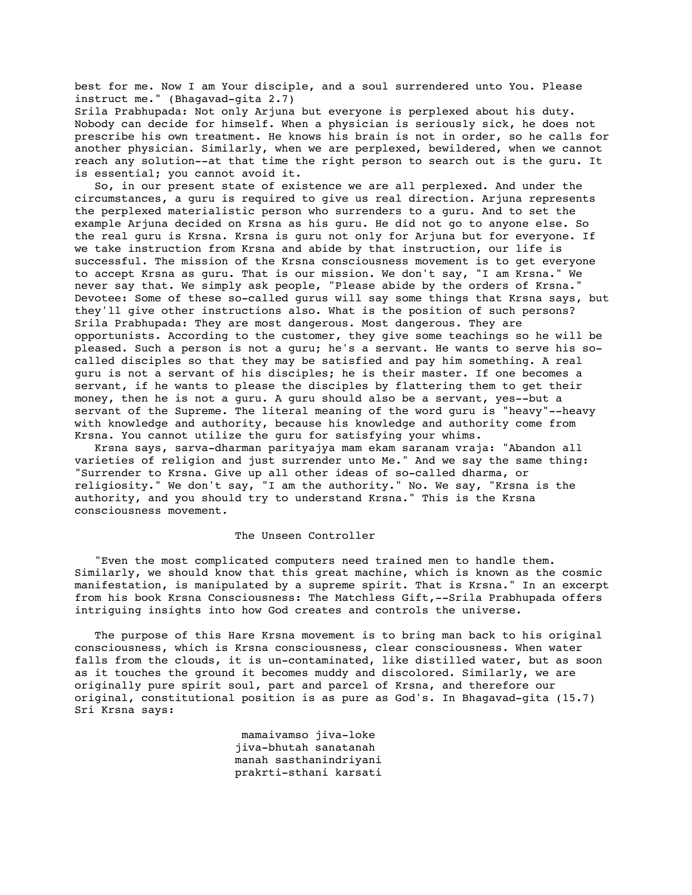best for me. Now I am Your disciple, and a soul surrendered unto You. Please instruct me." (Bhagavad-gita 2.7)

Srila Prabhupada: Not only Arjuna but everyone is perplexed about his duty. Nobody can decide for himself. When a physician is seriously sick, he does not prescribe his own treatment. He knows his brain is not in order, so he calls for another physician. Similarly, when we are perplexed, bewildered, when we cannot reach any solution--at that time the right person to search out is the guru. It is essential; you cannot avoid it.

So, in our present state of existence we are all perplexed. And under the circumstances, a guru is required to give us real direction. Arjuna represents the perplexed materialistic person who surrenders to a guru. And to set the example Arjuna decided on Krsna as his guru. He did not go to anyone else. So the real guru is Krsna. Krsna is guru not only for Arjuna but for everyone. If we take instruction from Krsna and abide by that instruction, our life is successful. The mission of the Krsna consciousness movement is to get everyone to accept Krsna as guru. That is our mission. We don't say, "I am Krsna." We never say that. We simply ask people, "Please abide by the orders of Krsna."

Devotee: Some of these so-called gurus will say some things that Krsna says, but they'll give other instructions also. What is the position of such persons?

Srila Prabhupada: They are most dangerous. Most dangerous. They are opportunists. According to the customer, they give some teachings so he will be pleased. Such a person is not a guru; he's a servant. He wants to serve his so-called disciples so that they may be satisfied and pay him something. A real guru is not a servant of his disciples; he is their master. If one becomes a servant, if he wants to please the disciples by flattering them to get their money, then he is not a guru. A guru should also be a servant, yes--but a servant of the Supreme. The literal meaning of the word guru is "heavy"--heavy with knowledge and authority, because his knowledge and authority come from Krsna. You cannot utilize the guru for satisfying your whims.

Krsna says, sarva-dharman parityajya mam ekam saranam vraja: "Abandon all varieties of religion and just surrender unto Me." And we say the same thing: "Surrender to Krsna. Give up all other ideas of so-called dharma, or religiosity." We don't say, "I am the authority." No. We say, "Krsna is the authority, and you should try to understand Krsna." This is the Krsna consciousness movement.

## The Unseen Controller

"Even the most complicated computers need trained men to handle them. Similarly, we should know that this great machine, which is known as the cosmic manifestation, is manipulated by a supreme spirit. That is Krsna." In an excerpt from his book Krsna Consciousness: The Matchless Gift,--Srila Prabhupada offers intriguing insights into how God creates and controls the universe.

The purpose of this Hare Krsna movement is to bring man back to his original consciousness, which is Krsna consciousness, clear consciousness. When water falls from the clouds, it is un-contaminated, like distilled water, but as soon as it touches the ground it becomes muddy and discolored. Similarly, we are originally pure spirit soul, part and parcel of Krsna, and therefore our original, constitutional position is as pure as God's. In Bhagavad-gita (15.7) Sri Krsna says:

mamaivamso jiva-loke
jiva-bhutah sanatanah
manah sasthanindriyani
prakrti-sthani karsati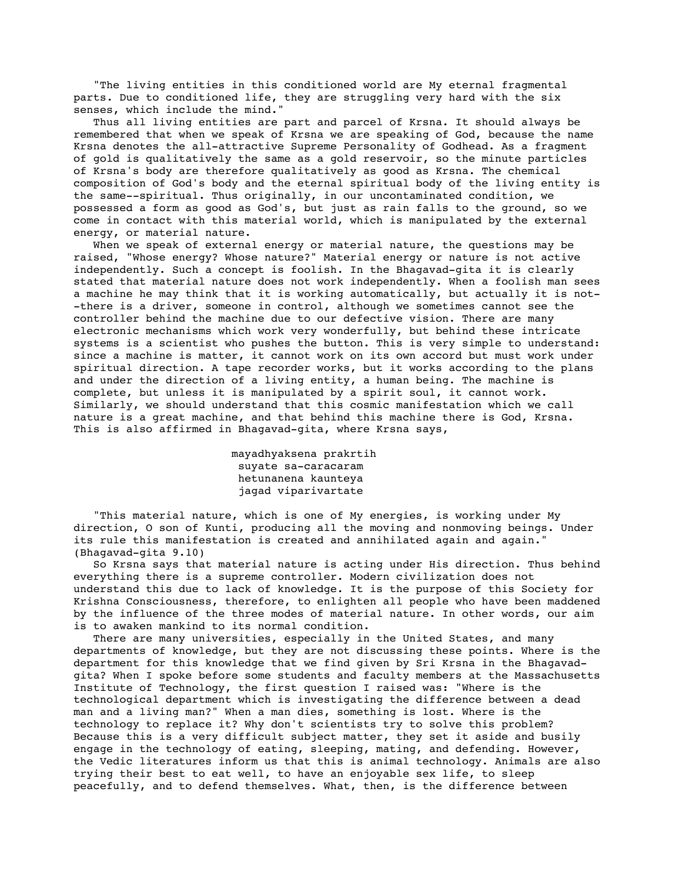"The living entities in this conditioned world are My eternal fragmental parts. Due to conditioned life, they are struggling very hard with the six senses, which include the mind."

Thus all living entities are part and parcel of Krsna. It should always be remembered that when we speak of Krsna we are speaking of God, because the name Krsna denotes the all-attractive Supreme Personality of Godhead. As a fragment of gold is qualitatively the same as a gold reservoir, so the minute particles of Krsna's body are therefore qualitatively as good as Krsna. The chemical composition of God's body and the eternal spiritual body of the living entity is the same--spiritual. Thus originally, in our uncontaminated condition, we possessed a form as good as God's, but just as rain falls to the ground, so we come in contact with this material world, which is manipulated by the external energy, or material nature.

When we speak of external energy or material nature, the questions may be raised, "Whose energy? Whose nature?" Material energy or nature is not active independently. Such a concept is foolish. In the Bhagavad-gita it is clearly stated that material nature does not work independently. When a foolish man sees a machine he may think that it is working automatically, but actually it is not--there is a driver, someone in control, although we sometimes cannot see the controller behind the machine due to our defective vision. There are many electronic mechanisms which work very wonderfully, but behind these intricate systems is a scientist who pushes the button. This is very simple to understand: since a machine is matter, it cannot work on its own accord but must work under spiritual direction. A tape recorder works, but it works according to the plans and under the direction of a living entity, a human being. The machine is complete, but unless it is manipulated by a spirit soul, it cannot work. Similarly, we should understand that this cosmic manifestation which we call nature is a great machine, and that behind this machine there is God, Krsna. This is also affirmed in Bhagavad-gita, where Krsna says,

> mayadhyaksena prakrtih
> suyate sa-caracaram
> hetunanena kaunteya
> jagad viparivartate

"This material nature, which is one of My energies, is working under My direction, O son of Kunti, producing all the moving and nonmoving beings. Under its rule this manifestation is created and annihilated again and again." (Bhagavad-gita 9.10)

So Krsna says that material nature is acting under His direction. Thus behind everything there is a supreme controller. Modern civilization does not understand this due to lack of knowledge. It is the purpose of this Society for Krishna Consciousness, therefore, to enlighten all people who have been maddened by the influence of the three modes of material nature. In other words, our aim is to awaken mankind to its normal condition.

There are many universities, especially in the United States, and many departments of knowledge, but they are not discussing these points. Where is the department for this knowledge that we find given by Sri Krsna in the Bhagavad-gita? When I spoke before some students and faculty members at the Massachusetts Institute of Technology, the first question I raised was: "Where is the technological department which is investigating the difference between a dead man and a living man?" When a man dies, something is lost. Where is the technology to replace it? Why don't scientists try to solve this problem? Because this is a very difficult subject matter, they set it aside and busily engage in the technology of eating, sleeping, mating, and defending. However, the Vedic literatures inform us that this is animal technology. Animals are also trying their best to eat well, to have an enjoyable sex life, to sleep peacefully, and to defend themselves. What, then, is the difference between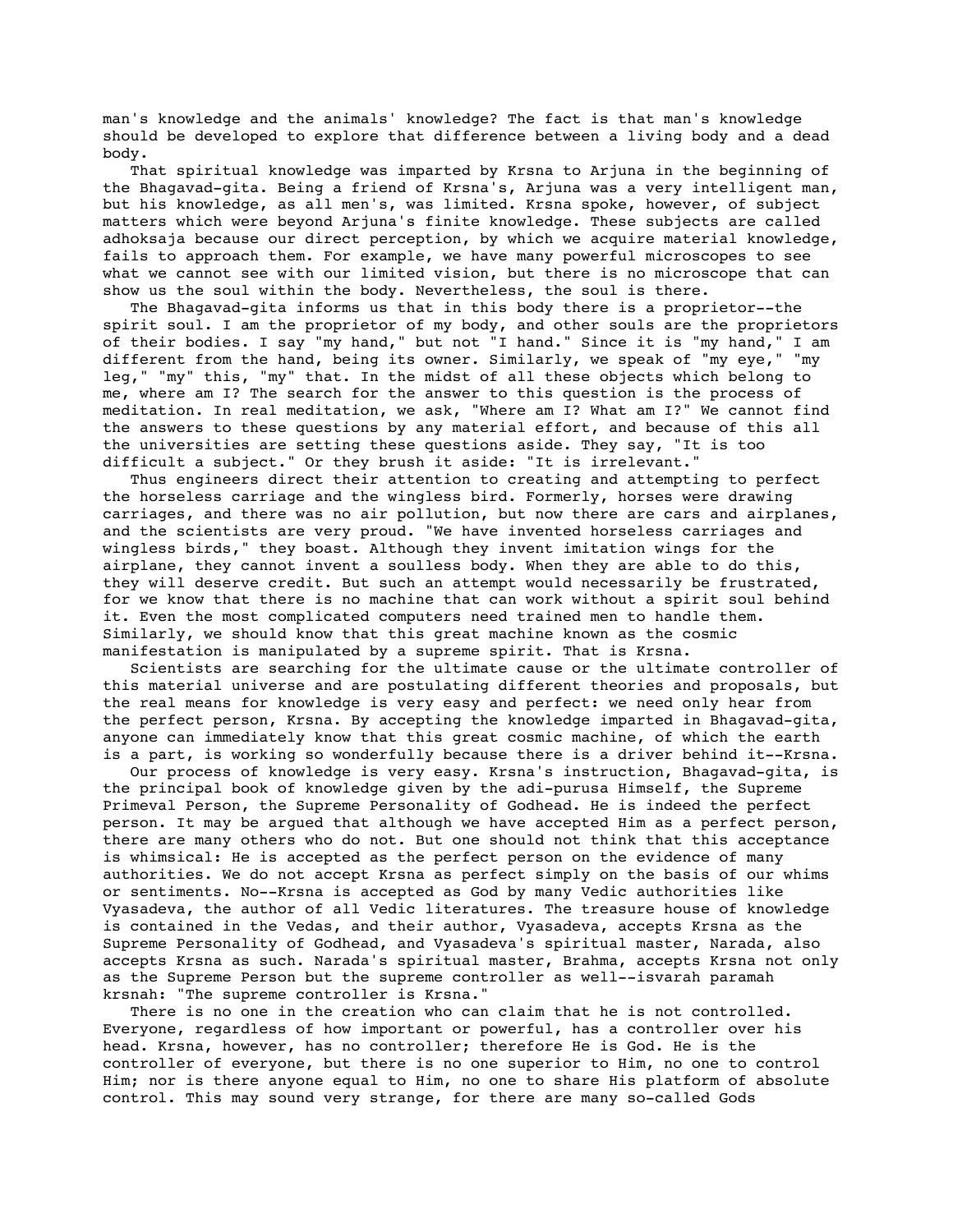man's knowledge and the animals' knowledge? The fact is that man's knowledge should be developed to explore that difference between a living body and a dead body.

That spiritual knowledge was imparted by Krsna to Arjuna in the beginning of the Bhagavad-gita. Being a friend of Krsna's, Arjuna was a very intelligent man, but his knowledge, as all men's, was limited. Krsna spoke, however, of subject matters which were beyond Arjuna's finite knowledge. These subjects are called adhoksaja because our direct perception, by which we acquire material knowledge, fails to approach them. For example, we have many powerful microscopes to see what we cannot see with our limited vision, but there is no microscope that can show us the soul within the body. Nevertheless, the soul is there.

The Bhagavad-gita informs us that in this body there is a proprietor--the spirit soul. I am the proprietor of my body, and other souls are the proprietors of their bodies. I say "my hand," but not "I hand." Since it is "my hand," I am different from the hand, being its owner. Similarly, we speak of "my eye," "my leg," "my" this, "my" that. In the midst of all these objects which belong to me, where am I? The search for the answer to this question is the process of meditation. In real meditation, we ask, "Where am I? What am I?" We cannot find the answers to these questions by any material effort, and because of this all the universities are setting these questions aside. They say, "It is too difficult a subject." Or they brush it aside: "It is irrelevant."

Thus engineers direct their attention to creating and attempting to perfect the horseless carriage and the wingless bird. Formerly, horses were drawing carriages, and there was no air pollution, but now there are cars and airplanes, and the scientists are very proud. "We have invented horseless carriages and wingless birds," they boast. Although they invent imitation wings for the airplane, they cannot invent a soulless body. When they are able to do this, they will deserve credit. But such an attempt would necessarily be frustrated, for we know that there is no machine that can work without a spirit soul behind it. Even the most complicated computers need trained men to handle them. Similarly, we should know that this great machine known as the cosmic manifestation is manipulated by a supreme spirit. That is Krsna.

Scientists are searching for the ultimate cause or the ultimate controller of this material universe and are postulating different theories and proposals, but the real means for knowledge is very easy and perfect: we need only hear from the perfect person, Krsna. By accepting the knowledge imparted in Bhagavad-gita, anyone can immediately know that this great cosmic machine, of which the earth is a part, is working so wonderfully because there is a driver behind it--Krsna.

Our process of knowledge is very easy. Krsna's instruction, Bhagavad-gita, is the principal book of knowledge given by the adi-purusa Himself, the Supreme Primeval Person, the Supreme Personality of Godhead. He is indeed the perfect person. It may be argued that although we have accepted Him as a perfect person, there are many others who do not. But one should not think that this acceptance is whimsical: He is accepted as the perfect person on the evidence of many authorities. We do not accept Krsna as perfect simply on the basis of our whims or sentiments. No--Krsna is accepted as God by many Vedic authorities like Vyasadeva, the author of all Vedic literatures. The treasure house of knowledge is contained in the Vedas, and their author, Vyasadeva, accepts Krsna as the Supreme Personality of Godhead, and Vyasadeva's spiritual master, Narada, also accepts Krsna as such. Narada's spiritual master, Brahma, accepts Krsna not only as the Supreme Person but the supreme controller as well--isvarah paramah krsnah: "The supreme controller is Krsna."

There is no one in the creation who can claim that he is not controlled. Everyone, regardless of how important or powerful, has a controller over his head. Krsna, however, has no controller; therefore He is God. He is the controller of everyone, but there is no one superior to Him, no one to control Him; nor is there anyone equal to Him, no one to share His platform of absolute control. This may sound very strange, for there are many so-called Gods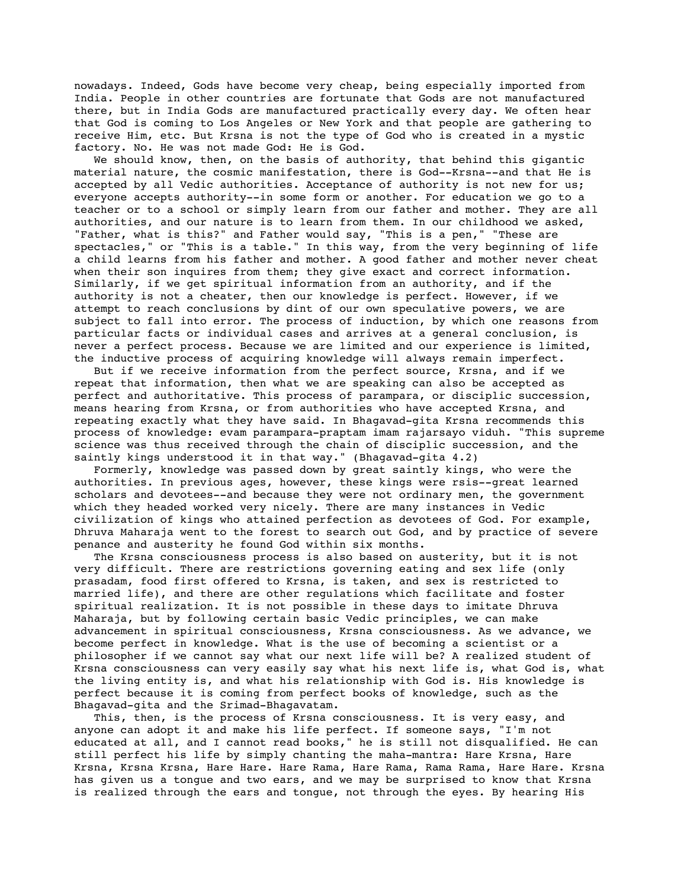nowadays. Indeed, Gods have become very cheap, being especially imported from India. People in other countries are fortunate that Gods are not manufactured there, but in India Gods are manufactured practically every day. We often hear that God is coming to Los Angeles or New York and that people are gathering to receive Him, etc. But Krsna is not the type of God who is created in a mystic factory. No. He was not made God: He is God.

We should know, then, on the basis of authority, that behind this gigantic material nature, the cosmic manifestation, there is God--Krsna--and that He is accepted by all Vedic authorities. Acceptance of authority is not new for us; everyone accepts authority--in some form or another. For education we go to a teacher or to a school or simply learn from our father and mother. They are all authorities, and our nature is to learn from them. In our childhood we asked, "Father, what is this?" and Father would say, "This is a pen," "These are spectacles," or "This is a table." In this way, from the very beginning of life a child learns from his father and mother. A good father and mother never cheat when their son inquires from them; they give exact and correct information. Similarly, if we get spiritual information from an authority, and if the authority is not a cheater, then our knowledge is perfect. However, if we attempt to reach conclusions by dint of our own speculative powers, we are subject to fall into error. The process of induction, by which one reasons from particular facts or individual cases and arrives at a general conclusion, is never a perfect process. Because we are limited and our experience is limited, the inductive process of acquiring knowledge will always remain imperfect.

But if we receive information from the perfect source, Krsna, and if we repeat that information, then what we are speaking can also be accepted as perfect and authoritative. This process of parampara, or disciplic succession, means hearing from Krsna, or from authorities who have accepted Krsna, and repeating exactly what they have said. In Bhagavad-gita Krsna recommends this process of knowledge: evam parampara-praptam imam rajarsayo viduh. "This supreme science was thus received through the chain of disciplic succession, and the saintly kings understood it in that way." (Bhagavad-gita 4.2)

Formerly, knowledge was passed down by great saintly kings, who were the authorities. In previous ages, however, these kings were rsis--great learned scholars and devotees--and because they were not ordinary men, the government which they headed worked very nicely. There are many instances in Vedic civilization of kings who attained perfection as devotees of God. For example, Dhruva Maharaja went to the forest to search out God, and by practice of severe penance and austerity he found God within six months.

The Krsna consciousness process is also based on austerity, but it is not very difficult. There are restrictions governing eating and sex life (only prasadam, food first offered to Krsna, is taken, and sex is restricted to married life), and there are other regulations which facilitate and foster spiritual realization. It is not possible in these days to imitate Dhruva Maharaja, but by following certain basic Vedic principles, we can make advancement in spiritual consciousness, Krsna consciousness. As we advance, we become perfect in knowledge. What is the use of becoming a scientist or a philosopher if we cannot say what our next life will be? A realized student of Krsna consciousness can very easily say what his next life is, what God is, what the living entity is, and what his relationship with God is. His knowledge is perfect because it is coming from perfect books of knowledge, such as the Bhagavad-gita and the Srimad-Bhagavatam.

This, then, is the process of Krsna consciousness. It is very easy, and anyone can adopt it and make his life perfect. If someone says, "I'm not educated at all, and I cannot read books," he is still not disqualified. He can still perfect his life by simply chanting the maha-mantra: Hare Krsna, Hare Krsna, Krsna Krsna, Hare Hare. Hare Rama, Hare Rama, Rama Rama, Hare Hare. Krsna has given us a tongue and two ears, and we may be surprised to know that Krsna is realized through the ears and tongue, not through the eyes. By hearing His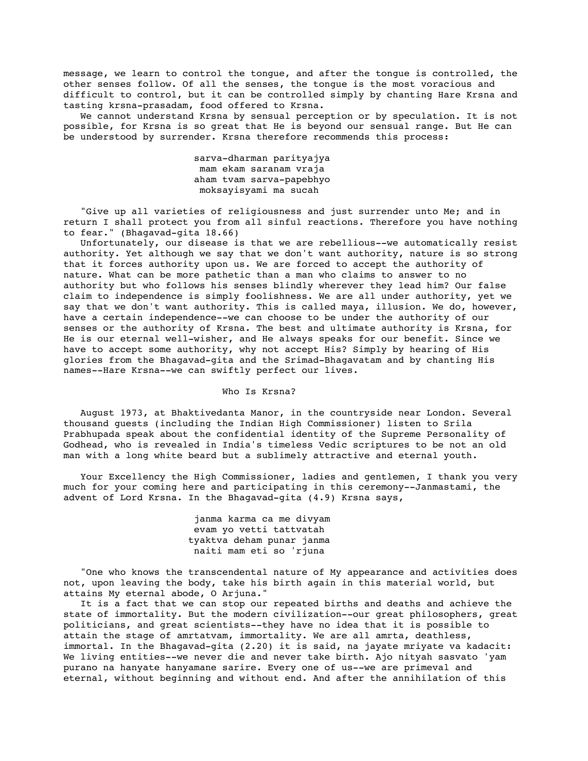message, we learn to control the tongue, and after the tongue is controlled, the other senses follow. Of all the senses, the tongue is the most voracious and difficult to control, but it can be controlled simply by chanting Hare Krsna and tasting krsna-prasadam, food offered to Krsna.

We cannot understand Krsna by sensual perception or by speculation. It is not possible, for Krsna is so great that He is beyond our sensual range. But He can be understood by surrender. Krsna therefore recommends this process:

> sarva-dharman parityajya
> mam ekam saranam vraja
> aham tvam sarva-papebhyo
> moksayisyami ma sucah

"Give up all varieties of religiousness and just surrender unto Me; and in return I shall protect you from all sinful reactions. Therefore you have nothing to fear." (Bhagavad-gita 18.66)

Unfortunately, our disease is that we are rebellious--we automatically resist authority. Yet although we say that we don't want authority, nature is so strong that it forces authority upon us. We are forced to accept the authority of nature. What can be more pathetic than a man who claims to answer to no authority but who follows his senses blindly wherever they lead him? Our false claim to independence is simply foolishness. We are all under authority, yet we say that we don't want authority. This is called maya, illusion. We do, however, have a certain independence--we can choose to be under the authority of our senses or the authority of Krsna. The best and ultimate authority is Krsna, for He is our eternal well-wisher, and He always speaks for our benefit. Since we have to accept some authority, why not accept His? Simply by hearing of His glories from the Bhagavad-gita and the Srimad-Bhagavatam and by chanting His names--Hare Krsna--we can swiftly perfect our lives.

## Who Is Krsna?

August 1973, at Bhaktivedanta Manor, in the countryside near London. Several thousand guests (including the Indian High Commissioner) listen to Srila Prabhupada speak about the confidential identity of the Supreme Personality of Godhead, who is revealed in India's timeless Vedic scriptures to be not an old man with a long white beard but a sublimely attractive and eternal youth.

Your Excellency the High Commissioner, ladies and gentlemen, I thank you very much for your coming here and participating in this ceremony--Janmastami, the advent of Lord Krsna. In the Bhagavad-gita (4.9) Krsna says,

> janma karma ca me divyam
> evam yo vetti tattvatah
> tyaktva deham punar janma
> naiti mam eti so 'rjuna

"One who knows the transcendental nature of My appearance and activities does not, upon leaving the body, take his birth again in this material world, but attains My eternal abode, O Arjuna."

It is a fact that we can stop our repeated births and deaths and achieve the state of immortality. But the modern civilization--our great philosophers, great politicians, and great scientists--they have no idea that it is possible to attain the stage of amrtatvam, immortality. We are all amrta, deathless, immortal. In the Bhagavad-gita (2.20) it is said, na jayate mriyate va kadacit: We living entities--we never die and never take birth. Ajo nityah sasvato 'yam purano na hanyate hanyamane sarire. Every one of us--we are primeval and eternal, without beginning and without end. And after the annihilation of this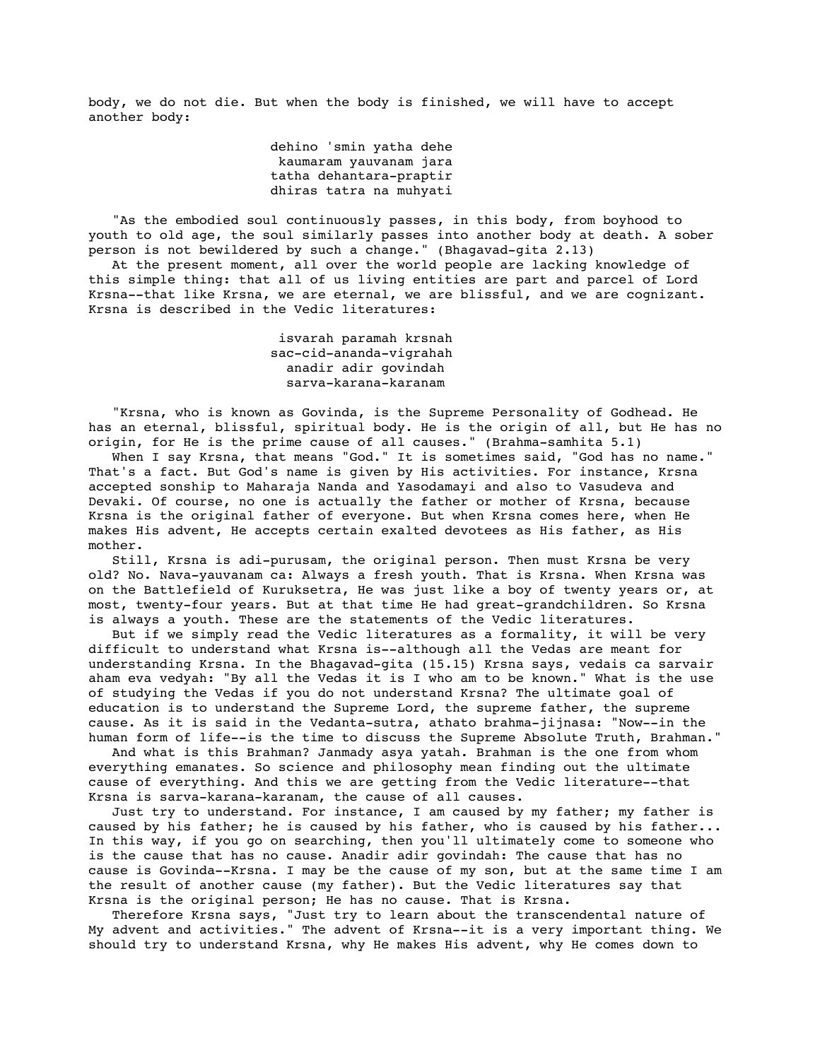body, we do not die. But when the body is finished, we will have to accept another body:

> dehino 'smin yatha dehe  
> kaumaram yauvanam jara  
> tatha dehantara-praptir  
> dhiras tatra na muhyati

"As the embodied soul continuously passes, in this body, from boyhood to youth to old age, the soul similarly passes into another body at death. A sober person is not bewildered by such a change." (Bhagavad-gita 2.13)

At the present moment, all over the world people are lacking knowledge of this simple thing: that all of us living entities are part and parcel of Lord Krsna--that like Krsna, we are eternal, we are blissful, and we are cognizant. Krsna is described in the Vedic literatures:

> isvarah paramah krsnah  
> sac-cid-ananda-vigrahah  
> anadir adir govindah  
> sarva-karana-karanam

"Krsna, who is known as Govinda, is the Supreme Personality of Godhead. He has an eternal, blissful, spiritual body. He is the origin of all, but He has no origin, for He is the prime cause of all causes." (Brahma-samhita 5.1)

When I say Krsna, that means "God." It is sometimes said, "God has no name." That's a fact. But God's name is given by His activities. For instance, Krsna accepted sonship to Maharaja Nanda and Yasodamayi and also to Vasudeva and Devaki. Of course, no one is actually the father or mother of Krsna, because Krsna is the original father of everyone. But when Krsna comes here, when He makes His advent, He accepts certain exalted devotees as His father, as His mother.

Still, Krsna is adi-purusam, the original person. Then must Krsna be very old? No. Nava-yauvanam ca: Always a fresh youth. That is Krsna. When Krsna was on the Battlefield of Kuruksetra, He was just like a boy of twenty years or, at most, twenty-four years. But at that time He had great-grandchildren. So Krsna is always a youth. These are the statements of the Vedic literatures.

But if we simply read the Vedic literatures as a formality, it will be very difficult to understand what Krsna is--although all the Vedas are meant for understanding Krsna. In the Bhagavad-gita (15.15) Krsna says, vedais ca sarvair aham eva vedyah: "By all the Vedas it is I who am to be known." What is the use of studying the Vedas if you do not understand Krsna? The ultimate goal of education is to understand the Supreme Lord, the supreme father, the supreme cause. As it is said in the Vedanta-sutra, athato brahma-jijnasa: "Now--in the human form of life--is the time to discuss the Supreme Absolute Truth, Brahman."

And what is this Brahman? Janmady asya yatah. Brahman is the one from whom everything emanates. So science and philosophy mean finding out the ultimate cause of everything. And this we are getting from the Vedic literature--that Krsna is sarva-karana-karanam, the cause of all causes.

Just try to understand. For instance, I am caused by my father; my father is caused by his father; he is caused by his father, who is caused by his father... In this way, if you go on searching, then you'll ultimately come to someone who is the cause that has no cause. Anadir adir govindah: The cause that has no cause is Govinda--Krsna. I may be the cause of my son, but at the same time I am the result of another cause (my father). But the Vedic literatures say that Krsna is the original person; He has no cause. That is Krsna.

Therefore Krsna says, "Just try to learn about the transcendental nature of My advent and activities." The advent of Krsna--it is a very important thing. We should try to understand Krsna, why He makes His advent, why He comes down to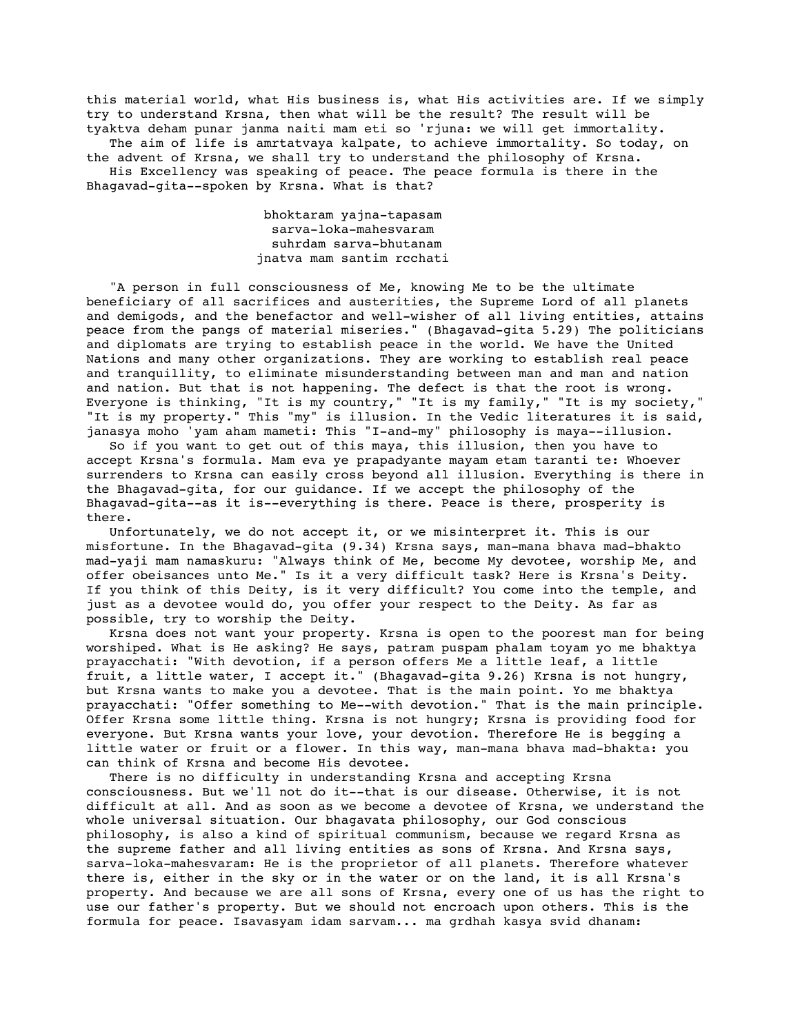this material world, what His business is, what His activities are. If we simply try to understand Krsna, then what will be the result? The result will be tyaktva deham punar janma naiti mam eti so 'rjuna: we will get immortality.

The aim of life is amrtatvaya kalpate, to achieve immortality. So today, on the advent of Krsna, we shall try to understand the philosophy of Krsna.

His Excellency was speaking of peace. The peace formula is there in the Bhagavad-gita--spoken by Krsna. What is that?

> bhoktaram yajna-tapasam
> sarva-loka-mahesvaram
> suhrdam sarva-bhutanam
> jnatva mam santim rcchati

"A person in full consciousness of Me, knowing Me to be the ultimate beneficiary of all sacrifices and austerities, the Supreme Lord of all planets and demigods, and the benefactor and well-wisher of all living entities, attains peace from the pangs of material miseries." (Bhagavad-gita 5.29) The politicians and diplomats are trying to establish peace in the world. We have the United Nations and many other organizations. They are working to establish real peace and tranquillity, to eliminate misunderstanding between man and man and nation and nation. But that is not happening. The defect is that the root is wrong. Everyone is thinking, "It is my country," "It is my family," "It is my society," "It is my property." This "my" is illusion. In the Vedic literatures it is said, janasya moho 'yam aham mameti: This "I-and-my" philosophy is maya--illusion.

So if you want to get out of this maya, this illusion, then you have to accept Krsna's formula. Mam eva ye prapadyante mayam etam taranti te: Whoever surrenders to Krsna can easily cross beyond all illusion. Everything is there in the Bhagavad-gita, for our guidance. If we accept the philosophy of the Bhagavad-gita--as it is--everything is there. Peace is there, prosperity is there.

Unfortunately, we do not accept it, or we misinterpret it. This is our misfortune. In the Bhagavad-gita (9.34) Krsna says, man-mana bhava mad-bhakto mad-yaji mam namaskuru: "Always think of Me, become My devotee, worship Me, and offer obeisances unto Me." Is it a very difficult task? Here is Krsna's Deity. If you think of this Deity, is it very difficult? You come into the temple, and just as a devotee would do, you offer your respect to the Deity. As far as possible, try to worship the Deity.

Krsna does not want your property. Krsna is open to the poorest man for being worshiped. What is He asking? He says, patram puspam phalam toyam yo me bhaktya prayacchati: "With devotion, if a person offers Me a little leaf, a little fruit, a little water, I accept it." (Bhagavad-gita 9.26) Krsna is not hungry, but Krsna wants to make you a devotee. That is the main point. Yo me bhaktya prayacchati: "Offer something to Me--with devotion." That is the main principle. Offer Krsna some little thing. Krsna is not hungry; Krsna is providing food for everyone. But Krsna wants your love, your devotion. Therefore He is begging a little water or fruit or a flower. In this way, man-mana bhava mad-bhakta: you can think of Krsna and become His devotee.

There is no difficulty in understanding Krsna and accepting Krsna consciousness. But we'll not do it--that is our disease. Otherwise, it is not difficult at all. And as soon as we become a devotee of Krsna, we understand the whole universal situation. Our bhagavata philosophy, our God conscious philosophy, is also a kind of spiritual communism, because we regard Krsna as the supreme father and all living entities as sons of Krsna. And Krsna says, sarva-loka-mahesvaram: He is the proprietor of all planets. Therefore whatever there is, either in the sky or in the water or on the land, it is all Krsna's property. And because we are all sons of Krsna, every one of us has the right to use our father's property. But we should not encroach upon others. This is the formula for peace. Isavasyam idam sarvam... ma grdhah kasya svid dhanam: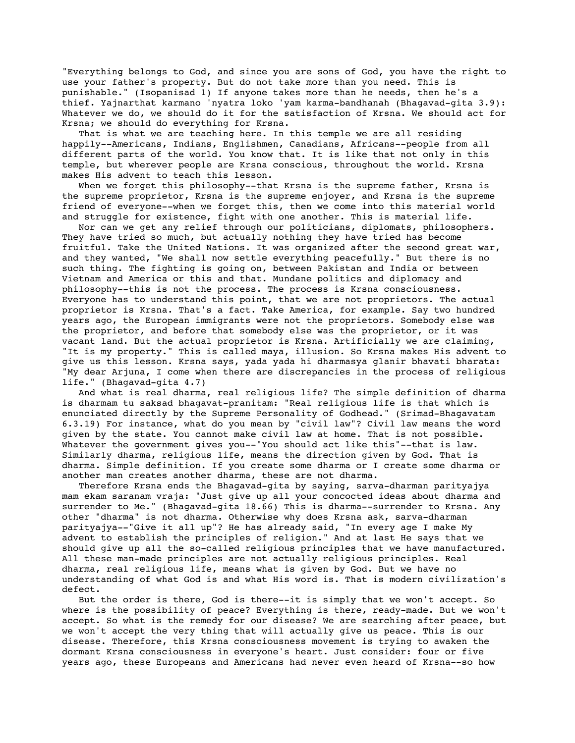"Everything belongs to God, and since you are sons of God, you have the right to use your father's property. But do not take more than you need. This is punishable." (Isopanisad 1) If anyone takes more than he needs, then he's a thief. Yajnarthat karmano 'nyatra loko 'yam karma-bandhanah (Bhagavad-gita 3.9): Whatever we do, we should do it for the satisfaction of Krsna. We should act for Krsna; we should do everything for Krsna.

That is what we are teaching here. In this temple we are all residing happily--Americans, Indians, Englishmen, Canadians, Africans--people from all different parts of the world. You know that. It is like that not only in this temple, but wherever people are Krsna conscious, throughout the world. Krsna makes His advent to teach this lesson.

When we forget this philosophy--that Krsna is the supreme father, Krsna is the supreme proprietor, Krsna is the supreme enjoyer, and Krsna is the supreme friend of everyone--when we forget this, then we come into this material world and struggle for existence, fight with one another. This is material life.

Nor can we get any relief through our politicians, diplomats, philosophers. They have tried so much, but actually nothing they have tried has become fruitful. Take the United Nations. It was organized after the second great war, and they wanted, "We shall now settle everything peacefully." But there is no such thing. The fighting is going on, between Pakistan and India or between Vietnam and America or this and that. Mundane politics and diplomacy and philosophy--this is not the process. The process is Krsna consciousness. Everyone has to understand this point, that we are not proprietors. The actual proprietor is Krsna. That's a fact. Take America, for example. Say two hundred years ago, the European immigrants were not the proprietors. Somebody else was the proprietor, and before that somebody else was the proprietor, or it was vacant land. But the actual proprietor is Krsna. Artificially we are claiming, "It is my property." This is called maya, illusion. So Krsna makes His advent to give us this lesson. Krsna says, yada yada hi dharmasya glanir bhavati bharata: "My dear Arjuna, I come when there are discrepancies in the process of religious life." (Bhagavad-gita 4.7)

And what is real dharma, real religious life? The simple definition of dharma is dharmam tu saksad bhagavat-pranitam: "Real religious life is that which is enunciated directly by the Supreme Personality of Godhead." (Srimad-Bhagavatam 6.3.19) For instance, what do you mean by "civil law"? Civil law means the word given by the state. You cannot make civil law at home. That is not possible. Whatever the government gives you--"You should act like this"--that is law. Similarly dharma, religious life, means the direction given by God. That is dharma. Simple definition. If you create some dharma or I create some dharma or another man creates another dharma, these are not dharma.

Therefore Krsna ends the Bhagavad-gita by saying, sarva-dharman parityajya mam ekam saranam vraja: "Just give up all your concocted ideas about dharma and surrender to Me." (Bhagavad-gita 18.66) This is dharma--surrender to Krsna. Any other "dharma" is not dharma. Otherwise why does Krsna ask, sarva-dharman parityajya--"Give it all up"? He has already said, "In every age I make My advent to establish the principles of religion." And at last He says that we should give up all the so-called religious principles that we have manufactured. All these man-made principles are not actually religious principles. Real dharma, real religious life, means what is given by God. But we have no understanding of what God is and what His word is. That is modern civilization's defect.

But the order is there, God is there--it is simply that we won't accept. So where is the possibility of peace? Everything is there, ready-made. But we won't accept. So what is the remedy for our disease? We are searching after peace, but we won't accept the very thing that will actually give us peace. This is our disease. Therefore, this Krsna consciousness movement is trying to awaken the dormant Krsna consciousness in everyone's heart. Just consider: four or five years ago, these Europeans and Americans had never even heard of Krsna--so how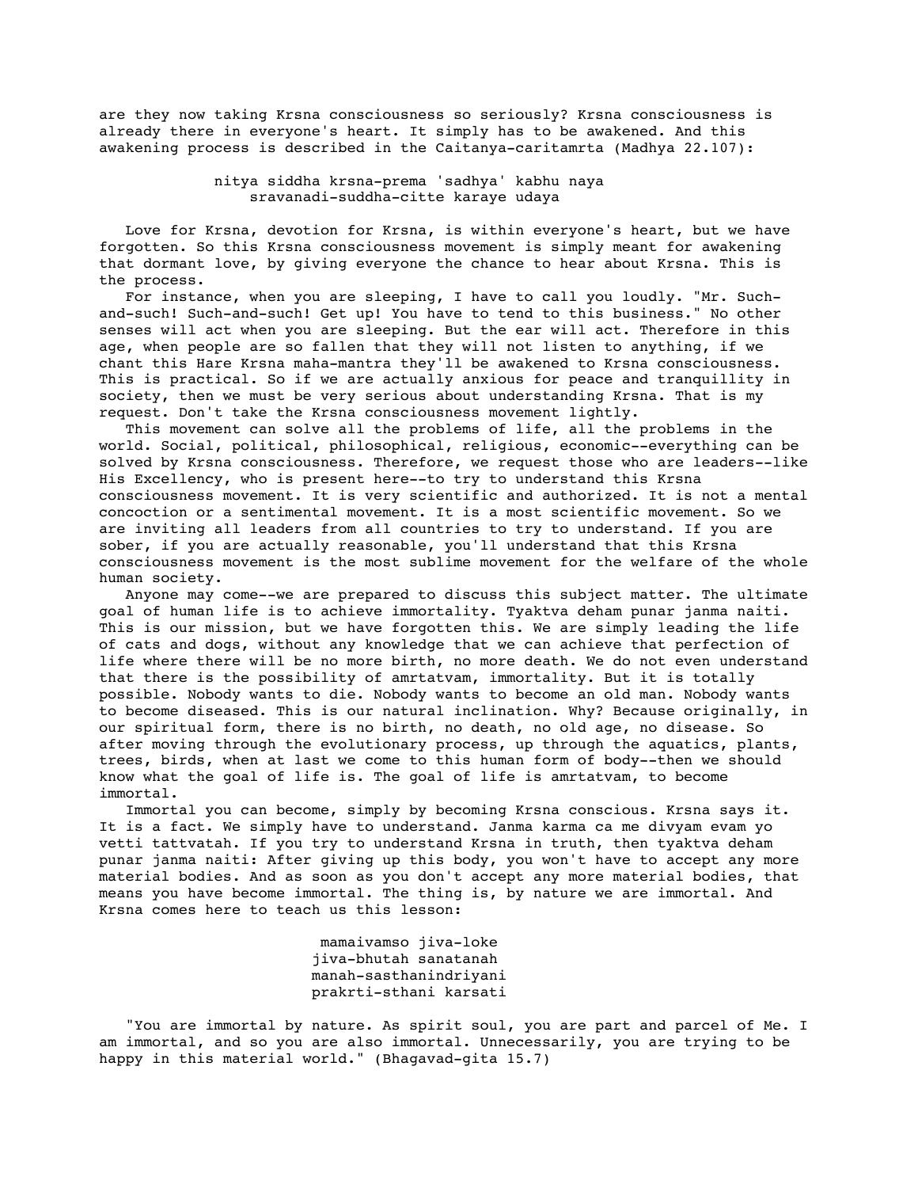are they now taking Krsna consciousness so seriously? Krsna consciousness is already there in everyone's heart. It simply has to be awakened. And this awakening process is described in the Caitanya-caritamrta (Madhya 22.107):

> nitya siddha krsna-prema 'sadhya' kabhu naya
> sravanadi-suddha-citte karaye udaya

Love for Krsna, devotion for Krsna, is within everyone's heart, but we have forgotten. So this Krsna consciousness movement is simply meant for awakening that dormant love, by giving everyone the chance to hear about Krsna. This is the process.

For instance, when you are sleeping, I have to call you loudly. "Mr. Such-and-such! Such-and-such! Get up! You have to tend to this business." No other senses will act when you are sleeping. But the ear will act. Therefore in this age, when people are so fallen that they will not listen to anything, if we chant this Hare Krsna maha-mantra they'll be awakened to Krsna consciousness. This is practical. So if we are actually anxious for peace and tranquillity in society, then we must be very serious about understanding Krsna. That is my request. Don't take the Krsna consciousness movement lightly.

This movement can solve all the problems of life, all the problems in the world. Social, political, philosophical, religious, economic--everything can be solved by Krsna consciousness. Therefore, we request those who are leaders--like His Excellency, who is present here--to try to understand this Krsna consciousness movement. It is very scientific and authorized. It is not a mental concoction or a sentimental movement. It is a most scientific movement. So we are inviting all leaders from all countries to try to understand. If you are sober, if you are actually reasonable, you'll understand that this Krsna consciousness movement is the most sublime movement for the welfare of the whole human society.

Anyone may come--we are prepared to discuss this subject matter. The ultimate goal of human life is to achieve immortality. Tyaktva deham punar janma naiti. This is our mission, but we have forgotten this. We are simply leading the life of cats and dogs, without any knowledge that we can achieve that perfection of life where there will be no more birth, no more death. We do not even understand that there is the possibility of amrtatvam, immortality. But it is totally possible. Nobody wants to die. Nobody wants to become an old man. Nobody wants to become diseased. This is our natural inclination. Why? Because originally, in our spiritual form, there is no birth, no death, no old age, no disease. So after moving through the evolutionary process, up through the aquatics, plants, trees, birds, when at last we come to this human form of body--then we should know what the goal of life is. The goal of life is amrtatvam, to become immortal.

Immortal you can become, simply by becoming Krsna conscious. Krsna says it. It is a fact. We simply have to understand. Janma karma ca me divyam evam yo vetti tattvatah. If you try to understand Krsna in truth, then tyaktva deham punar janma naiti: After giving up this body, you won't have to accept any more material bodies. And as soon as you don't accept any more material bodies, that means you have become immortal. The thing is, by nature we are immortal. And Krsna comes here to teach us this lesson:

> mamaivamso jiva-loke
> jiva-bhutah sanatanah
> manah-sasthanindriyani
> prakrti-sthani karsati

"You are immortal by nature. As spirit soul, you are part and parcel of Me. I am immortal, and so you are also immortal. Unnecessarily, you are trying to be happy in this material world." (Bhagavad-gita 15.7)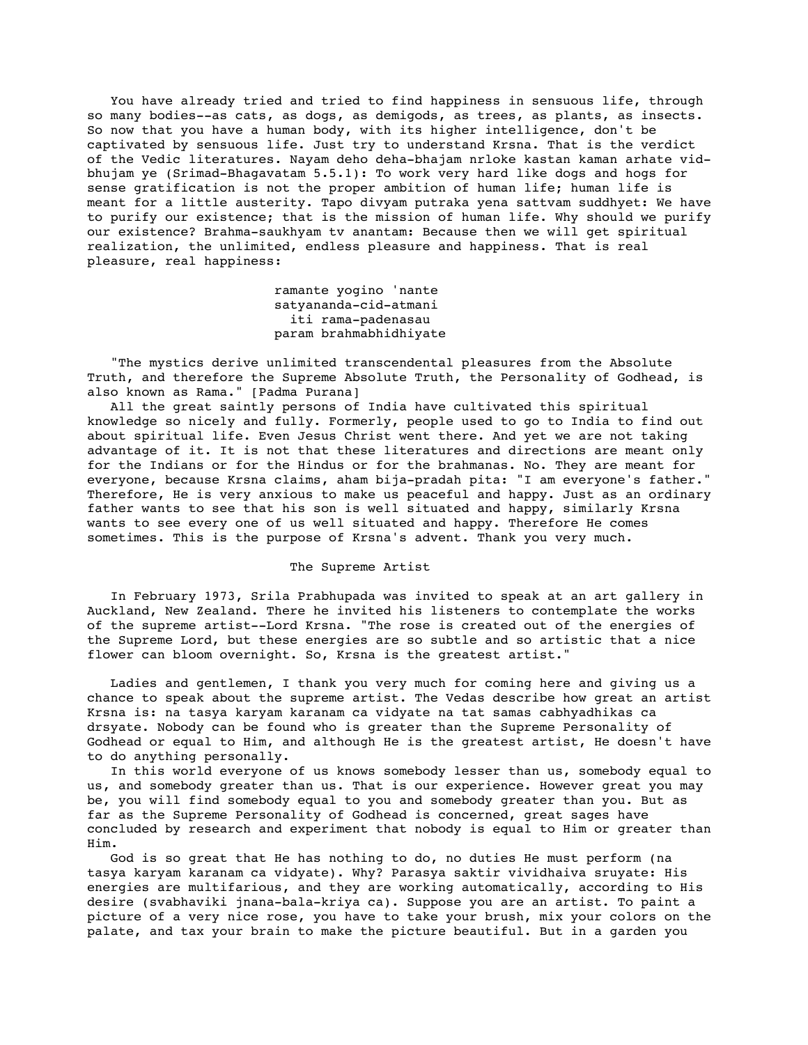You have already tried and tried to find happiness in sensuous life, through so many bodies--as cats, as dogs, as demigods, as trees, as plants, as insects. So now that you have a human body, with its higher intelligence, don't be captivated by sensuous life. Just try to understand Krsna. That is the verdict of the Vedic literatures. Nayam deho deha-bhajam nrloke kastan kaman arhate vid-bhujam ye (Srimad-Bhagavatam 5.5.1): To work very hard like dogs and hogs for sense gratification is not the proper ambition of human life; human life is meant for a little austerity. Tapo divyam putraka yena sattvam suddhyet: We have to purify our existence; that is the mission of human life. Why should we purify our existence? Brahma-saukhyam tv anantam: Because then we will get spiritual realization, the unlimited, endless pleasure and happiness. That is real pleasure, real happiness:

> ramante yogino 'nante
> satyananda-cid-atmani
> iti rama-padenasau
> param brahmabhidhiyate

"The mystics derive unlimited transcendental pleasures from the Absolute Truth, and therefore the Supreme Absolute Truth, the Personality of Godhead, is also known as Rama." [Padma Purana]

All the great saintly persons of India have cultivated this spiritual knowledge so nicely and fully. Formerly, people used to go to India to find out about spiritual life. Even Jesus Christ went there. And yet we are not taking advantage of it. It is not that these literatures and directions are meant only for the Indians or for the Hindus or for the brahmanas. No. They are meant for everyone, because Krsna claims, aham bija-pradah pita: "I am everyone's father." Therefore, He is very anxious to make us peaceful and happy. Just as an ordinary father wants to see that his son is well situated and happy, similarly Krsna wants to see every one of us well situated and happy. Therefore He comes sometimes. This is the purpose of Krsna's advent. Thank you very much.

## The Supreme Artist

In February 1973, Srila Prabhupada was invited to speak at an art gallery in Auckland, New Zealand. There he invited his listeners to contemplate the works of the supreme artist--Lord Krsna. "The rose is created out of the energies of the Supreme Lord, but these energies are so subtle and so artistic that a nice flower can bloom overnight. So, Krsna is the greatest artist."

Ladies and gentlemen, I thank you very much for coming here and giving us a chance to speak about the supreme artist. The Vedas describe how great an artist Krsna is: na tasya karyam karanam ca vidyate na tat samas cabhyadhikas ca drsyate. Nobody can be found who is greater than the Supreme Personality of Godhead or equal to Him, and although He is the greatest artist, He doesn't have to do anything personally.

In this world everyone of us knows somebody lesser than us, somebody equal to us, and somebody greater than us. That is our experience. However great you may be, you will find somebody equal to you and somebody greater than you. But as far as the Supreme Personality of Godhead is concerned, great sages have concluded by research and experiment that nobody is equal to Him or greater than Him.

God is so great that He has nothing to do, no duties He must perform (na tasya karyam karanam ca vidyate). Why? Parasya saktir vividhaiva sruyate: His energies are multifarious, and they are working automatically, according to His desire (svabhaviki jnana-bala-kriya ca). Suppose you are an artist. To paint a picture of a very nice rose, you have to take your brush, mix your colors on the palate, and tax your brain to make the picture beautiful. But in a garden you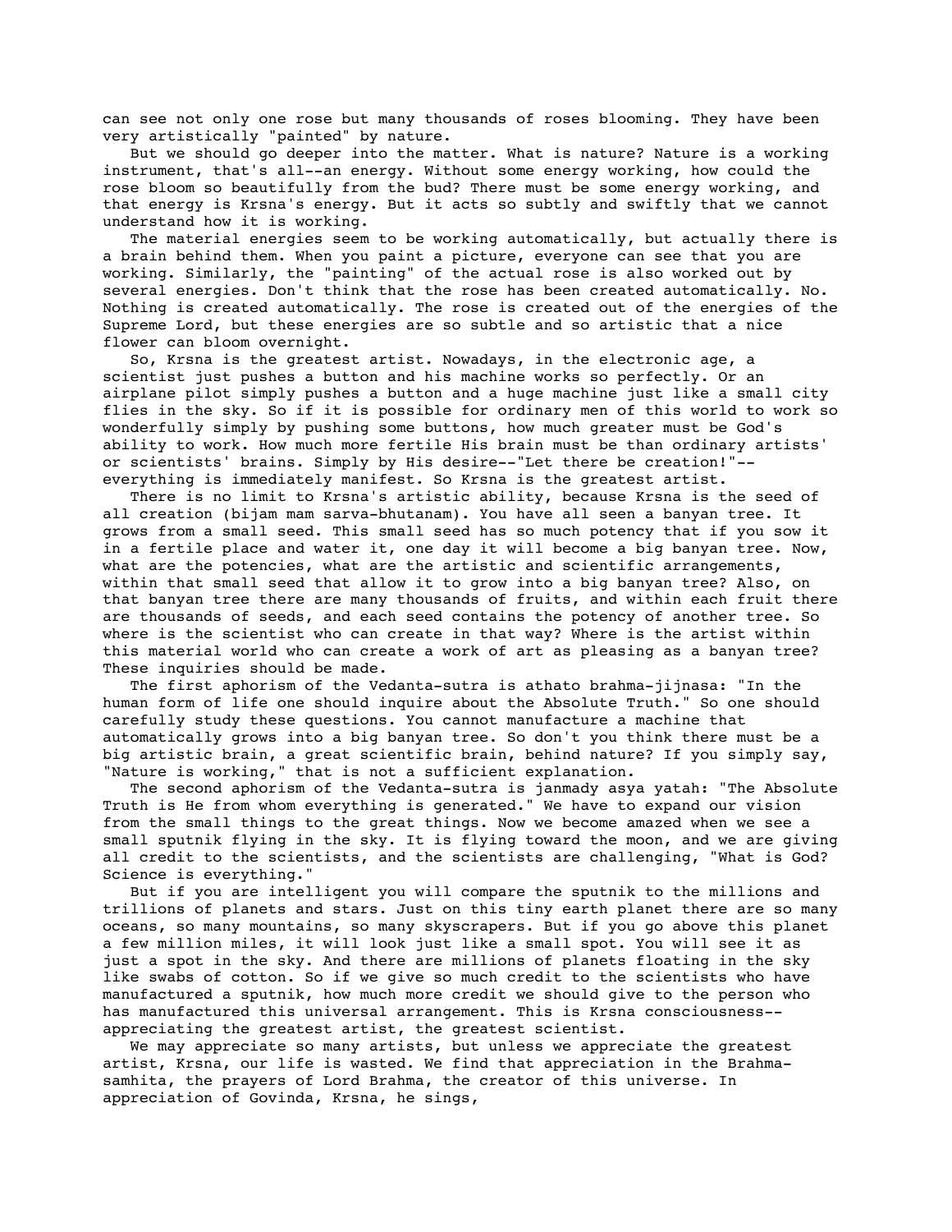can see not only one rose but many thousands of roses blooming. They have been very artistically "painted" by nature.

But we should go deeper into the matter. What is nature? Nature is a working instrument, that's all--an energy. Without some energy working, how could the rose bloom so beautifully from the bud? There must be some energy working, and that energy is Krsna's energy. But it acts so subtly and swiftly that we cannot understand how it is working.

The material energies seem to be working automatically, but actually there is a brain behind them. When you paint a picture, everyone can see that you are working. Similarly, the "painting" of the actual rose is also worked out by several energies. Don't think that the rose has been created automatically. No. Nothing is created automatically. The rose is created out of the energies of the Supreme Lord, but these energies are so subtle and so artistic that a nice flower can bloom overnight.

So, Krsna is the greatest artist. Nowadays, in the electronic age, a scientist just pushes a button and his machine works so perfectly. Or an airplane pilot simply pushes a button and a huge machine just like a small city flies in the sky. So if it is possible for ordinary men of this world to work so wonderfully simply by pushing some buttons, how much greater must be God's ability to work. How much more fertile His brain must be than ordinary artists' or scientists' brains. Simply by His desire--"Let there be creation!"--everything is immediately manifest. So Krsna is the greatest artist.

There is no limit to Krsna's artistic ability, because Krsna is the seed of all creation (bijam mam sarva-bhutanam). You have all seen a banyan tree. It grows from a small seed. This small seed has so much potency that if you sow it in a fertile place and water it, one day it will become a big banyan tree. Now, what are the potencies, what are the artistic and scientific arrangements, within that small seed that allow it to grow into a big banyan tree? Also, on that banyan tree there are many thousands of fruits, and within each fruit there are thousands of seeds, and each seed contains the potency of another tree. So where is the scientist who can create in that way? Where is the artist within this material world who can create a work of art as pleasing as a banyan tree? These inquiries should be made.

The first aphorism of the Vedanta-sutra is athato brahma-jijnasa: "In the human form of life one should inquire about the Absolute Truth." So one should carefully study these questions. You cannot manufacture a machine that automatically grows into a big banyan tree. So don't you think there must be a big artistic brain, a great scientific brain, behind nature? If you simply say, "Nature is working," that is not a sufficient explanation.

The second aphorism of the Vedanta-sutra is janmady asya yatah: "The Absolute Truth is He from whom everything is generated." We have to expand our vision from the small things to the great things. Now we become amazed when we see a small sputnik flying in the sky. It is flying toward the moon, and we are giving all credit to the scientists, and the scientists are challenging, "What is God? Science is everything."

But if you are intelligent you will compare the sputnik to the millions and trillions of planets and stars. Just on this tiny earth planet there are so many oceans, so many mountains, so many skyscrapers. But if you go above this planet a few million miles, it will look just like a small spot. You will see it as just a spot in the sky. And there are millions of planets floating in the sky like swabs of cotton. So if we give so much credit to the scientists who have manufactured a sputnik, how much more credit we should give to the person who has manufactured this universal arrangement. This is Krsna consciousness--appreciating the greatest artist, the greatest scientist.

We may appreciate so many artists, but unless we appreciate the greatest artist, Krsna, our life is wasted. We find that appreciation in the Brahma-samhita, the prayers of Lord Brahma, the creator of this universe. In appreciation of Govinda, Krsna, he sings,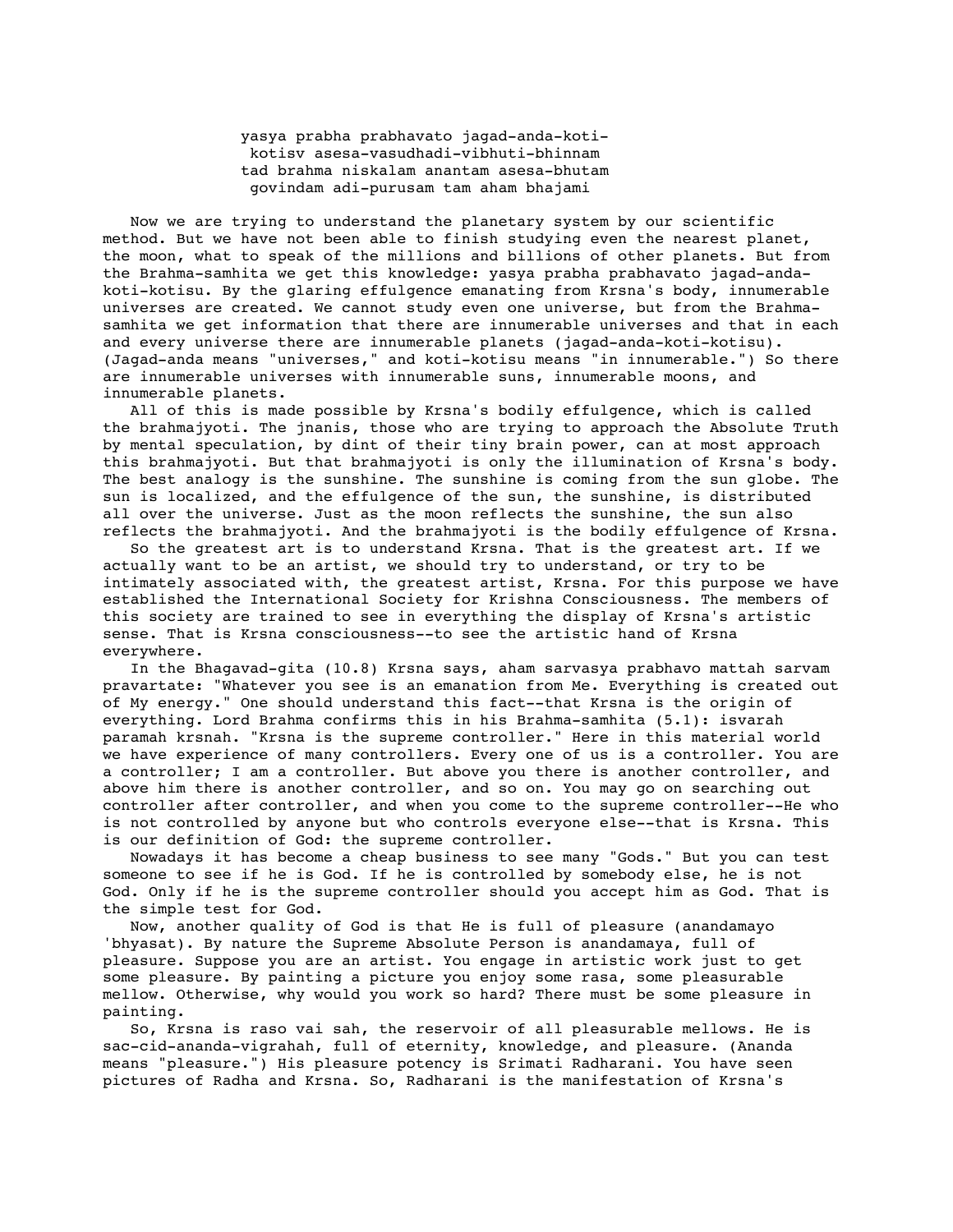yasya prabha prabhavato jagad-anda-koti-  
kotisv asesa-vasudhadi-vibhuti-bhinnam  
tad brahma niskalam anantam asesa-bhutam  
govindam adi-purusam tam aham bhajami

Now we are trying to understand the planetary system by our scientific method. But we have not been able to finish studying even the nearest planet, the moon, what to speak of the millions and billions of other planets. But from the Brahma-samhita we get this knowledge: yasya prabha prabhavato jagad-anda-koti-kotisu. By the glaring effulgence emanating from Krsna's body, innumerable universes are created. We cannot study even one universe, but from the Brahma-samhita we get information that there are innumerable universes and that in each and every universe there are innumerable planets (jagad-anda-koti-kotisu). (Jagad-anda means "universes," and koti-kotisu means "in innumerable.") So there are innumerable universes with innumerable suns, innumerable moons, and innumerable planets.

All of this is made possible by Krsna's bodily effulgence, which is called the brahmajyoti. The jnanis, those who are trying to approach the Absolute Truth by mental speculation, by dint of their tiny brain power, can at most approach this brahmajyoti. But that brahmajyoti is only the illumination of Krsna's body. The best analogy is the sunshine. The sunshine is coming from the sun globe. The sun is localized, and the effulgence of the sun, the sunshine, is distributed all over the universe. Just as the moon reflects the sunshine, the sun also reflects the brahmajyoti. And the brahmajyoti is the bodily effulgence of Krsna.

So the greatest art is to understand Krsna. That is the greatest art. If we actually want to be an artist, we should try to understand, or try to be intimately associated with, the greatest artist, Krsna. For this purpose we have established the International Society for Krishna Consciousness. The members of this society are trained to see in everything the display of Krsna's artistic sense. That is Krsna consciousness--to see the artistic hand of Krsna everywhere.

In the Bhagavad-gita (10.8) Krsna says, aham sarvasya prabhavo mattah sarvam pravartate: "Whatever you see is an emanation from Me. Everything is created out of My energy." One should understand this fact--that Krsna is the origin of everything. Lord Brahma confirms this in his Brahma-samhita (5.1): isvarah paramah krsnah. "Krsna is the supreme controller." Here in this material world we have experience of many controllers. Every one of us is a controller. You are a controller; I am a controller. But above you there is another controller, and above him there is another controller, and so on. You may go on searching out controller after controller, and when you come to the supreme controller--He who is not controlled by anyone but who controls everyone else--that is Krsna. This is our definition of God: the supreme controller.

Nowadays it has become a cheap business to see many "Gods." But you can test someone to see if he is God. If he is controlled by somebody else, he is not God. Only if he is the supreme controller should you accept him as God. That is the simple test for God.

Now, another quality of God is that He is full of pleasure (anandamayo 'bhyasat). By nature the Supreme Absolute Person is anandamaya, full of pleasure. Suppose you are an artist. You engage in artistic work just to get some pleasure. By painting a picture you enjoy some rasa, some pleasurable mellow. Otherwise, why would you work so hard? There must be some pleasure in painting.

So, Krsna is raso vai sah, the reservoir of all pleasurable mellows. He is sac-cid-ananda-vigrahah, full of eternity, knowledge, and pleasure. (Ananda means "pleasure.") His pleasure potency is Srimati Radharani. You have seen pictures of Radha and Krsna. So, Radharani is the manifestation of Krsna's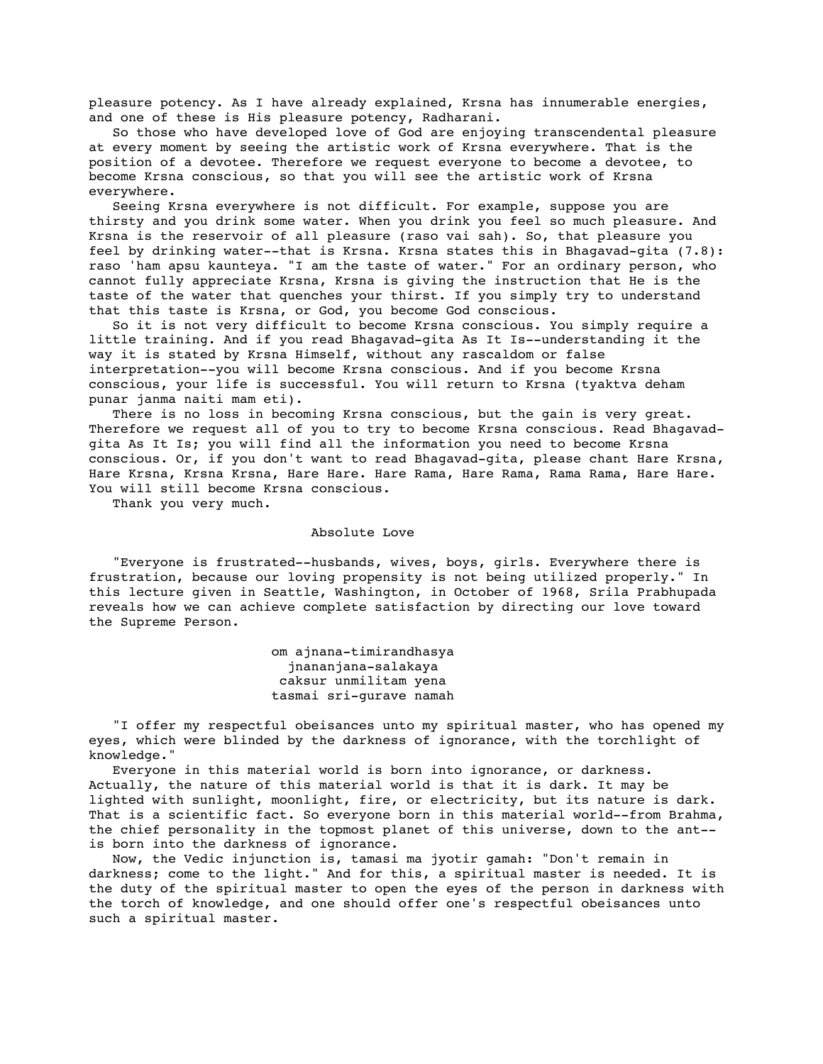pleasure potency. As I have already explained, Krsna has innumerable energies, and one of these is His pleasure potency, Radharani.

So those who have developed love of God are enjoying transcendental pleasure at every moment by seeing the artistic work of Krsna everywhere. That is the position of a devotee. Therefore we request everyone to become a devotee, to become Krsna conscious, so that you will see the artistic work of Krsna everywhere.

Seeing Krsna everywhere is not difficult. For example, suppose you are thirsty and you drink some water. When you drink you feel so much pleasure. And Krsna is the reservoir of all pleasure (raso vai sah). So, that pleasure you feel by drinking water--that is Krsna. Krsna states this in Bhagavad-gita (7.8): raso 'ham apsu kaunteya. "I am the taste of water." For an ordinary person, who cannot fully appreciate Krsna, Krsna is giving the instruction that He is the taste of the water that quenches your thirst. If you simply try to understand that this taste is Krsna, or God, you become God conscious.

So it is not very difficult to become Krsna conscious. You simply require a little training. And if you read Bhagavad-gita As It Is--understanding it the way it is stated by Krsna Himself, without any rascaldom or false interpretation--you will become Krsna conscious. And if you become Krsna conscious, your life is successful. You will return to Krsna (tyaktva deham punar janma naiti mam eti).

There is no loss in becoming Krsna conscious, but the gain is very great. Therefore we request all of you to try to become Krsna conscious. Read Bhagavad-gita As It Is; you will find all the information you need to become Krsna conscious. Or, if you don't want to read Bhagavad-gita, please chant Hare Krsna, Hare Krsna, Krsna Krsna, Hare Hare. Hare Rama, Hare Rama, Rama Rama, Hare Hare. You will still become Krsna conscious.

Thank you very much.

## Absolute Love

"Everyone is frustrated--husbands, wives, boys, girls. Everywhere there is frustration, because our loving propensity is not being utilized properly." In this lecture given in Seattle, Washington, in October of 1968, Srila Prabhupada reveals how we can achieve complete satisfaction by directing our love toward the Supreme Person.

om ajnana-timirandhasya
jnananjana-salakaya
caksur unmilitam yena
tasmai sri-gurave namah

"I offer my respectful obeisances unto my spiritual master, who has opened my eyes, which were blinded by the darkness of ignorance, with the torchlight of knowledge."

Everyone in this material world is born into ignorance, or darkness. Actually, the nature of this material world is that it is dark. It may be lighted with sunlight, moonlight, fire, or electricity, but its nature is dark. That is a scientific fact. So everyone born in this material world--from Brahma, the chief personality in the topmost planet of this universe, down to the ant--is born into the darkness of ignorance.

Now, the Vedic injunction is, tamasi ma jyotir gamah: "Don't remain in darkness; come to the light." And for this, a spiritual master is needed. It is the duty of the spiritual master to open the eyes of the person in darkness with the torch of knowledge, and one should offer one's respectful obeisances unto such a spiritual master.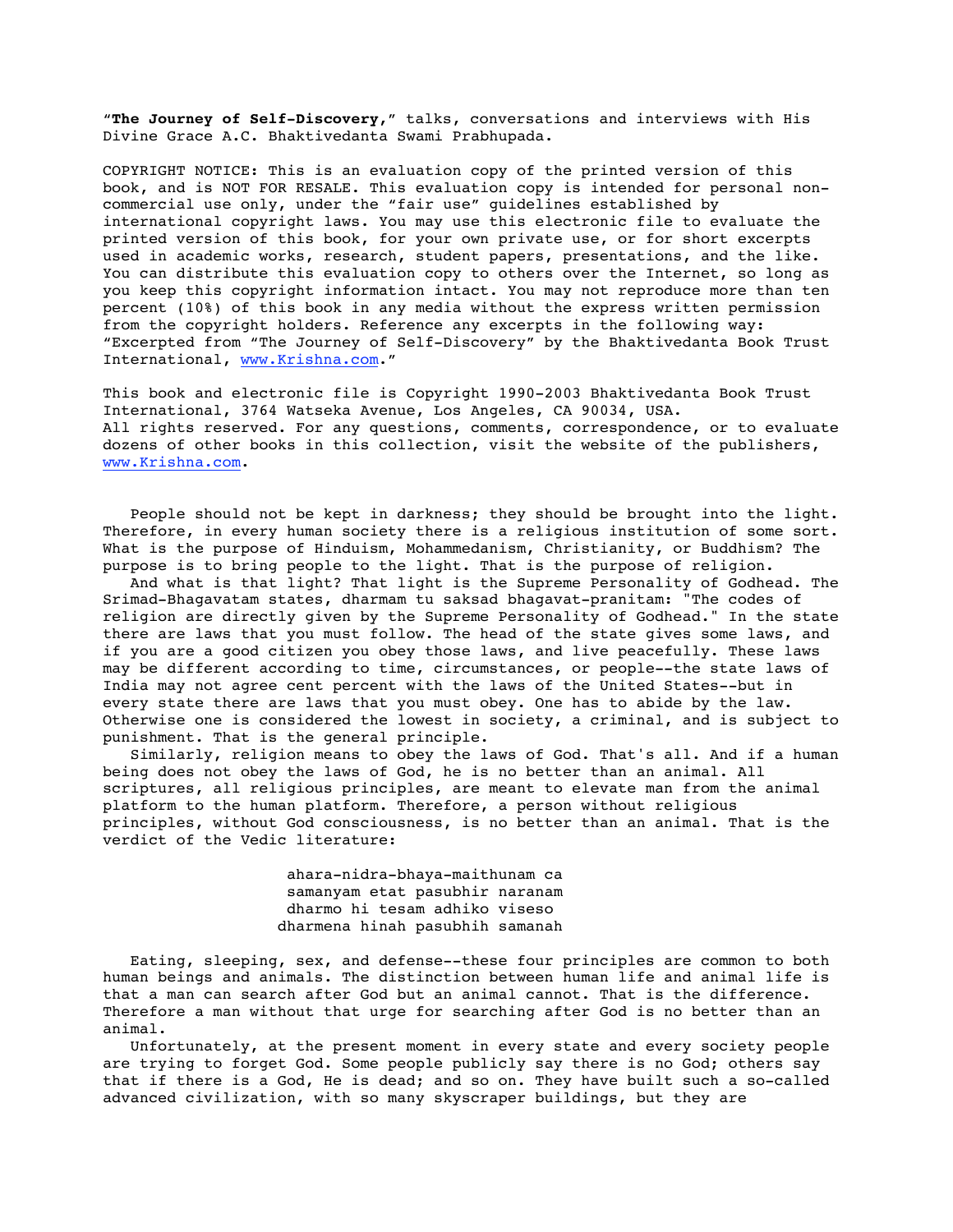"**The Journey of Self-Discovery**," talks, conversations and interviews with His Divine Grace A.C. Bhaktivedanta Swami Prabhupada.

COPYRIGHT NOTICE: This is an evaluation copy of the printed version of this book, and is NOT FOR RESALE. This evaluation copy is intended for personal non-commercial use only, under the "fair use" guidelines established by international copyright laws. You may use this electronic file to evaluate the printed version of this book, for your own private use, or for short excerpts used in academic works, research, student papers, presentations, and the like. You can distribute this evaluation copy to others over the Internet, so long as you keep this copyright information intact. You may not reproduce more than ten percent (10%) of this book in any media without the express written permission from the copyright holders. Reference any excerpts in the following way: "Excerpted from "The Journey of Self-Discovery" by the Bhaktivedanta Book Trust International, www.Krishna.com."

This book and electronic file is Copyright 1990-2003 Bhaktivedanta Book Trust International, 3764 Watseka Avenue, Los Angeles, CA 90034, USA. All rights reserved. For any questions, comments, correspondence, or to evaluate dozens of other books in this collection, visit the website of the publishers, www.Krishna.com.

People should not be kept in darkness; they should be brought into the light. Therefore, in every human society there is a religious institution of some sort. What is the purpose of Hinduism, Mohammedanism, Christianity, or Buddhism? The purpose is to bring people to the light. That is the purpose of religion.

And what is that light? That light is the Supreme Personality of Godhead. The Srimad-Bhagavatam states, dharmam tu saksad bhagavat-pranitam: "The codes of religion are directly given by the Supreme Personality of Godhead." In the state there are laws that you must follow. The head of the state gives some laws, and if you are a good citizen you obey those laws, and live peacefully. These laws may be different according to time, circumstances, or people--the state laws of India may not agree cent percent with the laws of the United States--but in every state there are laws that you must obey. One has to abide by the law. Otherwise one is considered the lowest in society, a criminal, and is subject to punishment. That is the general principle.

Similarly, religion means to obey the laws of God. That's all. And if a human being does not obey the laws of God, he is no better than an animal. All scriptures, all religious principles, are meant to elevate man from the animal platform to the human platform. Therefore, a person without religious principles, without God consciousness, is no better than an animal. That is the verdict of the Vedic literature:

ahara-nidra-bhaya-maithunam ca
samanyam etat pasubhir naranam
dharmo hi tesam adhiko viseso
dharmena hinah pasubhih samanah

Eating, sleeping, sex, and defense--these four principles are common to both human beings and animals. The distinction between human life and animal life is that a man can search after God but an animal cannot. That is the difference. Therefore a man without that urge for searching after God is no better than an animal.

Unfortunately, at the present moment in every state and every society people are trying to forget God. Some people publicly say there is no God; others say that if there is a God, He is dead; and so on. They have built such a so-called advanced civilization, with so many skyscraper buildings, but they are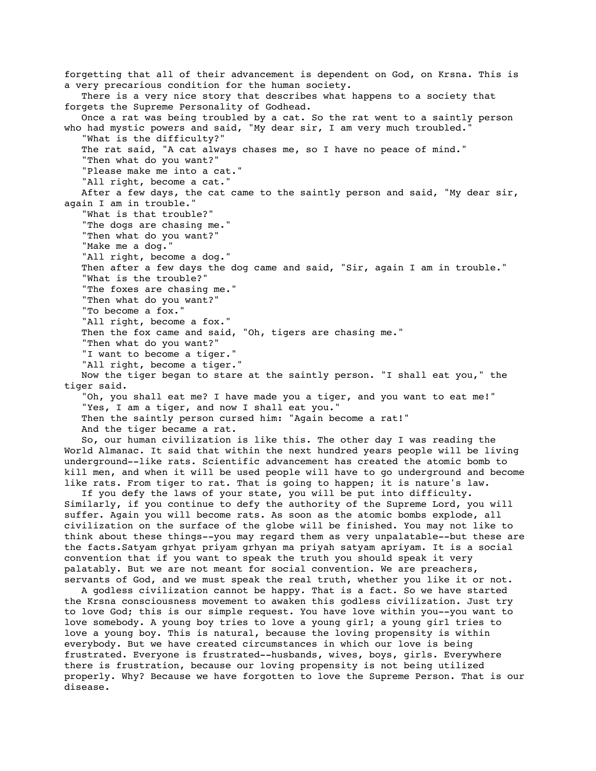forgetting that all of their advancement is dependent on God, on Krsna. This is a very precarious condition for the human society.

There is a very nice story that describes what happens to a society that forgets the Supreme Personality of Godhead.

Once a rat was being troubled by a cat. So the rat went to a saintly person who had mystic powers and said, "My dear sir, I am very much troubled."

"What is the difficulty?"

The rat said, "A cat always chases me, so I have no peace of mind."

"Then what do you want?"

"Please make me into a cat."

"All right, become a cat."

After a few days, the cat came to the saintly person and said, "My dear sir, again I am in trouble."

"What is that trouble?"

"The dogs are chasing me."

"Then what do you want?"

"Make me a dog."

"All right, become a dog."

Then after a few days the dog came and said, "Sir, again I am in trouble."

"What is the trouble?"

"The foxes are chasing me."

"Then what do you want?"

"To become a fox."

"All right, become a fox."

Then the fox came and said, "Oh, tigers are chasing me."

"Then what do you want?"

"I want to become a tiger."

"All right, become a tiger."

Now the tiger began to stare at the saintly person. "I shall eat you," the tiger said.

"Oh, you shall eat me? I have made you a tiger, and you want to eat me!"

"Yes, I am a tiger, and now I shall eat you."

Then the saintly person cursed him: "Again become a rat!"

And the tiger became a rat.

So, our human civilization is like this. The other day I was reading the World Almanac. It said that within the next hundred years people will be living underground--like rats. Scientific advancement has created the atomic bomb to kill men, and when it will be used people will have to go underground and become like rats. From tiger to rat. That is going to happen; it is nature's law.

If you defy the laws of your state, you will be put into difficulty. Similarly, if you continue to defy the authority of the Supreme Lord, you will suffer. Again you will become rats. As soon as the atomic bombs explode, all civilization on the surface of the globe will be finished. You may not like to think about these things--you may regard them as very unpalatable--but these are the facts.Satyam grhyat priyam grhyan ma priyah satyam apriyam. It is a social convention that if you want to speak the truth you should speak it very palatably. But we are not meant for social convention. We are preachers, servants of God, and we must speak the real truth, whether you like it or not.

A godless civilization cannot be happy. That is a fact. So we have started the Krsna consciousness movement to awaken this godless civilization. Just try to love God; this is our simple request. You have love within you--you want to love somebody. A young boy tries to love a young girl; a young girl tries to love a young boy. This is natural, because the loving propensity is within everybody. But we have created circumstances in which our love is being frustrated. Everyone is frustrated--husbands, wives, boys, girls. Everywhere there is frustration, because our loving propensity is not being utilized properly. Why? Because we have forgotten to love the Supreme Person. That is our disease.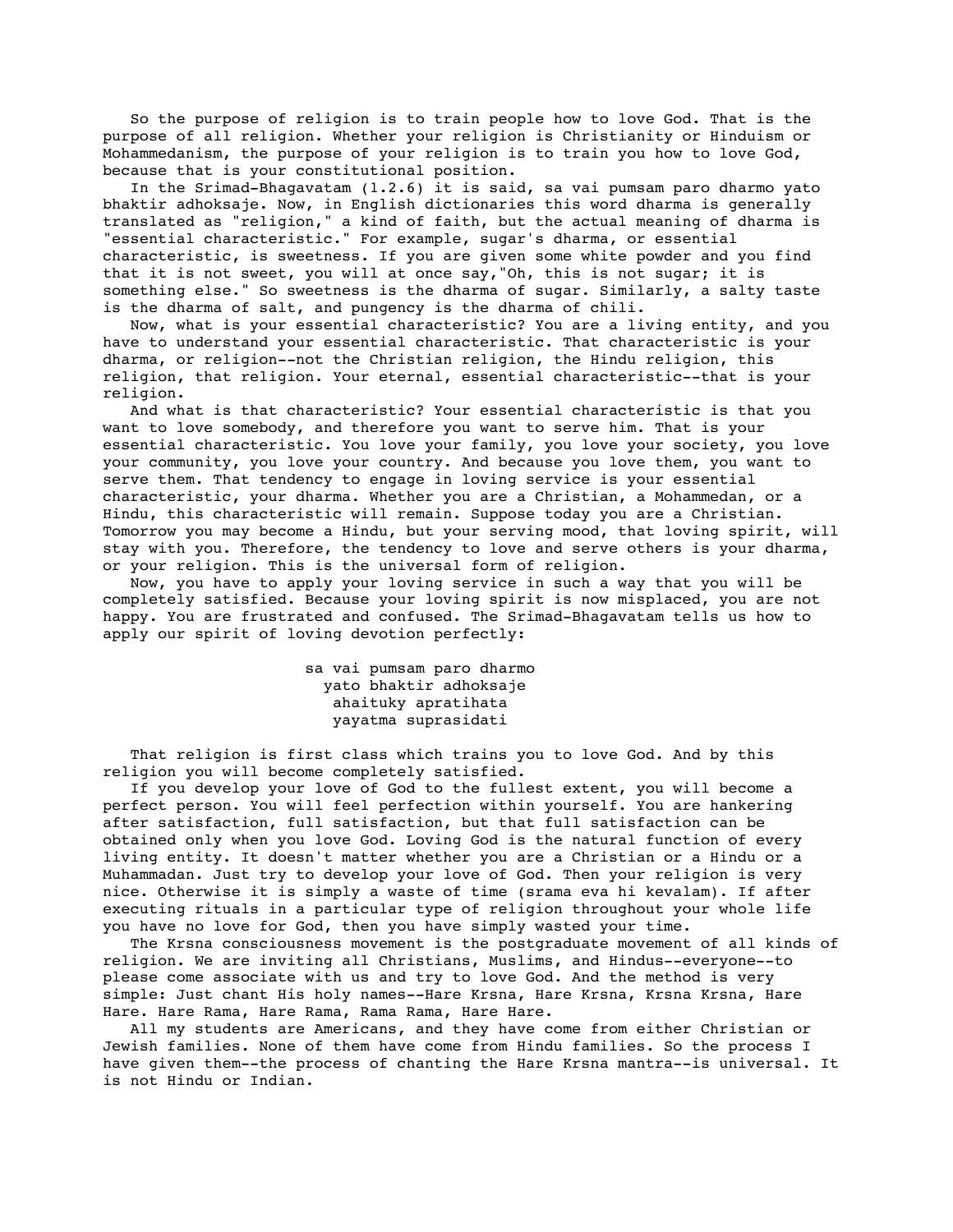So the purpose of religion is to train people how to love God. That is the purpose of all religion. Whether your religion is Christianity or Hinduism or Mohammedanism, the purpose of your religion is to train you how to love God, because that is your constitutional position.

In the Srimad-Bhagavatam (1.2.6) it is said, sa vai pumsam paro dharmo yato bhaktir adhoksaje. Now, in English dictionaries this word dharma is generally translated as "religion," a kind of faith, but the actual meaning of dharma is "essential characteristic." For example, sugar's dharma, or essential characteristic, is sweetness. If you are given some white powder and you find that it is not sweet, you will at once say,"Oh, this is not sugar; it is something else." So sweetness is the dharma of sugar. Similarly, a salty taste is the dharma of salt, and pungency is the dharma of chili.

Now, what is your essential characteristic? You are a living entity, and you have to understand your essential characteristic. That characteristic is your dharma, or religion--not the Christian religion, the Hindu religion, this religion, that religion. Your eternal, essential characteristic--that is your religion.

And what is that characteristic? Your essential characteristic is that you want to love somebody, and therefore you want to serve him. That is your essential characteristic. You love your family, you love your society, you love your community, you love your country. And because you love them, you want to serve them. That tendency to engage in loving service is your essential characteristic, your dharma. Whether you are a Christian, a Mohammedan, or a Hindu, this characteristic will remain. Suppose today you are a Christian. Tomorrow you may become a Hindu, but your serving mood, that loving spirit, will stay with you. Therefore, the tendency to love and serve others is your dharma, or your religion. This is the universal form of religion.

Now, you have to apply your loving service in such a way that you will be completely satisfied. Because your loving spirit is now misplaced, you are not happy. You are frustrated and confused. The Srimad-Bhagavatam tells us how to apply our spirit of loving devotion perfectly:

> sa vai pumsam paro dharmo
> yato bhaktir adhoksaje
> ahaituky apratihata
> yayatma suprasidati

That religion is first class which trains you to love God. And by this religion you will become completely satisfied.

If you develop your love of God to the fullest extent, you will become a perfect person. You will feel perfection within yourself. You are hankering after satisfaction, full satisfaction, but that full satisfaction can be obtained only when you love God. Loving God is the natural function of every living entity. It doesn't matter whether you are a Christian or a Hindu or a Muhammadan. Just try to develop your love of God. Then your religion is very nice. Otherwise it is simply a waste of time (srama eva hi kevalam). If after executing rituals in a particular type of religion throughout your whole life you have no love for God, then you have simply wasted your time.

The Krsna consciousness movement is the postgraduate movement of all kinds of religion. We are inviting all Christians, Muslims, and Hindus--everyone--to please come associate with us and try to love God. And the method is very simple: Just chant His holy names--Hare Krsna, Hare Krsna, Krsna Krsna, Hare Hare. Hare Rama, Hare Rama, Rama Rama, Hare Hare.

All my students are Americans, and they have come from either Christian or Jewish families. None of them have come from Hindu families. So the process I have given them--the process of chanting the Hare Krsna mantra--is universal. It is not Hindu or Indian.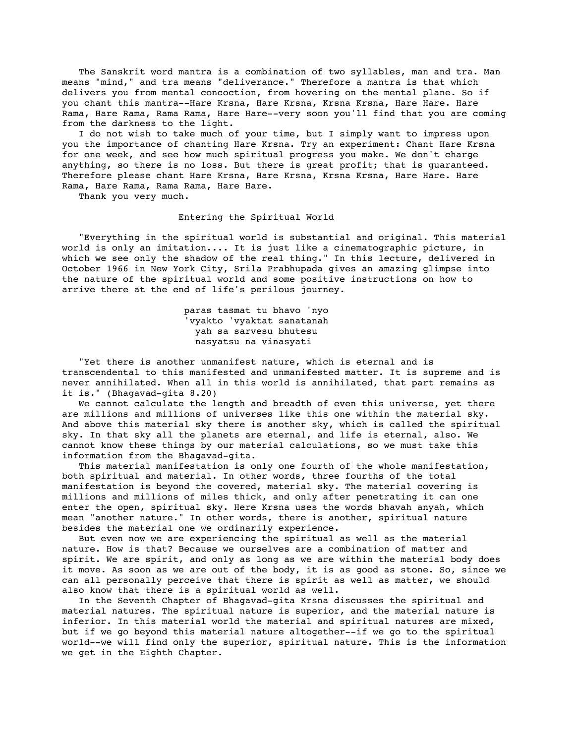The Sanskrit word mantra is a combination of two syllables, man and tra. Man means "mind," and tra means "deliverance." Therefore a mantra is that which delivers you from mental concoction, from hovering on the mental plane. So if you chant this mantra--Hare Krsna, Hare Krsna, Krsna Krsna, Hare Hare. Hare Rama, Hare Rama, Rama Rama, Hare Hare--very soon you'll find that you are coming from the darkness to the light.

I do not wish to take much of your time, but I simply want to impress upon you the importance of chanting Hare Krsna. Try an experiment: Chant Hare Krsna for one week, and see how much spiritual progress you make. We don't charge anything, so there is no loss. But there is great profit; that is guaranteed. Therefore please chant Hare Krsna, Hare Krsna, Krsna Krsna, Hare Hare. Hare Rama, Hare Rama, Rama Rama, Hare Hare.

Thank you very much.

## Entering the Spiritual World

"Everything in the spiritual world is substantial and original. This material world is only an imitation.... It is just like a cinematographic picture, in which we see only the shadow of the real thing." In this lecture, delivered in October 1966 in New York City, Srila Prabhupada gives an amazing glimpse into the nature of the spiritual world and some positive instructions on how to arrive there at the end of life's perilous journey.

paras tasmat tu bhavo 'nyo  
'vyakto 'vyaktat sanatanah  
yah sa sarvesu bhutesu  
nasyatsu na vinasyati

"Yet there is another unmanifest nature, which is eternal and is transcendental to this manifested and unmanifested matter. It is supreme and is never annihilated. When all in this world is annihilated, that part remains as it is." (Bhagavad-gita 8.20)

We cannot calculate the length and breadth of even this universe, yet there are millions and millions of universes like this one within the material sky. And above this material sky there is another sky, which is called the spiritual sky. In that sky all the planets are eternal, and life is eternal, also. We cannot know these things by our material calculations, so we must take this information from the Bhagavad-gita.

This material manifestation is only one fourth of the whole manifestation, both spiritual and material. In other words, three fourths of the total manifestation is beyond the covered, material sky. The material covering is millions and millions of miles thick, and only after penetrating it can one enter the open, spiritual sky. Here Krsna uses the words bhavah anyah, which mean "another nature." In other words, there is another, spiritual nature besides the material one we ordinarily experience.

But even now we are experiencing the spiritual as well as the material nature. How is that? Because we ourselves are a combination of matter and spirit. We are spirit, and only as long as we are within the material body does it move. As soon as we are out of the body, it is as good as stone. So, since we can all personally perceive that there is spirit as well as matter, we should also know that there is a spiritual world as well.

In the Seventh Chapter of Bhagavad-gita Krsna discusses the spiritual and material natures. The spiritual nature is superior, and the material nature is inferior. In this material world the material and spiritual natures are mixed, but if we go beyond this material nature altogether--if we go to the spiritual world--we will find only the superior, spiritual nature. This is the information we get in the Eighth Chapter.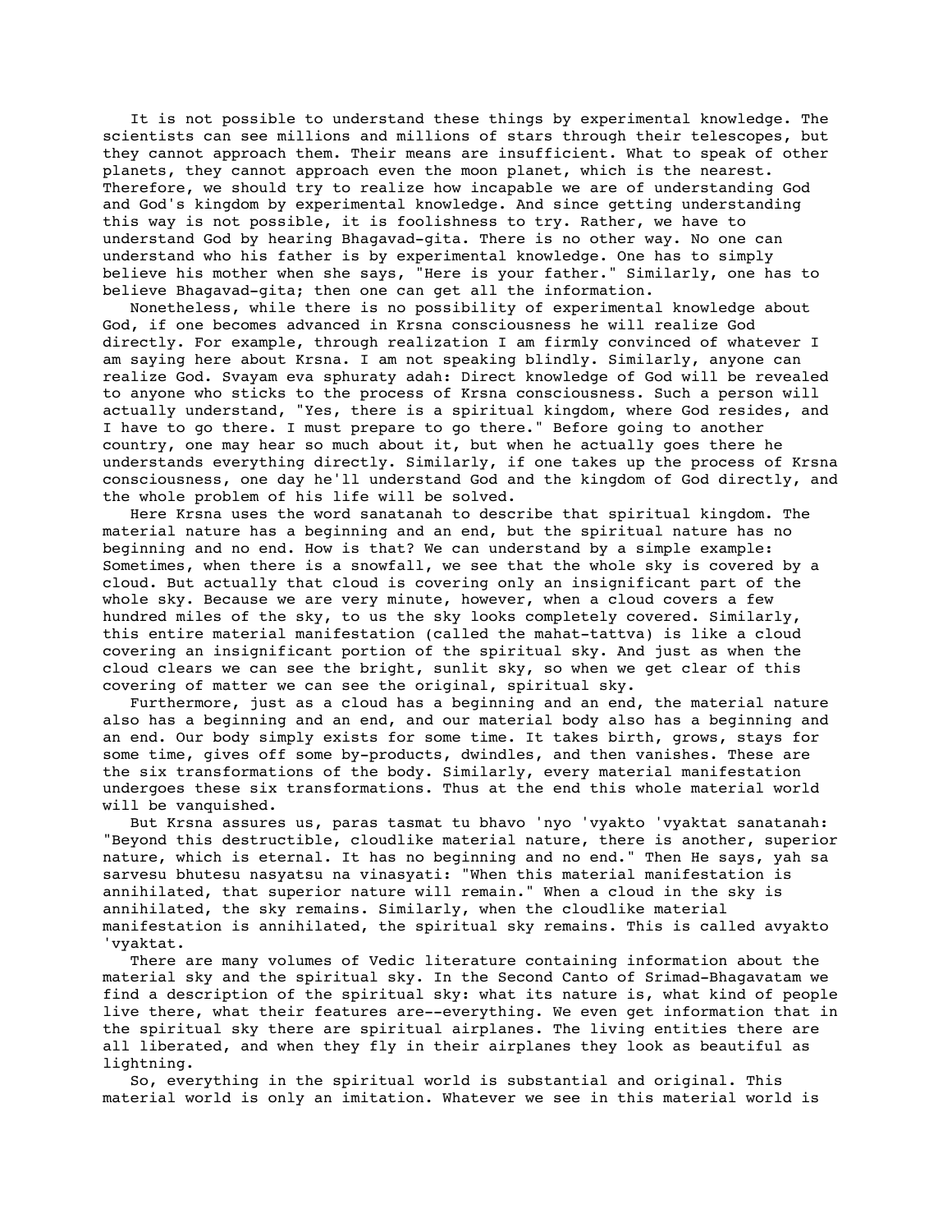It is not possible to understand these things by experimental knowledge. The scientists can see millions and millions of stars through their telescopes, but they cannot approach them. Their means are insufficient. What to speak of other planets, they cannot approach even the moon planet, which is the nearest. Therefore, we should try to realize how incapable we are of understanding God and God's kingdom by experimental knowledge. And since getting understanding this way is not possible, it is foolishness to try. Rather, we have to understand God by hearing Bhagavad-gita. There is no other way. No one can understand who his father is by experimental knowledge. One has to simply believe his mother when she says, "Here is your father." Similarly, one has to believe Bhagavad-gita; then one can get all the information.

Nonetheless, while there is no possibility of experimental knowledge about God, if one becomes advanced in Krsna consciousness he will realize God directly. For example, through realization I am firmly convinced of whatever I am saying here about Krsna. I am not speaking blindly. Similarly, anyone can realize God. Svayam eva sphuraty adah: Direct knowledge of God will be revealed to anyone who sticks to the process of Krsna consciousness. Such a person will actually understand, "Yes, there is a spiritual kingdom, where God resides, and I have to go there. I must prepare to go there." Before going to another country, one may hear so much about it, but when he actually goes there he understands everything directly. Similarly, if one takes up the process of Krsna consciousness, one day he'll understand God and the kingdom of God directly, and the whole problem of his life will be solved.

Here Krsna uses the word sanatanah to describe that spiritual kingdom. The material nature has a beginning and an end, but the spiritual nature has no beginning and no end. How is that? We can understand by a simple example: Sometimes, when there is a snowfall, we see that the whole sky is covered by a cloud. But actually that cloud is covering only an insignificant part of the whole sky. Because we are very minute, however, when a cloud covers a few hundred miles of the sky, to us the sky looks completely covered. Similarly, this entire material manifestation (called the mahat-tattva) is like a cloud covering an insignificant portion of the spiritual sky. And just as when the cloud clears we can see the bright, sunlit sky, so when we get clear of this covering of matter we can see the original, spiritual sky.

Furthermore, just as a cloud has a beginning and an end, the material nature also has a beginning and an end, and our material body also has a beginning and an end. Our body simply exists for some time. It takes birth, grows, stays for some time, gives off some by-products, dwindles, and then vanishes. These are the six transformations of the body. Similarly, every material manifestation undergoes these six transformations. Thus at the end this whole material world will be vanquished.

But Krsna assures us, paras tasmat tu bhavo 'nyo 'vyakto 'vyaktat sanatanah: "Beyond this destructible, cloudlike material nature, there is another, superior nature, which is eternal. It has no beginning and no end." Then He says, yah sa sarvesu bhutesu nasyatsu na vinasyati: "When this material manifestation is annihilated, that superior nature will remain." When a cloud in the sky is annihilated, the sky remains. Similarly, when the cloudlike material manifestation is annihilated, the spiritual sky remains. This is called avyakto 'vyaktat.

There are many volumes of Vedic literature containing information about the material sky and the spiritual sky. In the Second Canto of Srimad-Bhagavatam we find a description of the spiritual sky: what its nature is, what kind of people live there, what their features are--everything. We even get information that in the spiritual sky there are spiritual airplanes. The living entities there are all liberated, and when they fly in their airplanes they look as beautiful as lightning.

So, everything in the spiritual world is substantial and original. This material world is only an imitation. Whatever we see in this material world is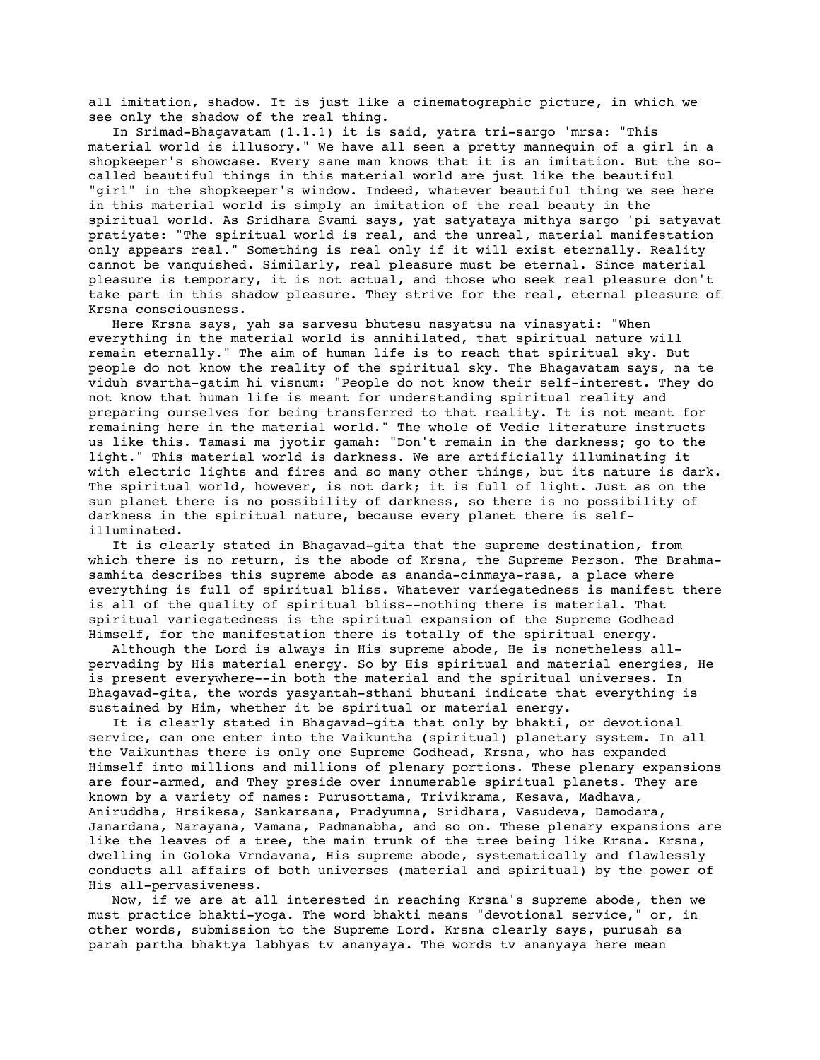all imitation, shadow. It is just like a cinematographic picture, in which we see only the shadow of the real thing.

In Srimad-Bhagavatam (1.1.1) it is said, yatra tri-sargo 'mrsa: "This material world is illusory." We have all seen a pretty mannequin of a girl in a shopkeeper's showcase. Every sane man knows that it is an imitation. But the so-called beautiful things in this material world are just like the beautiful "girl" in the shopkeeper's window. Indeed, whatever beautiful thing we see here in this material world is simply an imitation of the real beauty in the spiritual world. As Sridhara Svami says, yat satyataya mithya sargo 'pi satyavat pratiyate: "The spiritual world is real, and the unreal, material manifestation only appears real." Something is real only if it will exist eternally. Reality cannot be vanquished. Similarly, real pleasure must be eternal. Since material pleasure is temporary, it is not actual, and those who seek real pleasure don't take part in this shadow pleasure. They strive for the real, eternal pleasure of Krsna consciousness.

Here Krsna says, yah sa sarvesu bhutesu nasyatsu na vinasyati: "When everything in the material world is annihilated, that spiritual nature will remain eternally." The aim of human life is to reach that spiritual sky. But people do not know the reality of the spiritual sky. The Bhagavatam says, na te viduh svartha-gatim hi visnum: "People do not know their self-interest. They do not know that human life is meant for understanding spiritual reality and preparing ourselves for being transferred to that reality. It is not meant for remaining here in the material world." The whole of Vedic literature instructs us like this. Tamasi ma jyotir gamah: "Don't remain in the darkness; go to the light." This material world is darkness. We are artificially illuminating it with electric lights and fires and so many other things, but its nature is dark. The spiritual world, however, is not dark; it is full of light. Just as on the sun planet there is no possibility of darkness, so there is no possibility of darkness in the spiritual nature, because every planet there is self-illuminated.

It is clearly stated in Bhagavad-gita that the supreme destination, from which there is no return, is the abode of Krsna, the Supreme Person. The Brahma-samhita describes this supreme abode as ananda-cinmaya-rasa, a place where everything is full of spiritual bliss. Whatever variegatedness is manifest there is all of the quality of spiritual bliss--nothing there is material. That spiritual variegatedness is the spiritual expansion of the Supreme Godhead Himself, for the manifestation there is totally of the spiritual energy.

Although the Lord is always in His supreme abode, He is nonetheless all-pervading by His material energy. So by His spiritual and material energies, He is present everywhere--in both the material and the spiritual universes. In Bhagavad-gita, the words yasyantah-sthani bhutani indicate that everything is sustained by Him, whether it be spiritual or material energy.

It is clearly stated in Bhagavad-gita that only by bhakti, or devotional service, can one enter into the Vaikuntha (spiritual) planetary system. In all the Vaikunthas there is only one Supreme Godhead, Krsna, who has expanded Himself into millions and millions of plenary portions. These plenary expansions are four-armed, and They preside over innumerable spiritual planets. They are known by a variety of names: Purusottama, Trivikrama, Kesava, Madhava, Aniruddha, Hrsikesa, Sankarsana, Pradyumna, Sridhara, Vasudeva, Damodara, Janardana, Narayana, Vamana, Padmanabha, and so on. These plenary expansions are like the leaves of a tree, the main trunk of the tree being like Krsna. Krsna, dwelling in Goloka Vrndavana, His supreme abode, systematically and flawlessly conducts all affairs of both universes (material and spiritual) by the power of His all-pervasiveness.

Now, if we are at all interested in reaching Krsna's supreme abode, then we must practice bhakti-yoga. The word bhakti means "devotional service," or, in other words, submission to the Supreme Lord. Krsna clearly says, purusah sa parah partha bhaktya labhyas tv ananyaya. The words tv ananyaya here mean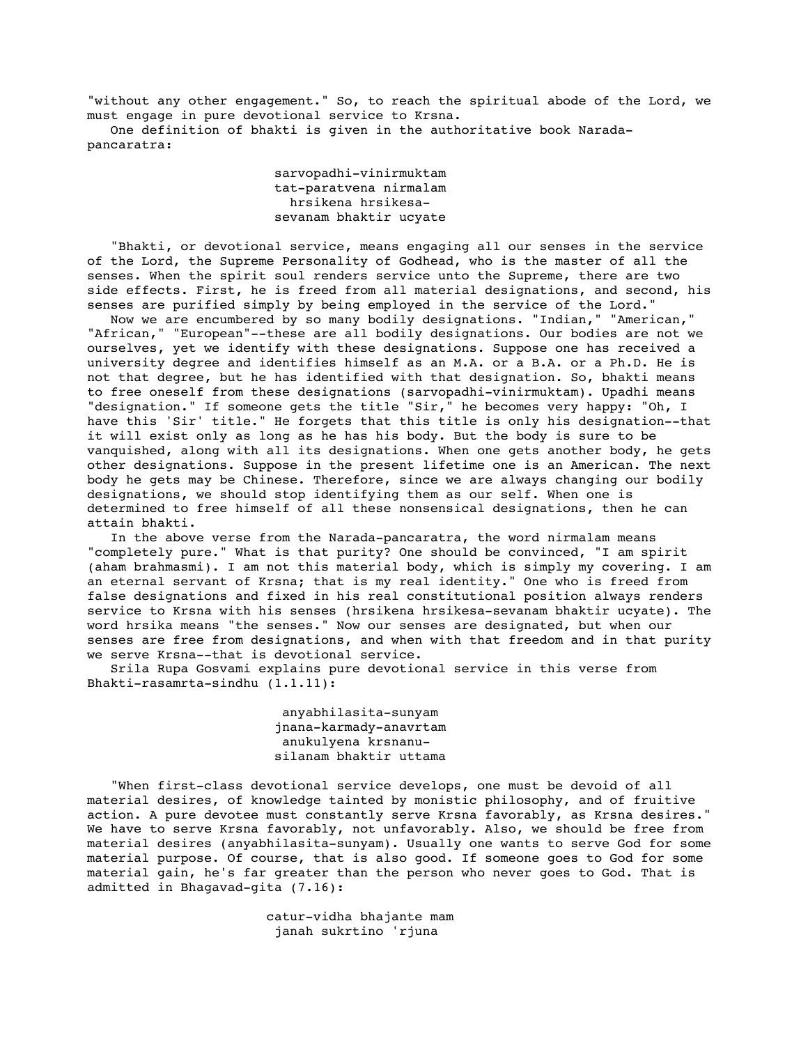"without any other engagement." So, to reach the spiritual abode of the Lord, we must engage in pure devotional service to Krsna.

One definition of bhakti is given in the authoritative book Narada-pancaratra:

> sarvopadhi-vinirmuktam
> tat-paratvena nirmalam
> hrsikena hrsikesa-
> sevanam bhaktir ucyate

"Bhakti, or devotional service, means engaging all our senses in the service of the Lord, the Supreme Personality of Godhead, who is the master of all the senses. When the spirit soul renders service unto the Supreme, there are two side effects. First, he is freed from all material designations, and second, his senses are purified simply by being employed in the service of the Lord."

Now we are encumbered by so many bodily designations. "Indian," "American," "African," "European"--these are all bodily designations. Our bodies are not we ourselves, yet we identify with these designations. Suppose one has received a university degree and identifies himself as an M.A. or a B.A. or a Ph.D. He is not that degree, but he has identified with that designation. So, bhakti means to free oneself from these designations (sarvopadhi-vinirmuktam). Upadhi means "designation." If someone gets the title "Sir," he becomes very happy: "Oh, I have this 'Sir' title." He forgets that this title is only his designation--that it will exist only as long as he has his body. But the body is sure to be vanquished, along with all its designations. When one gets another body, he gets other designations. Suppose in the present lifetime one is an American. The next body he gets may be Chinese. Therefore, since we are always changing our bodily designations, we should stop identifying them as our self. When one is determined to free himself of all these nonsensical designations, then he can attain bhakti.

In the above verse from the Narada-pancaratra, the word nirmalam means "completely pure." What is that purity? One should be convinced, "I am spirit (aham brahmasmi). I am not this material body, which is simply my covering. I am an eternal servant of Krsna; that is my real identity." One who is freed from false designations and fixed in his real constitutional position always renders service to Krsna with his senses (hrsikena hrsikesa-sevanam bhaktir ucyate). The word hrsika means "the senses." Now our senses are designated, but when our senses are free from designations, and when with that freedom and in that purity we serve Krsna--that is devotional service.

Srila Rupa Gosvami explains pure devotional service in this verse from Bhakti-rasamrta-sindhu (1.1.11):

> anyabhilasita-sunyam
> jnana-karmady-anavrtam
> anukulyena krsnanu-
> silanam bhaktir uttama

"When first-class devotional service develops, one must be devoid of all material desires, of knowledge tainted by monistic philosophy, and of fruitive action. A pure devotee must constantly serve Krsna favorably, as Krsna desires." We have to serve Krsna favorably, not unfavorably. Also, we should be free from material desires (anyabhilasita-sunyam). Usually one wants to serve God for some material purpose. Of course, that is also good. If someone goes to God for some material gain, he's far greater than the person who never goes to God. That is admitted in Bhagavad-gita (7.16):

> catur-vidha bhajante mam
> janah sukrtino 'rjuna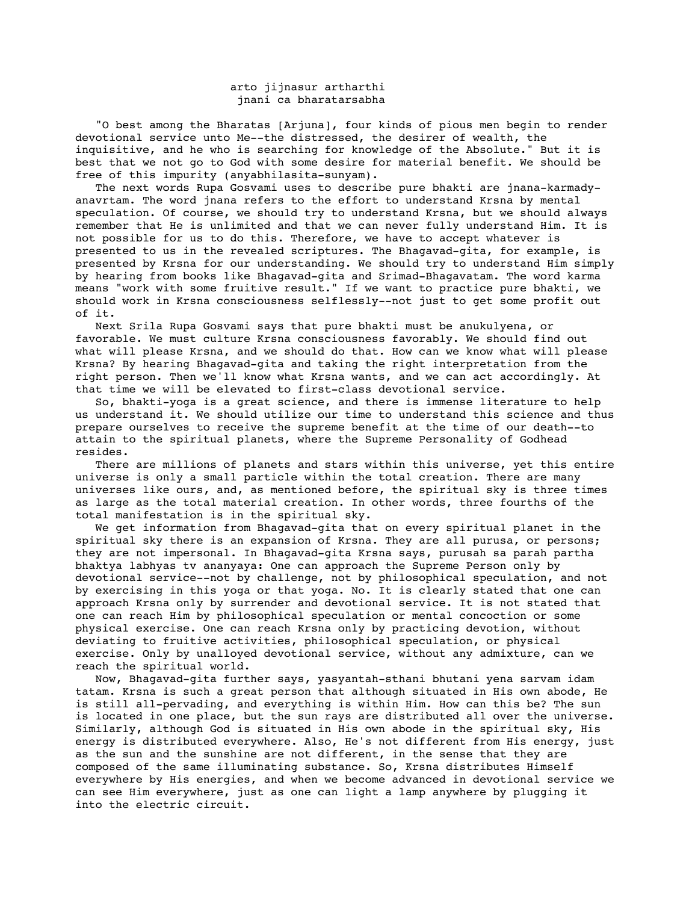arto jijnasur artharthi
jnani ca bharatarsabha

"O best among the Bharatas [Arjuna], four kinds of pious men begin to render devotional service unto Me--the distressed, the desirer of wealth, the inquisitive, and he who is searching for knowledge of the Absolute." But it is best that we not go to God with some desire for material benefit. We should be free of this impurity (anyabhilasita-sunyam).

The next words Rupa Gosvami uses to describe pure bhakti are jnana-karmady-anavrtam. The word jnana refers to the effort to understand Krsna by mental speculation. Of course, we should try to understand Krsna, but we should always remember that He is unlimited and that we can never fully understand Him. It is not possible for us to do this. Therefore, we have to accept whatever is presented to us in the revealed scriptures. The Bhagavad-gita, for example, is presented by Krsna for our understanding. We should try to understand Him simply by hearing from books like Bhagavad-gita and Srimad-Bhagavatam. The word karma means "work with some fruitive result." If we want to practice pure bhakti, we should work in Krsna consciousness selflessly--not just to get some profit out of it.

Next Srila Rupa Gosvami says that pure bhakti must be anukulyena, or favorable. We must culture Krsna consciousness favorably. We should find out what will please Krsna, and we should do that. How can we know what will please Krsna? By hearing Bhagavad-gita and taking the right interpretation from the right person. Then we'll know what Krsna wants, and we can act accordingly. At that time we will be elevated to first-class devotional service.

So, bhakti-yoga is a great science, and there is immense literature to help us understand it. We should utilize our time to understand this science and thus prepare ourselves to receive the supreme benefit at the time of our death--to attain to the spiritual planets, where the Supreme Personality of Godhead resides.

There are millions of planets and stars within this universe, yet this entire universe is only a small particle within the total creation. There are many universes like ours, and, as mentioned before, the spiritual sky is three times as large as the total material creation. In other words, three fourths of the total manifestation is in the spiritual sky.

We get information from Bhagavad-gita that on every spiritual planet in the spiritual sky there is an expansion of Krsna. They are all purusa, or persons; they are not impersonal. In Bhagavad-gita Krsna says, purusah sa parah partha bhaktya labhyas tv ananyaya: One can approach the Supreme Person only by devotional service--not by challenge, not by philosophical speculation, and not by exercising in this yoga or that yoga. No. It is clearly stated that one can approach Krsna only by surrender and devotional service. It is not stated that one can reach Him by philosophical speculation or mental concoction or some physical exercise. One can reach Krsna only by practicing devotion, without deviating to fruitive activities, philosophical speculation, or physical exercise. Only by unalloyed devotional service, without any admixture, can we reach the spiritual world.

Now, Bhagavad-gita further says, yasyantah-sthani bhutani yena sarvam idam tatam. Krsna is such a great person that although situated in His own abode, He is still all-pervading, and everything is within Him. How can this be? The sun is located in one place, but the sun rays are distributed all over the universe. Similarly, although God is situated in His own abode in the spiritual sky, His energy is distributed everywhere. Also, He's not different from His energy, just as the sun and the sunshine are not different, in the sense that they are composed of the same illuminating substance. So, Krsna distributes Himself everywhere by His energies, and when we become advanced in devotional service we can see Him everywhere, just as one can light a lamp anywhere by plugging it into the electric circuit.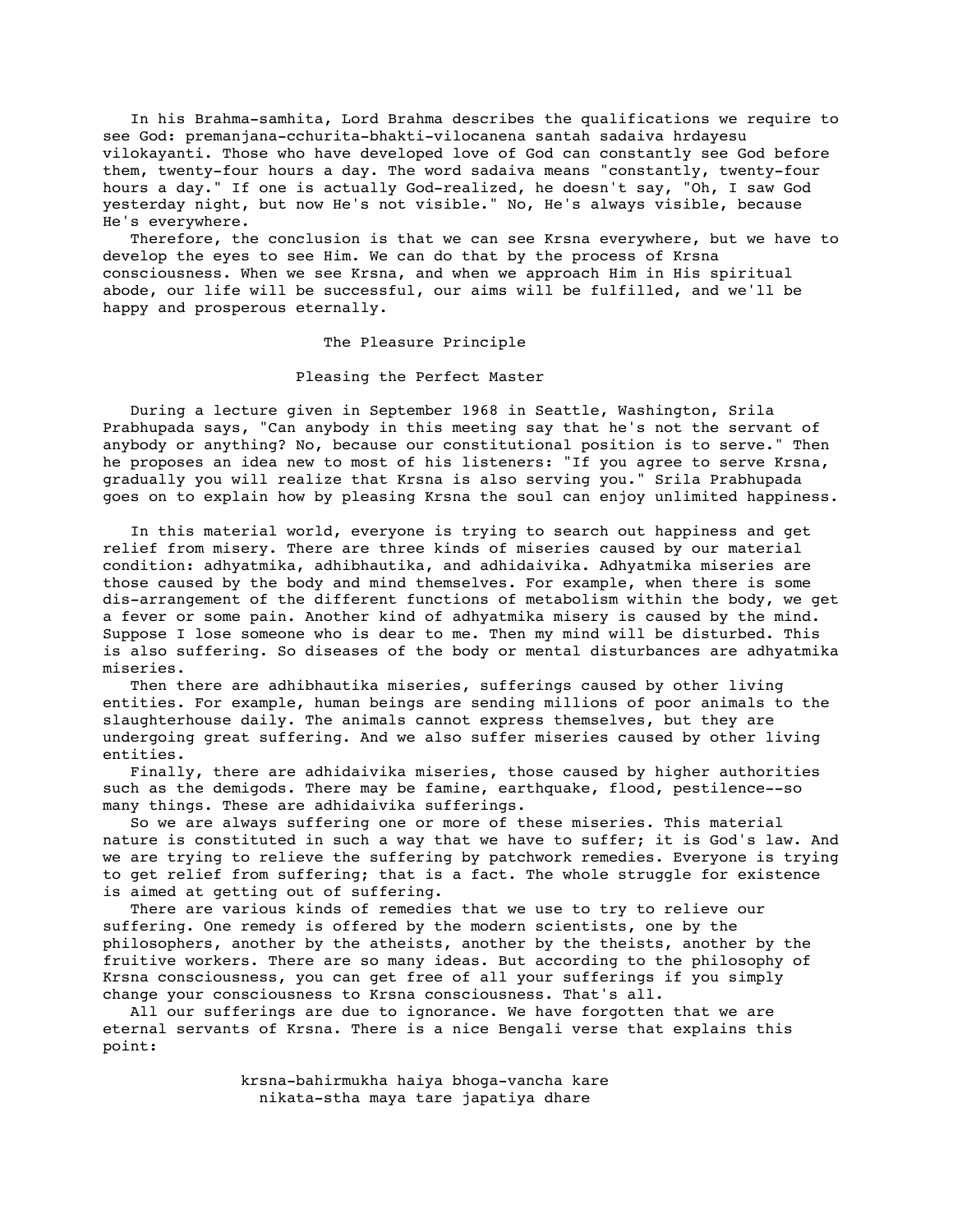In his Brahma-samhita, Lord Brahma describes the qualifications we require to see God: premanjana-cchurita-bhakti-vilocanena santah sadaiva hrdayesu vilokayanti. Those who have developed love of God can constantly see God before them, twenty-four hours a day. The word sadaiva means "constantly, twenty-four hours a day." If one is actually God-realized, he doesn't say, "Oh, I saw God yesterday night, but now He's not visible." No, He's always visible, because He's everywhere.

Therefore, the conclusion is that we can see Krsna everywhere, but we have to develop the eyes to see Him. We can do that by the process of Krsna consciousness. When we see Krsna, and when we approach Him in His spiritual abode, our life will be successful, our aims will be fulfilled, and we'll be happy and prosperous eternally.

## The Pleasure Principle

### Pleasing the Perfect Master

During a lecture given in September 1968 in Seattle, Washington, Srila Prabhupada says, "Can anybody in this meeting say that he's not the servant of anybody or anything? No, because our constitutional position is to serve." Then he proposes an idea new to most of his listeners: "If you agree to serve Krsna, gradually you will realize that Krsna is also serving you." Srila Prabhupada goes on to explain how by pleasing Krsna the soul can enjoy unlimited happiness.

In this material world, everyone is trying to search out happiness and get relief from misery. There are three kinds of miseries caused by our material condition: adhyatmika, adhibhautika, and adhidaivika. Adhyatmika miseries are those caused by the body and mind themselves. For example, when there is some dis-arrangement of the different functions of metabolism within the body, we get a fever or some pain. Another kind of adhyatmika misery is caused by the mind. Suppose I lose someone who is dear to me. Then my mind will be disturbed. This is also suffering. So diseases of the body or mental disturbances are adhyatmika miseries.

Then there are adhibhautika miseries, sufferings caused by other living entities. For example, human beings are sending millions of poor animals to the slaughterhouse daily. The animals cannot express themselves, but they are undergoing great suffering. And we also suffer miseries caused by other living entities.

Finally, there are adhidaivika miseries, those caused by higher authorities such as the demigods. There may be famine, earthquake, flood, pestilence--so many things. These are adhidaivika sufferings.

So we are always suffering one or more of these miseries. This material nature is constituted in such a way that we have to suffer; it is God's law. And we are trying to relieve the suffering by patchwork remedies. Everyone is trying to get relief from suffering; that is a fact. The whole struggle for existence is aimed at getting out of suffering.

There are various kinds of remedies that we use to try to relieve our suffering. One remedy is offered by the modern scientists, one by the philosophers, another by the atheists, another by the theists, another by the fruitive workers. There are so many ideas. But according to the philosophy of Krsna consciousness, you can get free of all your sufferings if you simply change your consciousness to Krsna consciousness. That's all.

All our sufferings are due to ignorance. We have forgotten that we are eternal servants of Krsna. There is a nice Bengali verse that explains this point:

> krsna-bahirmukha haiya bhoga-vancha kare
> nikata-stha maya tare japatiya dhare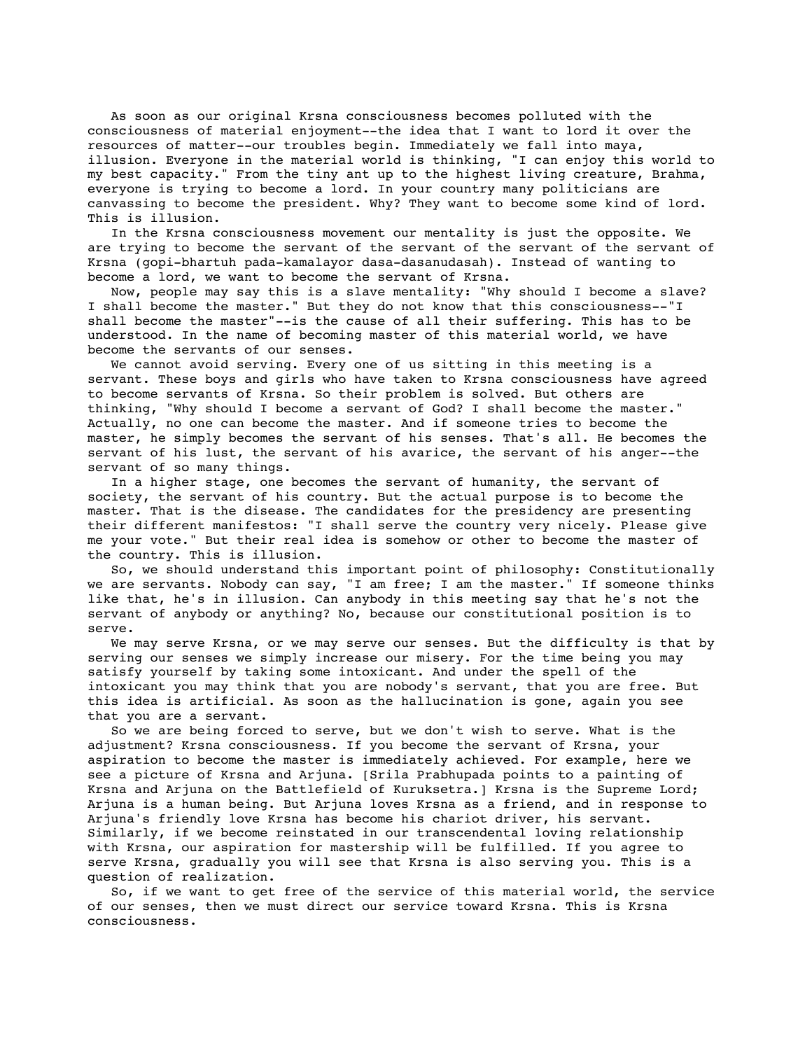As soon as our original Krsna consciousness becomes polluted with the consciousness of material enjoyment--the idea that I want to lord it over the resources of matter--our troubles begin. Immediately we fall into maya, illusion. Everyone in the material world is thinking, "I can enjoy this world to my best capacity." From the tiny ant up to the highest living creature, Brahma, everyone is trying to become a lord. In your country many politicians are canvassing to become the president. Why? They want to become some kind of lord. This is illusion.

In the Krsna consciousness movement our mentality is just the opposite. We are trying to become the servant of the servant of the servant of the servant of Krsna (gopi-bhartuh pada-kamalayor dasa-dasanudasah). Instead of wanting to become a lord, we want to become the servant of Krsna.

Now, people may say this is a slave mentality: "Why should I become a slave? I shall become the master." But they do not know that this consciousness--"I shall become the master"--is the cause of all their suffering. This has to be understood. In the name of becoming master of this material world, we have become the servants of our senses.

We cannot avoid serving. Every one of us sitting in this meeting is a servant. These boys and girls who have taken to Krsna consciousness have agreed to become servants of Krsna. So their problem is solved. But others are thinking, "Why should I become a servant of God? I shall become the master." Actually, no one can become the master. And if someone tries to become the master, he simply becomes the servant of his senses. That's all. He becomes the servant of his lust, the servant of his avarice, the servant of his anger--the servant of so many things.

In a higher stage, one becomes the servant of humanity, the servant of society, the servant of his country. But the actual purpose is to become the master. That is the disease. The candidates for the presidency are presenting their different manifestos: "I shall serve the country very nicely. Please give me your vote." But their real idea is somehow or other to become the master of the country. This is illusion.

So, we should understand this important point of philosophy: Constitutionally we are servants. Nobody can say, "I am free; I am the master." If someone thinks like that, he's in illusion. Can anybody in this meeting say that he's not the servant of anybody or anything? No, because our constitutional position is to serve.

We may serve Krsna, or we may serve our senses. But the difficulty is that by serving our senses we simply increase our misery. For the time being you may satisfy yourself by taking some intoxicant. And under the spell of the intoxicant you may think that you are nobody's servant, that you are free. But this idea is artificial. As soon as the hallucination is gone, again you see that you are a servant.

So we are being forced to serve, but we don't wish to serve. What is the adjustment? Krsna consciousness. If you become the servant of Krsna, your aspiration to become the master is immediately achieved. For example, here we see a picture of Krsna and Arjuna. [Srila Prabhupada points to a painting of Krsna and Arjuna on the Battlefield of Kuruksetra.] Krsna is the Supreme Lord; Arjuna is a human being. But Arjuna loves Krsna as a friend, and in response to Arjuna's friendly love Krsna has become his chariot driver, his servant. Similarly, if we become reinstated in our transcendental loving relationship with Krsna, our aspiration for mastership will be fulfilled. If you agree to serve Krsna, gradually you will see that Krsna is also serving you. This is a question of realization.

So, if we want to get free of the service of this material world, the service of our senses, then we must direct our service toward Krsna. This is Krsna consciousness.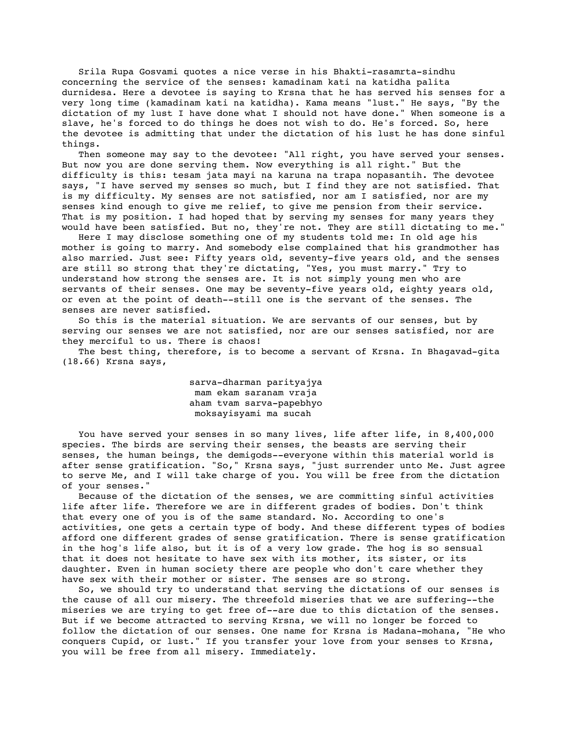Srila Rupa Gosvami quotes a nice verse in his Bhakti-rasamrta-sindhu concerning the service of the senses: kamadinam kati na katidha palita durnidesa. Here a devotee is saying to Krsna that he has served his senses for a very long time (kamadinam kati na katidha). Kama means "lust." He says, "By the dictation of my lust I have done what I should not have done." When someone is a slave, he's forced to do things he does not wish to do. He's forced. So, here the devotee is admitting that under the dictation of his lust he has done sinful things.

Then someone may say to the devotee: "All right, you have served your senses. But now you are done serving them. Now everything is all right." But the difficulty is this: tesam jata mayi na karuna na trapa nopasantih. The devotee says, "I have served my senses so much, but I find they are not satisfied. That is my difficulty. My senses are not satisfied, nor am I satisfied, nor are my senses kind enough to give me relief, to give me pension from their service. That is my position. I had hoped that by serving my senses for many years they would have been satisfied. But no, they're not. They are still dictating to me."

Here I may disclose something one of my students told me: In old age his mother is going to marry. And somebody else complained that his grandmother has also married. Just see: Fifty years old, seventy-five years old, and the senses are still so strong that they're dictating, "Yes, you must marry." Try to understand how strong the senses are. It is not simply young men who are servants of their senses. One may be seventy-five years old, eighty years old, or even at the point of death--still one is the servant of the senses. The senses are never satisfied.

So this is the material situation. We are servants of our senses, but by serving our senses we are not satisfied, nor are our senses satisfied, nor are they merciful to us. There is chaos!

The best thing, therefore, is to become a servant of Krsna. In Bhagavad-gita (18.66) Krsna says,

> sarva-dharman parityajya
> mam ekam saranam vraja
> aham tvam sarva-papebhyo
> moksayisyami ma sucah

You have served your senses in so many lives, life after life, in 8,400,000 species. The birds are serving their senses, the beasts are serving their senses, the human beings, the demigods--everyone within this material world is after sense gratification. "So," Krsna says, "just surrender unto Me. Just agree to serve Me, and I will take charge of you. You will be free from the dictation of your senses."

Because of the dictation of the senses, we are committing sinful activities life after life. Therefore we are in different grades of bodies. Don't think that every one of you is of the same standard. No. According to one's activities, one gets a certain type of body. And these different types of bodies afford one different grades of sense gratification. There is sense gratification in the hog's life also, but it is of a very low grade. The hog is so sensual that it does not hesitate to have sex with its mother, its sister, or its daughter. Even in human society there are people who don't care whether they have sex with their mother or sister. The senses are so strong.

So, we should try to understand that serving the dictations of our senses is the cause of all our misery. The threefold miseries that we are suffering--the miseries we are trying to get free of--are due to this dictation of the senses. But if we become attracted to serving Krsna, we will no longer be forced to follow the dictation of our senses. One name for Krsna is Madana-mohana, "He who conquers Cupid, or lust." If you transfer your love from your senses to Krsna, you will be free from all misery. Immediately.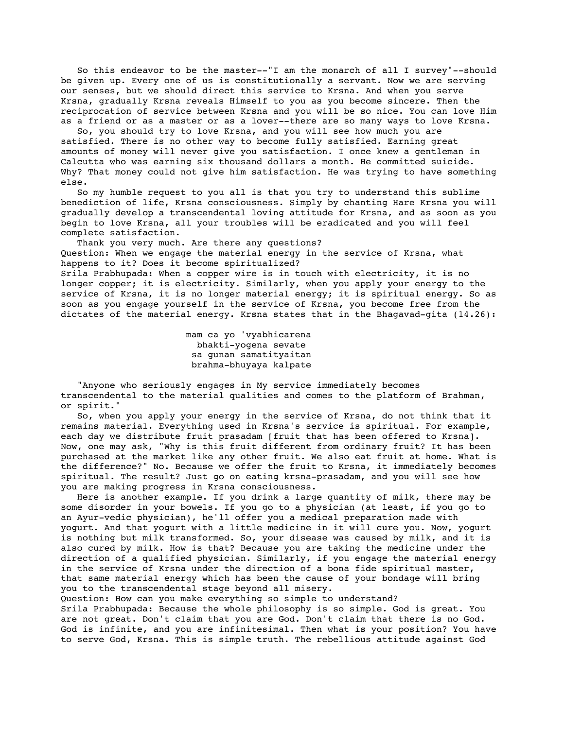So this endeavor to be the master--"I am the monarch of all I survey"--should be given up. Every one of us is constitutionally a servant. Now we are serving our senses, but we should direct this service to Krsna. And when you serve Krsna, gradually Krsna reveals Himself to you as you become sincere. Then the reciprocation of service between Krsna and you will be so nice. You can love Him as a friend or as a master or as a lover--there are so many ways to love Krsna.

So, you should try to love Krsna, and you will see how much you are satisfied. There is no other way to become fully satisfied. Earning great amounts of money will never give you satisfaction. I once knew a gentleman in Calcutta who was earning six thousand dollars a month. He committed suicide. Why? That money could not give him satisfaction. He was trying to have something else.

So my humble request to you all is that you try to understand this sublime benediction of life, Krsna consciousness. Simply by chanting Hare Krsna you will gradually develop a transcendental loving attitude for Krsna, and as soon as you begin to love Krsna, all your troubles will be eradicated and you will feel complete satisfaction.

Thank you very much. Are there any questions?

Question: When we engage the material energy in the service of Krsna, what happens to it? Does it become spiritualized?

Srila Prabhupada: When a copper wire is in touch with electricity, it is no longer copper; it is electricity. Similarly, when you apply your energy to the service of Krsna, it is no longer material energy; it is spiritual energy. So as soon as you engage yourself in the service of Krsna, you become free from the dictates of the material energy. Krsna states that in the Bhagavad-gita (14.26):

> mam ca yo 'vyabhicarena
> bhakti-yogena sevate
> sa gunan samatityaitan
> brahma-bhuyaya kalpate

"Anyone who seriously engages in My service immediately becomes transcendental to the material qualities and comes to the platform of Brahman, or spirit."

So, when you apply your energy in the service of Krsna, do not think that it remains material. Everything used in Krsna's service is spiritual. For example, each day we distribute fruit prasadam [fruit that has been offered to Krsna]. Now, one may ask, "Why is this fruit different from ordinary fruit? It has been purchased at the market like any other fruit. We also eat fruit at home. What is the difference?" No. Because we offer the fruit to Krsna, it immediately becomes spiritual. The result? Just go on eating krsna-prasadam, and you will see how you are making progress in Krsna consciousness.

Here is another example. If you drink a large quantity of milk, there may be some disorder in your bowels. If you go to a physician (at least, if you go to an Ayur-vedic physician), he'll offer you a medical preparation made with yogurt. And that yogurt with a little medicine in it will cure you. Now, yogurt is nothing but milk transformed. So, your disease was caused by milk, and it is also cured by milk. How is that? Because you are taking the medicine under the direction of a qualified physician. Similarly, if you engage the material energy in the service of Krsna under the direction of a bona fide spiritual master, that same material energy which has been the cause of your bondage will bring you to the transcendental stage beyond all misery.

Question: How can you make everything so simple to understand?

Srila Prabhupada: Because the whole philosophy is so simple. God is great. You are not great. Don't claim that you are God. Don't claim that there is no God. God is infinite, and you are infinitesimal. Then what is your position? You have to serve God, Krsna. This is simple truth. The rebellious attitude against God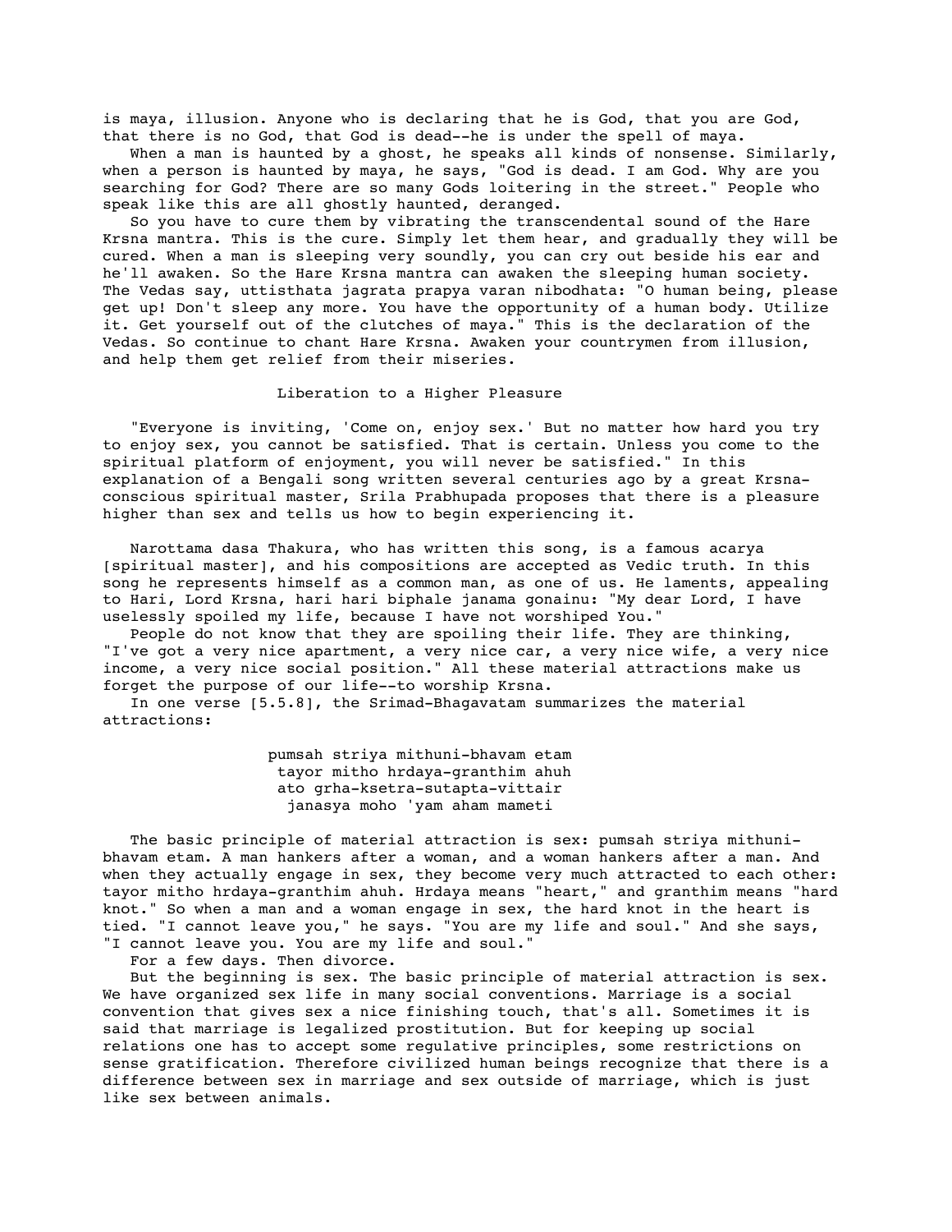is maya, illusion. Anyone who is declaring that he is God, that you are God, that there is no God, that God is dead--he is under the spell of maya.

When a man is haunted by a ghost, he speaks all kinds of nonsense. Similarly, when a person is haunted by maya, he says, "God is dead. I am God. Why are you searching for God? There are so many Gods loitering in the street." People who speak like this are all ghostly haunted, deranged.

So you have to cure them by vibrating the transcendental sound of the Hare Krsna mantra. This is the cure. Simply let them hear, and gradually they will be cured. When a man is sleeping very soundly, you can cry out beside his ear and he'll awaken. So the Hare Krsna mantra can awaken the sleeping human society. The Vedas say, uttisthata jagrata prapya varan nibodhata: "O human being, please get up! Don't sleep any more. You have the opportunity of a human body. Utilize it. Get yourself out of the clutches of maya." This is the declaration of the Vedas. So continue to chant Hare Krsna. Awaken your countrymen from illusion, and help them get relief from their miseries.

## Liberation to a Higher Pleasure

"Everyone is inviting, 'Come on, enjoy sex.' But no matter how hard you try to enjoy sex, you cannot be satisfied. That is certain. Unless you come to the spiritual platform of enjoyment, you will never be satisfied." In this explanation of a Bengali song written several centuries ago by a great Krsna-conscious spiritual master, Srila Prabhupada proposes that there is a pleasure higher than sex and tells us how to begin experiencing it.

Narottama dasa Thakura, who has written this song, is a famous acarya [spiritual master], and his compositions are accepted as Vedic truth. In this song he represents himself as a common man, as one of us. He laments, appealing to Hari, Lord Krsna, hari hari biphale janama gonainu: "My dear Lord, I have uselessly spoiled my life, because I have not worshiped You."

People do not know that they are spoiling their life. They are thinking, "I've got a very nice apartment, a very nice car, a very nice wife, a very nice income, a very nice social position." All these material attractions make us forget the purpose of our life--to worship Krsna.

In one verse [5.5.8], the Srimad-Bhagavatam summarizes the material attractions:

> pumsah striya mithuni-bhavam etam
> tayor mitho hrdaya-granthim ahuh
> ato grha-ksetra-sutapta-vittair
> janasya moho 'yam aham mameti

The basic principle of material attraction is sex: pumsah striya mithuni-bhavam etam. A man hankers after a woman, and a woman hankers after a man. And when they actually engage in sex, they become very much attracted to each other: tayor mitho hrdaya-granthim ahuh. Hrdaya means "heart," and granthim means "hard knot." So when a man and a woman engage in sex, the hard knot in the heart is tied. "I cannot leave you," he says. "You are my life and soul." And she says, "I cannot leave you. You are my life and soul."

For a few days. Then divorce.

But the beginning is sex. The basic principle of material attraction is sex. We have organized sex life in many social conventions. Marriage is a social convention that gives sex a nice finishing touch, that's all. Sometimes it is said that marriage is legalized prostitution. But for keeping up social relations one has to accept some regulative principles, some restrictions on sense gratification. Therefore civilized human beings recognize that there is a difference between sex in marriage and sex outside of marriage, which is just like sex between animals.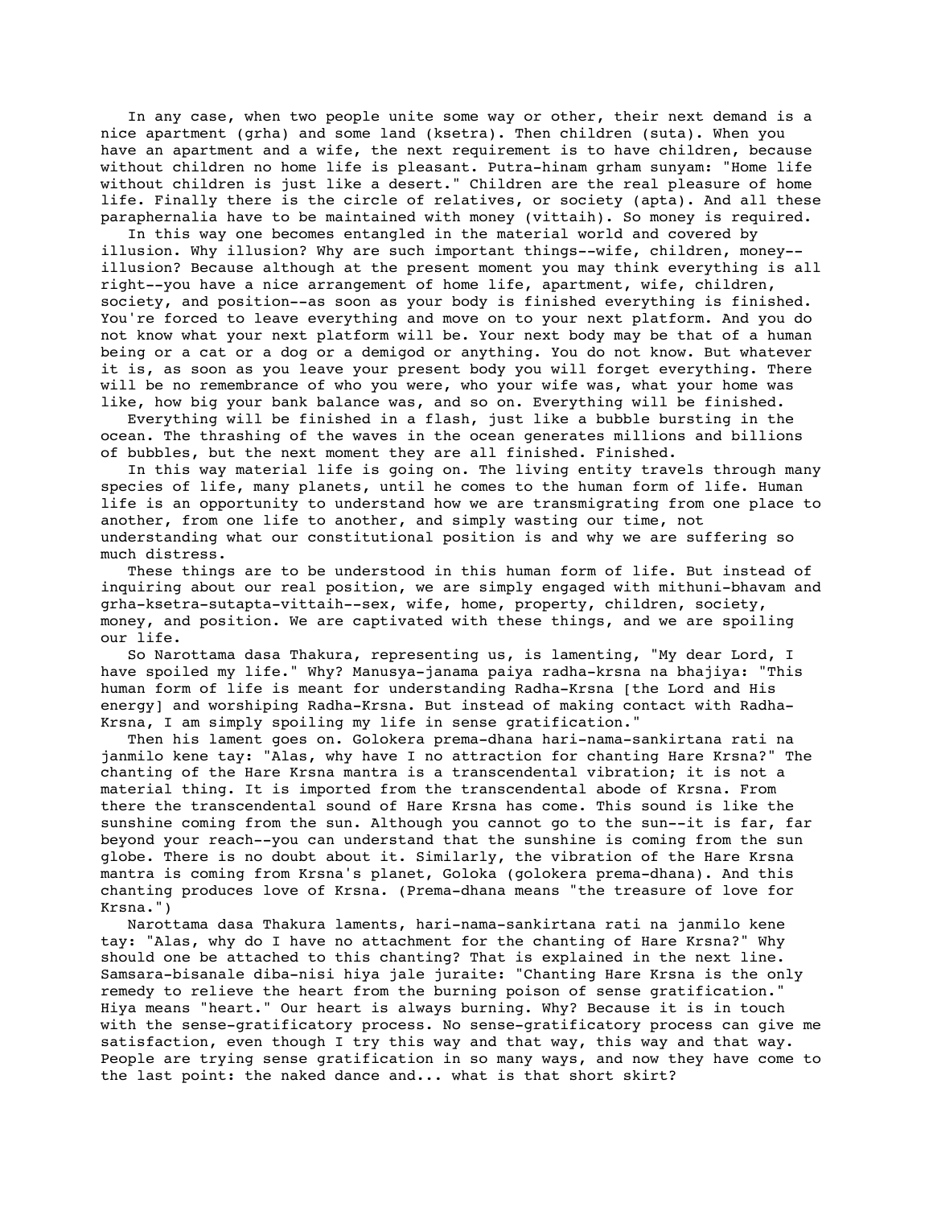In any case, when two people unite some way or other, their next demand is a nice apartment (grha) and some land (ksetra). Then children (suta). When you have an apartment and a wife, the next requirement is to have children, because without children no home life is pleasant. Putra-hinam grham sunyam: "Home life without children is just like a desert." Children are the real pleasure of home life. Finally there is the circle of relatives, or society (apta). And all these paraphernalia have to be maintained with money (vittaih). So money is required.

In this way one becomes entangled in the material world and covered by illusion. Why illusion? Why are such important things--wife, children, money--illusion? Because although at the present moment you may think everything is all right--you have a nice arrangement of home life, apartment, wife, children, society, and position--as soon as your body is finished everything is finished. You're forced to leave everything and move on to your next platform. And you do not know what your next platform will be. Your next body may be that of a human being or a cat or a dog or a demigod or anything. You do not know. But whatever it is, as soon as you leave your present body you will forget everything. There will be no remembrance of who you were, who your wife was, what your home was like, how big your bank balance was, and so on. Everything will be finished.

Everything will be finished in a flash, just like a bubble bursting in the ocean. The thrashing of the waves in the ocean generates millions and billions of bubbles, but the next moment they are all finished. Finished.

In this way material life is going on. The living entity travels through many species of life, many planets, until he comes to the human form of life. Human life is an opportunity to understand how we are transmigrating from one place to another, from one life to another, and simply wasting our time, not understanding what our constitutional position is and why we are suffering so much distress.

These things are to be understood in this human form of life. But instead of inquiring about our real position, we are simply engaged with mithuni-bhavam and grha-ksetra-sutapta-vittaih--sex, wife, home, property, children, society, money, and position. We are captivated with these things, and we are spoiling our life.

So Narottama dasa Thakura, representing us, is lamenting, "My dear Lord, I have spoiled my life." Why? Manusya-janama paiya radha-krsna na bhajiya: "This human form of life is meant for understanding Radha-Krsna [the Lord and His energy] and worshiping Radha-Krsna. But instead of making contact with Radha-Krsna, I am simply spoiling my life in sense gratification."

Then his lament goes on. Golokera prema-dhana hari-nama-sankirtana rati na janmilo kene tay: "Alas, why have I no attraction for chanting Hare Krsna?" The chanting of the Hare Krsna mantra is a transcendental vibration; it is not a material thing. It is imported from the transcendental abode of Krsna. From there the transcendental sound of Hare Krsna has come. This sound is like the sunshine coming from the sun. Although you cannot go to the sun--it is far, far beyond your reach--you can understand that the sunshine is coming from the sun globe. There is no doubt about it. Similarly, the vibration of the Hare Krsna mantra is coming from Krsna's planet, Goloka (golokera prema-dhana). And this chanting produces love of Krsna. (Prema-dhana means "the treasure of love for Krsna.")

Narottama dasa Thakura laments, hari-nama-sankirtana rati na janmilo kene tay: "Alas, why do I have no attachment for the chanting of Hare Krsna?" Why should one be attached to this chanting? That is explained in the next line. Samsara-bisanale diba-nisi hiya jale juraite: "Chanting Hare Krsna is the only remedy to relieve the heart from the burning poison of sense gratification." Hiya means "heart." Our heart is always burning. Why? Because it is in touch with the sense-gratificatory process. No sense-gratificatory process can give me satisfaction, even though I try this way and that way, this way and that way. People are trying sense gratification in so many ways, and now they have come to the last point: the naked dance and... what is that short skirt?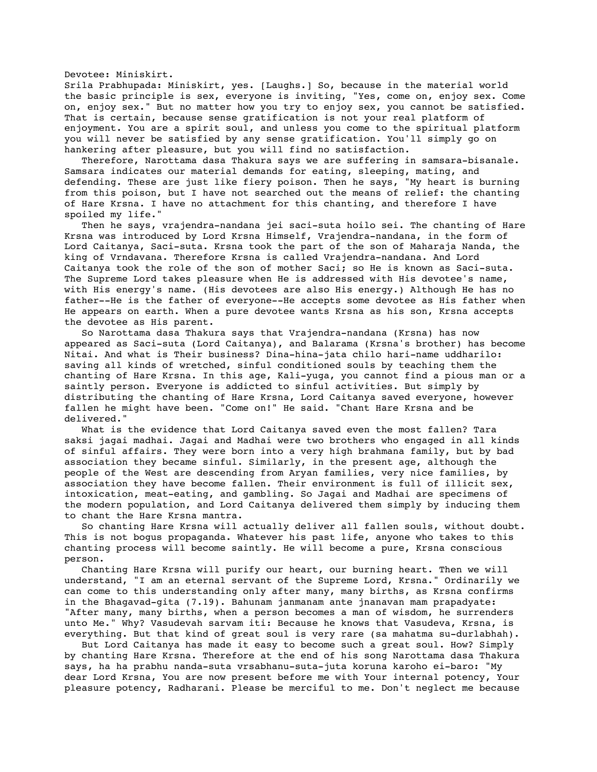Devotee: Miniskirt.

Srila Prabhupada: Miniskirt, yes. [Laughs.] So, because in the material world the basic principle is sex, everyone is inviting, "Yes, come on, enjoy sex. Come on, enjoy sex." But no matter how you try to enjoy sex, you cannot be satisfied. That is certain, because sense gratification is not your real platform of enjoyment. You are a spirit soul, and unless you come to the spiritual platform you will never be satisfied by any sense gratification. You'll simply go on hankering after pleasure, but you will find no satisfaction.

Therefore, Narottama dasa Thakura says we are suffering in samsara-bisanale. Samsara indicates our material demands for eating, sleeping, mating, and defending. These are just like fiery poison. Then he says, "My heart is burning from this poison, but I have not searched out the means of relief: the chanting of Hare Krsna. I have no attachment for this chanting, and therefore I have spoiled my life."

Then he says, vrajendra-nandana jei saci-suta hoilo sei. The chanting of Hare Krsna was introduced by Lord Krsna Himself, Vrajendra-nandana, in the form of Lord Caitanya, Saci-suta. Krsna took the part of the son of Maharaja Nanda, the king of Vrndavana. Therefore Krsna is called Vrajendra-nandana. And Lord Caitanya took the role of the son of mother Saci; so He is known as Saci-suta. The Supreme Lord takes pleasure when He is addressed with His devotee's name, with His energy's name. (His devotees are also His energy.) Although He has no father--He is the father of everyone--He accepts some devotee as His father when He appears on earth. When a pure devotee wants Krsna as his son, Krsna accepts the devotee as His parent.

So Narottama dasa Thakura says that Vrajendra-nandana (Krsna) has now appeared as Saci-suta (Lord Caitanya), and Balarama (Krsna's brother) has become Nitai. And what is Their business? Dina-hina-jata chilo hari-name uddharilo: saving all kinds of wretched, sinful conditioned souls by teaching them the chanting of Hare Krsna. In this age, Kali-yuga, you cannot find a pious man or a saintly person. Everyone is addicted to sinful activities. But simply by distributing the chanting of Hare Krsna, Lord Caitanya saved everyone, however fallen he might have been. "Come on!" He said. "Chant Hare Krsna and be delivered."

What is the evidence that Lord Caitanya saved even the most fallen? Tara saksi jagai madhai. Jagai and Madhai were two brothers who engaged in all kinds of sinful affairs. They were born into a very high brahmana family, but by bad association they became sinful. Similarly, in the present age, although the people of the West are descending from Aryan families, very nice families, by association they have become fallen. Their environment is full of illicit sex, intoxication, meat-eating, and gambling. So Jagai and Madhai are specimens of the modern population, and Lord Caitanya delivered them simply by inducing them to chant the Hare Krsna mantra.

So chanting Hare Krsna will actually deliver all fallen souls, without doubt. This is not bogus propaganda. Whatever his past life, anyone who takes to this chanting process will become saintly. He will become a pure, Krsna conscious person.

Chanting Hare Krsna will purify our heart, our burning heart. Then we will understand, "I am an eternal servant of the Supreme Lord, Krsna." Ordinarily we can come to this understanding only after many, many births, as Krsna confirms in the Bhagavad-gita (7.19). Bahunam janmanam ante jnanavan mam prapadyate: "After many, many births, when a person becomes a man of wisdom, he surrenders unto Me." Why? Vasudevah sarvam iti: Because he knows that Vasudeva, Krsna, is everything. But that kind of great soul is very rare (sa mahatma su-durlabhah).

But Lord Caitanya has made it easy to become such a great soul. How? Simply by chanting Hare Krsna. Therefore at the end of his song Narottama dasa Thakura says, ha ha prabhu nanda-suta vrsabhanu-suta-juta koruna karoho ei-baro: "My dear Lord Krsna, You are now present before me with Your internal potency, Your pleasure potency, Radharani. Please be merciful to me. Don't neglect me because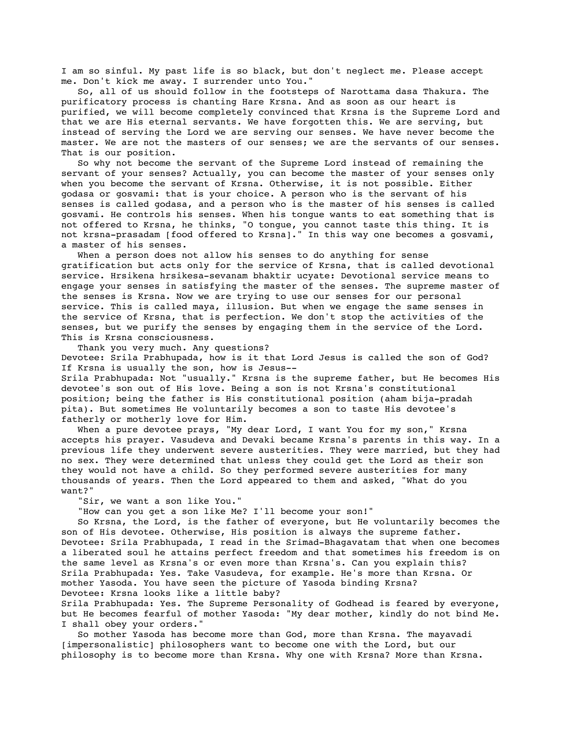I am so sinful. My past life is so black, but don't neglect me. Please accept me. Don't kick me away. I surrender unto You."

So, all of us should follow in the footsteps of Narottama dasa Thakura. The purificatory process is chanting Hare Krsna. And as soon as our heart is purified, we will become completely convinced that Krsna is the Supreme Lord and that we are His eternal servants. We have forgotten this. We are serving, but instead of serving the Lord we are serving our senses. We have never become the master. We are not the masters of our senses; we are the servants of our senses. That is our position.

So why not become the servant of the Supreme Lord instead of remaining the servant of your senses? Actually, you can become the master of your senses only when you become the servant of Krsna. Otherwise, it is not possible. Either godasa or gosvami: that is your choice. A person who is the servant of his senses is called godasa, and a person who is the master of his senses is called gosvami. He controls his senses. When his tongue wants to eat something that is not offered to Krsna, he thinks, "O tongue, you cannot taste this thing. It is not krsna-prasadam [food offered to Krsna]." In this way one becomes a gosvami, a master of his senses.

When a person does not allow his senses to do anything for sense gratification but acts only for the service of Krsna, that is called devotional service. Hrsikena hrsikesa-sevanam bhaktir ucyate: Devotional service means to engage your senses in satisfying the master of the senses. The supreme master of the senses is Krsna. Now we are trying to use our senses for our personal service. This is called maya, illusion. But when we engage the same senses in the service of Krsna, that is perfection. We don't stop the activities of the senses, but we purify the senses by engaging them in the service of the Lord. This is Krsna consciousness.

Thank you very much. Any questions?

Devotee: Srila Prabhupada, how is it that Lord Jesus is called the son of God? If Krsna is usually the son, how is Jesus--

Srila Prabhupada: Not "usually." Krsna is the supreme father, but He becomes His devotee's son out of His love. Being a son is not Krsna's constitutional position; being the father is His constitutional position (aham bija-pradah pita). But sometimes He voluntarily becomes a son to taste His devotee's fatherly or motherly love for Him.

When a pure devotee prays, "My dear Lord, I want You for my son," Krsna accepts his prayer. Vasudeva and Devaki became Krsna's parents in this way. In a previous life they underwent severe austerities. They were married, but they had no sex. They were determined that unless they could get the Lord as their son they would not have a child. So they performed severe austerities for many thousands of years. Then the Lord appeared to them and asked, "What do you want?"

"Sir, we want a son like You."

"How can you get a son like Me? I'll become your son!"

So Krsna, the Lord, is the father of everyone, but He voluntarily becomes the son of His devotee. Otherwise, His position is always the supreme father.

Devotee: Srila Prabhupada, I read in the Srimad-Bhagavatam that when one becomes a liberated soul he attains perfect freedom and that sometimes his freedom is on the same level as Krsna's or even more than Krsna's. Can you explain this?

Srila Prabhupada: Yes. Take Vasudeva, for example. He's more than Krsna. Or mother Yasoda. You have seen the picture of Yasoda binding Krsna?

Devotee: Krsna looks like a little baby?

Srila Prabhupada: Yes. The Supreme Personality of Godhead is feared by everyone, but He becomes fearful of mother Yasoda: "My dear mother, kindly do not bind Me. I shall obey your orders."

So mother Yasoda has become more than God, more than Krsna. The mayavadi [impersonalistic] philosophers want to become one with the Lord, but our philosophy is to become more than Krsna. Why one with Krsna? More than Krsna.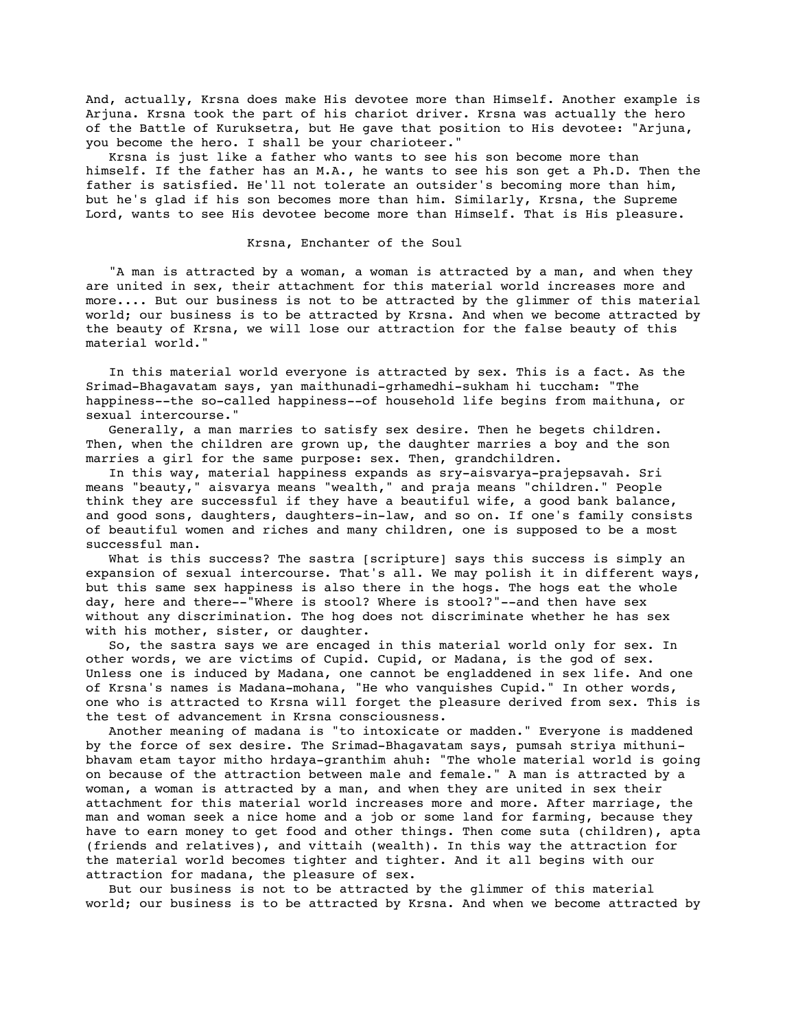And, actually, Krsna does make His devotee more than Himself. Another example is Arjuna. Krsna took the part of his chariot driver. Krsna was actually the hero of the Battle of Kuruksetra, but He gave that position to His devotee: "Arjuna, you become the hero. I shall be your charioteer."

Krsna is just like a father who wants to see his son become more than himself. If the father has an M.A., he wants to see his son get a Ph.D. Then the father is satisfied. He'll not tolerate an outsider's becoming more than him, but he's glad if his son becomes more than him. Similarly, Krsna, the Supreme Lord, wants to see His devotee become more than Himself. That is His pleasure.

## Krsna, Enchanter of the Soul

"A man is attracted by a woman, a woman is attracted by a man, and when they are united in sex, their attachment for this material world increases more and more.... But our business is not to be attracted by the glimmer of this material world; our business is to be attracted by Krsna. And when we become attracted by the beauty of Krsna, we will lose our attraction for the false beauty of this material world."

In this material world everyone is attracted by sex. This is a fact. As the Srimad-Bhagavatam says, yan maithunadi-grhamedhi-sukham hi tuccham: "The happiness--the so-called happiness--of household life begins from maithuna, or sexual intercourse."

Generally, a man marries to satisfy sex desire. Then he begets children. Then, when the children are grown up, the daughter marries a boy and the son marries a girl for the same purpose: sex. Then, grandchildren.

In this way, material happiness expands as sry-aisvarya-prajepsavah. Sri means "beauty," aisvarya means "wealth," and praja means "children." People think they are successful if they have a beautiful wife, a good bank balance, and good sons, daughters, daughters-in-law, and so on. If one's family consists of beautiful women and riches and many children, one is supposed to be a most successful man.

What is this success? The sastra [scripture] says this success is simply an expansion of sexual intercourse. That's all. We may polish it in different ways, but this same sex happiness is also there in the hogs. The hogs eat the whole day, here and there--"Where is stool? Where is stool?"--and then have sex without any discrimination. The hog does not discriminate whether he has sex with his mother, sister, or daughter.

So, the sastra says we are encaged in this material world only for sex. In other words, we are victims of Cupid. Cupid, or Madana, is the god of sex. Unless one is induced by Madana, one cannot be engladdened in sex life. And one of Krsna's names is Madana-mohana, "He who vanquishes Cupid." In other words, one who is attracted to Krsna will forget the pleasure derived from sex. This is the test of advancement in Krsna consciousness.

Another meaning of madana is "to intoxicate or madden." Everyone is maddened by the force of sex desire. The Srimad-Bhagavatam says, pumsah striya mithuni-bhavam etam tayor mitho hrdaya-granthim ahuh: "The whole material world is going on because of the attraction between male and female." A man is attracted by a woman, a woman is attracted by a man, and when they are united in sex their attachment for this material world increases more and more. After marriage, the man and woman seek a nice home and a job or some land for farming, because they have to earn money to get food and other things. Then come suta (children), apta (friends and relatives), and vittaih (wealth). In this way the attraction for the material world becomes tighter and tighter. And it all begins with our attraction for madana, the pleasure of sex.

But our business is not to be attracted by the glimmer of this material world; our business is to be attracted by Krsna. And when we become attracted by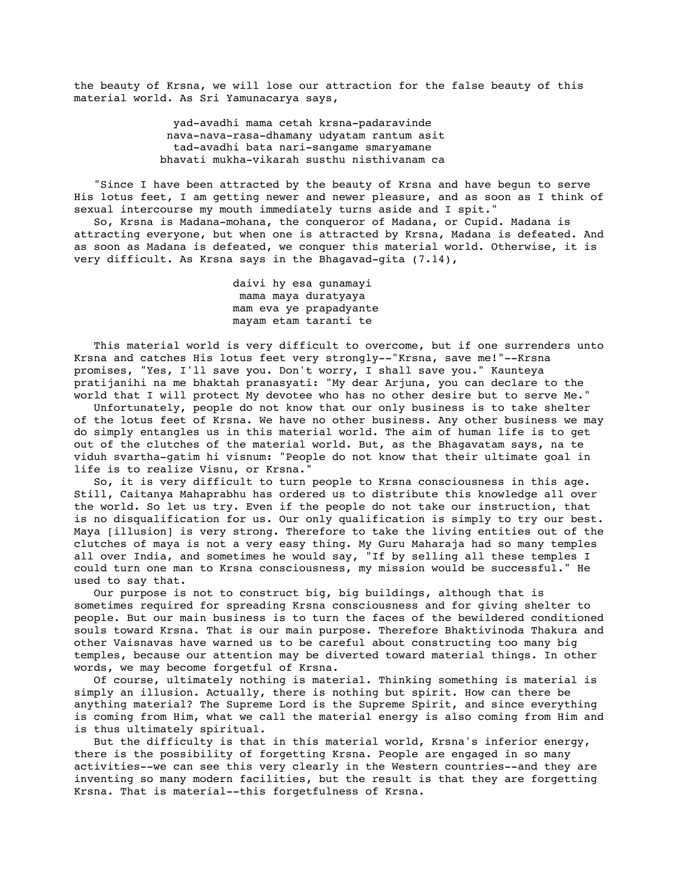the beauty of Krsna, we will lose our attraction for the false beauty of this material world. As Sri Yamunacarya says,

> yad-avadhi mama cetah krsna-padaravinde  
> nava-nava-rasa-dhamany udyatam rantum asit  
> tad-avadhi bata nari-sangame smaryamane  
> bhavati mukha-vikarah susthu nisthivanam ca

"Since I have been attracted by the beauty of Krsna and have begun to serve His lotus feet, I am getting newer and newer pleasure, and as soon as I think of sexual intercourse my mouth immediately turns aside and I spit."

So, Krsna is Madana-mohana, the conqueror of Madana, or Cupid. Madana is attracting everyone, but when one is attracted by Krsna, Madana is defeated. And as soon as Madana is defeated, we conquer this material world. Otherwise, it is very difficult. As Krsna says in the Bhagavad-gita (7.14),

> daivi hy esa gunamayi  
> mama maya duratyaya  
> mam eva ye prapadyante  
> mayam etam taranti te

This material world is very difficult to overcome, but if one surrenders unto Krsna and catches His lotus feet very strongly--"Krsna, save me!"--Krsna promises, "Yes, I'll save you. Don't worry, I shall save you." Kaunteya pratijanihi na me bhaktah pranasyati: "My dear Arjuna, you can declare to the world that I will protect My devotee who has no other desire but to serve Me."

Unfortunately, people do not know that our only business is to take shelter of the lotus feet of Krsna. We have no other business. Any other business we may do simply entangles us in this material world. The aim of human life is to get out of the clutches of the material world. But, as the Bhagavatam says, na te viduh svartha-gatim hi visnum: "People do not know that their ultimate goal in life is to realize Visnu, or Krsna."

So, it is very difficult to turn people to Krsna consciousness in this age. Still, Caitanya Mahaprabhu has ordered us to distribute this knowledge all over the world. So let us try. Even if the people do not take our instruction, that is no disqualification for us. Our only qualification is simply to try our best. Maya [illusion] is very strong. Therefore to take the living entities out of the clutches of maya is not a very easy thing. My Guru Maharaja had so many temples all over India, and sometimes he would say, "If by selling all these temples I could turn one man to Krsna consciousness, my mission would be successful." He used to say that.

Our purpose is not to construct big, big buildings, although that is sometimes required for spreading Krsna consciousness and for giving shelter to people. But our main business is to turn the faces of the bewildered conditioned souls toward Krsna. That is our main purpose. Therefore Bhaktivinoda Thakura and other Vaisnavas have warned us to be careful about constructing too many big temples, because our attention may be diverted toward material things. In other words, we may become forgetful of Krsna.

Of course, ultimately nothing is material. Thinking something is material is simply an illusion. Actually, there is nothing but spirit. How can there be anything material? The Supreme Lord is the Supreme Spirit, and since everything is coming from Him, what we call the material energy is also coming from Him and is thus ultimately spiritual.

But the difficulty is that in this material world, Krsna's inferior energy, there is the possibility of forgetting Krsna. People are engaged in so many activities--we can see this very clearly in the Western countries--and they are inventing so many modern facilities, but the result is that they are forgetting Krsna. That is material--this forgetfulness of Krsna.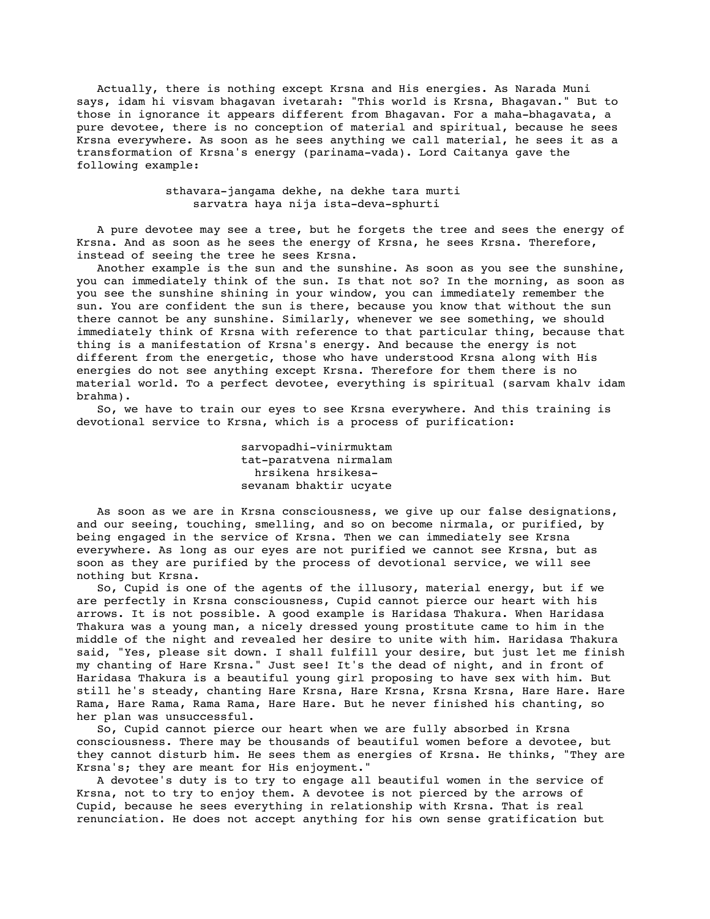Actually, there is nothing except Krsna and His energies. As Narada Muni says, idam hi visvam bhagavan ivetarah: "This world is Krsna, Bhagavan." But to those in ignorance it appears different from Bhagavan. For a maha-bhagavata, a pure devotee, there is no conception of material and spiritual, because he sees Krsna everywhere. As soon as he sees anything we call material, he sees it as a transformation of Krsna's energy (parinama-vada). Lord Caitanya gave the following example:

> sthavara-jangama dekhe, na dekhe tara murti
> sarvatra haya nija ista-deva-sphurti

A pure devotee may see a tree, but he forgets the tree and sees the energy of Krsna. And as soon as he sees the energy of Krsna, he sees Krsna. Therefore, instead of seeing the tree he sees Krsna.

Another example is the sun and the sunshine. As soon as you see the sunshine, you can immediately think of the sun. Is that not so? In the morning, as soon as you see the sunshine shining in your window, you can immediately remember the sun. You are confident the sun is there, because you know that without the sun there cannot be any sunshine. Similarly, whenever we see something, we should immediately think of Krsna with reference to that particular thing, because that thing is a manifestation of Krsna's energy. And because the energy is not different from the energetic, those who have understood Krsna along with His energies do not see anything except Krsna. Therefore for them there is no material world. To a perfect devotee, everything is spiritual (sarvam khalv idam brahma).

So, we have to train our eyes to see Krsna everywhere. And this training is devotional service to Krsna, which is a process of purification:

> sarvopadhi-vinirmuktam
> tat-paratvena nirmalam
> hrsikena hrsikesa-
> sevanam bhaktir ucyate

As soon as we are in Krsna consciousness, we give up our false designations, and our seeing, touching, smelling, and so on become nirmala, or purified, by being engaged in the service of Krsna. Then we can immediately see Krsna everywhere. As long as our eyes are not purified we cannot see Krsna, but as soon as they are purified by the process of devotional service, we will see nothing but Krsna.

So, Cupid is one of the agents of the illusory, material energy, but if we are perfectly in Krsna consciousness, Cupid cannot pierce our heart with his arrows. It is not possible. A good example is Haridasa Thakura. When Haridasa Thakura was a young man, a nicely dressed young prostitute came to him in the middle of the night and revealed her desire to unite with him. Haridasa Thakura said, "Yes, please sit down. I shall fulfill your desire, but just let me finish my chanting of Hare Krsna." Just see! It's the dead of night, and in front of Haridasa Thakura is a beautiful young girl proposing to have sex with him. But still he's steady, chanting Hare Krsna, Hare Krsna, Krsna Krsna, Hare Hare. Hare Rama, Hare Rama, Rama Rama, Hare Hare. But he never finished his chanting, so her plan was unsuccessful.

So, Cupid cannot pierce our heart when we are fully absorbed in Krsna consciousness. There may be thousands of beautiful women before a devotee, but they cannot disturb him. He sees them as energies of Krsna. He thinks, "They are Krsna's; they are meant for His enjoyment."

A devotee's duty is to try to engage all beautiful women in the service of Krsna, not to try to enjoy them. A devotee is not pierced by the arrows of Cupid, because he sees everything in relationship with Krsna. That is real renunciation. He does not accept anything for his own sense gratification but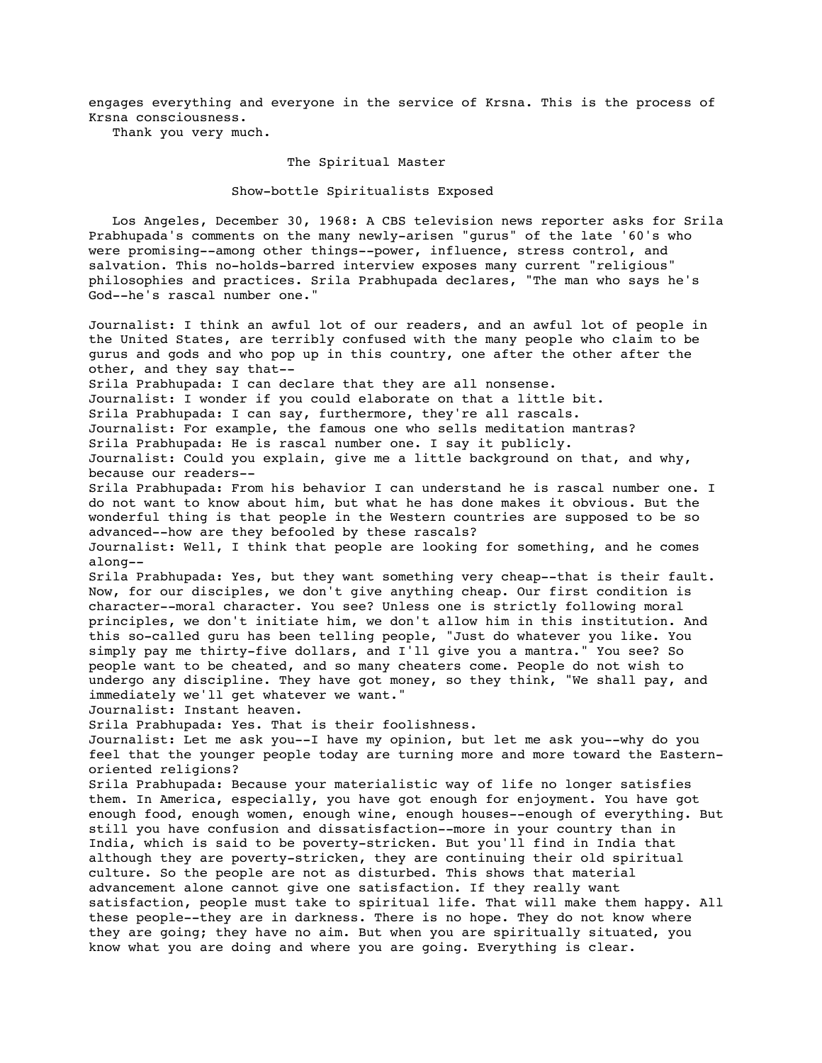engages everything and everyone in the service of Krsna. This is the process of Krsna consciousness.

Thank you very much.

## The Spiritual Master

### Show-bottle Spiritualists Exposed

Los Angeles, December 30, 1968: A CBS television news reporter asks for Srila Prabhupada's comments on the many newly-arisen "gurus" of the late '60's who were promising--among other things--power, influence, stress control, and salvation. This no-holds-barred interview exposes many current "religious" philosophies and practices. Srila Prabhupada declares, "The man who says he's God--he's rascal number one."

Journalist: I think an awful lot of our readers, and an awful lot of people in the United States, are terribly confused with the many people who claim to be gurus and gods and who pop up in this country, one after the other after the other, and they say that--
Srila Prabhupada: I can declare that they are all nonsense.
Journalist: I wonder if you could elaborate on that a little bit.
Srila Prabhupada: I can say, furthermore, they're all rascals.
Journalist: For example, the famous one who sells meditation mantras?
Srila Prabhupada: He is rascal number one. I say it publicly.
Journalist: Could you explain, give me a little background on that, and why, because our readers--
Srila Prabhupada: From his behavior I can understand he is rascal number one. I do not want to know about him, but what he has done makes it obvious. But the wonderful thing is that people in the Western countries are supposed to be so advanced--how are they befooled by these rascals?
Journalist: Well, I think that people are looking for something, and he comes along--
Srila Prabhupada: Yes, but they want something very cheap--that is their fault. Now, for our disciples, we don't give anything cheap. Our first condition is character--moral character. You see? Unless one is strictly following moral principles, we don't initiate him, we don't allow him in this institution. And this so-called guru has been telling people, "Just do whatever you like. You simply pay me thirty-five dollars, and I'll give you a mantra." You see? So people want to be cheated, and so many cheaters come. People do not wish to undergo any discipline. They have got money, so they think, "We shall pay, and immediately we'll get whatever we want."
Journalist: Instant heaven.
Srila Prabhupada: Yes. That is their foolishness.
Journalist: Let me ask you--I have my opinion, but let me ask you--why do you feel that the younger people today are turning more and more toward the Eastern-oriented religions?
Srila Prabhupada: Because your materialistic way of life no longer satisfies them. In America, especially, you have got enough for enjoyment. You have got enough food, enough women, enough wine, enough houses--enough of everything. But still you have confusion and dissatisfaction--more in your country than in India, which is said to be poverty-stricken. But you'll find in India that although they are poverty-stricken, they are continuing their old spiritual culture. So the people are not as disturbed. This shows that material advancement alone cannot give one satisfaction. If they really want satisfaction, people must take to spiritual life. That will make them happy. All these people--they are in darkness. There is no hope. They do not know where they are going; they have no aim. But when you are spiritually situated, you know what you are doing and where you are going. Everything is clear.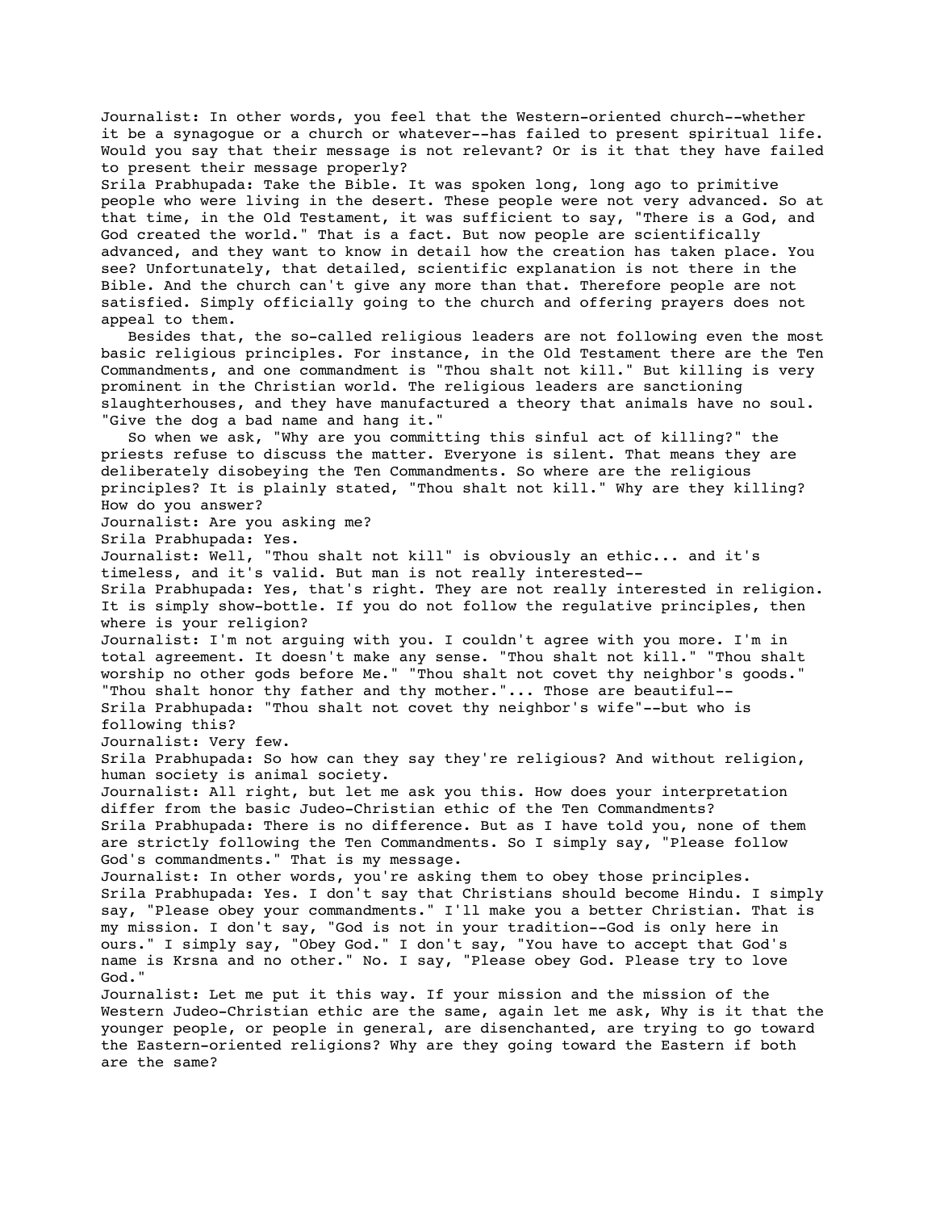Journalist: In other words, you feel that the Western-oriented church--whether it be a synagogue or a church or whatever--has failed to present spiritual life. Would you say that their message is not relevant? Or is it that they have failed to present their message properly?

Srila Prabhupada: Take the Bible. It was spoken long, long ago to primitive people who were living in the desert. These people were not very advanced. So at that time, in the Old Testament, it was sufficient to say, "There is a God, and God created the world." That is a fact. But now people are scientifically advanced, and they want to know in detail how the creation has taken place. You see? Unfortunately, that detailed, scientific explanation is not there in the Bible. And the church can't give any more than that. Therefore people are not satisfied. Simply officially going to the church and offering prayers does not appeal to them.

Besides that, the so-called religious leaders are not following even the most basic religious principles. For instance, in the Old Testament there are the Ten Commandments, and one commandment is "Thou shalt not kill." But killing is very prominent in the Christian world. The religious leaders are sanctioning slaughterhouses, and they have manufactured a theory that animals have no soul. "Give the dog a bad name and hang it."

So when we ask, "Why are you committing this sinful act of killing?" the priests refuse to discuss the matter. Everyone is silent. That means they are deliberately disobeying the Ten Commandments. So where are the religious principles? It is plainly stated, "Thou shalt not kill." Why are they killing? How do you answer?

Journalist: Are you asking me?

Srila Prabhupada: Yes.

Journalist: Well, "Thou shalt not kill" is obviously an ethic... and it's timeless, and it's valid. But man is not really interested--

Srila Prabhupada: Yes, that's right. They are not really interested in religion. It is simply show-bottle. If you do not follow the regulative principles, then where is your religion?

Journalist: I'm not arguing with you. I couldn't agree with you more. I'm in total agreement. It doesn't make any sense. "Thou shalt not kill." "Thou shalt worship no other gods before Me." "Thou shalt not covet thy neighbor's goods." "Thou shalt honor thy father and thy mother."... Those are beautiful--

Srila Prabhupada: "Thou shalt not covet thy neighbor's wife"--but who is following this?

Journalist: Very few.

Srila Prabhupada: So how can they say they're religious? And without religion, human society is animal society.

Journalist: All right, but let me ask you this. How does your interpretation differ from the basic Judeo-Christian ethic of the Ten Commandments?

Srila Prabhupada: There is no difference. But as I have told you, none of them are strictly following the Ten Commandments. So I simply say, "Please follow God's commandments." That is my message.

Journalist: In other words, you're asking them to obey those principles.

Srila Prabhupada: Yes. I don't say that Christians should become Hindu. I simply say, "Please obey your commandments." I'll make you a better Christian. That is my mission. I don't say, "God is not in your tradition--God is only here in ours." I simply say, "Obey God." I don't say, "You have to accept that God's name is Krsna and no other." No. I say, "Please obey God. Please try to love God."

Journalist: Let me put it this way. If your mission and the mission of the Western Judeo-Christian ethic are the same, again let me ask, Why is it that the younger people, or people in general, are disenchanted, are trying to go toward the Eastern-oriented religions? Why are they going toward the Eastern if both are the same?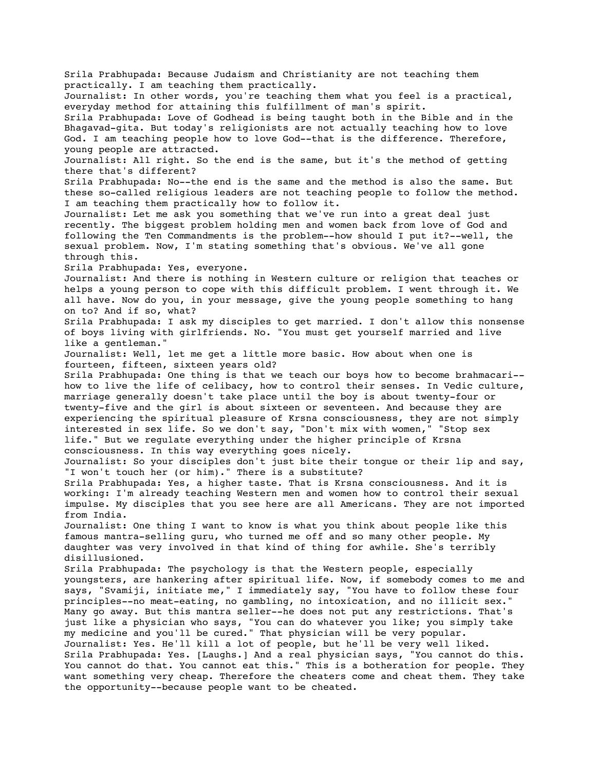Srila Prabhupada: Because Judaism and Christianity are not teaching them practically. I am teaching them practically.

Journalist: In other words, you're teaching them what you feel is a practical, everyday method for attaining this fulfillment of man's spirit.

Srila Prabhupada: Love of Godhead is being taught both in the Bible and in the Bhagavad-gita. But today's religionists are not actually teaching how to love God. I am teaching people how to love God--that is the difference. Therefore, young people are attracted.

Journalist: All right. So the end is the same, but it's the method of getting there that's different?

Srila Prabhupada: No--the end is the same and the method is also the same. But these so-called religious leaders are not teaching people to follow the method. I am teaching them practically how to follow it.

Journalist: Let me ask you something that we've run into a great deal just recently. The biggest problem holding men and women back from love of God and following the Ten Commandments is the problem--how should I put it?--well, the sexual problem. Now, I'm stating something that's obvious. We've all gone through this.

Srila Prabhupada: Yes, everyone.

Journalist: And there is nothing in Western culture or religion that teaches or helps a young person to cope with this difficult problem. I went through it. We all have. Now do you, in your message, give the young people something to hang on to? And if so, what?

Srila Prabhupada: I ask my disciples to get married. I don't allow this nonsense of boys living with girlfriends. No. "You must get yourself married and live like a gentleman."

Journalist: Well, let me get a little more basic. How about when one is fourteen, fifteen, sixteen years old?

Srila Prabhupada: One thing is that we teach our boys how to become brahmacari--how to live the life of celibacy, how to control their senses. In Vedic culture, marriage generally doesn't take place until the boy is about twenty-four or twenty-five and the girl is about sixteen or seventeen. And because they are experiencing the spiritual pleasure of Krsna consciousness, they are not simply interested in sex life. So we don't say, "Don't mix with women," "Stop sex life." But we regulate everything under the higher principle of Krsna consciousness. In this way everything goes nicely.

Journalist: So your disciples don't just bite their tongue or their lip and say, "I won't touch her (or him)." There is a substitute?

Srila Prabhupada: Yes, a higher taste. That is Krsna consciousness. And it is working: I'm already teaching Western men and women how to control their sexual impulse. My disciples that you see here are all Americans. They are not imported from India.

Journalist: One thing I want to know is what you think about people like this famous mantra-selling guru, who turned me off and so many other people. My daughter was very involved in that kind of thing for awhile. She's terribly disillusioned.

Srila Prabhupada: The psychology is that the Western people, especially youngsters, are hankering after spiritual life. Now, if somebody comes to me and says, "Svamiji, initiate me," I immediately say, "You have to follow these four principles--no meat-eating, no gambling, no intoxication, and no illicit sex." Many go away. But this mantra seller--he does not put any restrictions. That's just like a physician who says, "You can do whatever you like; you simply take my medicine and you'll be cured." That physician will be very popular.

Journalist: Yes. He'll kill a lot of people, but he'll be very well liked.

Srila Prabhupada: Yes. [Laughs.] And a real physician says, "You cannot do this. You cannot do that. You cannot eat this." This is a botheration for people. They want something very cheap. Therefore the cheaters come and cheat them. They take the opportunity--because people want to be cheated.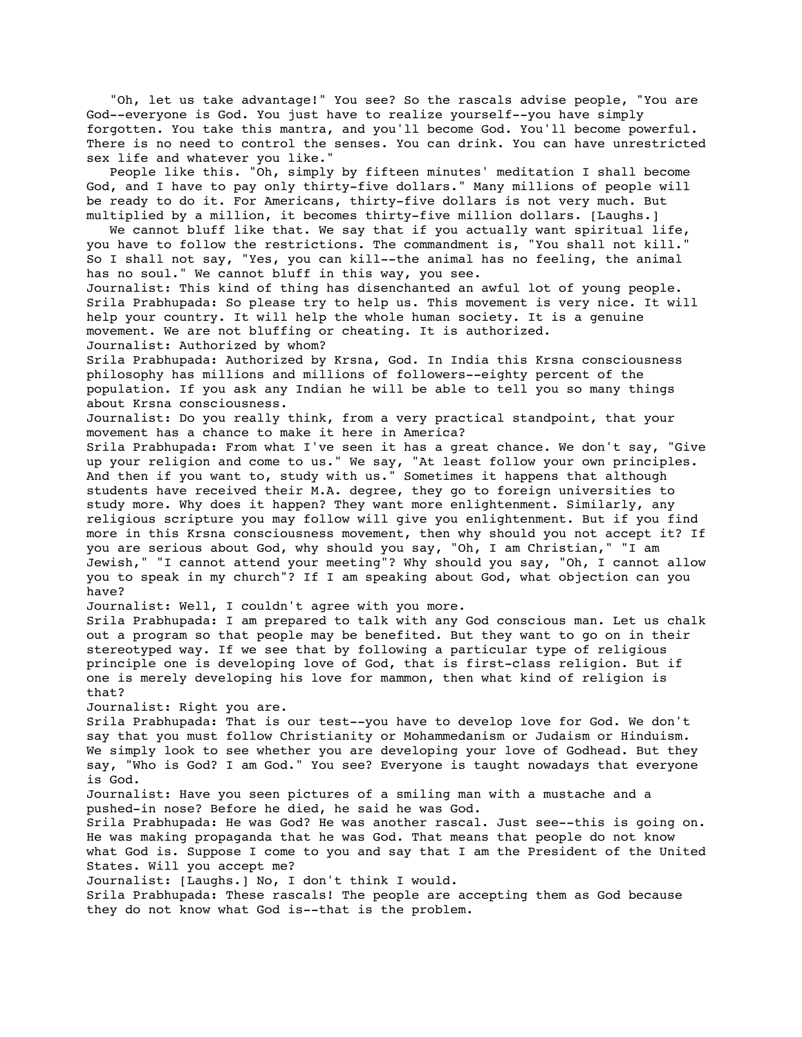"Oh, let us take advantage!" You see? So the rascals advise people, "You are God--everyone is God. You just have to realize yourself--you have simply forgotten. You take this mantra, and you'll become God. You'll become powerful. There is no need to control the senses. You can drink. You can have unrestricted sex life and whatever you like."

People like this. "Oh, simply by fifteen minutes' meditation I shall become God, and I have to pay only thirty-five dollars." Many millions of people will be ready to do it. For Americans, thirty-five dollars is not very much. But multiplied by a million, it becomes thirty-five million dollars. [Laughs.]

We cannot bluff like that. We say that if you actually want spiritual life, you have to follow the restrictions. The commandment is, "You shall not kill." So I shall not say, "Yes, you can kill--the animal has no feeling, the animal has no soul." We cannot bluff in this way, you see.

Journalist: This kind of thing has disenchanted an awful lot of young people.

Srila Prabhupada: So please try to help us. This movement is very nice. It will help your country. It will help the whole human society. It is a genuine movement. We are not bluffing or cheating. It is authorized.

Journalist: Authorized by whom?

Srila Prabhupada: Authorized by Krsna, God. In India this Krsna consciousness philosophy has millions and millions of followers--eighty percent of the population. If you ask any Indian he will be able to tell you so many things about Krsna consciousness.

Journalist: Do you really think, from a very practical standpoint, that your movement has a chance to make it here in America?

Srila Prabhupada: From what I've seen it has a great chance. We don't say, "Give up your religion and come to us." We say, "At least follow your own principles. And then if you want to, study with us." Sometimes it happens that although students have received their M.A. degree, they go to foreign universities to study more. Why does it happen? They want more enlightenment. Similarly, any religious scripture you may follow will give you enlightenment. But if you find more in this Krsna consciousness movement, then why should you not accept it? If you are serious about God, why should you say, "Oh, I am Christian," "I am Jewish," "I cannot attend your meeting"? Why should you say, "Oh, I cannot allow you to speak in my church"? If I am speaking about God, what objection can you have?

Journalist: Well, I couldn't agree with you more.

Srila Prabhupada: I am prepared to talk with any God conscious man. Let us chalk out a program so that people may be benefited. But they want to go on in their stereotyped way. If we see that by following a particular type of religious principle one is developing love of God, that is first-class religion. But if one is merely developing his love for mammon, then what kind of religion is that?

Journalist: Right you are.

Srila Prabhupada: That is our test--you have to develop love for God. We don't say that you must follow Christianity or Mohammedanism or Judaism or Hinduism. We simply look to see whether you are developing your love of Godhead. But they say, "Who is God? I am God." You see? Everyone is taught nowadays that everyone is God.

Journalist: Have you seen pictures of a smiling man with a mustache and a pushed-in nose? Before he died, he said he was God.

Srila Prabhupada: He was God? He was another rascal. Just see--this is going on. He was making propaganda that he was God. That means that people do not know what God is. Suppose I come to you and say that I am the President of the United States. Will you accept me?

Journalist: [Laughs.] No, I don't think I would.

Srila Prabhupada: These rascals! The people are accepting them as God because they do not know what God is--that is the problem.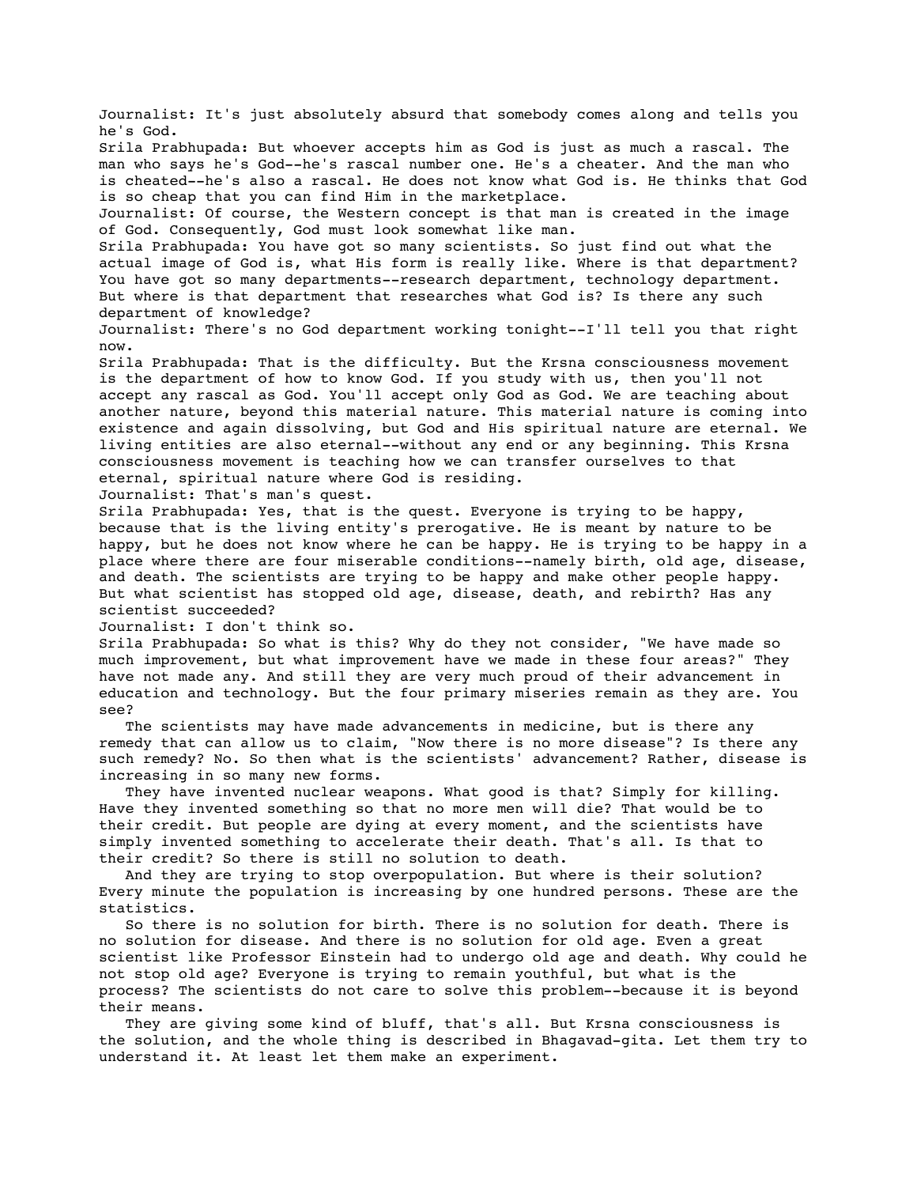Journalist: It's just absolutely absurd that somebody comes along and tells you he's God.

Srila Prabhupada: But whoever accepts him as God is just as much a rascal. The man who says he's God--he's rascal number one. He's a cheater. And the man who is cheated--he's also a rascal. He does not know what God is. He thinks that God is so cheap that you can find Him in the marketplace.

Journalist: Of course, the Western concept is that man is created in the image of God. Consequently, God must look somewhat like man.

Srila Prabhupada: You have got so many scientists. So just find out what the actual image of God is, what His form is really like. Where is that department? You have got so many departments--research department, technology department. But where is that department that researches what God is? Is there any such department of knowledge?

Journalist: There's no God department working tonight--I'll tell you that right now.

Srila Prabhupada: That is the difficulty. But the Krsna consciousness movement is the department of how to know God. If you study with us, then you'll not accept any rascal as God. You'll accept only God as God. We are teaching about another nature, beyond this material nature. This material nature is coming into existence and again dissolving, but God and His spiritual nature are eternal. We living entities are also eternal--without any end or any beginning. This Krsna consciousness movement is teaching how we can transfer ourselves to that eternal, spiritual nature where God is residing.

Journalist: That's man's quest.

Srila Prabhupada: Yes, that is the quest. Everyone is trying to be happy, because that is the living entity's prerogative. He is meant by nature to be happy, but he does not know where he can be happy. He is trying to be happy in a place where there are four miserable conditions--namely birth, old age, disease, and death. The scientists are trying to be happy and make other people happy. But what scientist has stopped old age, disease, death, and rebirth? Has any scientist succeeded?

Journalist: I don't think so.

Srila Prabhupada: So what is this? Why do they not consider, "We have made so much improvement, but what improvement have we made in these four areas?" They have not made any. And still they are very much proud of their advancement in education and technology. But the four primary miseries remain as they are. You see?

The scientists may have made advancements in medicine, but is there any remedy that can allow us to claim, "Now there is no more disease"? Is there any such remedy? No. So then what is the scientists' advancement? Rather, disease is increasing in so many new forms.

They have invented nuclear weapons. What good is that? Simply for killing. Have they invented something so that no more men will die? That would be to their credit. But people are dying at every moment, and the scientists have simply invented something to accelerate their death. That's all. Is that to their credit? So there is still no solution to death.

And they are trying to stop overpopulation. But where is their solution? Every minute the population is increasing by one hundred persons. These are the statistics.

So there is no solution for birth. There is no solution for death. There is no solution for disease. And there is no solution for old age. Even a great scientist like Professor Einstein had to undergo old age and death. Why could he not stop old age? Everyone is trying to remain youthful, but what is the process? The scientists do not care to solve this problem--because it is beyond their means.

They are giving some kind of bluff, that's all. But Krsna consciousness is the solution, and the whole thing is described in Bhagavad-gita. Let them try to understand it. At least let them make an experiment.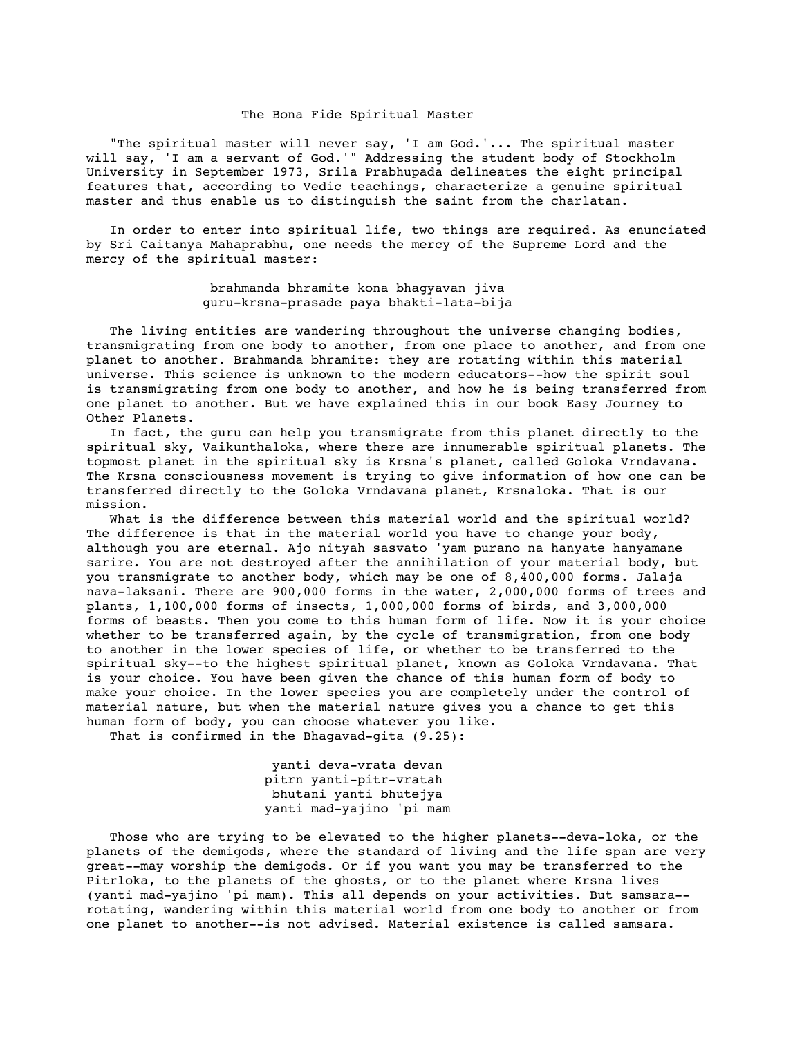# The Bona Fide Spiritual Master

"The spiritual master will never say, 'I am God.'... The spiritual master will say, 'I am a servant of God.'" Addressing the student body of Stockholm University in September 1973, Srila Prabhupada delineates the eight principal features that, according to Vedic teachings, characterize a genuine spiritual master and thus enable us to distinguish the saint from the charlatan.

In order to enter into spiritual life, two things are required. As enunciated by Sri Caitanya Mahaprabhu, one needs the mercy of the Supreme Lord and the mercy of the spiritual master:

> brahmanda bhramite kona bhagyavan jiva
> guru-krsna-prasade paya bhakti-lata-bija

The living entities are wandering throughout the universe changing bodies, transmigrating from one body to another, from one place to another, and from one planet to another. Brahmanda bhramite: they are rotating within this material universe. This science is unknown to the modern educators--how the spirit soul is transmigrating from one body to another, and how he is being transferred from one planet to another. But we have explained this in our book Easy Journey to Other Planets.

In fact, the guru can help you transmigrate from this planet directly to the spiritual sky, Vaikunthaloka, where there are innumerable spiritual planets. The topmost planet in the spiritual sky is Krsna's planet, called Goloka Vrndavana. The Krsna consciousness movement is trying to give information of how one can be transferred directly to the Goloka Vrndavana planet, Krsnaloka. That is our mission.

What is the difference between this material world and the spiritual world? The difference is that in the material world you have to change your body, although you are eternal. Ajo nityah sasvato 'yam purano na hanyate hanyamane sarire. You are not destroyed after the annihilation of your material body, but you transmigrate to another body, which may be one of 8,400,000 forms. Jalaja nava-laksani. There are 900,000 forms in the water, 2,000,000 forms of trees and plants, 1,100,000 forms of insects, 1,000,000 forms of birds, and 3,000,000 forms of beasts. Then you come to this human form of life. Now it is your choice whether to be transferred again, by the cycle of transmigration, from one body to another in the lower species of life, or whether to be transferred to the spiritual sky--to the highest spiritual planet, known as Goloka Vrndavana. That is your choice. You have been given the chance of this human form of body to make your choice. In the lower species you are completely under the control of material nature, but when the material nature gives you a chance to get this human form of body, you can choose whatever you like.

That is confirmed in the Bhagavad-gita (9.25):

> yanti deva-vrata devan
> pitrn yanti-pitr-vratah
> bhutani yanti bhutejya
> yanti mad-yajino 'pi mam

Those who are trying to be elevated to the higher planets--deva-loka, or the planets of the demigods, where the standard of living and the life span are very great--may worship the demigods. Or if you want you may be transferred to the Pitrloka, to the planets of the ghosts, or to the planet where Krsna lives (yanti mad-yajino 'pi mam). This all depends on your activities. But samsara--rotating, wandering within this material world from one body to another or from one planet to another--is not advised. Material existence is called samsara.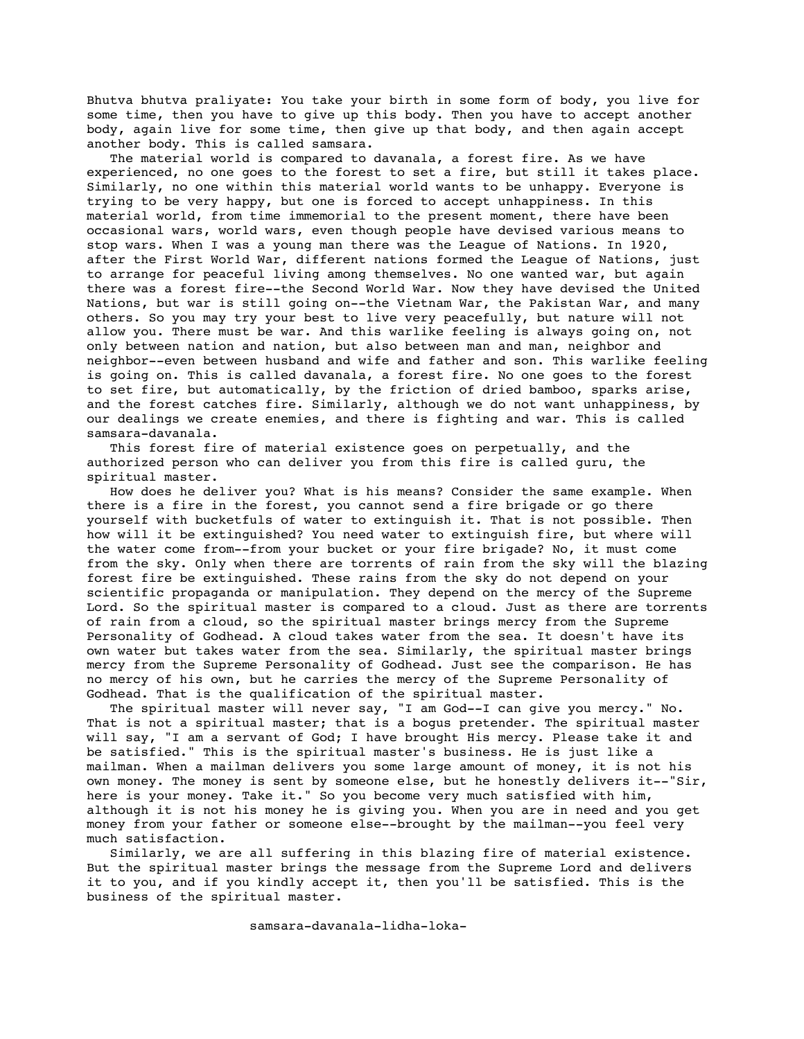Bhutva bhutva praliyate: You take your birth in some form of body, you live for some time, then you have to give up this body. Then you have to accept another body, again live for some time, then give up that body, and then again accept another body. This is called samsara.

The material world is compared to davanala, a forest fire. As we have experienced, no one goes to the forest to set a fire, but still it takes place. Similarly, no one within this material world wants to be unhappy. Everyone is trying to be very happy, but one is forced to accept unhappiness. In this material world, from time immemorial to the present moment, there have been occasional wars, world wars, even though people have devised various means to stop wars. When I was a young man there was the League of Nations. In 1920, after the First World War, different nations formed the League of Nations, just to arrange for peaceful living among themselves. No one wanted war, but again there was a forest fire--the Second World War. Now they have devised the United Nations, but war is still going on--the Vietnam War, the Pakistan War, and many others. So you may try your best to live very peacefully, but nature will not allow you. There must be war. And this warlike feeling is always going on, not only between nation and nation, but also between man and man, neighbor and neighbor--even between husband and wife and father and son. This warlike feeling is going on. This is called davanala, a forest fire. No one goes to the forest to set fire, but automatically, by the friction of dried bamboo, sparks arise, and the forest catches fire. Similarly, although we do not want unhappiness, by our dealings we create enemies, and there is fighting and war. This is called samsara-davanala.

This forest fire of material existence goes on perpetually, and the authorized person who can deliver you from this fire is called guru, the spiritual master.

How does he deliver you? What is his means? Consider the same example. When there is a fire in the forest, you cannot send a fire brigade or go there yourself with bucketfuls of water to extinguish it. That is not possible. Then how will it be extinguished? You need water to extinguish fire, but where will the water come from--from your bucket or your fire brigade? No, it must come from the sky. Only when there are torrents of rain from the sky will the blazing forest fire be extinguished. These rains from the sky do not depend on your scientific propaganda or manipulation. They depend on the mercy of the Supreme Lord. So the spiritual master is compared to a cloud. Just as there are torrents of rain from a cloud, so the spiritual master brings mercy from the Supreme Personality of Godhead. A cloud takes water from the sea. It doesn't have its own water but takes water from the sea. Similarly, the spiritual master brings mercy from the Supreme Personality of Godhead. Just see the comparison. He has no mercy of his own, but he carries the mercy of the Supreme Personality of Godhead. That is the qualification of the spiritual master.

The spiritual master will never say, "I am God--I can give you mercy." No. That is not a spiritual master; that is a bogus pretender. The spiritual master will say, "I am a servant of God; I have brought His mercy. Please take it and be satisfied." This is the spiritual master's business. He is just like a mailman. When a mailman delivers you some large amount of money, it is not his own money. The money is sent by someone else, but he honestly delivers it--"Sir, here is your money. Take it." So you become very much satisfied with him, although it is not his money he is giving you. When you are in need and you get money from your father or someone else--brought by the mailman--you feel very much satisfaction.

Similarly, we are all suffering in this blazing fire of material existence. But the spiritual master brings the message from the Supreme Lord and delivers it to you, and if you kindly accept it, then you'll be satisfied. This is the business of the spiritual master.

samsara-davanala-lidha-loka-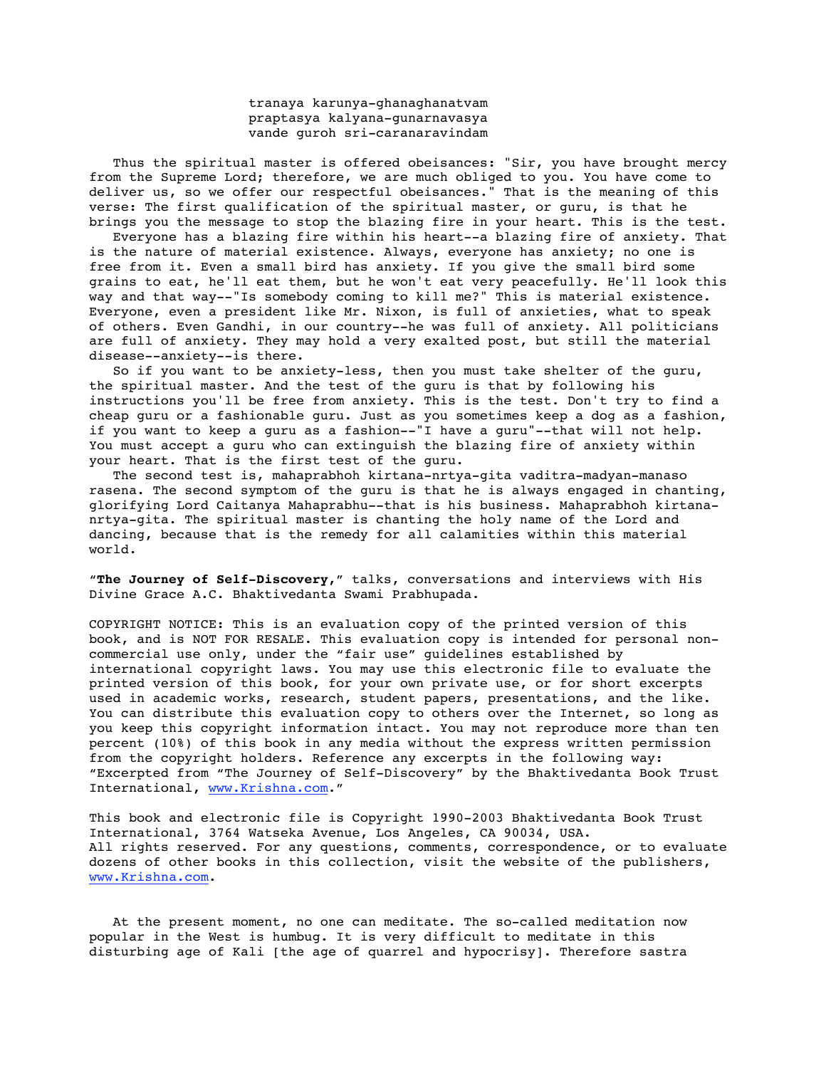tranaya karunya-ghanaghanatvam
praptasya kalyana-gunarnavasya
vande guroh sri-caranaravindam

Thus the spiritual master is offered obeisances: "Sir, you have brought mercy from the Supreme Lord; therefore, we are much obliged to you. You have come to deliver us, so we offer our respectful obeisances." That is the meaning of this verse: The first qualification of the spiritual master, or guru, is that he brings you the message to stop the blazing fire in your heart. This is the test.

Everyone has a blazing fire within his heart--a blazing fire of anxiety. That is the nature of material existence. Always, everyone has anxiety; no one is free from it. Even a small bird has anxiety. If you give the small bird some grains to eat, he'll eat them, but he won't eat very peacefully. He'll look this way and that way--"Is somebody coming to kill me?" This is material existence. Everyone, even a president like Mr. Nixon, is full of anxieties, what to speak of others. Even Gandhi, in our country--he was full of anxiety. All politicians are full of anxiety. They may hold a very exalted post, but still the material disease--anxiety--is there.

So if you want to be anxiety-less, then you must take shelter of the guru, the spiritual master. And the test of the guru is that by following his instructions you'll be free from anxiety. This is the test. Don't try to find a cheap guru or a fashionable guru. Just as you sometimes keep a dog as a fashion, if you want to keep a guru as a fashion--"I have a guru"--that will not help. You must accept a guru who can extinguish the blazing fire of anxiety within your heart. That is the first test of the guru.

The second test is, mahaprabhoh kirtana-nrtya-gita vaditra-madyan-manaso rasena. The second symptom of the guru is that he is always engaged in chanting, glorifying Lord Caitanya Mahaprabhu--that is his business. Mahaprabhoh kirtana-nrtya-gita. The spiritual master is chanting the holy name of the Lord and dancing, because that is the remedy for all calamities within this material world.

"**The Journey of Self-Discovery**," talks, conversations and interviews with His Divine Grace A.C. Bhaktivedanta Swami Prabhupada.

COPYRIGHT NOTICE: This is an evaluation copy of the printed version of this book, and is NOT FOR RESALE. This evaluation copy is intended for personal non-commercial use only, under the "fair use" guidelines established by international copyright laws. You may use this electronic file to evaluate the printed version of this book, for your own private use, or for short excerpts used in academic works, research, student papers, presentations, and the like. You can distribute this evaluation copy to others over the Internet, so long as you keep this copyright information intact. You may not reproduce more than ten percent (10%) of this book in any media without the express written permission from the copyright holders. Reference any excerpts in the following way: "Excerpted from "The Journey of Self-Discovery" by the Bhaktivedanta Book Trust International, www.Krishna.com."

This book and electronic file is Copyright 1990-2003 Bhaktivedanta Book Trust International, 3764 Watseka Avenue, Los Angeles, CA 90034, USA.
All rights reserved. For any questions, comments, correspondence, or to evaluate dozens of other books in this collection, visit the website of the publishers, www.Krishna.com.

At the present moment, no one can meditate. The so-called meditation now popular in the West is humbug. It is very difficult to meditate in this disturbing age of Kali [the age of quarrel and hypocrisy]. Therefore sastra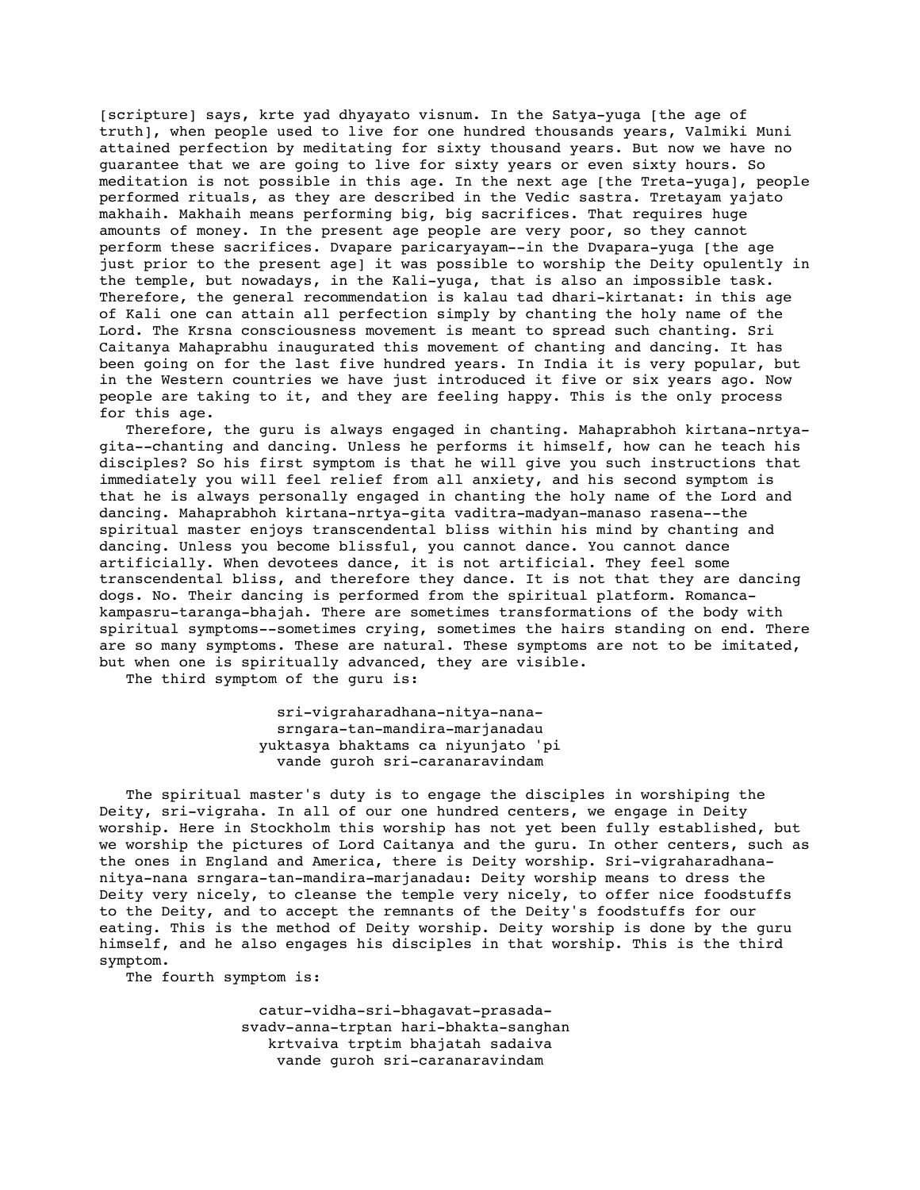[scripture] says, krte yad dhyayato visnum. In the Satya-yuga [the age of truth], when people used to live for one hundred thousands years, Valmiki Muni attained perfection by meditating for sixty thousand years. But now we have no guarantee that we are going to live for sixty years or even sixty hours. So meditation is not possible in this age. In the next age [the Treta-yuga], people performed rituals, as they are described in the Vedic sastra. Tretayam yajato makhaih. Makhaih means performing big, big sacrifices. That requires huge amounts of money. In the present age people are very poor, so they cannot perform these sacrifices. Dvapare paricaryayam--in the Dvapara-yuga [the age just prior to the present age] it was possible to worship the Deity opulently in the temple, but nowadays, in the Kali-yuga, that is also an impossible task. Therefore, the general recommendation is kalau tad dhari-kirtanat: in this age of Kali one can attain all perfection simply by chanting the holy name of the Lord. The Krsna consciousness movement is meant to spread such chanting. Sri Caitanya Mahaprabhu inaugurated this movement of chanting and dancing. It has been going on for the last five hundred years. In India it is very popular, but in the Western countries we have just introduced it five or six years ago. Now people are taking to it, and they are feeling happy. This is the only process for this age.

Therefore, the guru is always engaged in chanting. Mahaprabhoh kirtana-nrtya-gita--chanting and dancing. Unless he performs it himself, how can he teach his disciples? So his first symptom is that he will give you such instructions that immediately you will feel relief from all anxiety, and his second symptom is that he is always personally engaged in chanting the holy name of the Lord and dancing. Mahaprabhoh kirtana-nrtya-gita vaditra-madyan-manaso rasena--the spiritual master enjoys transcendental bliss within his mind by chanting and dancing. Unless you become blissful, you cannot dance. You cannot dance artificially. When devotees dance, it is not artificial. They feel some transcendental bliss, and therefore they dance. It is not that they are dancing dogs. No. Their dancing is performed from the spiritual platform. Romanca-kampasru-taranga-bhajah. There are sometimes transformations of the body with spiritual symptoms--sometimes crying, sometimes the hairs standing on end. There are so many symptoms. These are natural. These symptoms are not to be imitated, but when one is spiritually advanced, they are visible.

The third symptom of the guru is:

> sri-vigraharadhana-nitya-nana-
> srngara-tan-mandira-marjanadau
> yuktasya bhaktams ca niyunjato 'pi
> vande guroh sri-caranaravindam

The spiritual master's duty is to engage the disciples in worshiping the Deity, sri-vigraha. In all of our one hundred centers, we engage in Deity worship. Here in Stockholm this worship has not yet been fully established, but we worship the pictures of Lord Caitanya and the guru. In other centers, such as the ones in England and America, there is Deity worship. Sri-vigraharadhana-nitya-nana srngara-tan-mandira-marjanadau: Deity worship means to dress the Deity very nicely, to cleanse the temple very nicely, to offer nice foodstuffs to the Deity, and to accept the remnants of the Deity's foodstuffs for our eating. This is the method of Deity worship. Deity worship is done by the guru himself, and he also engages his disciples in that worship. This is the third symptom.

The fourth symptom is:

> catur-vidha-sri-bhagavat-prasada-
> svadv-anna-trptan hari-bhakta-sanghan
> krtvaiva trptim bhajatah sadaiva
> vande guroh sri-caranaravindam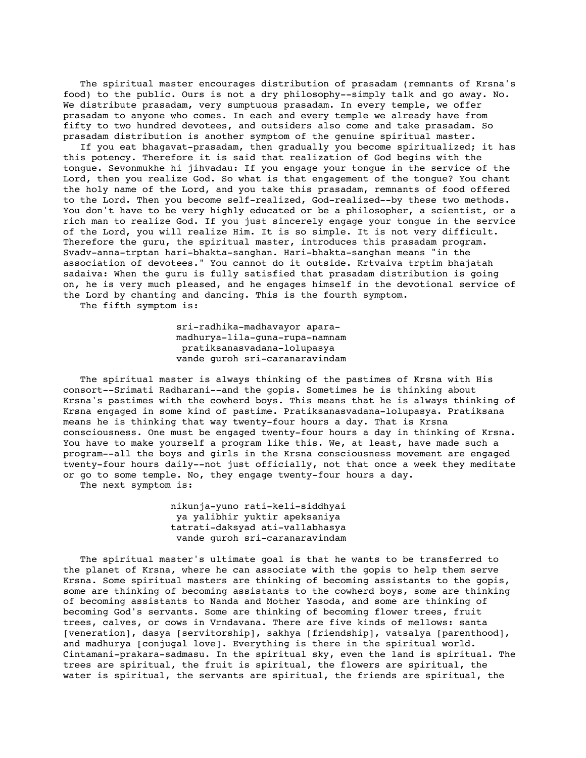The spiritual master encourages distribution of prasadam (remnants of Krsna's food) to the public. Ours is not a dry philosophy--simply talk and go away. No. We distribute prasadam, very sumptuous prasadam. In every temple, we offer prasadam to anyone who comes. In each and every temple we already have from fifty to two hundred devotees, and outsiders also come and take prasadam. So prasadam distribution is another symptom of the genuine spiritual master.

If you eat bhagavat-prasadam, then gradually you become spiritualized; it has this potency. Therefore it is said that realization of God begins with the tongue. Sevonmukhe hi jihvadau: If you engage your tongue in the service of the Lord, then you realize God. So what is that engagement of the tongue? You chant the holy name of the Lord, and you take this prasadam, remnants of food offered to the Lord. Then you become self-realized, God-realized--by these two methods. You don't have to be very highly educated or be a philosopher, a scientist, or a rich man to realize God. If you just sincerely engage your tongue in the service of the Lord, you will realize Him. It is so simple. It is not very difficult. Therefore the guru, the spiritual master, introduces this prasadam program. Svadv-anna-trptan hari-bhakta-sanghan. Hari-bhakta-sanghan means "in the association of devotees." You cannot do it outside. Krtvaiva trptim bhajatah sadaiva: When the guru is fully satisfied that prasadam distribution is going on, he is very much pleased, and he engages himself in the devotional service of the Lord by chanting and dancing. This is the fourth symptom.

The fifth symptom is:

> sri-radhika-madhavayor apara-
> madhurya-lila-guna-rupa-namnam
> pratiksanasvadana-lolupasya
> vande guroh sri-caranaravindam

The spiritual master is always thinking of the pastimes of Krsna with His consort--Srimati Radharani--and the gopis. Sometimes he is thinking about Krsna's pastimes with the cowherd boys. This means that he is always thinking of Krsna engaged in some kind of pastime. Pratiksanasvadana-lolupasya. Pratiksana means he is thinking that way twenty-four hours a day. That is Krsna consciousness. One must be engaged twenty-four hours a day in thinking of Krsna. You have to make yourself a program like this. We, at least, have made such a program--all the boys and girls in the Krsna consciousness movement are engaged twenty-four hours daily--not just officially, not that once a week they meditate or go to some temple. No, they engage twenty-four hours a day.

The next symptom is:

> nikunja-yuno rati-keli-siddhyai
> ya yalibhir yuktir apeksaniya
> tatrati-daksyad ati-vallabhasya
> vande guroh sri-caranaravindam

The spiritual master's ultimate goal is that he wants to be transferred to the planet of Krsna, where he can associate with the gopis to help them serve Krsna. Some spiritual masters are thinking of becoming assistants to the gopis, some are thinking of becoming assistants to the cowherd boys, some are thinking of becoming assistants to Nanda and Mother Yasoda, and some are thinking of becoming God's servants. Some are thinking of becoming flower trees, fruit trees, calves, or cows in Vrndavana. There are five kinds of mellows: santa [veneration], dasya [servitorship], sakhya [friendship], vatsalya [parenthood], and madhurya [conjugal love]. Everything is there in the spiritual world. Cintamani-prakara-sadmasu. In the spiritual sky, even the land is spiritual. The trees are spiritual, the fruit is spiritual, the flowers are spiritual, the water is spiritual, the servants are spiritual, the friends are spiritual, the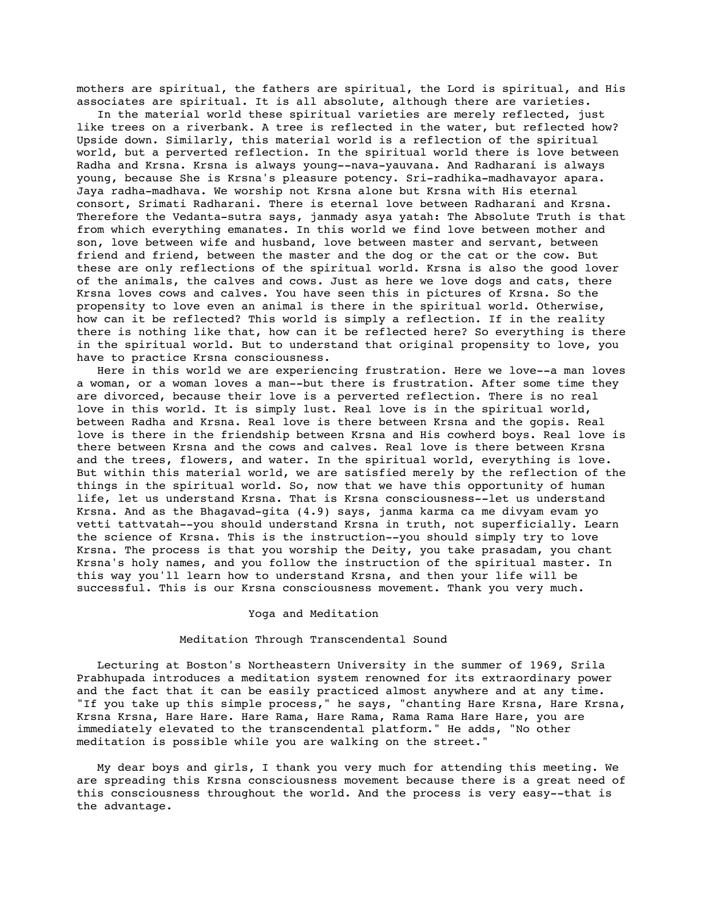mothers are spiritual, the fathers are spiritual, the Lord is spiritual, and His associates are spiritual. It is all absolute, although there are varieties.

In the material world these spiritual varieties are merely reflected, just like trees on a riverbank. A tree is reflected in the water, but reflected how? Upside down. Similarly, this material world is a reflection of the spiritual world, but a perverted reflection. In the spiritual world there is love between Radha and Krsna. Krsna is always young--nava-yauvana. And Radharani is always young, because She is Krsna's pleasure potency. Sri-radhika-madhavayor apara. Jaya radha-madhava. We worship not Krsna alone but Krsna with His eternal consort, Srimati Radharani. There is eternal love between Radharani and Krsna. Therefore the Vedanta-sutra says, janmady asya yatah: The Absolute Truth is that from which everything emanates. In this world we find love between mother and son, love between wife and husband, love between master and servant, between friend and friend, between the master and the dog or the cat or the cow. But these are only reflections of the spiritual world. Krsna is also the good lover of the animals, the calves and cows. Just as here we love dogs and cats, there Krsna loves cows and calves. You have seen this in pictures of Krsna. So the propensity to love even an animal is there in the spiritual world. Otherwise, how can it be reflected? This world is simply a reflection. If in the reality there is nothing like that, how can it be reflected here? So everything is there in the spiritual world. But to understand that original propensity to love, you have to practice Krsna consciousness.

Here in this world we are experiencing frustration. Here we love--a man loves a woman, or a woman loves a man--but there is frustration. After some time they are divorced, because their love is a perverted reflection. There is no real love in this world. It is simply lust. Real love is in the spiritual world, between Radha and Krsna. Real love is there between Krsna and the gopis. Real love is there in the friendship between Krsna and His cowherd boys. Real love is there between Krsna and the cows and calves. Real love is there between Krsna and the trees, flowers, and water. In the spiritual world, everything is love. But within this material world, we are satisfied merely by the reflection of the things in the spiritual world. So, now that we have this opportunity of human life, let us understand Krsna. That is Krsna consciousness--let us understand Krsna. And as the Bhagavad-gita (4.9) says, janma karma ca me divyam evam yo vetti tattvatah--you should understand Krsna in truth, not superficially. Learn the science of Krsna. This is the instruction--you should simply try to love Krsna. The process is that you worship the Deity, you take prasadam, you chant Krsna's holy names, and you follow the instruction of the spiritual master. In this way you'll learn how to understand Krsna, and then your life will be successful. This is our Krsna consciousness movement. Thank you very much.

# Yoga and Meditation

## Meditation Through Transcendental Sound

Lecturing at Boston's Northeastern University in the summer of 1969, Srila Prabhupada introduces a meditation system renowned for its extraordinary power and the fact that it can be easily practiced almost anywhere and at any time. "If you take up this simple process," he says, "chanting Hare Krsna, Hare Krsna, Krsna Krsna, Hare Hare. Hare Rama, Hare Rama, Rama Rama Hare Hare, you are immediately elevated to the transcendental platform." He adds, "No other meditation is possible while you are walking on the street."

My dear boys and girls, I thank you very much for attending this meeting. We are spreading this Krsna consciousness movement because there is a great need of this consciousness throughout the world. And the process is very easy--that is the advantage.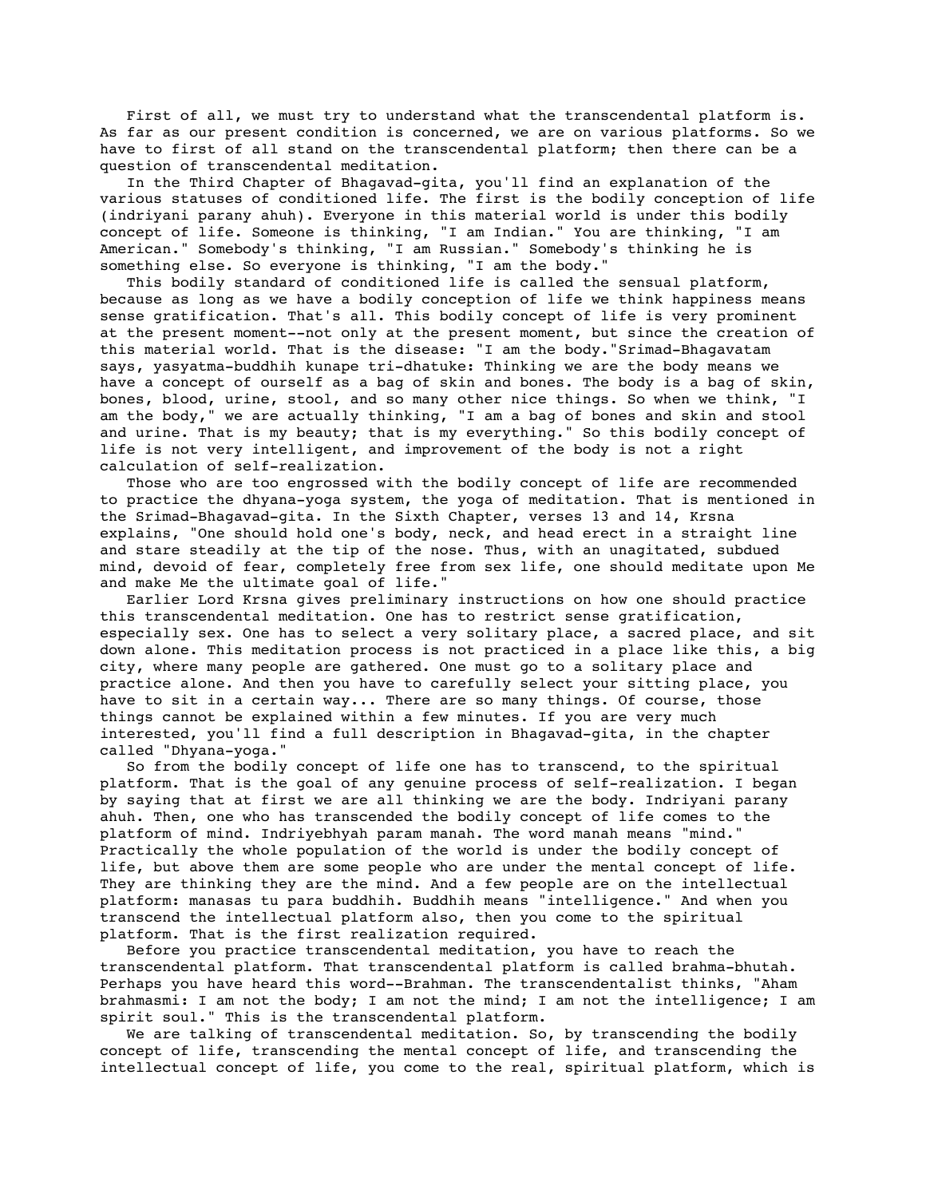First of all, we must try to understand what the transcendental platform is. As far as our present condition is concerned, we are on various platforms. So we have to first of all stand on the transcendental platform; then there can be a question of transcendental meditation.

In the Third Chapter of Bhagavad-gita, you'll find an explanation of the various statuses of conditioned life. The first is the bodily conception of life (indriyani parany ahuh). Everyone in this material world is under this bodily concept of life. Someone is thinking, "I am Indian." You are thinking, "I am American." Somebody's thinking, "I am Russian." Somebody's thinking he is something else. So everyone is thinking, "I am the body."

This bodily standard of conditioned life is called the sensual platform, because as long as we have a bodily conception of life we think happiness means sense gratification. That's all. This bodily concept of life is very prominent at the present moment--not only at the present moment, but since the creation of this material world. That is the disease: "I am the body."Srimad-Bhagavatam says, yasyatma-buddhih kunape tri-dhatuke: Thinking we are the body means we have a concept of ourself as a bag of skin and bones. The body is a bag of skin, bones, blood, urine, stool, and so many other nice things. So when we think, "I am the body," we are actually thinking, "I am a bag of bones and skin and stool and urine. That is my beauty; that is my everything." So this bodily concept of life is not very intelligent, and improvement of the body is not a right calculation of self-realization.

Those who are too engrossed with the bodily concept of life are recommended to practice the dhyana-yoga system, the yoga of meditation. That is mentioned in the Srimad-Bhagavad-gita. In the Sixth Chapter, verses 13 and 14, Krsna explains, "One should hold one's body, neck, and head erect in a straight line and stare steadily at the tip of the nose. Thus, with an unagitated, subdued mind, devoid of fear, completely free from sex life, one should meditate upon Me and make Me the ultimate goal of life."

Earlier Lord Krsna gives preliminary instructions on how one should practice this transcendental meditation. One has to restrict sense gratification, especially sex. One has to select a very solitary place, a sacred place, and sit down alone. This meditation process is not practiced in a place like this, a big city, where many people are gathered. One must go to a solitary place and practice alone. And then you have to carefully select your sitting place, you have to sit in a certain way... There are so many things. Of course, those things cannot be explained within a few minutes. If you are very much interested, you'll find a full description in Bhagavad-gita, in the chapter called "Dhyana-yoga."

So from the bodily concept of life one has to transcend, to the spiritual platform. That is the goal of any genuine process of self-realization. I began by saying that at first we are all thinking we are the body. Indriyani parany ahuh. Then, one who has transcended the bodily concept of life comes to the platform of mind. Indriyebhyah param manah. The word manah means "mind." Practically the whole population of the world is under the bodily concept of life, but above them are some people who are under the mental concept of life. They are thinking they are the mind. And a few people are on the intellectual platform: manasas tu para buddhih. Buddhih means "intelligence." And when you transcend the intellectual platform also, then you come to the spiritual platform. That is the first realization required.

Before you practice transcendental meditation, you have to reach the transcendental platform. That transcendental platform is called brahma-bhutah. Perhaps you have heard this word--Brahman. The transcendentalist thinks, "Aham brahmasmi: I am not the body; I am not the mind; I am not the intelligence; I am spirit soul." This is the transcendental platform.

We are talking of transcendental meditation. So, by transcending the bodily concept of life, transcending the mental concept of life, and transcending the intellectual concept of life, you come to the real, spiritual platform, which is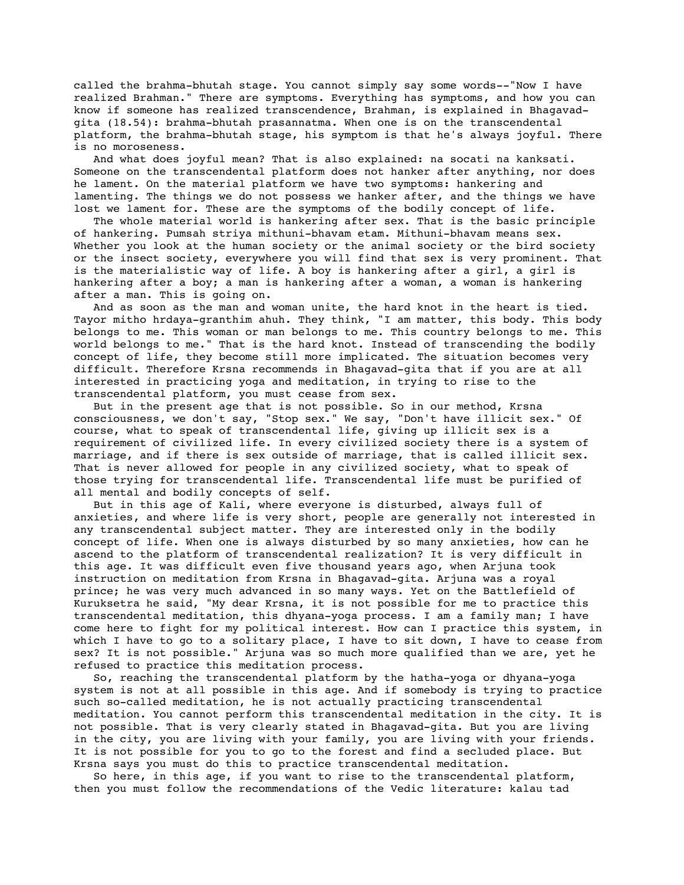called the brahma-bhutah stage. You cannot simply say some words--"Now I have realized Brahman." There are symptoms. Everything has symptoms, and how you can know if someone has realized transcendence, Brahman, is explained in Bhagavad-gita (18.54): brahma-bhutah prasannatma. When one is on the transcendental platform, the brahma-bhutah stage, his symptom is that he's always joyful. There is no moroseness.

And what does joyful mean? That is also explained: na socati na kanksati. Someone on the transcendental platform does not hanker after anything, nor does he lament. On the material platform we have two symptoms: hankering and lamenting. The things we do not possess we hanker after, and the things we have lost we lament for. These are the symptoms of the bodily concept of life.

The whole material world is hankering after sex. That is the basic principle of hankering. Pumsah striya mithuni-bhavam etam. Mithuni-bhavam means sex. Whether you look at the human society or the animal society or the bird society or the insect society, everywhere you will find that sex is very prominent. That is the materialistic way of life. A boy is hankering after a girl, a girl is hankering after a boy; a man is hankering after a woman, a woman is hankering after a man. This is going on.

And as soon as the man and woman unite, the hard knot in the heart is tied. Tayor mitho hrdaya-granthim ahuh. They think, "I am matter, this body. This body belongs to me. This woman or man belongs to me. This country belongs to me. This world belongs to me." That is the hard knot. Instead of transcending the bodily concept of life, they become still more implicated. The situation becomes very difficult. Therefore Krsna recommends in Bhagavad-gita that if you are at all interested in practicing yoga and meditation, in trying to rise to the transcendental platform, you must cease from sex.

But in the present age that is not possible. So in our method, Krsna consciousness, we don't say, "Stop sex." We say, "Don't have illicit sex." Of course, what to speak of transcendental life, giving up illicit sex is a requirement of civilized life. In every civilized society there is a system of marriage, and if there is sex outside of marriage, that is called illicit sex. That is never allowed for people in any civilized society, what to speak of those trying for transcendental life. Transcendental life must be purified of all mental and bodily concepts of self.

But in this age of Kali, where everyone is disturbed, always full of anxieties, and where life is very short, people are generally not interested in any transcendental subject matter. They are interested only in the bodily concept of life. When one is always disturbed by so many anxieties, how can he ascend to the platform of transcendental realization? It is very difficult in this age. It was difficult even five thousand years ago, when Arjuna took instruction on meditation from Krsna in Bhagavad-gita. Arjuna was a royal prince; he was very much advanced in so many ways. Yet on the Battlefield of Kuruksetra he said, "My dear Krsna, it is not possible for me to practice this transcendental meditation, this dhyana-yoga process. I am a family man; I have come here to fight for my political interest. How can I practice this system, in which I have to go to a solitary place, I have to sit down, I have to cease from sex? It is not possible." Arjuna was so much more qualified than we are, yet he refused to practice this meditation process.

So, reaching the transcendental platform by the hatha-yoga or dhyana-yoga system is not at all possible in this age. And if somebody is trying to practice such so-called meditation, he is not actually practicing transcendental meditation. You cannot perform this transcendental meditation in the city. It is not possible. That is very clearly stated in Bhagavad-gita. But you are living in the city, you are living with your family, you are living with your friends. It is not possible for you to go to the forest and find a secluded place. But Krsna says you must do this to practice transcendental meditation.

So here, in this age, if you want to rise to the transcendental platform, then you must follow the recommendations of the Vedic literature: kalau tad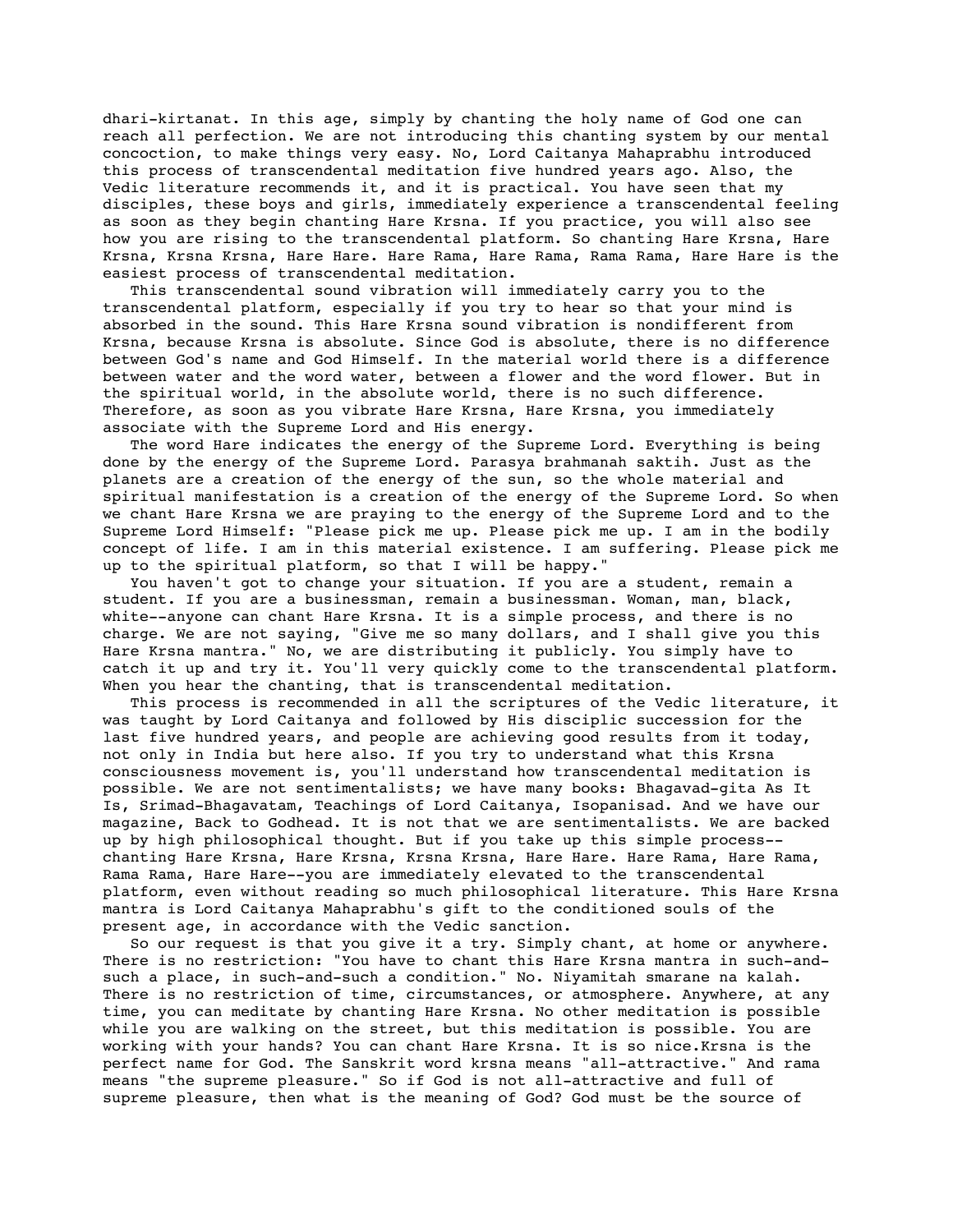dhari-kirtanat. In this age, simply by chanting the holy name of God one can reach all perfection. We are not introducing this chanting system by our mental concoction, to make things very easy. No, Lord Caitanya Mahaprabhu introduced this process of transcendental meditation five hundred years ago. Also, the Vedic literature recommends it, and it is practical. You have seen that my disciples, these boys and girls, immediately experience a transcendental feeling as soon as they begin chanting Hare Krsna. If you practice, you will also see how you are rising to the transcendental platform. So chanting Hare Krsna, Hare Krsna, Krsna Krsna, Hare Hare. Hare Rama, Hare Rama, Rama Rama, Hare Hare is the easiest process of transcendental meditation.

This transcendental sound vibration will immediately carry you to the transcendental platform, especially if you try to hear so that your mind is absorbed in the sound. This Hare Krsna sound vibration is nondifferent from Krsna, because Krsna is absolute. Since God is absolute, there is no difference between God's name and God Himself. In the material world there is a difference between water and the word water, between a flower and the word flower. But in the spiritual world, in the absolute world, there is no such difference. Therefore, as soon as you vibrate Hare Krsna, Hare Krsna, you immediately associate with the Supreme Lord and His energy.

The word Hare indicates the energy of the Supreme Lord. Everything is being done by the energy of the Supreme Lord. Parasya brahmanah saktih. Just as the planets are a creation of the energy of the sun, so the whole material and spiritual manifestation is a creation of the energy of the Supreme Lord. So when we chant Hare Krsna we are praying to the energy of the Supreme Lord and to the Supreme Lord Himself: "Please pick me up. Please pick me up. I am in the bodily concept of life. I am in this material existence. I am suffering. Please pick me up to the spiritual platform, so that I will be happy."

You haven't got to change your situation. If you are a student, remain a student. If you are a businessman, remain a businessman. Woman, man, black, white--anyone can chant Hare Krsna. It is a simple process, and there is no charge. We are not saying, "Give me so many dollars, and I shall give you this Hare Krsna mantra." No, we are distributing it publicly. You simply have to catch it up and try it. You'll very quickly come to the transcendental platform. When you hear the chanting, that is transcendental meditation.

This process is recommended in all the scriptures of the Vedic literature, it was taught by Lord Caitanya and followed by His disciplic succession for the last five hundred years, and people are achieving good results from it today, not only in India but here also. If you try to understand what this Krsna consciousness movement is, you'll understand how transcendental meditation is possible. We are not sentimentalists; we have many books: Bhagavad-gita As It Is, Srimad-Bhagavatam, Teachings of Lord Caitanya, Isopanisad. And we have our magazine, Back to Godhead. It is not that we are sentimentalists. We are backed up by high philosophical thought. But if you take up this simple process--chanting Hare Krsna, Hare Krsna, Krsna Krsna, Hare Hare. Hare Rama, Hare Rama, Rama Rama, Hare Hare--you are immediately elevated to the transcendental platform, even without reading so much philosophical literature. This Hare Krsna mantra is Lord Caitanya Mahaprabhu's gift to the conditioned souls of the present age, in accordance with the Vedic sanction.

So our request is that you give it a try. Simply chant, at home or anywhere. There is no restriction: "You have to chant this Hare Krsna mantra in such-and-such a place, in such-and-such a condition." No. Niyamitah smarane na kalah. There is no restriction of time, circumstances, or atmosphere. Anywhere, at any time, you can meditate by chanting Hare Krsna. No other meditation is possible while you are walking on the street, but this meditation is possible. You are working with your hands? You can chant Hare Krsna. It is so nice.Krsna is the perfect name for God. The Sanskrit word krsna means "all-attractive." And rama means "the supreme pleasure." So if God is not all-attractive and full of supreme pleasure, then what is the meaning of God? God must be the source of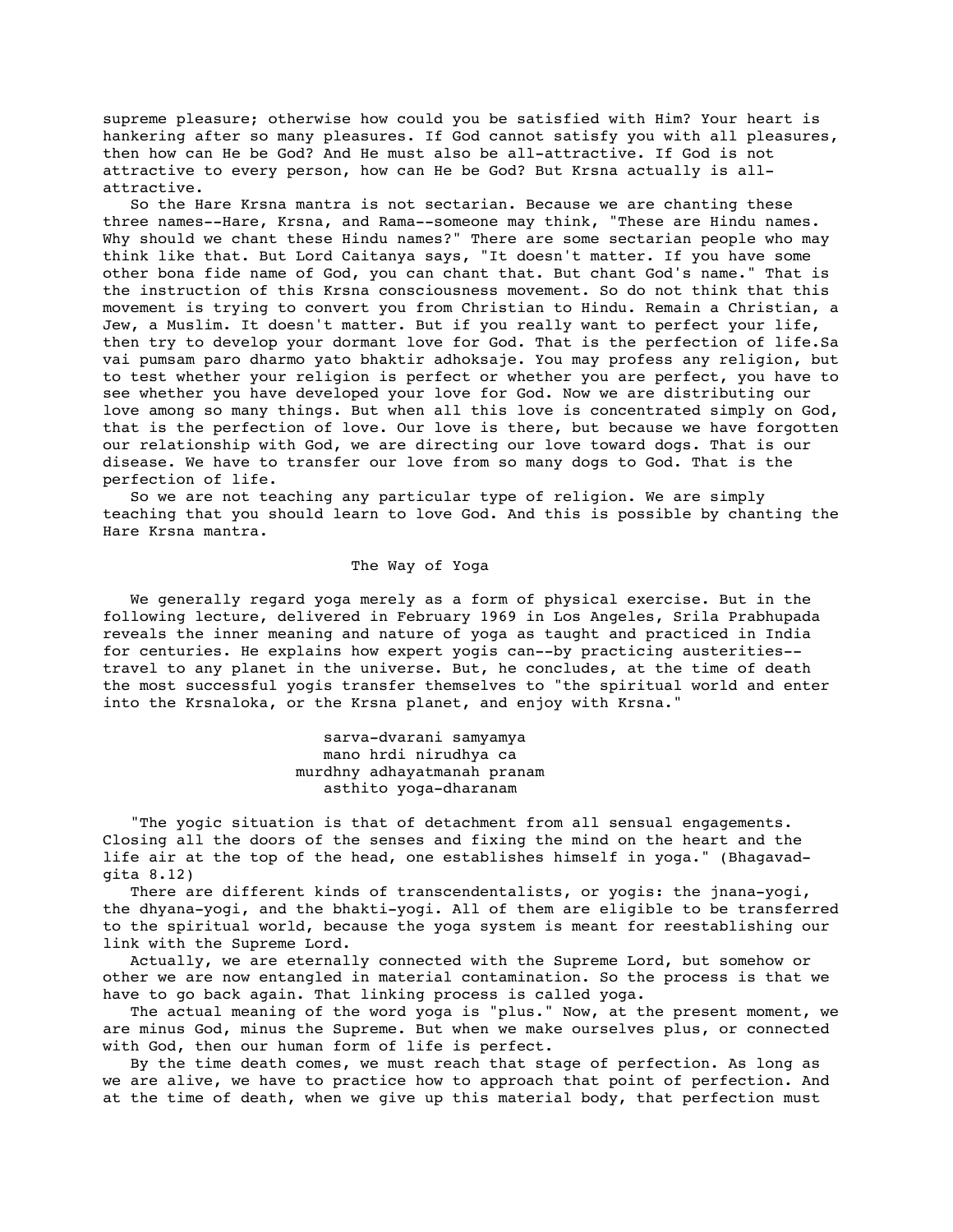supreme pleasure; otherwise how could you be satisfied with Him? Your heart is hankering after so many pleasures. If God cannot satisfy you with all pleasures, then how can He be God? And He must also be all-attractive. If God is not attractive to every person, how can He be God? But Krsna actually is all-attractive.

So the Hare Krsna mantra is not sectarian. Because we are chanting these three names--Hare, Krsna, and Rama--someone may think, "These are Hindu names. Why should we chant these Hindu names?" There are some sectarian people who may think like that. But Lord Caitanya says, "It doesn't matter. If you have some other bona fide name of God, you can chant that. But chant God's name." That is the instruction of this Krsna consciousness movement. So do not think that this movement is trying to convert you from Christian to Hindu. Remain a Christian, a Jew, a Muslim. It doesn't matter. But if you really want to perfect your life, then try to develop your dormant love for God. That is the perfection of life.Sa vai pumsam paro dharmo yato bhaktir adhoksaje. You may profess any religion, but to test whether your religion is perfect or whether you are perfect, you have to see whether you have developed your love for God. Now we are distributing our love among so many things. But when all this love is concentrated simply on God, that is the perfection of love. Our love is there, but because we have forgotten our relationship with God, we are directing our love toward dogs. That is our disease. We have to transfer our love from so many dogs to God. That is the perfection of life.

So we are not teaching any particular type of religion. We are simply teaching that you should learn to love God. And this is possible by chanting the Hare Krsna mantra.

## The Way of Yoga

We generally regard yoga merely as a form of physical exercise. But in the following lecture, delivered in February 1969 in Los Angeles, Srila Prabhupada reveals the inner meaning and nature of yoga as taught and practiced in India for centuries. He explains how expert yogis can--by practicing austerities--travel to any planet in the universe. But, he concludes, at the time of death the most successful yogis transfer themselves to "the spiritual world and enter into the Krsnaloka, or the Krsna planet, and enjoy with Krsna."

sarva-dvarani samyamya
mano hrdi nirudhya ca
murdhny adhayatmanah pranam
asthito yoga-dharanam

"The yogic situation is that of detachment from all sensual engagements. Closing all the doors of the senses and fixing the mind on the heart and the life air at the top of the head, one establishes himself in yoga." (Bhagavad-gita 8.12)

There are different kinds of transcendentalists, or yogis: the jnana-yogi, the dhyana-yogi, and the bhakti-yogi. All of them are eligible to be transferred to the spiritual world, because the yoga system is meant for reestablishing our link with the Supreme Lord.

Actually, we are eternally connected with the Supreme Lord, but somehow or other we are now entangled in material contamination. So the process is that we have to go back again. That linking process is called yoga.

The actual meaning of the word yoga is "plus." Now, at the present moment, we are minus God, minus the Supreme. But when we make ourselves plus, or connected with God, then our human form of life is perfect.

By the time death comes, we must reach that stage of perfection. As long as we are alive, we have to practice how to approach that point of perfection. And at the time of death, when we give up this material body, that perfection must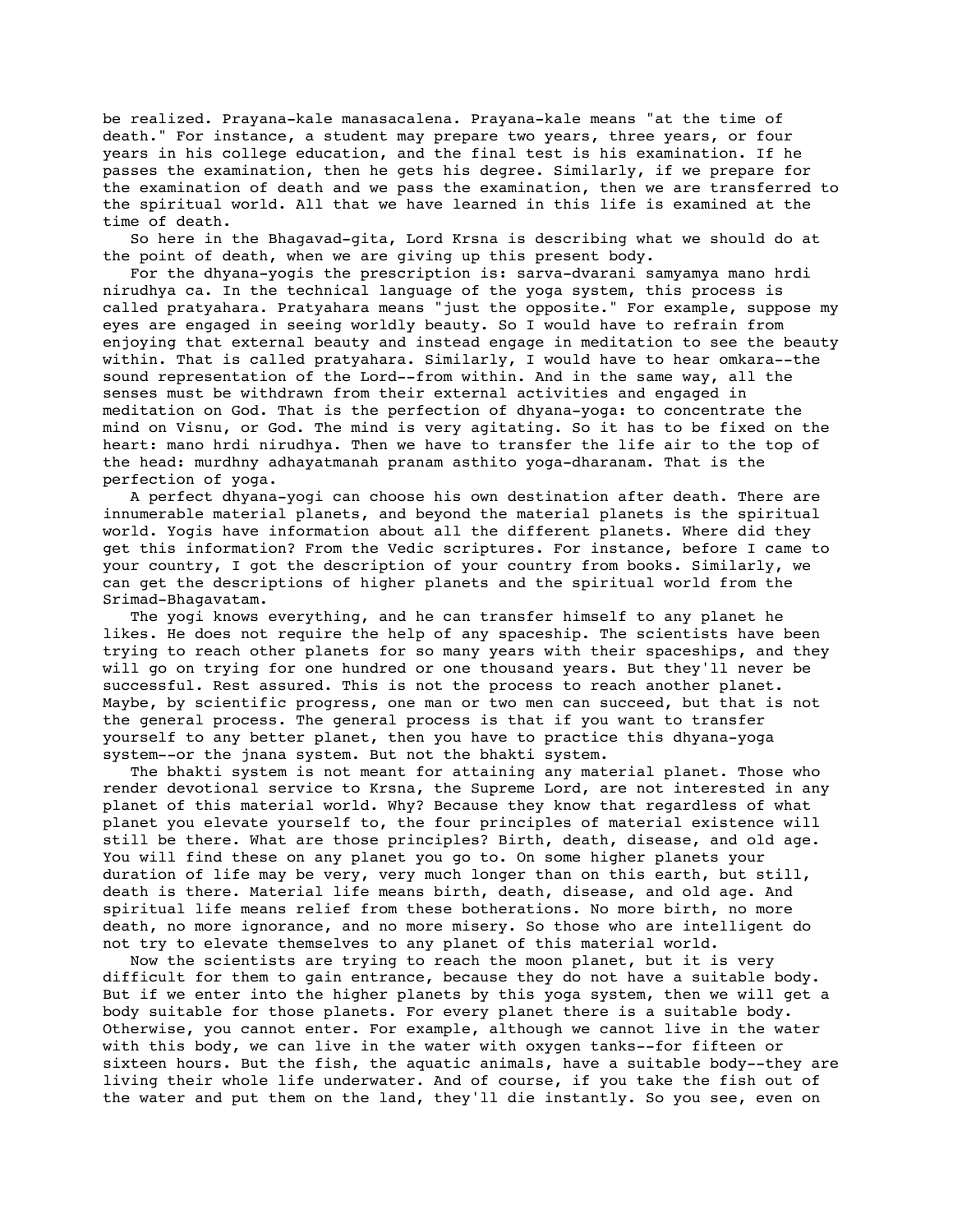be realized. Prayana-kale manasacalena. Prayana-kale means "at the time of death." For instance, a student may prepare two years, three years, or four years in his college education, and the final test is his examination. If he passes the examination, then he gets his degree. Similarly, if we prepare for the examination of death and we pass the examination, then we are transferred to the spiritual world. All that we have learned in this life is examined at the time of death.

So here in the Bhagavad-gita, Lord Krsna is describing what we should do at the point of death, when we are giving up this present body.

For the dhyana-yogis the prescription is: sarva-dvarani samyamya mano hrdi nirudhya ca. In the technical language of the yoga system, this process is called pratyahara. Pratyahara means "just the opposite." For example, suppose my eyes are engaged in seeing worldly beauty. So I would have to refrain from enjoying that external beauty and instead engage in meditation to see the beauty within. That is called pratyahara. Similarly, I would have to hear omkara--the sound representation of the Lord--from within. And in the same way, all the senses must be withdrawn from their external activities and engaged in meditation on God. That is the perfection of dhyana-yoga: to concentrate the mind on Visnu, or God. The mind is very agitating. So it has to be fixed on the heart: mano hrdi nirudhya. Then we have to transfer the life air to the top of the head: murdhny adhayatmanah pranam asthito yoga-dharanam. That is the perfection of yoga.

A perfect dhyana-yogi can choose his own destination after death. There are innumerable material planets, and beyond the material planets is the spiritual world. Yogis have information about all the different planets. Where did they get this information? From the Vedic scriptures. For instance, before I came to your country, I got the description of your country from books. Similarly, we can get the descriptions of higher planets and the spiritual world from the Srimad-Bhagavatam.

The yogi knows everything, and he can transfer himself to any planet he likes. He does not require the help of any spaceship. The scientists have been trying to reach other planets for so many years with their spaceships, and they will go on trying for one hundred or one thousand years. But they'll never be successful. Rest assured. This is not the process to reach another planet. Maybe, by scientific progress, one man or two men can succeed, but that is not the general process. The general process is that if you want to transfer yourself to any better planet, then you have to practice this dhyana-yoga system--or the jnana system. But not the bhakti system.

The bhakti system is not meant for attaining any material planet. Those who render devotional service to Krsna, the Supreme Lord, are not interested in any planet of this material world. Why? Because they know that regardless of what planet you elevate yourself to, the four principles of material existence will still be there. What are those principles? Birth, death, disease, and old age. You will find these on any planet you go to. On some higher planets your duration of life may be very, very much longer than on this earth, but still, death is there. Material life means birth, death, disease, and old age. And spiritual life means relief from these botherations. No more birth, no more death, no more ignorance, and no more misery. So those who are intelligent do not try to elevate themselves to any planet of this material world.

Now the scientists are trying to reach the moon planet, but it is very difficult for them to gain entrance, because they do not have a suitable body. But if we enter into the higher planets by this yoga system, then we will get a body suitable for those planets. For every planet there is a suitable body. Otherwise, you cannot enter. For example, although we cannot live in the water with this body, we can live in the water with oxygen tanks--for fifteen or sixteen hours. But the fish, the aquatic animals, have a suitable body--they are living their whole life underwater. And of course, if you take the fish out of the water and put them on the land, they'll die instantly. So you see, even on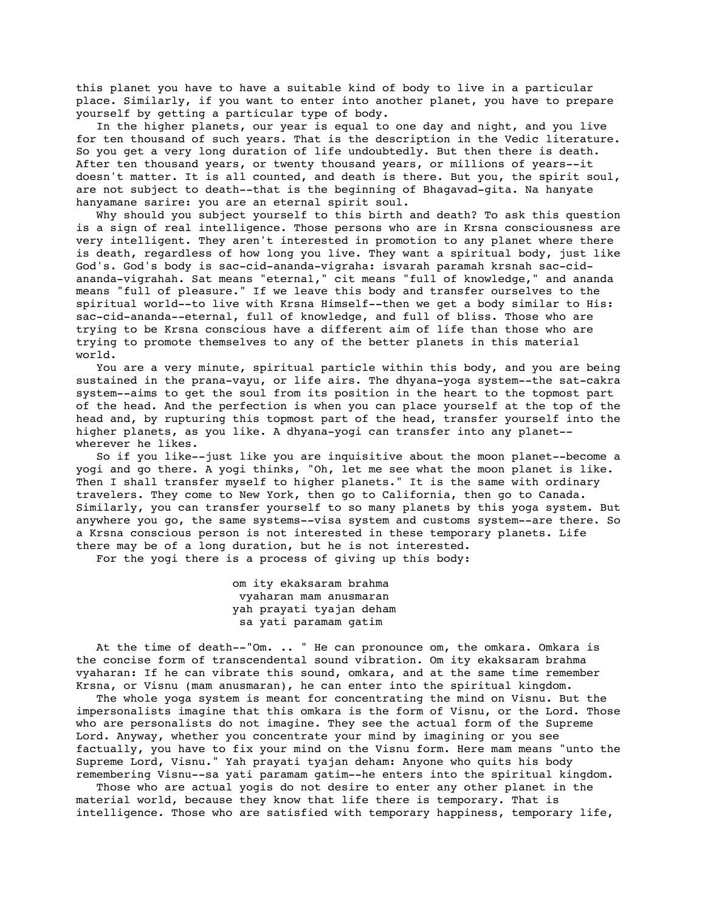this planet you have to have a suitable kind of body to live in a particular place. Similarly, if you want to enter into another planet, you have to prepare yourself by getting a particular type of body.

In the higher planets, our year is equal to one day and night, and you live for ten thousand of such years. That is the description in the Vedic literature. So you get a very long duration of life undoubtedly. But then there is death. After ten thousand years, or twenty thousand years, or millions of years--it doesn't matter. It is all counted, and death is there. But you, the spirit soul, are not subject to death--that is the beginning of Bhagavad-gita. Na hanyate hanyamane sarire: you are an eternal spirit soul.

Why should you subject yourself to this birth and death? To ask this question is a sign of real intelligence. Those persons who are in Krsna consciousness are very intelligent. They aren't interested in promotion to any planet where there is death, regardless of how long you live. They want a spiritual body, just like God's. God's body is sac-cid-ananda-vigraha: isvarah paramah krsnah sac-cid-ananda-vigrahah. Sat means "eternal," cit means "full of knowledge," and ananda means "full of pleasure." If we leave this body and transfer ourselves to the spiritual world--to live with Krsna Himself--then we get a body similar to His: sac-cid-ananda--eternal, full of knowledge, and full of bliss. Those who are trying to be Krsna conscious have a different aim of life than those who are trying to promote themselves to any of the better planets in this material world.

You are a very minute, spiritual particle within this body, and you are being sustained in the prana-vayu, or life airs. The dhyana-yoga system--the sat-cakra system--aims to get the soul from its position in the heart to the topmost part of the head. And the perfection is when you can place yourself at the top of the head and, by rupturing this topmost part of the head, transfer yourself into the higher planets, as you like. A dhyana-yogi can transfer into any planet--wherever he likes.

So if you like--just like you are inquisitive about the moon planet--become a yogi and go there. A yogi thinks, "Oh, let me see what the moon planet is like. Then I shall transfer myself to higher planets." It is the same with ordinary travelers. They come to New York, then go to California, then go to Canada. Similarly, you can transfer yourself to so many planets by this yoga system. But anywhere you go, the same systems--visa system and customs system--are there. So a Krsna conscious person is not interested in these temporary planets. Life there may be of a long duration, but he is not interested.

For the yogi there is a process of giving up this body:

> om ity ekaksaram brahma
> vyaharan mam anusmaran
> yah prayati tyajan deham
> sa yati paramam gatim

At the time of death--"Om. .. " He can pronounce om, the omkara. Omkara is the concise form of transcendental sound vibration. Om ity ekaksaram brahma vyaharan: If he can vibrate this sound, omkara, and at the same time remember Krsna, or Visnu (mam anusmaran), he can enter into the spiritual kingdom.

The whole yoga system is meant for concentrating the mind on Visnu. But the impersonalists imagine that this omkara is the form of Visnu, or the Lord. Those who are personalists do not imagine. They see the actual form of the Supreme Lord. Anyway, whether you concentrate your mind by imagining or you see factually, you have to fix your mind on the Visnu form. Here mam means "unto the Supreme Lord, Visnu." Yah prayati tyajan deham: Anyone who quits his body remembering Visnu--sa yati paramam gatim--he enters into the spiritual kingdom.

Those who are actual yogis do not desire to enter any other planet in the material world, because they know that life there is temporary. That is intelligence. Those who are satisfied with temporary happiness, temporary life,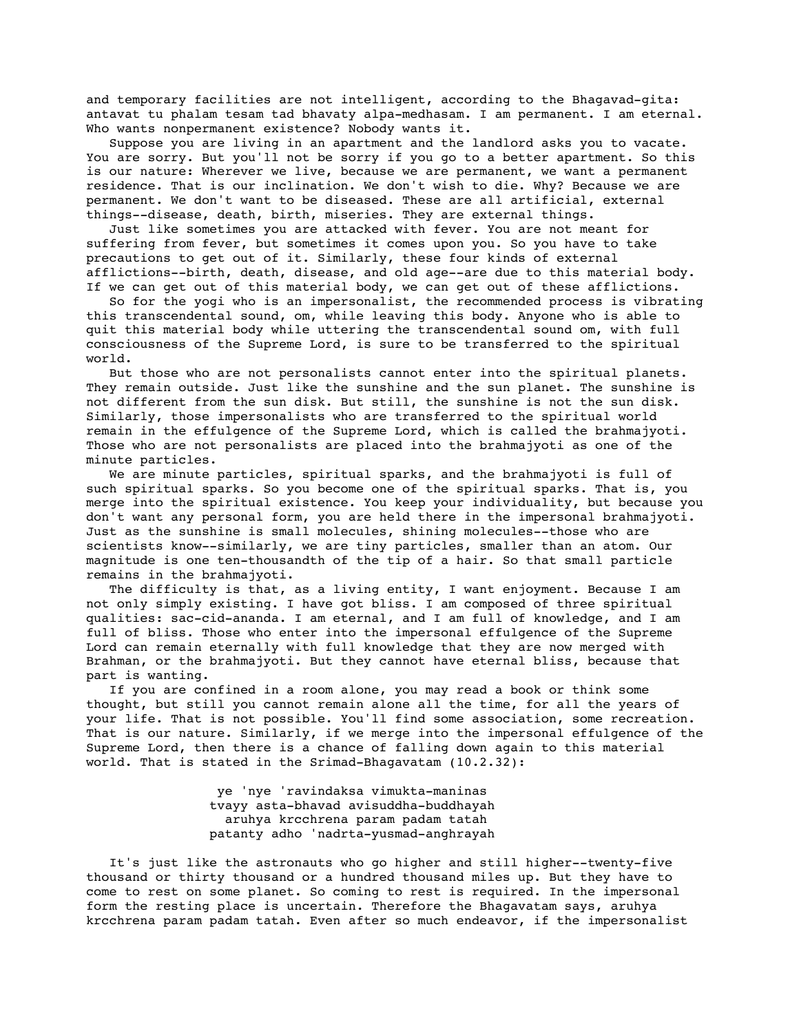and temporary facilities are not intelligent, according to the Bhagavad-gita: antavat tu phalam tesam tad bhavaty alpa-medhasam. I am permanent. I am eternal. Who wants nonpermanent existence? Nobody wants it.

Suppose you are living in an apartment and the landlord asks you to vacate. You are sorry. But you'll not be sorry if you go to a better apartment. So this is our nature: Wherever we live, because we are permanent, we want a permanent residence. That is our inclination. We don't wish to die. Why? Because we are permanent. We don't want to be diseased. These are all artificial, external things--disease, death, birth, miseries. They are external things.

Just like sometimes you are attacked with fever. You are not meant for suffering from fever, but sometimes it comes upon you. So you have to take precautions to get out of it. Similarly, these four kinds of external afflictions--birth, death, disease, and old age--are due to this material body. If we can get out of this material body, we can get out of these afflictions.

So for the yogi who is an impersonalist, the recommended process is vibrating this transcendental sound, om, while leaving this body. Anyone who is able to quit this material body while uttering the transcendental sound om, with full consciousness of the Supreme Lord, is sure to be transferred to the spiritual world.

But those who are not personalists cannot enter into the spiritual planets. They remain outside. Just like the sunshine and the sun planet. The sunshine is not different from the sun disk. But still, the sunshine is not the sun disk. Similarly, those impersonalists who are transferred to the spiritual world remain in the effulgence of the Supreme Lord, which is called the brahmajyoti. Those who are not personalists are placed into the brahmajyoti as one of the minute particles.

We are minute particles, spiritual sparks, and the brahmajyoti is full of such spiritual sparks. So you become one of the spiritual sparks. That is, you merge into the spiritual existence. You keep your individuality, but because you don't want any personal form, you are held there in the impersonal brahmajyoti. Just as the sunshine is small molecules, shining molecules--those who are scientists know--similarly, we are tiny particles, smaller than an atom. Our magnitude is one ten-thousandth of the tip of a hair. So that small particle remains in the brahmajyoti.

The difficulty is that, as a living entity, I want enjoyment. Because I am not only simply existing. I have got bliss. I am composed of three spiritual qualities: sac-cid-ananda. I am eternal, and I am full of knowledge, and I am full of bliss. Those who enter into the impersonal effulgence of the Supreme Lord can remain eternally with full knowledge that they are now merged with Brahman, or the brahmajyoti. But they cannot have eternal bliss, because that part is wanting.

If you are confined in a room alone, you may read a book or think some thought, but still you cannot remain alone all the time, for all the years of your life. That is not possible. You'll find some association, some recreation. That is our nature. Similarly, if we merge into the impersonal effulgence of the Supreme Lord, then there is a chance of falling down again to this material world. That is stated in the Srimad-Bhagavatam (10.2.32):

> ye 'nye 'ravindaksa vimukta-maninas
> tvayy asta-bhavad avisuddha-buddhayah
> aruhya krcchrena param padam tatah
> patanty adho 'nadrta-yusmad-anghrayah

It's just like the astronauts who go higher and still higher--twenty-five thousand or thirty thousand or a hundred thousand miles up. But they have to come to rest on some planet. So coming to rest is required. In the impersonal form the resting place is uncertain. Therefore the Bhagavatam says, aruhya krcchrena param padam tatah. Even after so much endeavor, if the impersonalist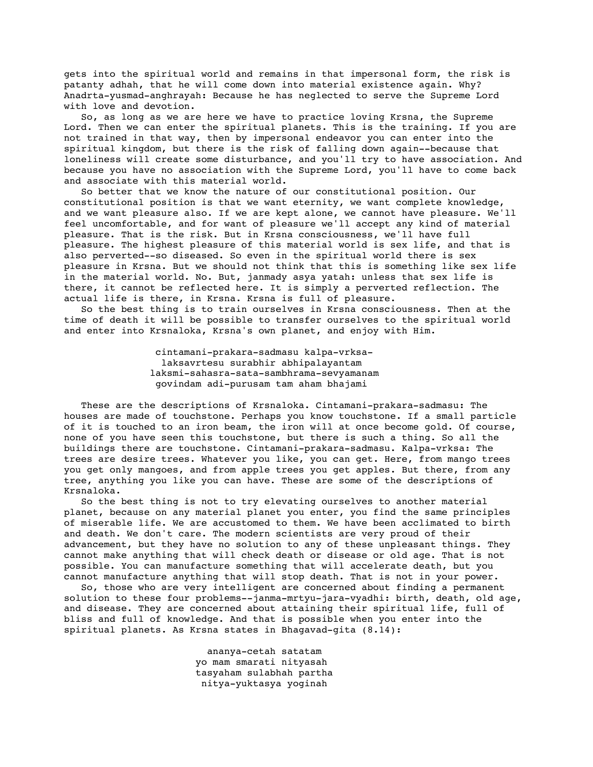gets into the spiritual world and remains in that impersonal form, the risk is patanty adhah, that he will come down into material existence again. Why? Anadrta-yusmad-anghrayah: Because he has neglected to serve the Supreme Lord with love and devotion.

So, as long as we are here we have to practice loving Krsna, the Supreme Lord. Then we can enter the spiritual planets. This is the training. If you are not trained in that way, then by impersonal endeavor you can enter into the spiritual kingdom, but there is the risk of falling down again--because that loneliness will create some disturbance, and you'll try to have association. And because you have no association with the Supreme Lord, you'll have to come back and associate with this material world.

So better that we know the nature of our constitutional position. Our constitutional position is that we want eternity, we want complete knowledge, and we want pleasure also. If we are kept alone, we cannot have pleasure. We'll feel uncomfortable, and for want of pleasure we'll accept any kind of material pleasure. That is the risk. But in Krsna consciousness, we'll have full pleasure. The highest pleasure of this material world is sex life, and that is also perverted--so diseased. So even in the spiritual world there is sex pleasure in Krsna. But we should not think that this is something like sex life in the material world. No. But, janmady asya yatah: unless that sex life is there, it cannot be reflected here. It is simply a perverted reflection. The actual life is there, in Krsna. Krsna is full of pleasure.

So the best thing is to train ourselves in Krsna consciousness. Then at the time of death it will be possible to transfer ourselves to the spiritual world and enter into Krsnaloka, Krsna's own planet, and enjoy with Him.

> cintamani-prakara-sadmasu kalpa-vrksa-
> laksavrtesu surabhir abhipalayantam
> laksmi-sahasra-sata-sambhrama-sevyamanam
> govindam adi-purusam tam aham bhajami

These are the descriptions of Krsnaloka. Cintamani-prakara-sadmasu: The houses are made of touchstone. Perhaps you know touchstone. If a small particle of it is touched to an iron beam, the iron will at once become gold. Of course, none of you have seen this touchstone, but there is such a thing. So all the buildings there are touchstone. Cintamani-prakara-sadmasu. Kalpa-vrksa: The trees are desire trees. Whatever you like, you can get. Here, from mango trees you get only mangoes, and from apple trees you get apples. But there, from any tree, anything you like you can have. These are some of the descriptions of Krsnaloka.

So the best thing is not to try elevating ourselves to another material planet, because on any material planet you enter, you find the same principles of miserable life. We are accustomed to them. We have been acclimated to birth and death. We don't care. The modern scientists are very proud of their advancement, but they have no solution to any of these unpleasant things. They cannot make anything that will check death or disease or old age. That is not possible. You can manufacture something that will accelerate death, but you cannot manufacture anything that will stop death. That is not in your power.

So, those who are very intelligent are concerned about finding a permanent solution to these four problems--janma-mrtyu-jara-vyadhi: birth, death, old age, and disease. They are concerned about attaining their spiritual life, full of bliss and full of knowledge. And that is possible when you enter into the spiritual planets. As Krsna states in Bhagavad-gita (8.14):

> ananya-cetah satatam
> yo mam smarati nityasah
> tasyaham sulabhah partha
> nitya-yuktasya yoginah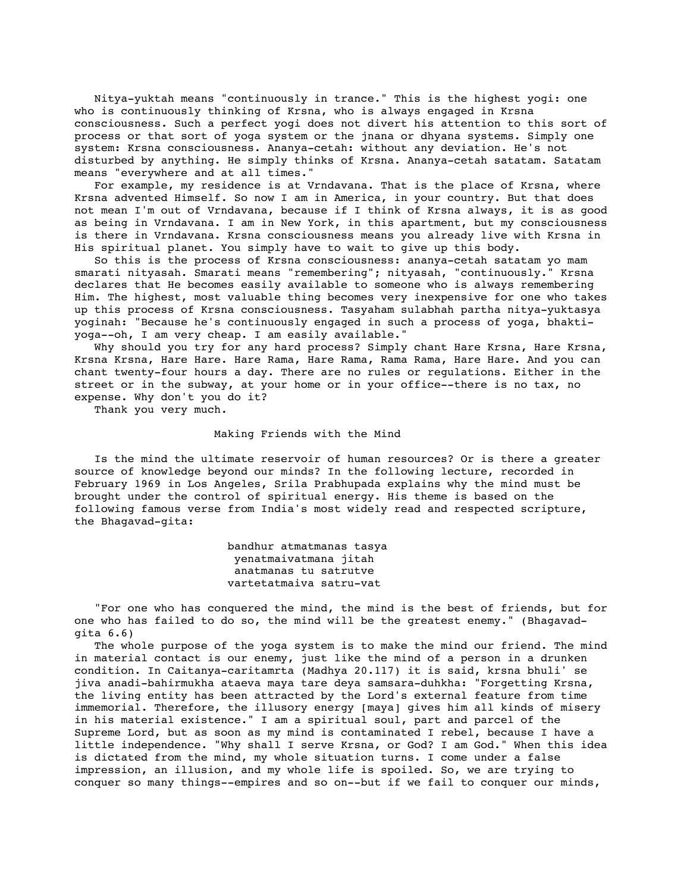Nitya-yuktah means "continuously in trance." This is the highest yogi: one who is continuously thinking of Krsna, who is always engaged in Krsna consciousness. Such a perfect yogi does not divert his attention to this sort of process or that sort of yoga system or the jnana or dhyana systems. Simply one system: Krsna consciousness. Ananya-cetah: without any deviation. He's not disturbed by anything. He simply thinks of Krsna. Ananya-cetah satatam. Satatam means "everywhere and at all times."

For example, my residence is at Vrndavana. That is the place of Krsna, where Krsna advented Himself. So now I am in America, in your country. But that does not mean I'm out of Vrndavana, because if I think of Krsna always, it is as good as being in Vrndavana. I am in New York, in this apartment, but my consciousness is there in Vrndavana. Krsna consciousness means you already live with Krsna in His spiritual planet. You simply have to wait to give up this body.

So this is the process of Krsna consciousness: ananya-cetah satatam yo mam smarati nityasah. Smarati means "remembering"; nityasah, "continuously." Krsna declares that He becomes easily available to someone who is always remembering Him. The highest, most valuable thing becomes very inexpensive for one who takes up this process of Krsna consciousness. Tasyaham sulabhah partha nitya-yuktasya yoginah: "Because he's continuously engaged in such a process of yoga, bhakti-yoga--oh, I am very cheap. I am easily available."

Why should you try for any hard process? Simply chant Hare Krsna, Hare Krsna, Krsna Krsna, Hare Hare. Hare Rama, Hare Rama, Rama Rama, Hare Hare. And you can chant twenty-four hours a day. There are no rules or regulations. Either in the street or in the subway, at your home or in your office--there is no tax, no expense. Why don't you do it?

Thank you very much.

## Making Friends with the Mind

Is the mind the ultimate reservoir of human resources? Or is there a greater source of knowledge beyond our minds? In the following lecture, recorded in February 1969 in Los Angeles, Srila Prabhupada explains why the mind must be brought under the control of spiritual energy. His theme is based on the following famous verse from India's most widely read and respected scripture, the Bhagavad-gita:

> bandhur atmatmanas tasya  
> yenatmaivatmana jitah  
> anatmanas tu satrutve  
> vartetatmaiva satru-vat

"For one who has conquered the mind, the mind is the best of friends, but for one who has failed to do so, the mind will be the greatest enemy." (Bhagavad-gita 6.6)

The whole purpose of the yoga system is to make the mind our friend. The mind in material contact is our enemy, just like the mind of a person in a drunken condition. In Caitanya-caritamrta (Madhya 20.117) it is said, krsna bhuli' se jiva anadi-bahirmukha ataeva maya tare deya samsara-duhkha: "Forgetting Krsna, the living entity has been attracted by the Lord's external feature from time immemorial. Therefore, the illusory energy [maya] gives him all kinds of misery in his material existence." I am a spiritual soul, part and parcel of the Supreme Lord, but as soon as my mind is contaminated I rebel, because I have a little independence. "Why shall I serve Krsna, or God? I am God." When this idea is dictated from the mind, my whole situation turns. I come under a false impression, an illusion, and my whole life is spoiled. So, we are trying to conquer so many things--empires and so on--but if we fail to conquer our minds,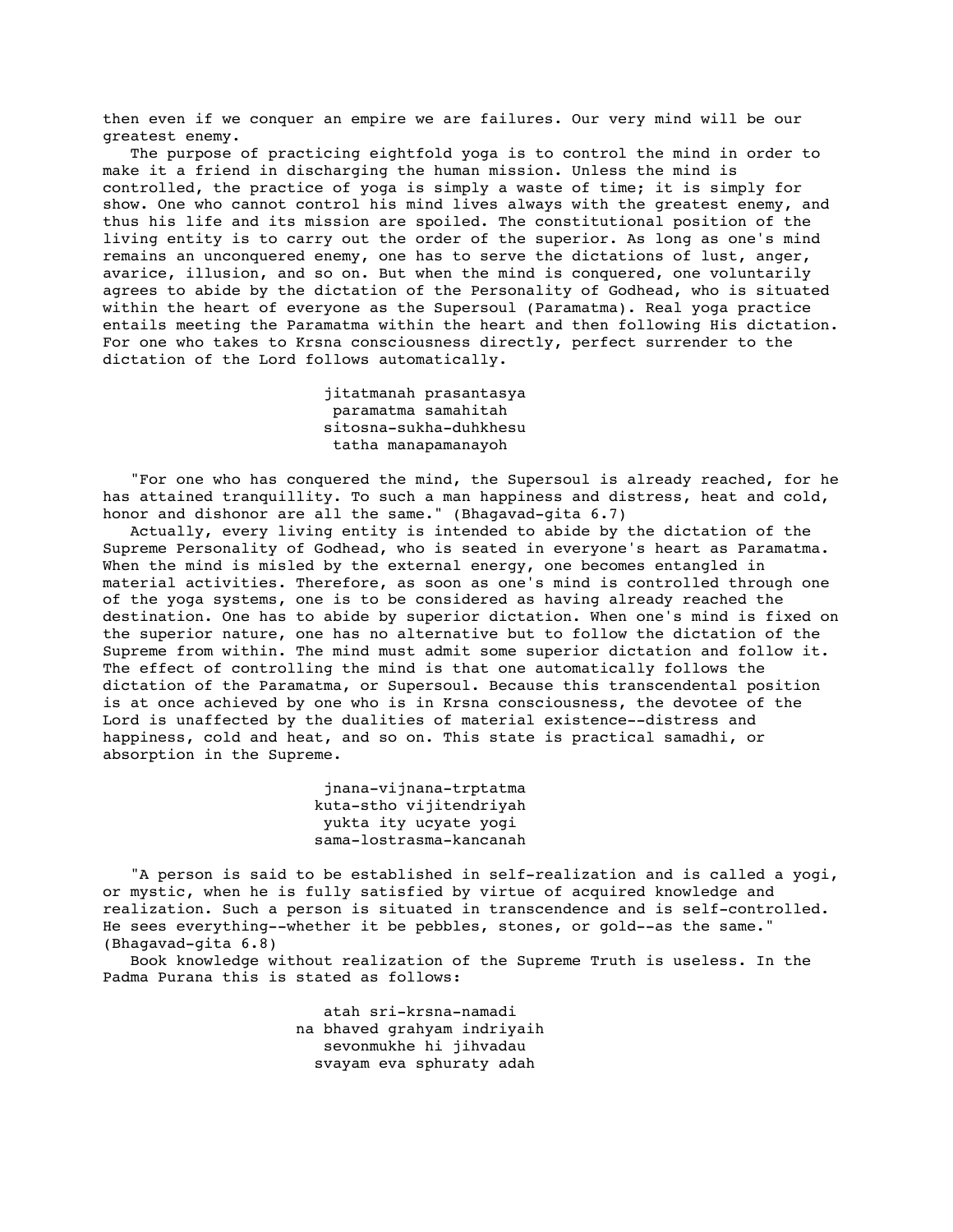then even if we conquer an empire we are failures. Our very mind will be our greatest enemy.

The purpose of practicing eightfold yoga is to control the mind in order to make it a friend in discharging the human mission. Unless the mind is controlled, the practice of yoga is simply a waste of time; it is simply for show. One who cannot control his mind lives always with the greatest enemy, and thus his life and its mission are spoiled. The constitutional position of the living entity is to carry out the order of the superior. As long as one's mind remains an unconquered enemy, one has to serve the dictations of lust, anger, avarice, illusion, and so on. But when the mind is conquered, one voluntarily agrees to abide by the dictation of the Personality of Godhead, who is situated within the heart of everyone as the Supersoul (Paramatma). Real yoga practice entails meeting the Paramatma within the heart and then following His dictation. For one who takes to Krsna consciousness directly, perfect surrender to the dictation of the Lord follows automatically.

> jitatmanah prasantasya
> paramatma samahitah
> sitosna-sukha-duhkhesu
> tatha manapamanayoh

"For one who has conquered the mind, the Supersoul is already reached, for he has attained tranquillity. To such a man happiness and distress, heat and cold, honor and dishonor are all the same." (Bhagavad-gita 6.7)

Actually, every living entity is intended to abide by the dictation of the Supreme Personality of Godhead, who is seated in everyone's heart as Paramatma. When the mind is misled by the external energy, one becomes entangled in material activities. Therefore, as soon as one's mind is controlled through one of the yoga systems, one is to be considered as having already reached the destination. One has to abide by superior dictation. When one's mind is fixed on the superior nature, one has no alternative but to follow the dictation of the Supreme from within. The mind must admit some superior dictation and follow it. The effect of controlling the mind is that one automatically follows the dictation of the Paramatma, or Supersoul. Because this transcendental position is at once achieved by one who is in Krsna consciousness, the devotee of the Lord is unaffected by the dualities of material existence--distress and happiness, cold and heat, and so on. This state is practical samadhi, or absorption in the Supreme.

> jnana-vijnana-trptatma
> kuta-stho vijitendriyah
> yukta ity ucyate yogi
> sama-lostrasma-kancanah

"A person is said to be established in self-realization and is called a yogi, or mystic, when he is fully satisfied by virtue of acquired knowledge and realization. Such a person is situated in transcendence and is self-controlled. He sees everything--whether it be pebbles, stones, or gold--as the same." (Bhagavad-gita 6.8)

Book knowledge without realization of the Supreme Truth is useless. In the Padma Purana this is stated as follows:

> atah sri-krsna-namadi
> na bhaved grahyam indriyaih
> sevonmukhe hi jihvadau
> svayam eva sphuraty adah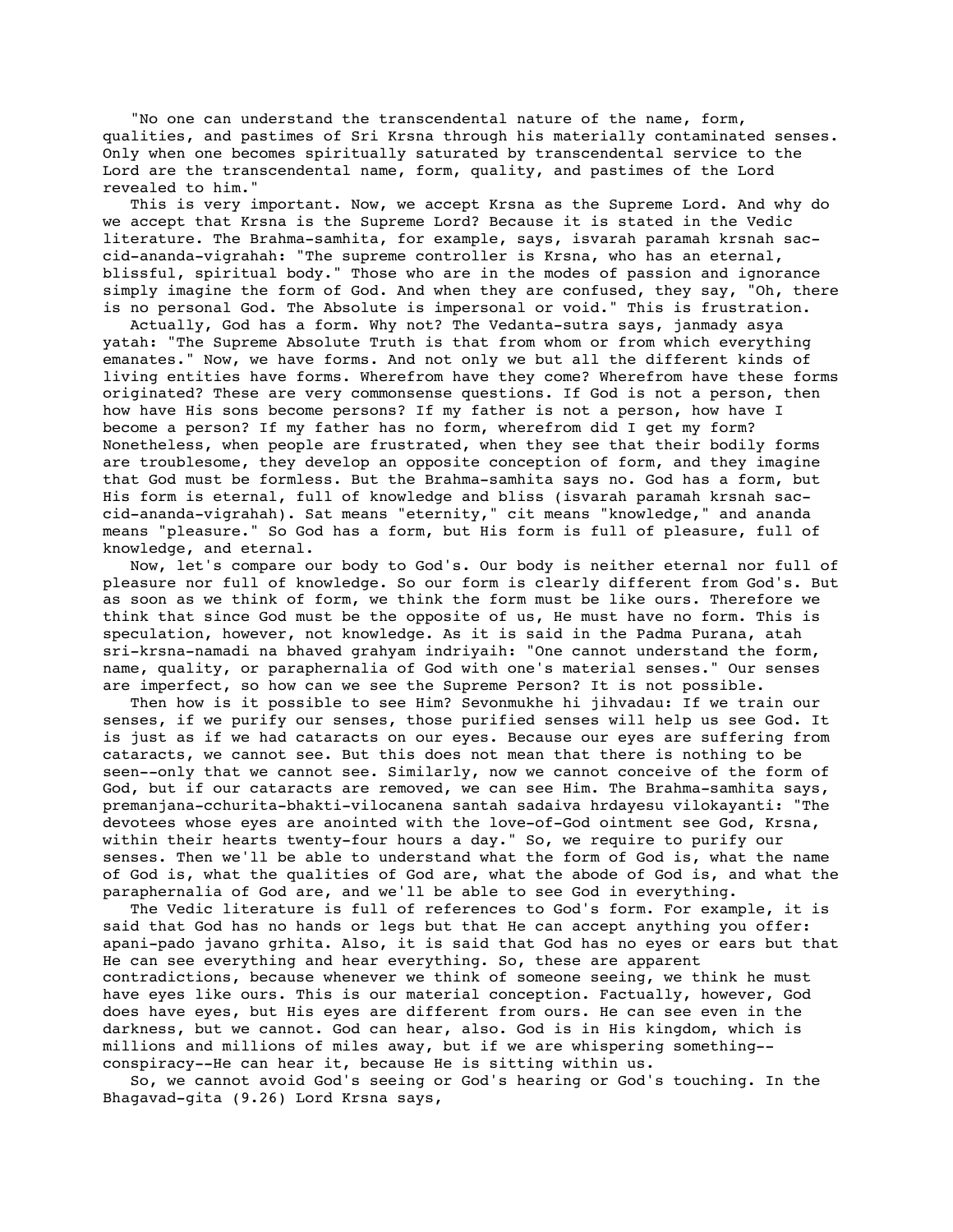"No one can understand the transcendental nature of the name, form, qualities, and pastimes of Sri Krsna through his materially contaminated senses. Only when one becomes spiritually saturated by transcendental service to the Lord are the transcendental name, form, quality, and pastimes of the Lord revealed to him."

This is very important. Now, we accept Krsna as the Supreme Lord. And why do we accept that Krsna is the Supreme Lord? Because it is stated in the Vedic literature. The Brahma-samhita, for example, says, isvarah paramah krsnah sac-cid-ananda-vigrahah: "The supreme controller is Krsna, who has an eternal, blissful, spiritual body." Those who are in the modes of passion and ignorance simply imagine the form of God. And when they are confused, they say, "Oh, there is no personal God. The Absolute is impersonal or void." This is frustration.

Actually, God has a form. Why not? The Vedanta-sutra says, janmady asya yatah: "The Supreme Absolute Truth is that from whom or from which everything emanates." Now, we have forms. And not only we but all the different kinds of living entities have forms. Wherefrom have they come? Wherefrom have these forms originated? These are very commonsense questions. If God is not a person, then how have His sons become persons? If my father is not a person, how have I become a person? If my father has no form, wherefrom did I get my form? Nonetheless, when people are frustrated, when they see that their bodily forms are troublesome, they develop an opposite conception of form, and they imagine that God must be formless. But the Brahma-samhita says no. God has a form, but His form is eternal, full of knowledge and bliss (isvarah paramah krsnah sac-cid-ananda-vigrahah). Sat means "eternity," cit means "knowledge," and ananda means "pleasure." So God has a form, but His form is full of pleasure, full of knowledge, and eternal.

Now, let's compare our body to God's. Our body is neither eternal nor full of pleasure nor full of knowledge. So our form is clearly different from God's. But as soon as we think of form, we think the form must be like ours. Therefore we think that since God must be the opposite of us, He must have no form. This is speculation, however, not knowledge. As it is said in the Padma Purana, atah sri-krsna-namadi na bhaved grahyam indriyaih: "One cannot understand the form, name, quality, or paraphernalia of God with one's material senses." Our senses are imperfect, so how can we see the Supreme Person? It is not possible.

Then how is it possible to see Him? Sevonmukhe hi jihvadau: If we train our senses, if we purify our senses, those purified senses will help us see God. It is just as if we had cataracts on our eyes. Because our eyes are suffering from cataracts, we cannot see. But this does not mean that there is nothing to be seen--only that we cannot see. Similarly, now we cannot conceive of the form of God, but if our cataracts are removed, we can see Him. The Brahma-samhita says, premanjana-cchurita-bhakti-vilocanena santah sadaiva hrdayesu vilokayanti: "The devotees whose eyes are anointed with the love-of-God ointment see God, Krsna, within their hearts twenty-four hours a day." So, we require to purify our senses. Then we'll be able to understand what the form of God is, what the name of God is, what the qualities of God are, what the abode of God is, and what the paraphernalia of God are, and we'll be able to see God in everything.

The Vedic literature is full of references to God's form. For example, it is said that God has no hands or legs but that He can accept anything you offer: apani-pado javano grhita. Also, it is said that God has no eyes or ears but that He can see everything and hear everything. So, these are apparent contradictions, because whenever we think of someone seeing, we think he must have eyes like ours. This is our material conception. Factually, however, God does have eyes, but His eyes are different from ours. He can see even in the darkness, but we cannot. God can hear, also. God is in His kingdom, which is millions and millions of miles away, but if we are whispering something--conspiracy--He can hear it, because He is sitting within us.

So, we cannot avoid God's seeing or God's hearing or God's touching. In the Bhagavad-gita (9.26) Lord Krsna says,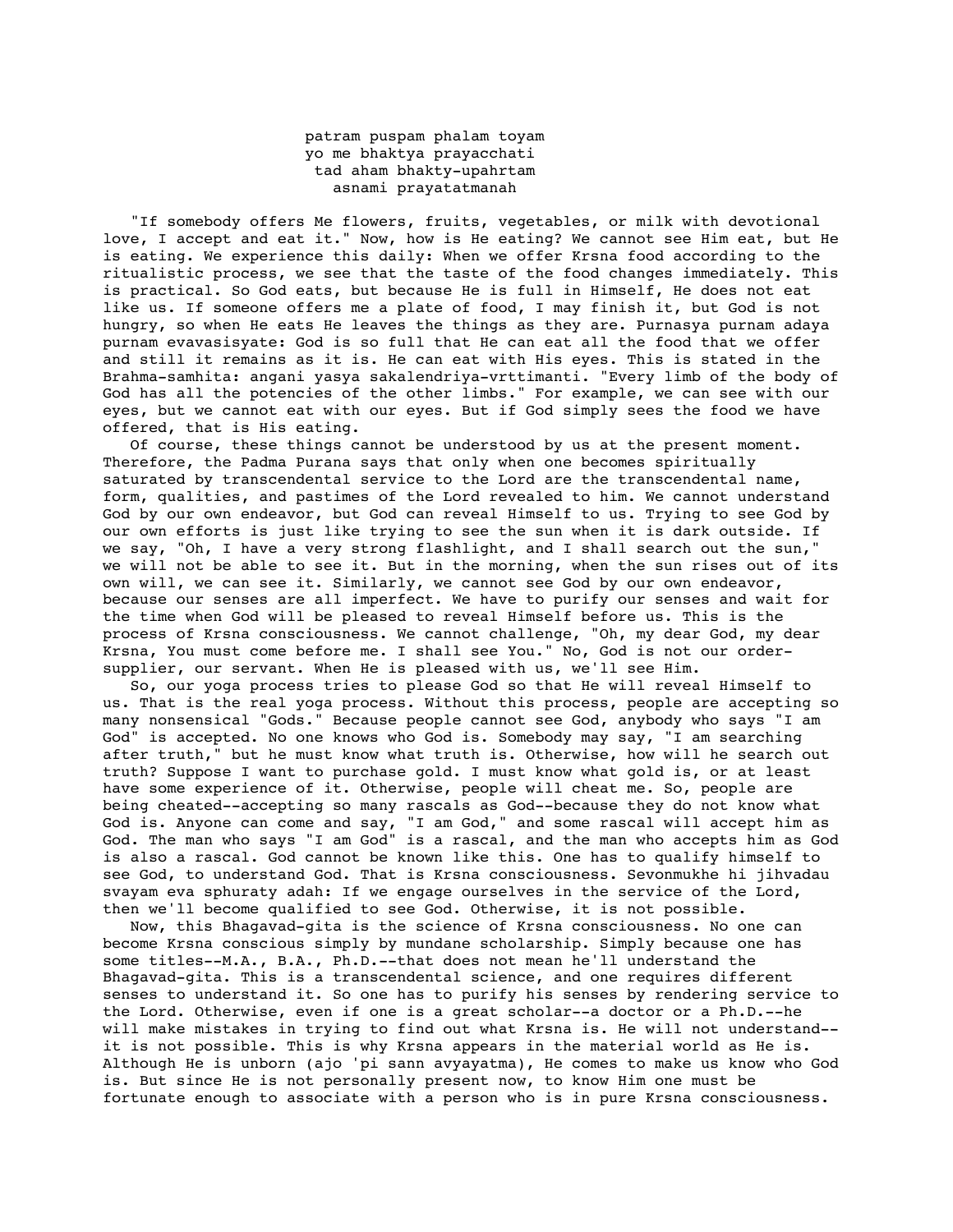patram puspam phalam toyam  
yo me bhaktya prayacchati  
tad aham bhakty-upahrtam  
asnami prayatatmanah

"If somebody offers Me flowers, fruits, vegetables, or milk with devotional love, I accept and eat it." Now, how is He eating? We cannot see Him eat, but He is eating. We experience this daily: When we offer Krsna food according to the ritualistic process, we see that the taste of the food changes immediately. This is practical. So God eats, but because He is full in Himself, He does not eat like us. If someone offers me a plate of food, I may finish it, but God is not hungry, so when He eats He leaves the things as they are. Purnasya purnam adaya purnam evavasisyate: God is so full that He can eat all the food that we offer and still it remains as it is. He can eat with His eyes. This is stated in the Brahma-samhita: angani yasya sakalendriya-vrttimanti. "Every limb of the body of God has all the potencies of the other limbs." For example, we can see with our eyes, but we cannot eat with our eyes. But if God simply sees the food we have offered, that is His eating.

Of course, these things cannot be understood by us at the present moment. Therefore, the Padma Purana says that only when one becomes spiritually saturated by transcendental service to the Lord are the transcendental name, form, qualities, and pastimes of the Lord revealed to him. We cannot understand God by our own endeavor, but God can reveal Himself to us. Trying to see God by our own efforts is just like trying to see the sun when it is dark outside. If we say, "Oh, I have a very strong flashlight, and I shall search out the sun," we will not be able to see it. But in the morning, when the sun rises out of its own will, we can see it. Similarly, we cannot see God by our own endeavor, because our senses are all imperfect. We have to purify our senses and wait for the time when God will be pleased to reveal Himself before us. This is the process of Krsna consciousness. We cannot challenge, "Oh, my dear God, my dear Krsna, You must come before me. I shall see You." No, God is not our order-supplier, our servant. When He is pleased with us, we'll see Him.

So, our yoga process tries to please God so that He will reveal Himself to us. That is the real yoga process. Without this process, people are accepting so many nonsensical "Gods." Because people cannot see God, anybody who says "I am God" is accepted. No one knows who God is. Somebody may say, "I am searching after truth," but he must know what truth is. Otherwise, how will he search out truth? Suppose I want to purchase gold. I must know what gold is, or at least have some experience of it. Otherwise, people will cheat me. So, people are being cheated--accepting so many rascals as God--because they do not know what God is. Anyone can come and say, "I am God," and some rascal will accept him as God. The man who says "I am God" is a rascal, and the man who accepts him as God is also a rascal. God cannot be known like this. One has to qualify himself to see God, to understand God. That is Krsna consciousness. Sevonmukhe hi jihvadau svayam eva sphuraty adah: If we engage ourselves in the service of the Lord, then we'll become qualified to see God. Otherwise, it is not possible.

Now, this Bhagavad-gita is the science of Krsna consciousness. No one can become Krsna conscious simply by mundane scholarship. Simply because one has some titles--M.A., B.A., Ph.D.--that does not mean he'll understand the Bhagavad-gita. This is a transcendental science, and one requires different senses to understand it. So one has to purify his senses by rendering service to the Lord. Otherwise, even if one is a great scholar--a doctor or a Ph.D.--he will make mistakes in trying to find out what Krsna is. He will not understand--it is not possible. This is why Krsna appears in the material world as He is. Although He is unborn (ajo 'pi sann avyayatma), He comes to make us know who God is. But since He is not personally present now, to know Him one must be fortunate enough to associate with a person who is in pure Krsna consciousness.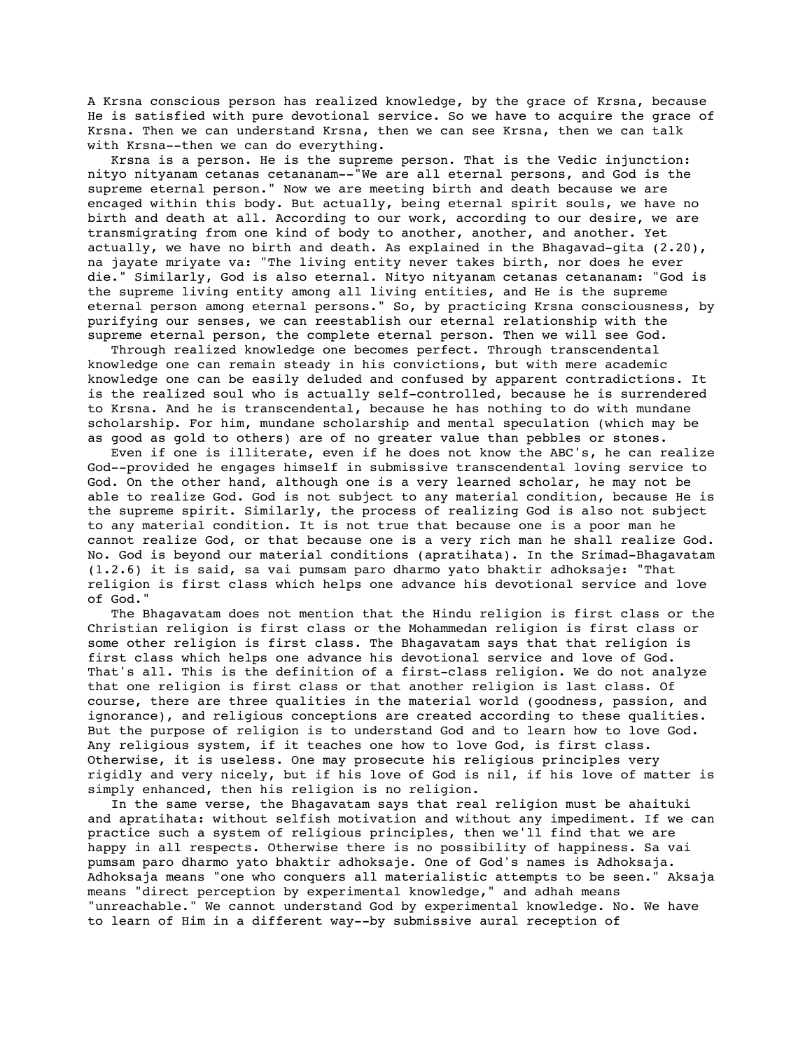A Krsna conscious person has realized knowledge, by the grace of Krsna, because He is satisfied with pure devotional service. So we have to acquire the grace of Krsna. Then we can understand Krsna, then we can see Krsna, then we can talk with Krsna--then we can do everything.

Krsna is a person. He is the supreme person. That is the Vedic injunction: nityo nityanam cetanas cetananam--"We are all eternal persons, and God is the supreme eternal person." Now we are meeting birth and death because we are encaged within this body. But actually, being eternal spirit souls, we have no birth and death at all. According to our work, according to our desire, we are transmigrating from one kind of body to another, another, and another. Yet actually, we have no birth and death. As explained in the Bhagavad-gita (2.20), na jayate mriyate va: "The living entity never takes birth, nor does he ever die." Similarly, God is also eternal. Nityo nityanam cetanas cetananam: "God is the supreme living entity among all living entities, and He is the supreme eternal person among eternal persons." So, by practicing Krsna consciousness, by purifying our senses, we can reestablish our eternal relationship with the supreme eternal person, the complete eternal person. Then we will see God.

Through realized knowledge one becomes perfect. Through transcendental knowledge one can remain steady in his convictions, but with mere academic knowledge one can be easily deluded and confused by apparent contradictions. It is the realized soul who is actually self-controlled, because he is surrendered to Krsna. And he is transcendental, because he has nothing to do with mundane scholarship. For him, mundane scholarship and mental speculation (which may be as good as gold to others) are of no greater value than pebbles or stones.

Even if one is illiterate, even if he does not know the ABC's, he can realize God--provided he engages himself in submissive transcendental loving service to God. On the other hand, although one is a very learned scholar, he may not be able to realize God. God is not subject to any material condition, because He is the supreme spirit. Similarly, the process of realizing God is also not subject to any material condition. It is not true that because one is a poor man he cannot realize God, or that because one is a very rich man he shall realize God. No. God is beyond our material conditions (apratihata). In the Srimad-Bhagavatam (1.2.6) it is said, sa vai pumsam paro dharmo yato bhaktir adhoksaje: "That religion is first class which helps one advance his devotional service and love of God."

The Bhagavatam does not mention that the Hindu religion is first class or the Christian religion is first class or the Mohammedan religion is first class or some other religion is first class. The Bhagavatam says that that religion is first class which helps one advance his devotional service and love of God. That's all. This is the definition of a first-class religion. We do not analyze that one religion is first class or that another religion is last class. Of course, there are three qualities in the material world (goodness, passion, and ignorance), and religious conceptions are created according to these qualities. But the purpose of religion is to understand God and to learn how to love God. Any religious system, if it teaches one how to love God, is first class. Otherwise, it is useless. One may prosecute his religious principles very rigidly and very nicely, but if his love of God is nil, if his love of matter is simply enhanced, then his religion is no religion.

In the same verse, the Bhagavatam says that real religion must be ahaituki and apratihata: without selfish motivation and without any impediment. If we can practice such a system of religious principles, then we'll find that we are happy in all respects. Otherwise there is no possibility of happiness. Sa vai pumsam paro dharmo yato bhaktir adhoksaje. One of God's names is Adhoksaja. Adhoksaja means "one who conquers all materialistic attempts to be seen." Aksaja means "direct perception by experimental knowledge," and adhah means "unreachable." We cannot understand God by experimental knowledge. No. We have to learn of Him in a different way--by submissive aural reception of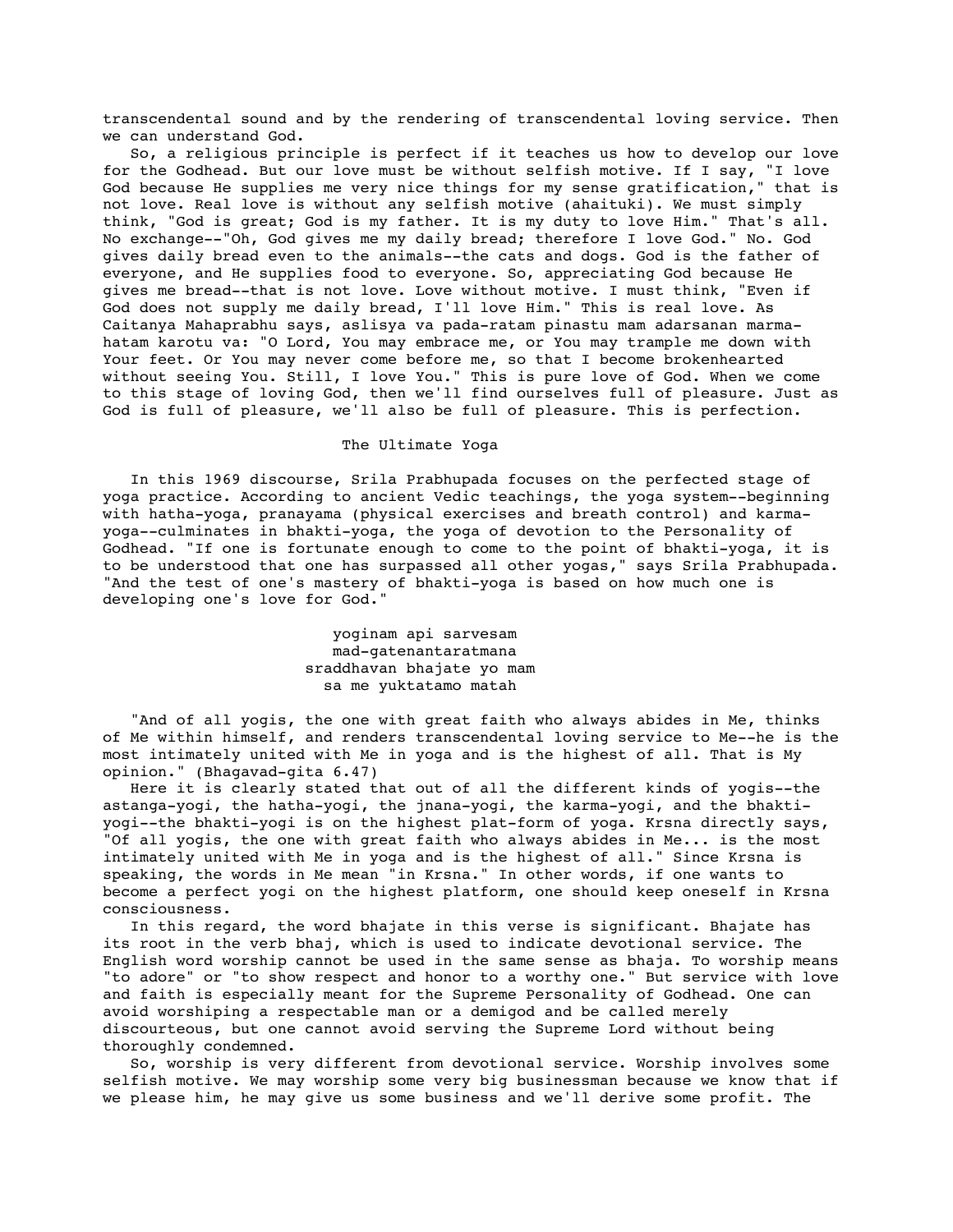transcendental sound and by the rendering of transcendental loving service. Then we can understand God.

So, a religious principle is perfect if it teaches us how to develop our love for the Godhead. But our love must be without selfish motive. If I say, "I love God because He supplies me very nice things for my sense gratification," that is not love. Real love is without any selfish motive (ahaituki). We must simply think, "God is great; God is my father. It is my duty to love Him." That's all. No exchange--"Oh, God gives me my daily bread; therefore I love God." No. God gives daily bread even to the animals--the cats and dogs. God is the father of everyone, and He supplies food to everyone. So, appreciating God because He gives me bread--that is not love. Love without motive. I must think, "Even if God does not supply me daily bread, I'll love Him." This is real love. As Caitanya Mahaprabhu says, aslisya va pada-ratam pinastu mam adarsanan marma-hatam karotu va: "O Lord, You may embrace me, or You may trample me down with Your feet. Or You may never come before me, so that I become brokenhearted without seeing You. Still, I love You." This is pure love of God. When we come to this stage of loving God, then we'll find ourselves full of pleasure. Just as God is full of pleasure, we'll also be full of pleasure. This is perfection.

## The Ultimate Yoga

In this 1969 discourse, Srila Prabhupada focuses on the perfected stage of yoga practice. According to ancient Vedic teachings, the yoga system--beginning with hatha-yoga, pranayama (physical exercises and breath control) and karma-yoga--culminates in bhakti-yoga, the yoga of devotion to the Personality of Godhead. "If one is fortunate enough to come to the point of bhakti-yoga, it is to be understood that one has surpassed all other yogas," says Srila Prabhupada. "And the test of one's mastery of bhakti-yoga is based on how much one is developing one's love for God."

> yoginam api sarvesam
> mad-gatenantaratmana
> sraddhavan bhajate yo mam
> sa me yuktatamo matah

"And of all yogis, the one with great faith who always abides in Me, thinks of Me within himself, and renders transcendental loving service to Me--he is the most intimately united with Me in yoga and is the highest of all. That is My opinion." (Bhagavad-gita 6.47)

Here it is clearly stated that out of all the different kinds of yogis--the astanga-yogi, the hatha-yogi, the jnana-yogi, the karma-yogi, and the bhakti-yogi--the bhakti-yogi is on the highest plat-form of yoga. Krsna directly says, "Of all yogis, the one with great faith who always abides in Me... is the most intimately united with Me in yoga and is the highest of all." Since Krsna is speaking, the words in Me mean "in Krsna." In other words, if one wants to become a perfect yogi on the highest platform, one should keep oneself in Krsna consciousness.

In this regard, the word bhajate in this verse is significant. Bhajate has its root in the verb bhaj, which is used to indicate devotional service. The English word worship cannot be used in the same sense as bhaja. To worship means "to adore" or "to show respect and honor to a worthy one." But service with love and faith is especially meant for the Supreme Personality of Godhead. One can avoid worshiping a respectable man or a demigod and be called merely discourteous, but one cannot avoid serving the Supreme Lord without being thoroughly condemned.

So, worship is very different from devotional service. Worship involves some selfish motive. We may worship some very big businessman because we know that if we please him, he may give us some business and we'll derive some profit. The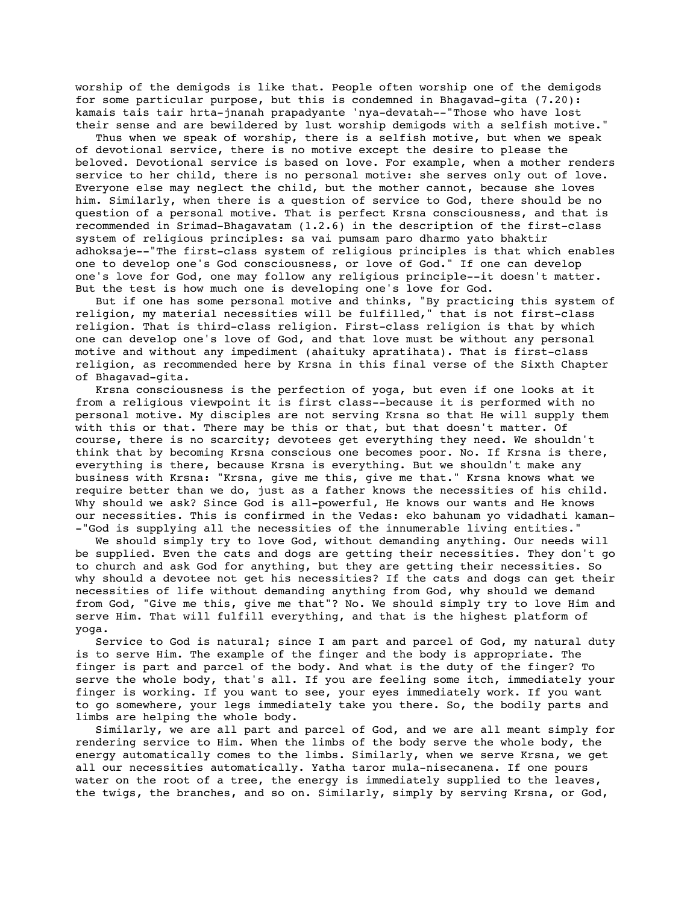worship of the demigods is like that. People often worship one of the demigods for some particular purpose, but this is condemned in Bhagavad-gita (7.20): kamais tais tair hrta-jnanah prapadyante 'nya-devatah--"Those who have lost their sense and are bewildered by lust worship demigods with a selfish motive."

Thus when we speak of worship, there is a selfish motive, but when we speak of devotional service, there is no motive except the desire to please the beloved. Devotional service is based on love. For example, when a mother renders service to her child, there is no personal motive: she serves only out of love. Everyone else may neglect the child, but the mother cannot, because she loves him. Similarly, when there is a question of service to God, there should be no question of a personal motive. That is perfect Krsna consciousness, and that is recommended in Srimad-Bhagavatam (1.2.6) in the description of the first-class system of religious principles: sa vai pumsam paro dharmo yato bhaktir adhoksaje--"The first-class system of religious principles is that which enables one to develop one's God consciousness, or love of God." If one can develop one's love for God, one may follow any religious principle--it doesn't matter. But the test is how much one is developing one's love for God.

But if one has some personal motive and thinks, "By practicing this system of religion, my material necessities will be fulfilled," that is not first-class religion. That is third-class religion. First-class religion is that by which one can develop one's love of God, and that love must be without any personal motive and without any impediment (ahaituky apratihata). That is first-class religion, as recommended here by Krsna in this final verse of the Sixth Chapter of Bhagavad-gita.

Krsna consciousness is the perfection of yoga, but even if one looks at it from a religious viewpoint it is first class--because it is performed with no personal motive. My disciples are not serving Krsna so that He will supply them with this or that. There may be this or that, but that doesn't matter. Of course, there is no scarcity; devotees get everything they need. We shouldn't think that by becoming Krsna conscious one becomes poor. No. If Krsna is there, everything is there, because Krsna is everything. But we shouldn't make any business with Krsna: "Krsna, give me this, give me that." Krsna knows what we require better than we do, just as a father knows the necessities of his child. Why should we ask? Since God is all-powerful, He knows our wants and He knows our necessities. This is confirmed in the Vedas: eko bahunam yo vidadhati kaman--"God is supplying all the necessities of the innumerable living entities."

We should simply try to love God, without demanding anything. Our needs will be supplied. Even the cats and dogs are getting their necessities. They don't go to church and ask God for anything, but they are getting their necessities. So why should a devotee not get his necessities? If the cats and dogs can get their necessities of life without demanding anything from God, why should we demand from God, "Give me this, give me that"? No. We should simply try to love Him and serve Him. That will fulfill everything, and that is the highest platform of yoga.

Service to God is natural; since I am part and parcel of God, my natural duty is to serve Him. The example of the finger and the body is appropriate. The finger is part and parcel of the body. And what is the duty of the finger? To serve the whole body, that's all. If you are feeling some itch, immediately your finger is working. If you want to see, your eyes immediately work. If you want to go somewhere, your legs immediately take you there. So, the bodily parts and limbs are helping the whole body.

Similarly, we are all part and parcel of God, and we are all meant simply for rendering service to Him. When the limbs of the body serve the whole body, the energy automatically comes to the limbs. Similarly, when we serve Krsna, we get all our necessities automatically. Yatha taror mula-nisecanena. If one pours water on the root of a tree, the energy is immediately supplied to the leaves, the twigs, the branches, and so on. Similarly, simply by serving Krsna, or God,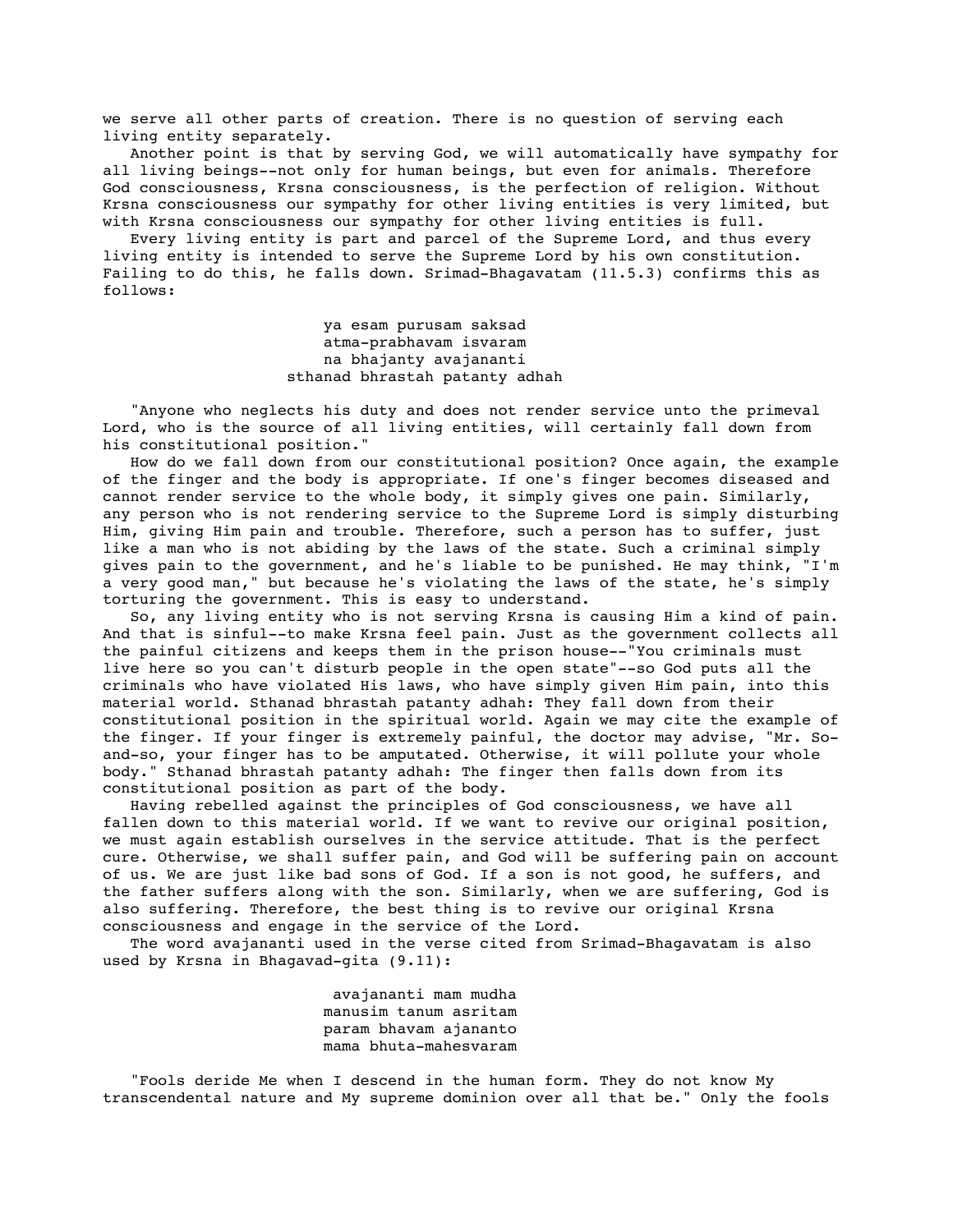we serve all other parts of creation. There is no question of serving each living entity separately.

Another point is that by serving God, we will automatically have sympathy for all living beings--not only for human beings, but even for animals. Therefore God consciousness, Krsna consciousness, is the perfection of religion. Without Krsna consciousness our sympathy for other living entities is very limited, but with Krsna consciousness our sympathy for other living entities is full.

Every living entity is part and parcel of the Supreme Lord, and thus every living entity is intended to serve the Supreme Lord by his own constitution. Failing to do this, he falls down. Srimad-Bhagavatam (11.5.3) confirms this as follows:

> ya esam purusam saksad
> atma-prabhavam isvaram
> na bhajanty avajananti
> sthanad bhrastah patanty adhah

"Anyone who neglects his duty and does not render service unto the primeval Lord, who is the source of all living entities, will certainly fall down from his constitutional position."

How do we fall down from our constitutional position? Once again, the example of the finger and the body is appropriate. If one's finger becomes diseased and cannot render service to the whole body, it simply gives one pain. Similarly, any person who is not rendering service to the Supreme Lord is simply disturbing Him, giving Him pain and trouble. Therefore, such a person has to suffer, just like a man who is not abiding by the laws of the state. Such a criminal simply gives pain to the government, and he's liable to be punished. He may think, "I'm a very good man," but because he's violating the laws of the state, he's simply torturing the government. This is easy to understand.

So, any living entity who is not serving Krsna is causing Him a kind of pain. And that is sinful--to make Krsna feel pain. Just as the government collects all the painful citizens and keeps them in the prison house--"You criminals must live here so you can't disturb people in the open state"--so God puts all the criminals who have violated His laws, who have simply given Him pain, into this material world. Sthanad bhrastah patanty adhah: They fall down from their constitutional position in the spiritual world. Again we may cite the example of the finger. If your finger is extremely painful, the doctor may advise, "Mr. So-and-so, your finger has to be amputated. Otherwise, it will pollute your whole body." Sthanad bhrastah patanty adhah: The finger then falls down from its constitutional position as part of the body.

Having rebelled against the principles of God consciousness, we have all fallen down to this material world. If we want to revive our original position, we must again establish ourselves in the service attitude. That is the perfect cure. Otherwise, we shall suffer pain, and God will be suffering pain on account of us. We are just like bad sons of God. If a son is not good, he suffers, and the father suffers along with the son. Similarly, when we are suffering, God is also suffering. Therefore, the best thing is to revive our original Krsna consciousness and engage in the service of the Lord.

The word avajananti used in the verse cited from Srimad-Bhagavatam is also used by Krsna in Bhagavad-gita (9.11):

> avajananti mam mudha
> manusim tanum asritam
> param bhavam ajananto
> mama bhuta-mahesvaram

"Fools deride Me when I descend in the human form. They do not know My transcendental nature and My supreme dominion over all that be." Only the fools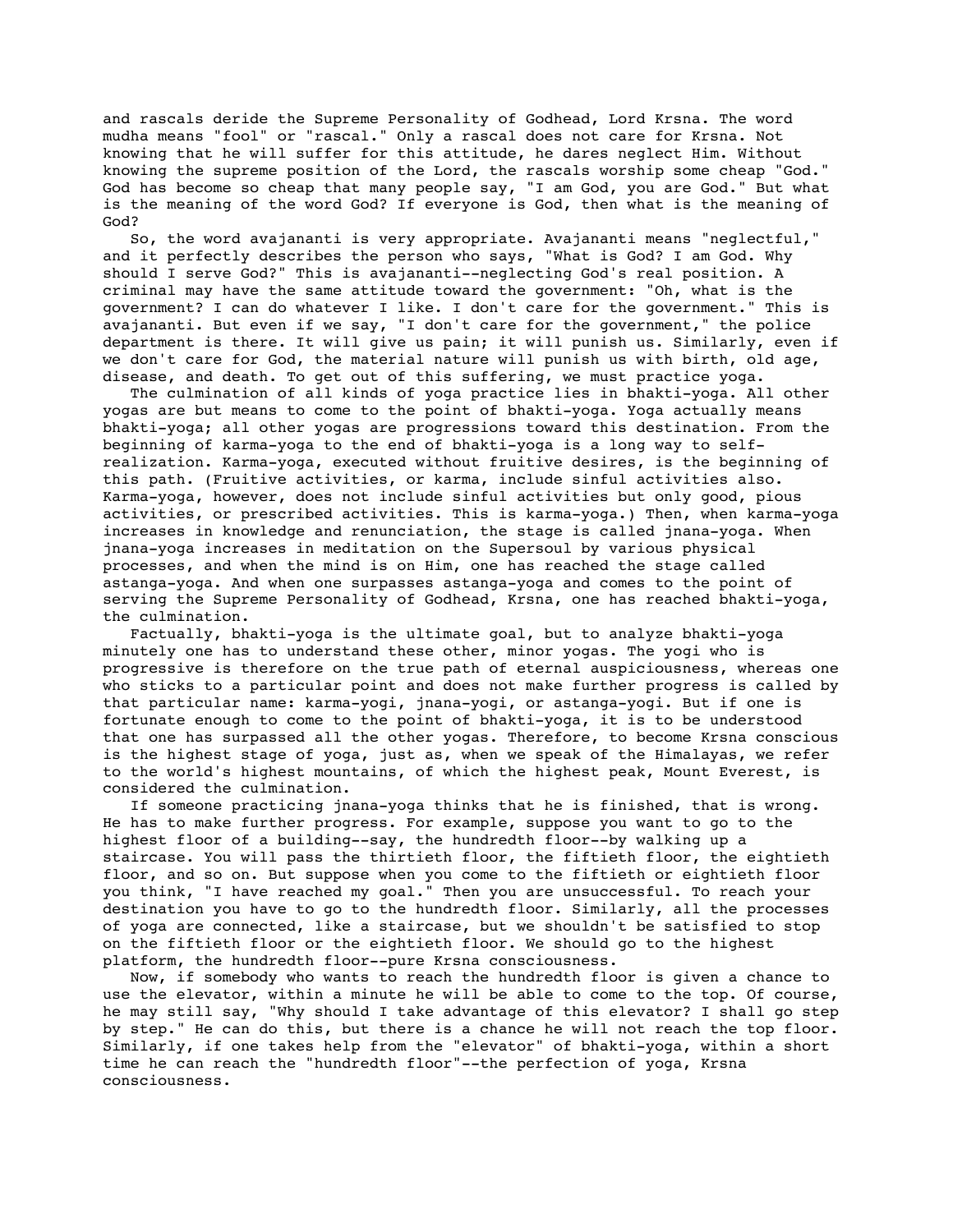and rascals deride the Supreme Personality of Godhead, Lord Krsna. The word mudha means "fool" or "rascal." Only a rascal does not care for Krsna. Not knowing that he will suffer for this attitude, he dares neglect Him. Without knowing the supreme position of the Lord, the rascals worship some cheap "God." God has become so cheap that many people say, "I am God, you are God." But what is the meaning of the word God? If everyone is God, then what is the meaning of God?

So, the word avajananti is very appropriate. Avajananti means "neglectful," and it perfectly describes the person who says, "What is God? I am God. Why should I serve God?" This is avajananti--neglecting God's real position. A criminal may have the same attitude toward the government: "Oh, what is the government? I can do whatever I like. I don't care for the government." This is avajananti. But even if we say, "I don't care for the government," the police department is there. It will give us pain; it will punish us. Similarly, even if we don't care for God, the material nature will punish us with birth, old age, disease, and death. To get out of this suffering, we must practice yoga.

The culmination of all kinds of yoga practice lies in bhakti-yoga. All other yogas are but means to come to the point of bhakti-yoga. Yoga actually means bhakti-yoga; all other yogas are progressions toward this destination. From the beginning of karma-yoga to the end of bhakti-yoga is a long way to self-realization. Karma-yoga, executed without fruitive desires, is the beginning of this path. (Fruitive activities, or karma, include sinful activities also. Karma-yoga, however, does not include sinful activities but only good, pious activities, or prescribed activities. This is karma-yoga.) Then, when karma-yoga increases in knowledge and renunciation, the stage is called jnana-yoga. When jnana-yoga increases in meditation on the Supersoul by various physical processes, and when the mind is on Him, one has reached the stage called astanga-yoga. And when one surpasses astanga-yoga and comes to the point of serving the Supreme Personality of Godhead, Krsna, one has reached bhakti-yoga, the culmination.

Factually, bhakti-yoga is the ultimate goal, but to analyze bhakti-yoga minutely one has to understand these other, minor yogas. The yogi who is progressive is therefore on the true path of eternal auspiciousness, whereas one who sticks to a particular point and does not make further progress is called by that particular name: karma-yogi, jnana-yogi, or astanga-yogi. But if one is fortunate enough to come to the point of bhakti-yoga, it is to be understood that one has surpassed all the other yogas. Therefore, to become Krsna conscious is the highest stage of yoga, just as, when we speak of the Himalayas, we refer to the world's highest mountains, of which the highest peak, Mount Everest, is considered the culmination.

If someone practicing jnana-yoga thinks that he is finished, that is wrong. He has to make further progress. For example, suppose you want to go to the highest floor of a building--say, the hundredth floor--by walking up a staircase. You will pass the thirtieth floor, the fiftieth floor, the eightieth floor, and so on. But suppose when you come to the fiftieth or eightieth floor you think, "I have reached my goal." Then you are unsuccessful. To reach your destination you have to go to the hundredth floor. Similarly, all the processes of yoga are connected, like a staircase, but we shouldn't be satisfied to stop on the fiftieth floor or the eightieth floor. We should go to the highest platform, the hundredth floor--pure Krsna consciousness.

Now, if somebody who wants to reach the hundredth floor is given a chance to use the elevator, within a minute he will be able to come to the top. Of course, he may still say, "Why should I take advantage of this elevator? I shall go step by step." He can do this, but there is a chance he will not reach the top floor. Similarly, if one takes help from the "elevator" of bhakti-yoga, within a short time he can reach the "hundredth floor"--the perfection of yoga, Krsna consciousness.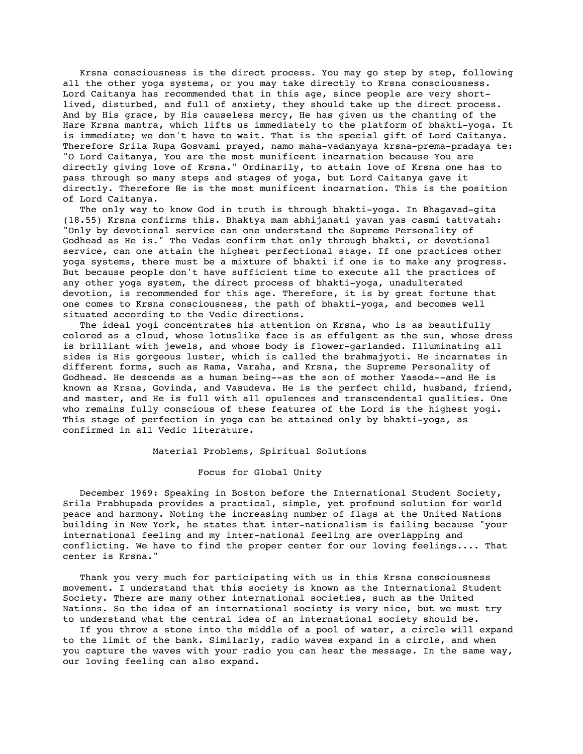Krsna consciousness is the direct process. You may go step by step, following all the other yoga systems, or you may take directly to Krsna consciousness. Lord Caitanya has recommended that in this age, since people are very short-lived, disturbed, and full of anxiety, they should take up the direct process. And by His grace, by His causeless mercy, He has given us the chanting of the Hare Krsna mantra, which lifts us immediately to the platform of bhakti-yoga. It is immediate; we don't have to wait. That is the special gift of Lord Caitanya. Therefore Srila Rupa Gosvami prayed, namo maha-vadanyaya krsna-prema-pradaya te: "O Lord Caitanya, You are the most munificent incarnation because You are directly giving love of Krsna." Ordinarily, to attain love of Krsna one has to pass through so many steps and stages of yoga, but Lord Caitanya gave it directly. Therefore He is the most munificent incarnation. This is the position of Lord Caitanya.

The only way to know God in truth is through bhakti-yoga. In Bhagavad-gita (18.55) Krsna confirms this. Bhaktya mam abhijanati yavan yas casmi tattvatah: "Only by devotional service can one understand the Supreme Personality of Godhead as He is." The Vedas confirm that only through bhakti, or devotional service, can one attain the highest perfectional stage. If one practices other yoga systems, there must be a mixture of bhakti if one is to make any progress. But because people don't have sufficient time to execute all the practices of any other yoga system, the direct process of bhakti-yoga, unadulterated devotion, is recommended for this age. Therefore, it is by great fortune that one comes to Krsna consciousness, the path of bhakti-yoga, and becomes well situated according to the Vedic directions.

The ideal yogi concentrates his attention on Krsna, who is as beautifully colored as a cloud, whose lotuslike face is as effulgent as the sun, whose dress is brilliant with jewels, and whose body is flower-garlanded. Illuminating all sides is His gorgeous luster, which is called the brahmajyoti. He incarnates in different forms, such as Rama, Varaha, and Krsna, the Supreme Personality of Godhead. He descends as a human being--as the son of mother Yasoda--and He is known as Krsna, Govinda, and Vasudeva. He is the perfect child, husband, friend, and master, and He is full with all opulences and transcendental qualities. One who remains fully conscious of these features of the Lord is the highest yogi. This stage of perfection in yoga can be attained only by bhakti-yoga, as confirmed in all Vedic literature.

# Material Problems, Spiritual Solutions

## Focus for Global Unity

December 1969: Speaking in Boston before the International Student Society, Srila Prabhupada provides a practical, simple, yet profound solution for world peace and harmony. Noting the increasing number of flags at the United Nations building in New York, he states that inter-nationalism is failing because "your international feeling and my inter-national feeling are overlapping and conflicting. We have to find the proper center for our loving feelings.... That center is Krsna."

Thank you very much for participating with us in this Krsna consciousness movement. I understand that this society is known as the International Student Society. There are many other international societies, such as the United Nations. So the idea of an international society is very nice, but we must try to understand what the central idea of an international society should be.

If you throw a stone into the middle of a pool of water, a circle will expand to the limit of the bank. Similarly, radio waves expand in a circle, and when you capture the waves with your radio you can hear the message. In the same way, our loving feeling can also expand.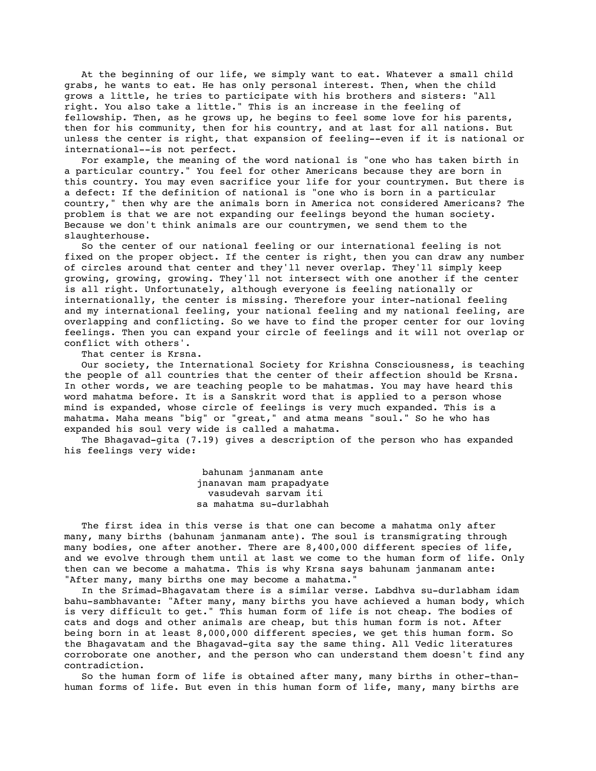At the beginning of our life, we simply want to eat. Whatever a small child grabs, he wants to eat. He has only personal interest. Then, when the child grows a little, he tries to participate with his brothers and sisters: "All right. You also take a little." This is an increase in the feeling of fellowship. Then, as he grows up, he begins to feel some love for his parents, then for his community, then for his country, and at last for all nations. But unless the center is right, that expansion of feeling--even if it is national or international--is not perfect.

For example, the meaning of the word national is "one who has taken birth in a particular country." You feel for other Americans because they are born in this country. You may even sacrifice your life for your countrymen. But there is a defect: If the definition of national is "one who is born in a particular country," then why are the animals born in America not considered Americans? The problem is that we are not expanding our feelings beyond the human society. Because we don't think animals are our countrymen, we send them to the slaughterhouse.

So the center of our national feeling or our international feeling is not fixed on the proper object. If the center is right, then you can draw any number of circles around that center and they'll never overlap. They'll simply keep growing, growing, growing. They'll not intersect with one another if the center is all right. Unfortunately, although everyone is feeling nationally or internationally, the center is missing. Therefore your inter-national feeling and my international feeling, your national feeling and my national feeling, are overlapping and conflicting. So we have to find the proper center for our loving feelings. Then you can expand your circle of feelings and it will not overlap or conflict with others'.

That center is Krsna.

Our society, the International Society for Krishna Consciousness, is teaching the people of all countries that the center of their affection should be Krsna. In other words, we are teaching people to be mahatmas. You may have heard this word mahatma before. It is a Sanskrit word that is applied to a person whose mind is expanded, whose circle of feelings is very much expanded. This is a mahatma. Maha means "big" or "great," and atma means "soul." So he who has expanded his soul very wide is called a mahatma.

The Bhagavad-gita (7.19) gives a description of the person who has expanded his feelings very wide:

> bahunam janmanam ante
> jnanavan mam prapadyate
> vasudevah sarvam iti
> sa mahatma su-durlabhah

The first idea in this verse is that one can become a mahatma only after many, many births (bahunam janmanam ante). The soul is transmigrating through many bodies, one after another. There are 8,400,000 different species of life, and we evolve through them until at last we come to the human form of life. Only then can we become a mahatma. This is why Krsna says bahunam janmanam ante: "After many, many births one may become a mahatma."

In the Srimad-Bhagavatam there is a similar verse. Labdhva su-durlabham idam bahu-sambhavante: "After many, many births you have achieved a human body, which is very difficult to get." This human form of life is not cheap. The bodies of cats and dogs and other animals are cheap, but this human form is not. After being born in at least 8,000,000 different species, we get this human form. So the Bhagavatam and the Bhagavad-gita say the same thing. All Vedic literatures corroborate one another, and the person who can understand them doesn't find any contradiction.

So the human form of life is obtained after many, many births in other-than-human forms of life. But even in this human form of life, many, many births are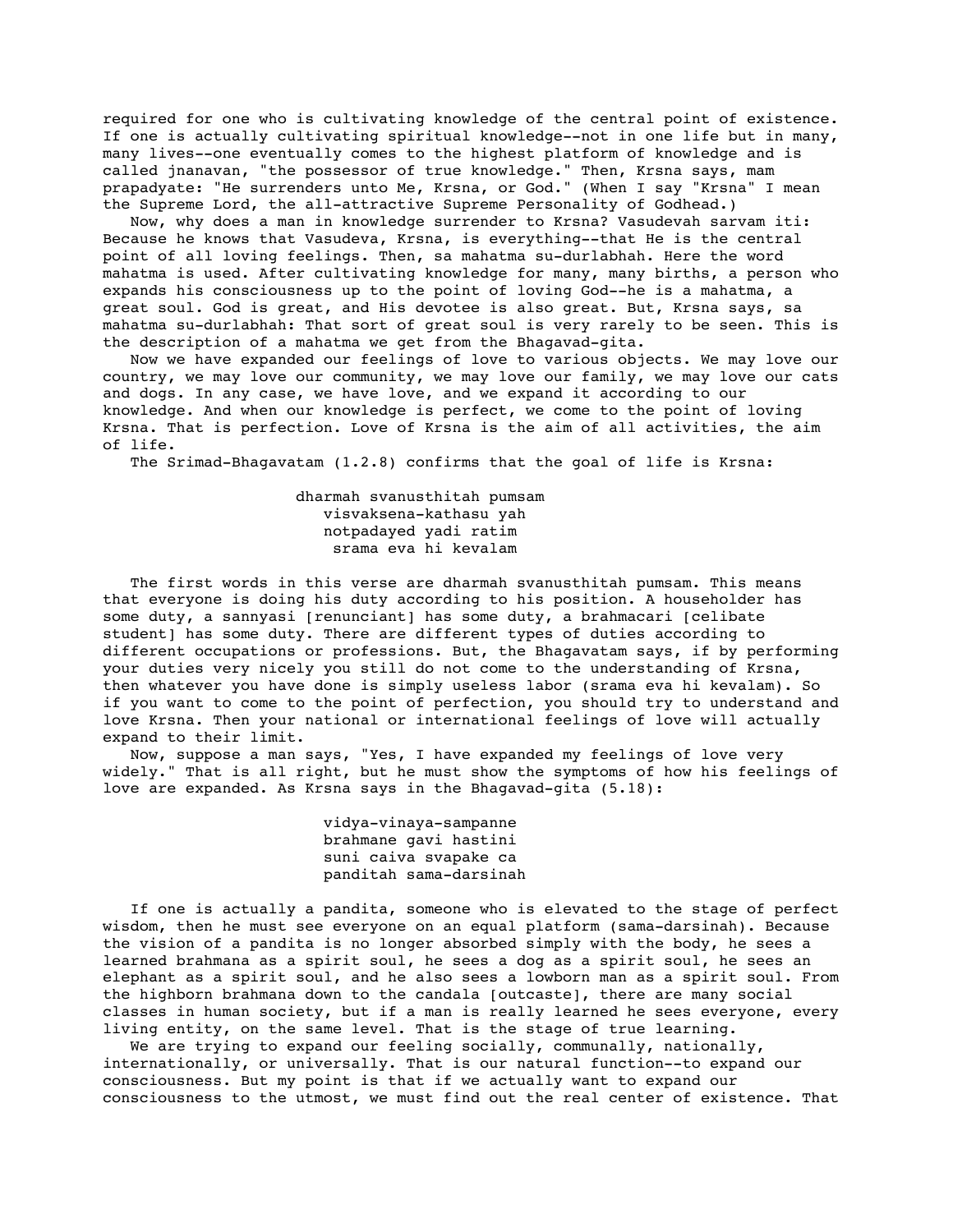required for one who is cultivating knowledge of the central point of existence. If one is actually cultivating spiritual knowledge--not in one life but in many, many lives--one eventually comes to the highest platform of knowledge and is called jnanavan, "the possessor of true knowledge." Then, Krsna says, mam prapadyate: "He surrenders unto Me, Krsna, or God." (When I say "Krsna" I mean the Supreme Lord, the all-attractive Supreme Personality of Godhead.)

Now, why does a man in knowledge surrender to Krsna? Vasudevah sarvam iti: Because he knows that Vasudeva, Krsna, is everything--that He is the central point of all loving feelings. Then, sa mahatma su-durlabhah. Here the word mahatma is used. After cultivating knowledge for many, many births, a person who expands his consciousness up to the point of loving God--he is a mahatma, a great soul. God is great, and His devotee is also great. But, Krsna says, sa mahatma su-durlabhah: That sort of great soul is very rarely to be seen. This is the description of a mahatma we get from the Bhagavad-gita.

Now we have expanded our feelings of love to various objects. We may love our country, we may love our community, we may love our family, we may love our cats and dogs. In any case, we have love, and we expand it according to our knowledge. And when our knowledge is perfect, we come to the point of loving Krsna. That is perfection. Love of Krsna is the aim of all activities, the aim of life.

The Srimad-Bhagavatam (1.2.8) confirms that the goal of life is Krsna:

> dharmah svanusthitah pumsam
> visvaksena-kathasu yah
> notpadayed yadi ratim
> srama eva hi kevalam

The first words in this verse are dharmah svanusthitah pumsam. This means that everyone is doing his duty according to his position. A householder has some duty, a sannyasi [renunciant] has some duty, a brahmacari [celibate student] has some duty. There are different types of duties according to different occupations or professions. But, the Bhagavatam says, if by performing your duties very nicely you still do not come to the understanding of Krsna, then whatever you have done is simply useless labor (srama eva hi kevalam). So if you want to come to the point of perfection, you should try to understand and love Krsna. Then your national or international feelings of love will actually expand to their limit.

Now, suppose a man says, "Yes, I have expanded my feelings of love very widely." That is all right, but he must show the symptoms of how his feelings of love are expanded. As Krsna says in the Bhagavad-gita (5.18):

> vidya-vinaya-sampanne
> brahmane gavi hastini
> suni caiva svapake ca
> panditah sama-darsinah

If one is actually a pandita, someone who is elevated to the stage of perfect wisdom, then he must see everyone on an equal platform (sama-darsinah). Because the vision of a pandita is no longer absorbed simply with the body, he sees a learned brahmana as a spirit soul, he sees a dog as a spirit soul, he sees an elephant as a spirit soul, and he also sees a lowborn man as a spirit soul. From the highborn brahmana down to the candala [outcaste], there are many social classes in human society, but if a man is really learned he sees everyone, every living entity, on the same level. That is the stage of true learning.

We are trying to expand our feeling socially, communally, nationally, internationally, or universally. That is our natural function--to expand our consciousness. But my point is that if we actually want to expand our consciousness to the utmost, we must find out the real center of existence. That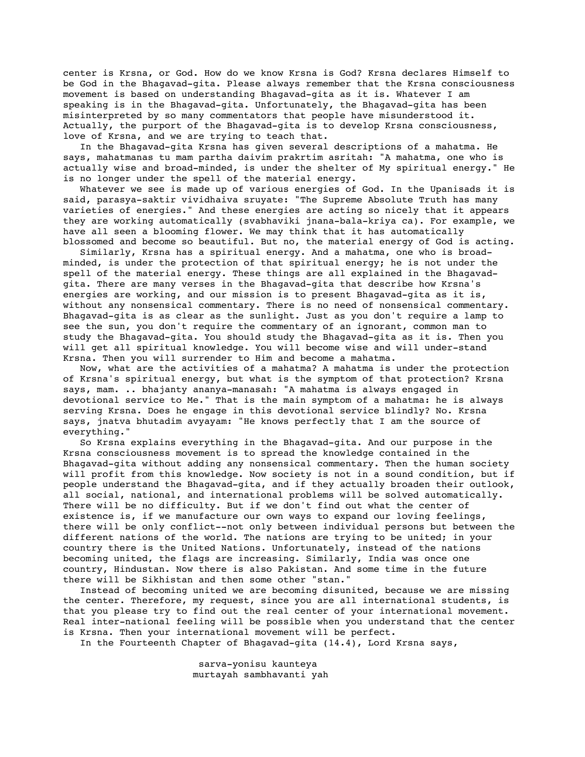center is Krsna, or God. How do we know Krsna is God? Krsna declares Himself to be God in the Bhagavad-gita. Please always remember that the Krsna consciousness movement is based on understanding Bhagavad-gita as it is. Whatever I am speaking is in the Bhagavad-gita. Unfortunately, the Bhagavad-gita has been misinterpreted by so many commentators that people have misunderstood it. Actually, the purport of the Bhagavad-gita is to develop Krsna consciousness, love of Krsna, and we are trying to teach that.

In the Bhagavad-gita Krsna has given several descriptions of a mahatma. He says, mahatmanas tu mam partha daivim prakrtim asritah: "A mahatma, one who is actually wise and broad-minded, is under the shelter of My spiritual energy." He is no longer under the spell of the material energy.

Whatever we see is made up of various energies of God. In the Upanisads it is said, parasya-saktir vividhaiva sruyate: "The Supreme Absolute Truth has many varieties of energies." And these energies are acting so nicely that it appears they are working automatically (svabhaviki jnana-bala-kriya ca). For example, we have all seen a blooming flower. We may think that it has automatically blossomed and become so beautiful. But no, the material energy of God is acting.

Similarly, Krsna has a spiritual energy. And a mahatma, one who is broad-minded, is under the protection of that spiritual energy; he is not under the spell of the material energy. These things are all explained in the Bhagavad-gita. There are many verses in the Bhagavad-gita that describe how Krsna's energies are working, and our mission is to present Bhagavad-gita as it is, without any nonsensical commentary. There is no need of nonsensical commentary. Bhagavad-gita is as clear as the sunlight. Just as you don't require a lamp to see the sun, you don't require the commentary of an ignorant, common man to study the Bhagavad-gita. You should study the Bhagavad-gita as it is. Then you will get all spiritual knowledge. You will become wise and will under-stand Krsna. Then you will surrender to Him and become a mahatma.

Now, what are the activities of a mahatma? A mahatma is under the protection of Krsna's spiritual energy, but what is the symptom of that protection? Krsna says, mam. .. bhajanty ananya-manasah: "A mahatma is always engaged in devotional service to Me." That is the main symptom of a mahatma: he is always serving Krsna. Does he engage in this devotional service blindly? No. Krsna says, jnatva bhutadim avyayam: "He knows perfectly that I am the source of everything."

So Krsna explains everything in the Bhagavad-gita. And our purpose in the Krsna consciousness movement is to spread the knowledge contained in the Bhagavad-gita without adding any nonsensical commentary. Then the human society will profit from this knowledge. Now society is not in a sound condition, but if people understand the Bhagavad-gita, and if they actually broaden their outlook, all social, national, and international problems will be solved automatically. There will be no difficulty. But if we don't find out what the center of existence is, if we manufacture our own ways to expand our loving feelings, there will be only conflict--not only between individual persons but between the different nations of the world. The nations are trying to be united; in your country there is the United Nations. Unfortunately, instead of the nations becoming united, the flags are increasing. Similarly, India was once one country, Hindustan. Now there is also Pakistan. And some time in the future there will be Sikhistan and then some other "stan."

Instead of becoming united we are becoming disunited, because we are missing the center. Therefore, my request, since you are all international students, is that you please try to find out the real center of your international movement. Real inter-national feeling will be possible when you understand that the center is Krsna. Then your international movement will be perfect.

In the Fourteenth Chapter of Bhagavad-gita (14.4), Lord Krsna says,

> sarva-yonisu kaunteya
> murtayah sambhavanti yah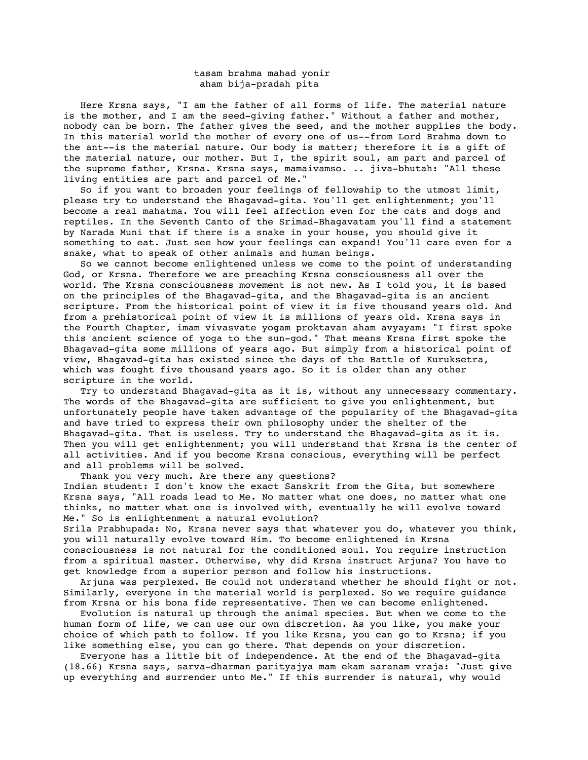tasam brahma mahad yonir
aham bija-pradah pita

Here Krsna says, "I am the father of all forms of life. The material nature is the mother, and I am the seed-giving father." Without a father and mother, nobody can be born. The father gives the seed, and the mother supplies the body. In this material world the mother of every one of us--from Lord Brahma down to the ant--is the material nature. Our body is matter; therefore it is a gift of the material nature, our mother. But I, the spirit soul, am part and parcel of the supreme father, Krsna. Krsna says, mamaivamso. .. jiva-bhutah: "All these living entities are part and parcel of Me."

So if you want to broaden your feelings of fellowship to the utmost limit, please try to understand the Bhagavad-gita. You'll get enlightenment; you'll become a real mahatma. You will feel affection even for the cats and dogs and reptiles. In the Seventh Canto of the Srimad-Bhagavatam you'll find a statement by Narada Muni that if there is a snake in your house, you should give it something to eat. Just see how your feelings can expand! You'll care even for a snake, what to speak of other animals and human beings.

So we cannot become enlightened unless we come to the point of understanding God, or Krsna. Therefore we are preaching Krsna consciousness all over the world. The Krsna consciousness movement is not new. As I told you, it is based on the principles of the Bhagavad-gita, and the Bhagavad-gita is an ancient scripture. From the historical point of view it is five thousand years old. And from a prehistorical point of view it is millions of years old. Krsna says in the Fourth Chapter, imam vivasvate yogam proktavan aham avyayam: "I first spoke this ancient science of yoga to the sun-god." That means Krsna first spoke the Bhagavad-gita some millions of years ago. But simply from a historical point of view, Bhagavad-gita has existed since the days of the Battle of Kuruksetra, which was fought five thousand years ago. So it is older than any other scripture in the world.

Try to understand Bhagavad-gita as it is, without any unnecessary commentary. The words of the Bhagavad-gita are sufficient to give you enlightenment, but unfortunately people have taken advantage of the popularity of the Bhagavad-gita and have tried to express their own philosophy under the shelter of the Bhagavad-gita. That is useless. Try to understand the Bhagavad-gita as it is. Then you will get enlightenment; you will understand that Krsna is the center of all activities. And if you become Krsna conscious, everything will be perfect and all problems will be solved.

Thank you very much. Are there any questions?

Indian student: I don't know the exact Sanskrit from the Gita, but somewhere Krsna says, "All roads lead to Me. No matter what one does, no matter what one thinks, no matter what one is involved with, eventually he will evolve toward Me." So is enlightenment a natural evolution?

Srila Prabhupada: No, Krsna never says that whatever you do, whatever you think, you will naturally evolve toward Him. To become enlightened in Krsna consciousness is not natural for the conditioned soul. You require instruction from a spiritual master. Otherwise, why did Krsna instruct Arjuna? You have to get knowledge from a superior person and follow his instructions.

Arjuna was perplexed. He could not understand whether he should fight or not. Similarly, everyone in the material world is perplexed. So we require guidance from Krsna or his bona fide representative. Then we can become enlightened.

Evolution is natural up through the animal species. But when we come to the human form of life, we can use our own discretion. As you like, you make your choice of which path to follow. If you like Krsna, you can go to Krsna; if you like something else, you can go there. That depends on your discretion.

Everyone has a little bit of independence. At the end of the Bhagavad-gita (18.66) Krsna says, sarva-dharman parityajya mam ekam saranam vraja: "Just give up everything and surrender unto Me." If this surrender is natural, why would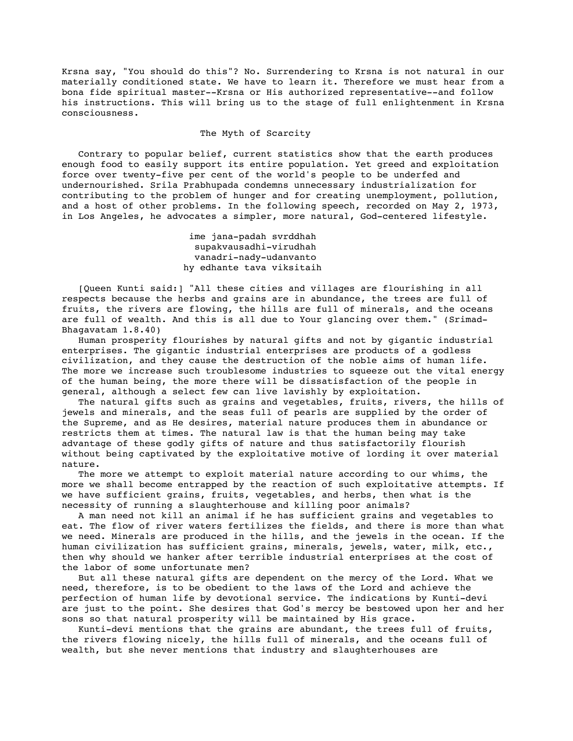Krsna say, "You should do this"? No. Surrendering to Krsna is not natural in our materially conditioned state. We have to learn it. Therefore we must hear from a bona fide spiritual master--Krsna or His authorized representative--and follow his instructions. This will bring us to the stage of full enlightenment in Krsna consciousness.

## The Myth of Scarcity

Contrary to popular belief, current statistics show that the earth produces enough food to easily support its entire population. Yet greed and exploitation force over twenty-five per cent of the world's people to be underfed and undernourished. Srila Prabhupada condemns unnecessary industrialization for contributing to the problem of hunger and for creating unemployment, pollution, and a host of other problems. In the following speech, recorded on May 2, 1973, in Los Angeles, he advocates a simpler, more natural, God-centered lifestyle.

ime jana-padah svrddhah
supakvausadhi-virudhah
vanadri-nady-udanvanto
hy edhante tava viksitaih

[Queen Kunti said:] "All these cities and villages are flourishing in all respects because the herbs and grains are in abundance, the trees are full of fruits, the rivers are flowing, the hills are full of minerals, and the oceans are full of wealth. And this is all due to Your glancing over them." (Srimad-Bhagavatam 1.8.40)

Human prosperity flourishes by natural gifts and not by gigantic industrial enterprises. The gigantic industrial enterprises are products of a godless civilization, and they cause the destruction of the noble aims of human life. The more we increase such troublesome industries to squeeze out the vital energy of the human being, the more there will be dissatisfaction of the people in general, although a select few can live lavishly by exploitation.

The natural gifts such as grains and vegetables, fruits, rivers, the hills of jewels and minerals, and the seas full of pearls are supplied by the order of the Supreme, and as He desires, material nature produces them in abundance or restricts them at times. The natural law is that the human being may take advantage of these godly gifts of nature and thus satisfactorily flourish without being captivated by the exploitative motive of lording it over material nature.

The more we attempt to exploit material nature according to our whims, the more we shall become entrapped by the reaction of such exploitative attempts. If we have sufficient grains, fruits, vegetables, and herbs, then what is the necessity of running a slaughterhouse and killing poor animals?

A man need not kill an animal if he has sufficient grains and vegetables to eat. The flow of river waters fertilizes the fields, and there is more than what we need. Minerals are produced in the hills, and the jewels in the ocean. If the human civilization has sufficient grains, minerals, jewels, water, milk, etc., then why should we hanker after terrible industrial enterprises at the cost of the labor of some unfortunate men?

But all these natural gifts are dependent on the mercy of the Lord. What we need, therefore, is to be obedient to the laws of the Lord and achieve the perfection of human life by devotional service. The indications by Kunti-devi are just to the point. She desires that God's mercy be bestowed upon her and her sons so that natural prosperity will be maintained by His grace.

Kunti-devi mentions that the grains are abundant, the trees full of fruits, the rivers flowing nicely, the hills full of minerals, and the oceans full of wealth, but she never mentions that industry and slaughterhouses are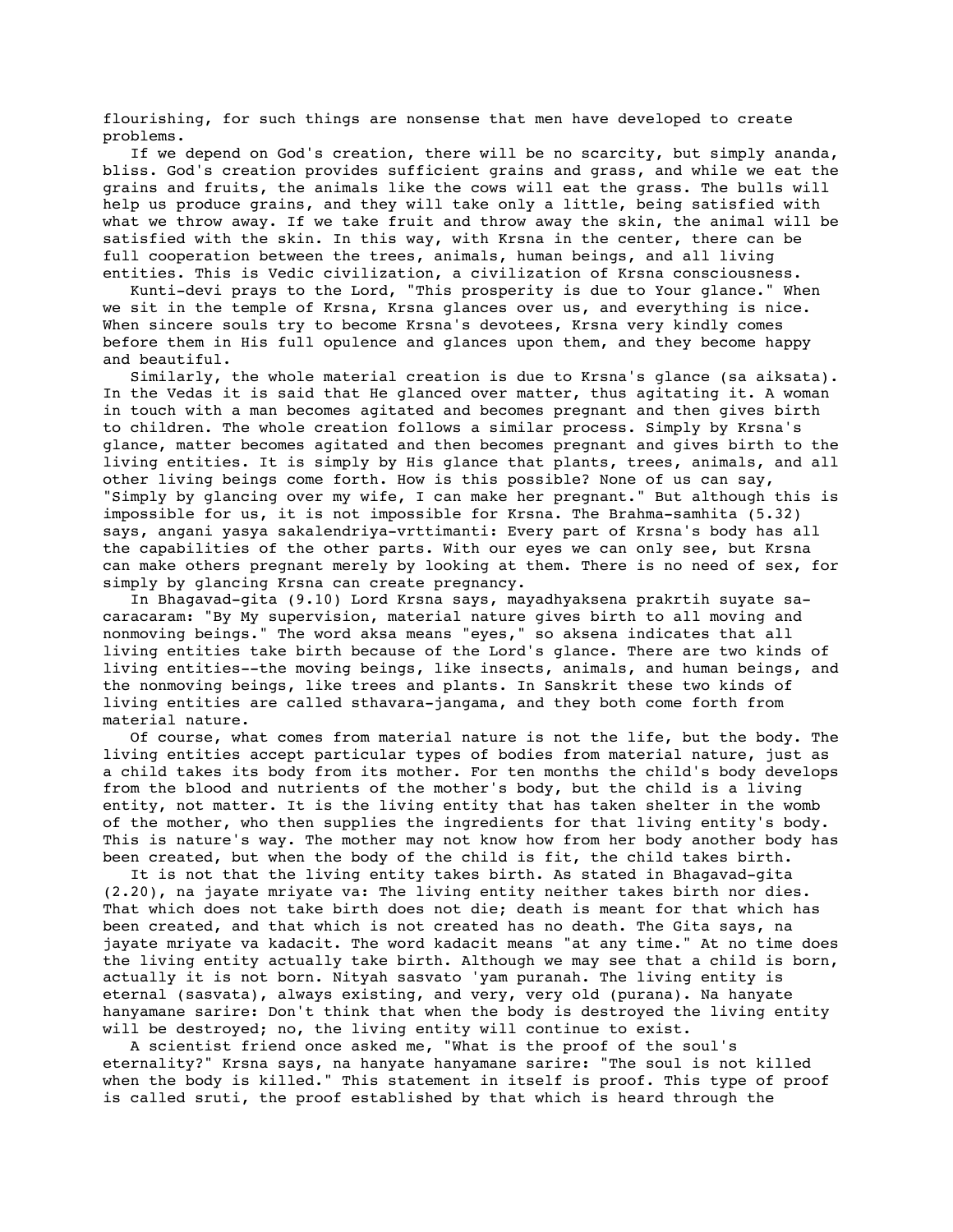flourishing, for such things are nonsense that men have developed to create problems.

If we depend on God's creation, there will be no scarcity, but simply ananda, bliss. God's creation provides sufficient grains and grass, and while we eat the grains and fruits, the animals like the cows will eat the grass. The bulls will help us produce grains, and they will take only a little, being satisfied with what we throw away. If we take fruit and throw away the skin, the animal will be satisfied with the skin. In this way, with Krsna in the center, there can be full cooperation between the trees, animals, human beings, and all living entities. This is Vedic civilization, a civilization of Krsna consciousness.

Kunti-devi prays to the Lord, "This prosperity is due to Your glance." When we sit in the temple of Krsna, Krsna glances over us, and everything is nice. When sincere souls try to become Krsna's devotees, Krsna very kindly comes before them in His full opulence and glances upon them, and they become happy and beautiful.

Similarly, the whole material creation is due to Krsna's glance (sa aiksata). In the Vedas it is said that He glanced over matter, thus agitating it. A woman in touch with a man becomes agitated and becomes pregnant and then gives birth to children. The whole creation follows a similar process. Simply by Krsna's glance, matter becomes agitated and then becomes pregnant and gives birth to the living entities. It is simply by His glance that plants, trees, animals, and all other living beings come forth. How is this possible? None of us can say, "Simply by glancing over my wife, I can make her pregnant." But although this is impossible for us, it is not impossible for Krsna. The Brahma-samhita (5.32) says, angani yasya sakalendriya-vrttimanti: Every part of Krsna's body has all the capabilities of the other parts. With our eyes we can only see, but Krsna can make others pregnant merely by looking at them. There is no need of sex, for simply by glancing Krsna can create pregnancy.

In Bhagavad-gita (9.10) Lord Krsna says, mayadhyaksena prakrtih suyate sa-caracaram: "By My supervision, material nature gives birth to all moving and nonmoving beings." The word aksa means "eyes," so aksena indicates that all living entities take birth because of the Lord's glance. There are two kinds of living entities--the moving beings, like insects, animals, and human beings, and the nonmoving beings, like trees and plants. In Sanskrit these two kinds of living entities are called sthavara-jangama, and they both come forth from material nature.

Of course, what comes from material nature is not the life, but the body. The living entities accept particular types of bodies from material nature, just as a child takes its body from its mother. For ten months the child's body develops from the blood and nutrients of the mother's body, but the child is a living entity, not matter. It is the living entity that has taken shelter in the womb of the mother, who then supplies the ingredients for that living entity's body. This is nature's way. The mother may not know how from her body another body has been created, but when the body of the child is fit, the child takes birth.

It is not that the living entity takes birth. As stated in Bhagavad-gita (2.20), na jayate mriyate va: The living entity neither takes birth nor dies. That which does not take birth does not die; death is meant for that which has been created, and that which is not created has no death. The Gita says, na jayate mriyate va kadacit. The word kadacit means "at any time." At no time does the living entity actually take birth. Although we may see that a child is born, actually it is not born. Nityah sasvato 'yam puranah. The living entity is eternal (sasvata), always existing, and very, very old (purana). Na hanyate hanyamane sarire: Don't think that when the body is destroyed the living entity will be destroyed; no, the living entity will continue to exist.

A scientist friend once asked me, "What is the proof of the soul's eternality?" Krsna says, na hanyate hanyamane sarire: "The soul is not killed when the body is killed." This statement in itself is proof. This type of proof is called sruti, the proof established by that which is heard through the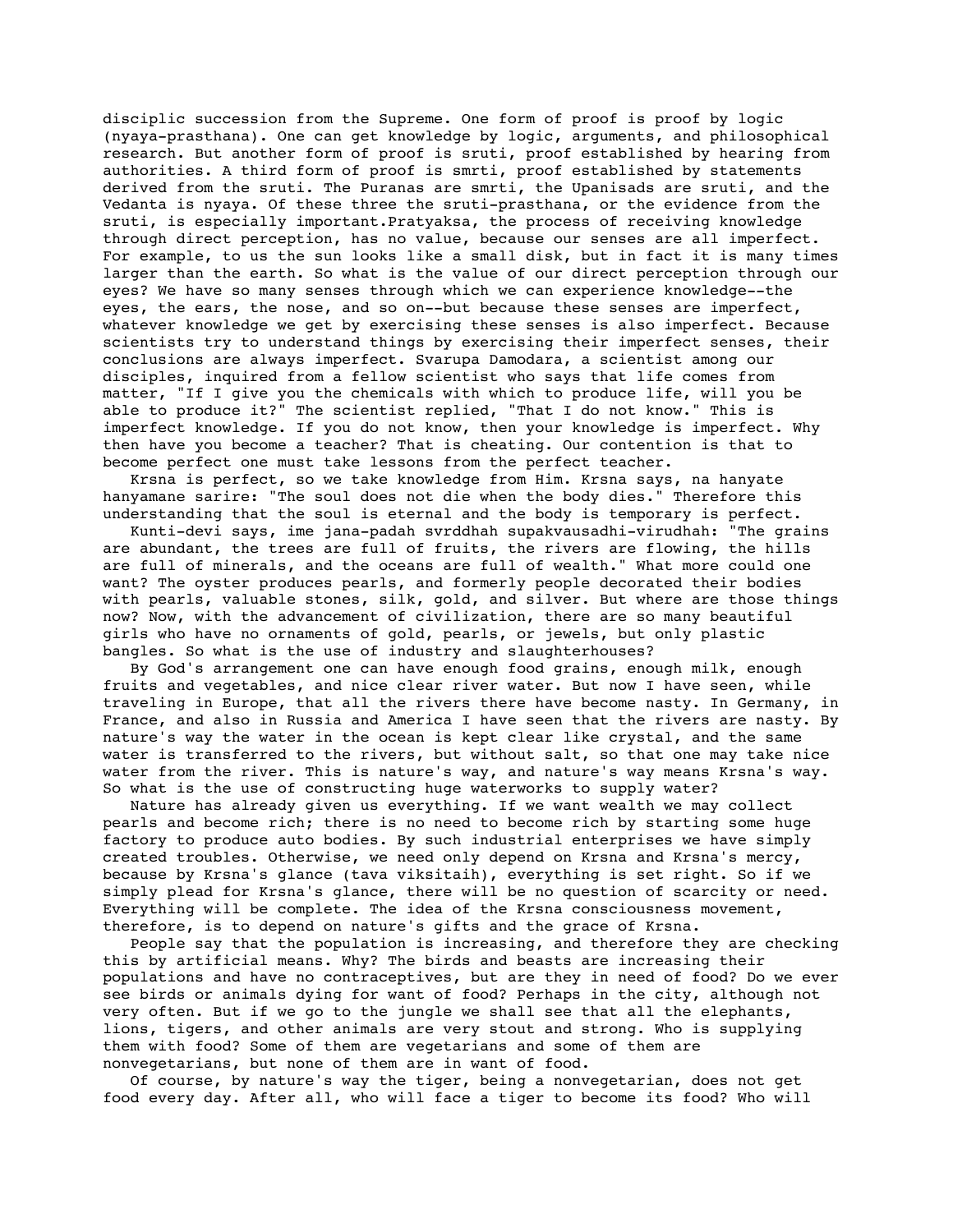disciplic succession from the Supreme. One form of proof is proof by logic (nyaya-prasthana). One can get knowledge by logic, arguments, and philosophical research. But another form of proof is sruti, proof established by hearing from authorities. A third form of proof is smrti, proof established by statements derived from the sruti. The Puranas are smrti, the Upanisads are sruti, and the Vedanta is nyaya. Of these three the sruti-prasthana, or the evidence from the sruti, is especially important.Pratyaksa, the process of receiving knowledge through direct perception, has no value, because our senses are all imperfect. For example, to us the sun looks like a small disk, but in fact it is many times larger than the earth. So what is the value of our direct perception through our eyes? We have so many senses through which we can experience knowledge--the eyes, the ears, the nose, and so on--but because these senses are imperfect, whatever knowledge we get by exercising these senses is also imperfect. Because scientists try to understand things by exercising their imperfect senses, their conclusions are always imperfect. Svarupa Damodara, a scientist among our disciples, inquired from a fellow scientist who says that life comes from matter, "If I give you the chemicals with which to produce life, will you be able to produce it?" The scientist replied, "That I do not know." This is imperfect knowledge. If you do not know, then your knowledge is imperfect. Why then have you become a teacher? That is cheating. Our contention is that to become perfect one must take lessons from the perfect teacher.

Krsna is perfect, so we take knowledge from Him. Krsna says, na hanyate hanyamane sarire: "The soul does not die when the body dies." Therefore this understanding that the soul is eternal and the body is temporary is perfect.

Kunti-devi says, ime jana-padah svrddhah supakvausadhi-virudhah: "The grains are abundant, the trees are full of fruits, the rivers are flowing, the hills are full of minerals, and the oceans are full of wealth." What more could one want? The oyster produces pearls, and formerly people decorated their bodies with pearls, valuable stones, silk, gold, and silver. But where are those things now? Now, with the advancement of civilization, there are so many beautiful girls who have no ornaments of gold, pearls, or jewels, but only plastic bangles. So what is the use of industry and slaughterhouses?

By God's arrangement one can have enough food grains, enough milk, enough fruits and vegetables, and nice clear river water. But now I have seen, while traveling in Europe, that all the rivers there have become nasty. In Germany, in France, and also in Russia and America I have seen that the rivers are nasty. By nature's way the water in the ocean is kept clear like crystal, and the same water is transferred to the rivers, but without salt, so that one may take nice water from the river. This is nature's way, and nature's way means Krsna's way. So what is the use of constructing huge waterworks to supply water?

Nature has already given us everything. If we want wealth we may collect pearls and become rich; there is no need to become rich by starting some huge factory to produce auto bodies. By such industrial enterprises we have simply created troubles. Otherwise, we need only depend on Krsna and Krsna's mercy, because by Krsna's glance (tava viksitaih), everything is set right. So if we simply plead for Krsna's glance, there will be no question of scarcity or need. Everything will be complete. The idea of the Krsna consciousness movement, therefore, is to depend on nature's gifts and the grace of Krsna.

People say that the population is increasing, and therefore they are checking this by artificial means. Why? The birds and beasts are increasing their populations and have no contraceptives, but are they in need of food? Do we ever see birds or animals dying for want of food? Perhaps in the city, although not very often. But if we go to the jungle we shall see that all the elephants, lions, tigers, and other animals are very stout and strong. Who is supplying them with food? Some of them are vegetarians and some of them are nonvegetarians, but none of them are in want of food.

Of course, by nature's way the tiger, being a nonvegetarian, does not get food every day. After all, who will face a tiger to become its food? Who will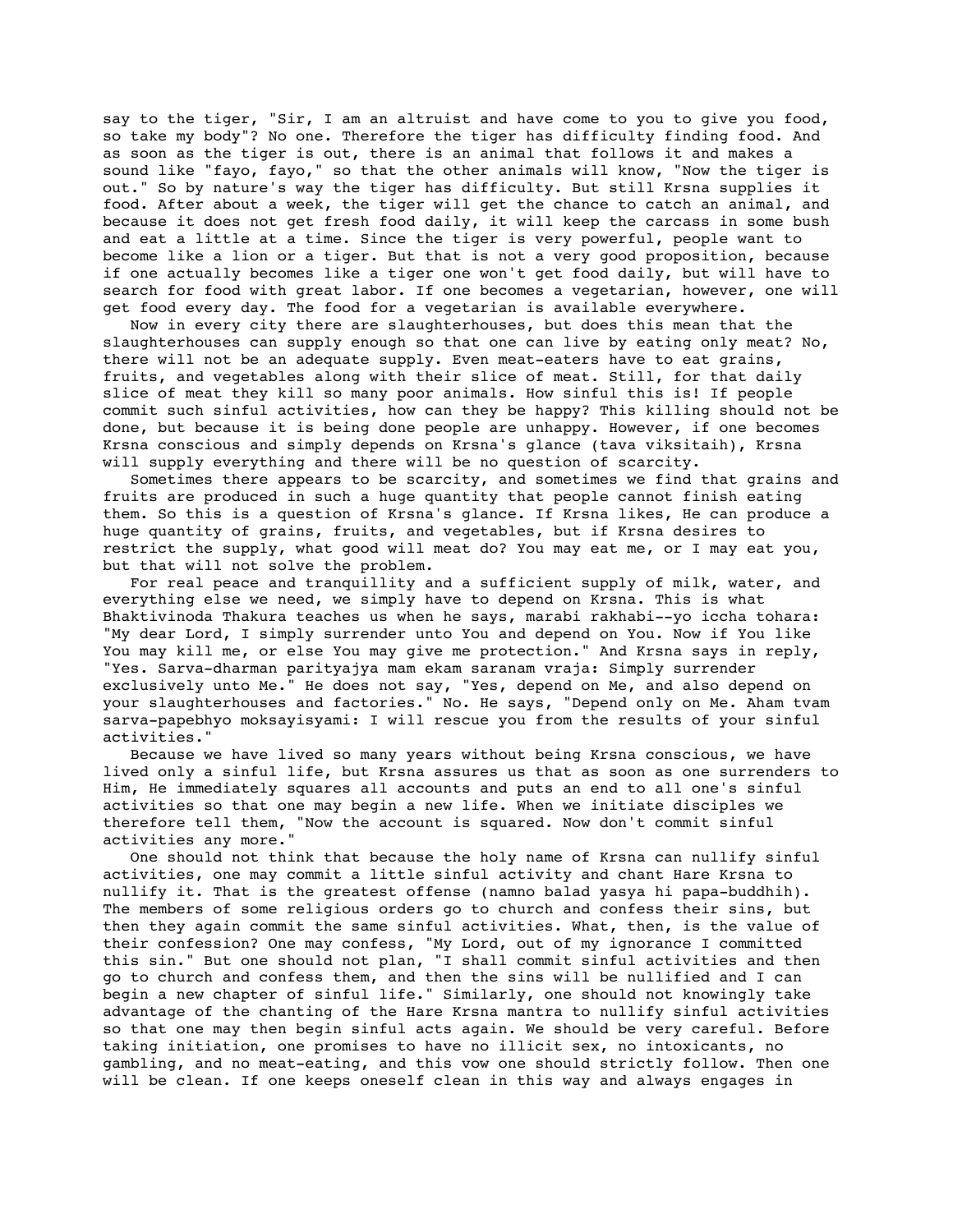say to the tiger, "Sir, I am an altruist and have come to you to give you food, so take my body"? No one. Therefore the tiger has difficulty finding food. And as soon as the tiger is out, there is an animal that follows it and makes a sound like "fayo, fayo," so that the other animals will know, "Now the tiger is out." So by nature's way the tiger has difficulty. But still Krsna supplies it food. After about a week, the tiger will get the chance to catch an animal, and because it does not get fresh food daily, it will keep the carcass in some bush and eat a little at a time. Since the tiger is very powerful, people want to become like a lion or a tiger. But that is not a very good proposition, because if one actually becomes like a tiger one won't get food daily, but will have to search for food with great labor. If one becomes a vegetarian, however, one will get food every day. The food for a vegetarian is available everywhere.

Now in every city there are slaughterhouses, but does this mean that the slaughterhouses can supply enough so that one can live by eating only meat? No, there will not be an adequate supply. Even meat-eaters have to eat grains, fruits, and vegetables along with their slice of meat. Still, for that daily slice of meat they kill so many poor animals. How sinful this is! If people commit such sinful activities, how can they be happy? This killing should not be done, but because it is being done people are unhappy. However, if one becomes Krsna conscious and simply depends on Krsna's glance (tava viksitaih), Krsna will supply everything and there will be no question of scarcity.

Sometimes there appears to be scarcity, and sometimes we find that grains and fruits are produced in such a huge quantity that people cannot finish eating them. So this is a question of Krsna's glance. If Krsna likes, He can produce a huge quantity of grains, fruits, and vegetables, but if Krsna desires to restrict the supply, what good will meat do? You may eat me, or I may eat you, but that will not solve the problem.

For real peace and tranquillity and a sufficient supply of milk, water, and everything else we need, we simply have to depend on Krsna. This is what Bhaktivinoda Thakura teaches us when he says, marabi rakhabi--yo iccha tohara: "My dear Lord, I simply surrender unto You and depend on You. Now if You like You may kill me, or else You may give me protection." And Krsna says in reply, "Yes. Sarva-dharman parityajya mam ekam saranam vraja: Simply surrender exclusively unto Me." He does not say, "Yes, depend on Me, and also depend on your slaughterhouses and factories." No. He says, "Depend only on Me. Aham tvam sarva-papebhyo moksayisyami: I will rescue you from the results of your sinful activities."

Because we have lived so many years without being Krsna conscious, we have lived only a sinful life, but Krsna assures us that as soon as one surrenders to Him, He immediately squares all accounts and puts an end to all one's sinful activities so that one may begin a new life. When we initiate disciples we therefore tell them, "Now the account is squared. Now don't commit sinful activities any more."

One should not think that because the holy name of Krsna can nullify sinful activities, one may commit a little sinful activity and chant Hare Krsna to nullify it. That is the greatest offense (namno balad yasya hi papa-buddhih). The members of some religious orders go to church and confess their sins, but then they again commit the same sinful activities. What, then, is the value of their confession? One may confess, "My Lord, out of my ignorance I committed this sin." But one should not plan, "I shall commit sinful activities and then go to church and confess them, and then the sins will be nullified and I can begin a new chapter of sinful life." Similarly, one should not knowingly take advantage of the chanting of the Hare Krsna mantra to nullify sinful activities so that one may then begin sinful acts again. We should be very careful. Before taking initiation, one promises to have no illicit sex, no intoxicants, no gambling, and no meat-eating, and this vow one should strictly follow. Then one will be clean. If one keeps oneself clean in this way and always engages in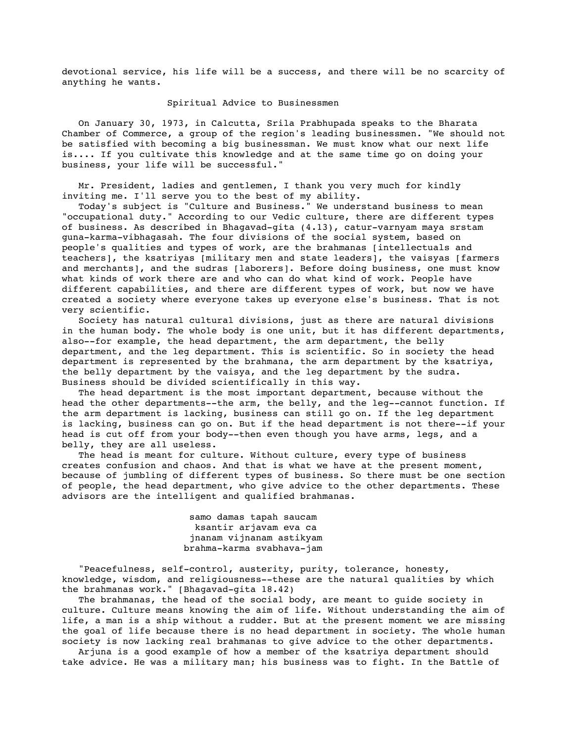devotional service, his life will be a success, and there will be no scarcity of anything he wants.

## Spiritual Advice to Businessmen

On January 30, 1973, in Calcutta, Srila Prabhupada speaks to the Bharata Chamber of Commerce, a group of the region's leading businessmen. "We should not be satisfied with becoming a big businessman. We must know what our next life is.... If you cultivate this knowledge and at the same time go on doing your business, your life will be successful."

Mr. President, ladies and gentlemen, I thank you very much for kindly inviting me. I'll serve you to the best of my ability.

Today's subject is "Culture and Business." We understand business to mean "occupational duty." According to our Vedic culture, there are different types of business. As described in Bhagavad-gita (4.13), catur-varnyam maya srstam guna-karma-vibhagasah. The four divisions of the social system, based on people's qualities and types of work, are the brahmanas [intellectuals and teachers], the ksatriyas [military men and state leaders], the vaisyas [farmers and merchants], and the sudras [laborers]. Before doing business, one must know what kinds of work there are and who can do what kind of work. People have different capabilities, and there are different types of work, but now we have created a society where everyone takes up everyone else's business. That is not very scientific.

Society has natural cultural divisions, just as there are natural divisions in the human body. The whole body is one unit, but it has different departments, also--for example, the head department, the arm department, the belly department, and the leg department. This is scientific. So in society the head department is represented by the brahmana, the arm department by the ksatriya, the belly department by the vaisya, and the leg department by the sudra. Business should be divided scientifically in this way.

The head department is the most important department, because without the head the other departments--the arm, the belly, and the leg--cannot function. If the arm department is lacking, business can still go on. If the leg department is lacking, business can go on. But if the head department is not there--if your head is cut off from your body--then even though you have arms, legs, and a belly, they are all useless.

The head is meant for culture. Without culture, every type of business creates confusion and chaos. And that is what we have at the present moment, because of jumbling of different types of business. So there must be one section of people, the head department, who give advice to the other departments. These advisors are the intelligent and qualified brahmanas.

samo damas tapah saucam  
ksantir arjavam eva ca  
jnanam vijnanam astikyam  
brahma-karma svabhava-jam

"Peacefulness, self-control, austerity, purity, tolerance, honesty, knowledge, wisdom, and religiousness--these are the natural qualities by which the brahmanas work." [Bhagavad-gita 18.42)

The brahmanas, the head of the social body, are meant to guide society in culture. Culture means knowing the aim of life. Without understanding the aim of life, a man is a ship without a rudder. But at the present moment we are missing the goal of life because there is no head department in society. The whole human society is now lacking real brahmanas to give advice to the other departments.

Arjuna is a good example of how a member of the ksatriya department should take advice. He was a military man; his business was to fight. In the Battle of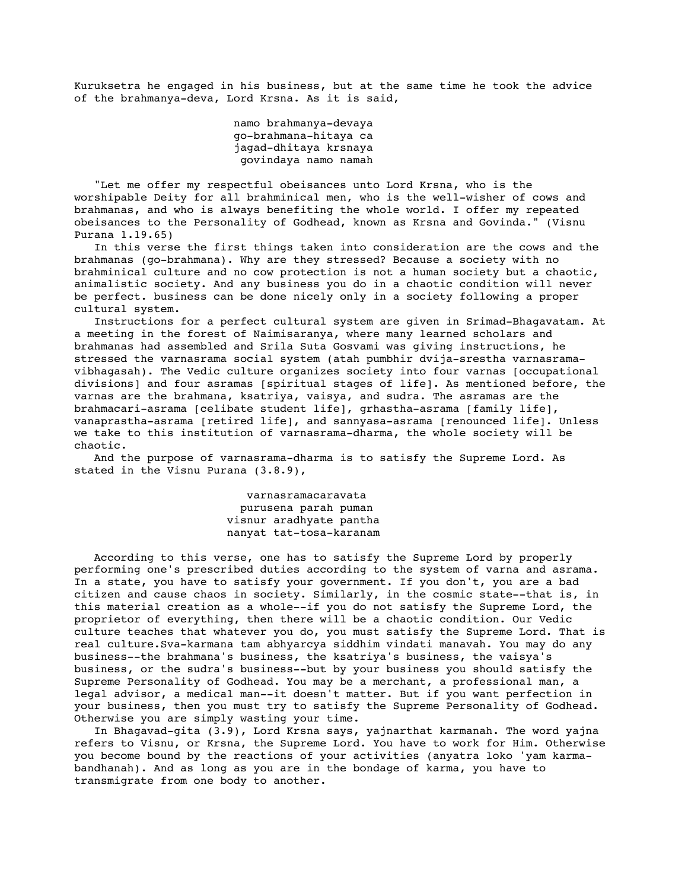Kuruksetra he engaged in his business, but at the same time he took the advice of the brahmanya-deva, Lord Krsna. As it is said,

> namo brahmanya-devaya
> go-brahmana-hitaya ca
> jagad-dhitaya krsnaya
> govindaya namo namah

"Let me offer my respectful obeisances unto Lord Krsna, who is the worshipable Deity for all brahminical men, who is the well-wisher of cows and brahmanas, and who is always benefiting the whole world. I offer my repeated obeisances to the Personality of Godhead, known as Krsna and Govinda." (Visnu Purana 1.19.65)

In this verse the first things taken into consideration are the cows and the brahmanas (go-brahmana). Why are they stressed? Because a society with no brahminical culture and no cow protection is not a human society but a chaotic, animalistic society. And any business you do in a chaotic condition will never be perfect. business can be done nicely only in a society following a proper cultural system.

Instructions for a perfect cultural system are given in Srimad-Bhagavatam. At a meeting in the forest of Naimisaranya, where many learned scholars and brahmanas had assembled and Srila Suta Gosvami was giving instructions, he stressed the varnasrama social system (atah pumbhir dvija-srestha varnasrama-vibhagasah). The Vedic culture organizes society into four varnas [occupational divisions] and four asramas [spiritual stages of life]. As mentioned before, the varnas are the brahmana, ksatriya, vaisya, and sudra. The asramas are the brahmacari-asrama [celibate student life], grhastha-asrama [family life], vanaprastha-asrama [retired life], and sannyasa-asrama [renounced life]. Unless we take to this institution of varnasrama-dharma, the whole society will be chaotic.

And the purpose of varnasrama-dharma is to satisfy the Supreme Lord. As stated in the Visnu Purana (3.8.9),

> varnasramacaravata
> purusena parah puman
> visnur aradhyate pantha
> nanyat tat-tosa-karanam

According to this verse, one has to satisfy the Supreme Lord by properly performing one's prescribed duties according to the system of varna and asrama. In a state, you have to satisfy your government. If you don't, you are a bad citizen and cause chaos in society. Similarly, in the cosmic state--that is, in this material creation as a whole--if you do not satisfy the Supreme Lord, the proprietor of everything, then there will be a chaotic condition. Our Vedic culture teaches that whatever you do, you must satisfy the Supreme Lord. That is real culture.Sva-karmana tam abhyarcya siddhim vindati manavah. You may do any business--the brahmana's business, the ksatriya's business, the vaisya's business, or the sudra's business--but by your business you should satisfy the Supreme Personality of Godhead. You may be a merchant, a professional man, a legal advisor, a medical man--it doesn't matter. But if you want perfection in your business, then you must try to satisfy the Supreme Personality of Godhead. Otherwise you are simply wasting your time.

In Bhagavad-gita (3.9), Lord Krsna says, yajnarthat karmanah. The word yajna refers to Visnu, or Krsna, the Supreme Lord. You have to work for Him. Otherwise you become bound by the reactions of your activities (anyatra loko 'yam karma-bandhanah). And as long as you are in the bondage of karma, you have to transmigrate from one body to another.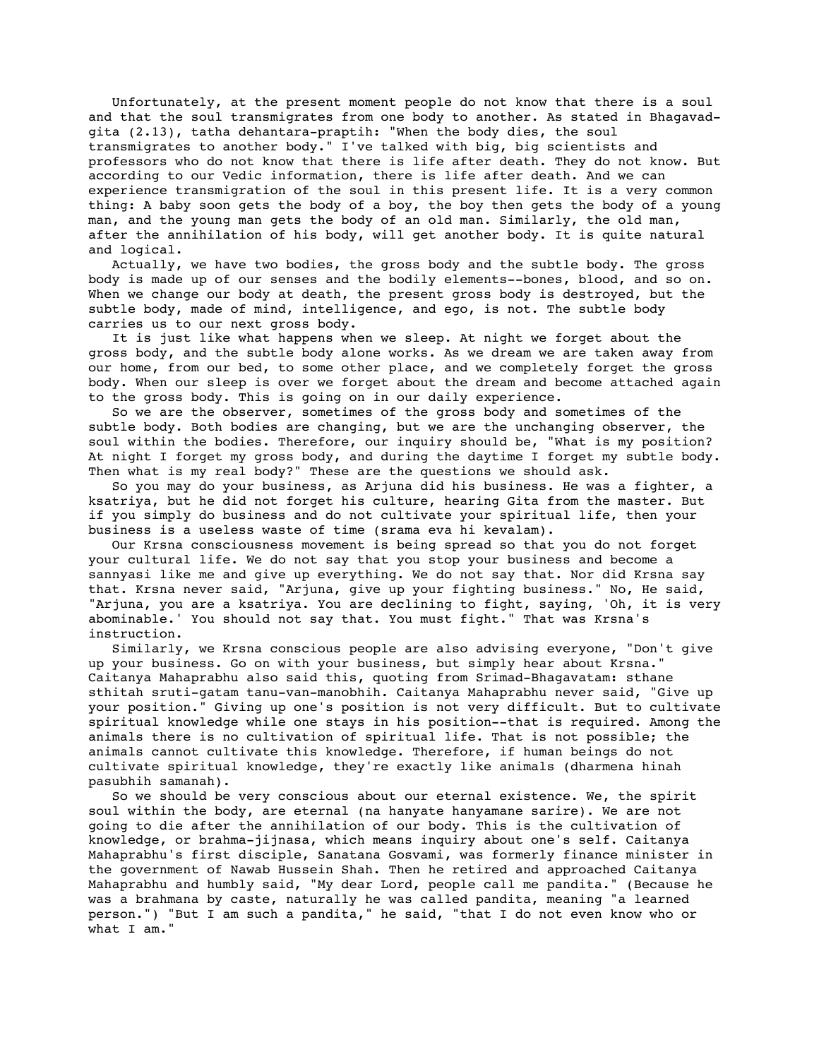Unfortunately, at the present moment people do not know that there is a soul and that the soul transmigrates from one body to another. As stated in Bhagavad-gita (2.13), tatha dehantara-praptih: "When the body dies, the soul transmigrates to another body." I've talked with big, big scientists and professors who do not know that there is life after death. They do not know. But according to our Vedic information, there is life after death. And we can experience transmigration of the soul in this present life. It is a very common thing: A baby soon gets the body of a boy, the boy then gets the body of a young man, and the young man gets the body of an old man. Similarly, the old man, after the annihilation of his body, will get another body. It is quite natural and logical.

Actually, we have two bodies, the gross body and the subtle body. The gross body is made up of our senses and the bodily elements--bones, blood, and so on. When we change our body at death, the present gross body is destroyed, but the subtle body, made of mind, intelligence, and ego, is not. The subtle body carries us to our next gross body.

It is just like what happens when we sleep. At night we forget about the gross body, and the subtle body alone works. As we dream we are taken away from our home, from our bed, to some other place, and we completely forget the gross body. When our sleep is over we forget about the dream and become attached again to the gross body. This is going on in our daily experience.

So we are the observer, sometimes of the gross body and sometimes of the subtle body. Both bodies are changing, but we are the unchanging observer, the soul within the bodies. Therefore, our inquiry should be, "What is my position? At night I forget my gross body, and during the daytime I forget my subtle body. Then what is my real body?" These are the questions we should ask.

So you may do your business, as Arjuna did his business. He was a fighter, a ksatriya, but he did not forget his culture, hearing Gita from the master. But if you simply do business and do not cultivate your spiritual life, then your business is a useless waste of time (srama eva hi kevalam).

Our Krsna consciousness movement is being spread so that you do not forget your cultural life. We do not say that you stop your business and become a sannyasi like me and give up everything. We do not say that. Nor did Krsna say that. Krsna never said, "Arjuna, give up your fighting business." No, He said, "Arjuna, you are a ksatriya. You are declining to fight, saying, 'Oh, it is very abominable.' You should not say that. You must fight." That was Krsna's instruction.

Similarly, we Krsna conscious people are also advising everyone, "Don't give up your business. Go on with your business, but simply hear about Krsna." Caitanya Mahaprabhu also said this, quoting from Srimad-Bhagavatam: sthane sthitah sruti-gatam tanu-van-manobhih. Caitanya Mahaprabhu never said, "Give up your position." Giving up one's position is not very difficult. But to cultivate spiritual knowledge while one stays in his position--that is required. Among the animals there is no cultivation of spiritual life. That is not possible; the animals cannot cultivate this knowledge. Therefore, if human beings do not cultivate spiritual knowledge, they're exactly like animals (dharmena hinah pasubhih samanah).

So we should be very conscious about our eternal existence. We, the spirit soul within the body, are eternal (na hanyate hanyamane sarire). We are not going to die after the annihilation of our body. This is the cultivation of knowledge, or brahma-jijnasa, which means inquiry about one's self. Caitanya Mahaprabhu's first disciple, Sanatana Gosvami, was formerly finance minister in the government of Nawab Hussein Shah. Then he retired and approached Caitanya Mahaprabhu and humbly said, "My dear Lord, people call me pandita." (Because he was a brahmana by caste, naturally he was called pandita, meaning "a learned person.") "But I am such a pandita," he said, "that I do not even know who or what I am."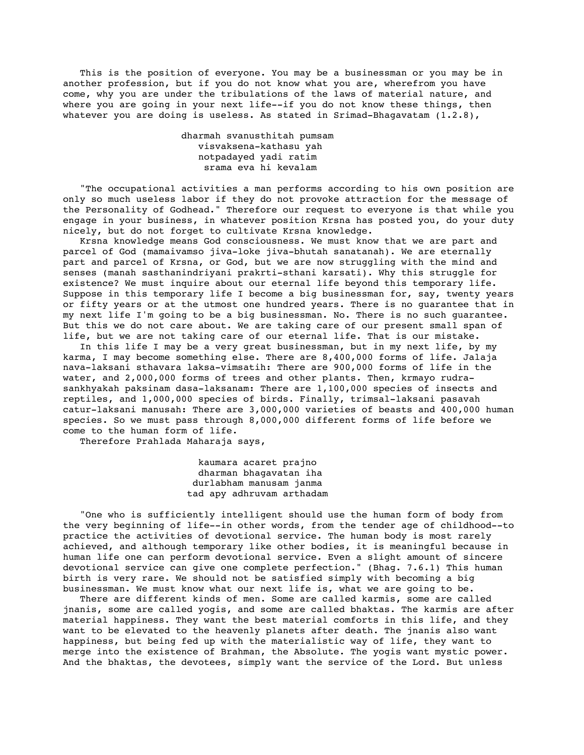This is the position of everyone. You may be a businessman or you may be in another profession, but if you do not know what you are, wherefrom you have come, why you are under the tribulations of the laws of material nature, and where you are going in your next life--if you do not know these things, then whatever you are doing is useless. As stated in Srimad-Bhagavatam (1.2.8),

> dharmah svanusthitah pumsam
> visvaksena-kathasu yah
> notpadayed yadi ratim
> srama eva hi kevalam

"The occupational activities a man performs according to his own position are only so much useless labor if they do not provoke attraction for the message of the Personality of Godhead." Therefore our request to everyone is that while you engage in your business, in whatever position Krsna has posted you, do your duty nicely, but do not forget to cultivate Krsna knowledge.

Krsna knowledge means God consciousness. We must know that we are part and parcel of God (mamaivamso jiva-loke jiva-bhutah sanatanah). We are eternally part and parcel of Krsna, or God, but we are now struggling with the mind and senses (manah sasthanindriyani prakrti-sthani karsati). Why this struggle for existence? We must inquire about our eternal life beyond this temporary life. Suppose in this temporary life I become a big businessman for, say, twenty years or fifty years or at the utmost one hundred years. There is no guarantee that in my next life I'm going to be a big businessman. No. There is no such guarantee. But this we do not care about. We are taking care of our present small span of life, but we are not taking care of our eternal life. That is our mistake.

In this life I may be a very great businessman, but in my next life, by my karma, I may become something else. There are 8,400,000 forms of life. Jalaja nava-laksani sthavara laksa-vimsatih: There are 900,000 forms of life in the water, and 2,000,000 forms of trees and other plants. Then, krmayo rudra-sankhyakah paksinam dasa-laksanam: There are 1,100,000 species of insects and reptiles, and 1,000,000 species of birds. Finally, trimsal-laksani pasavah catur-laksani manusah: There are 3,000,000 varieties of beasts and 400,000 human species. So we must pass through 8,000,000 different forms of life before we come to the human form of life.

Therefore Prahlada Maharaja says,

> kaumara acaret prajno
> dharman bhagavatan iha
> durlabham manusam janma
> tad apy adhruvam arthadam

"One who is sufficiently intelligent should use the human form of body from the very beginning of life--in other words, from the tender age of childhood--to practice the activities of devotional service. The human body is most rarely achieved, and although temporary like other bodies, it is meaningful because in human life one can perform devotional service. Even a slight amount of sincere devotional service can give one complete perfection." (Bhag. 7.6.1) This human birth is very rare. We should not be satisfied simply with becoming a big businessman. We must know what our next life is, what we are going to be.

There are different kinds of men. Some are called karmis, some are called jnanis, some are called yogis, and some are called bhaktas. The karmis are after material happiness. They want the best material comforts in this life, and they want to be elevated to the heavenly planets after death. The jnanis also want happiness, but being fed up with the materialistic way of life, they want to merge into the existence of Brahman, the Absolute. The yogis want mystic power. And the bhaktas, the devotees, simply want the service of the Lord. But unless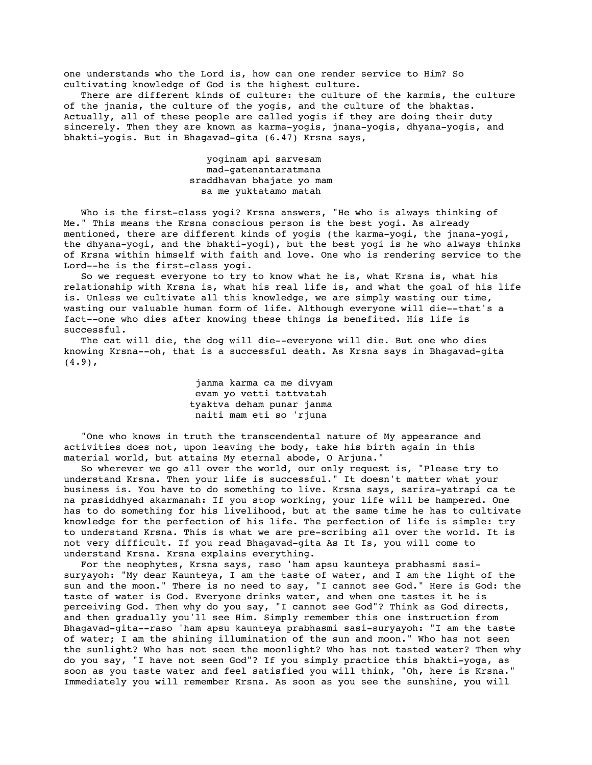one understands who the Lord is, how can one render service to Him? So cultivating knowledge of God is the highest culture.

There are different kinds of culture: the culture of the karmis, the culture of the jnanis, the culture of the yogis, and the culture of the bhaktas. Actually, all of these people are called yogis if they are doing their duty sincerely. Then they are known as karma-yogis, jnana-yogis, dhyana-yogis, and bhakti-yogis. But in Bhagavad-gita (6.47) Krsna says,

> yoginam api sarvesam
> mad-gatenantaratmana
> sraddhavan bhajate yo mam
> sa me yuktatamo matah

Who is the first-class yogi? Krsna answers, "He who is always thinking of Me." This means the Krsna conscious person is the best yogi. As already mentioned, there are different kinds of yogis (the karma-yogi, the jnana-yogi, the dhyana-yogi, and the bhakti-yogi), but the best yogi is he who always thinks of Krsna within himself with faith and love. One who is rendering service to the Lord--he is the first-class yogi.

So we request everyone to try to know what he is, what Krsna is, what his relationship with Krsna is, what his real life is, and what the goal of his life is. Unless we cultivate all this knowledge, we are simply wasting our time, wasting our valuable human form of life. Although everyone will die--that's a fact--one who dies after knowing these things is benefited. His life is successful.

The cat will die, the dog will die--everyone will die. But one who dies knowing Krsna--oh, that is a successful death. As Krsna says in Bhagavad-gita (4.9),

> janma karma ca me divyam
> evam yo vetti tattvatah
> tyaktva deham punar janma
> naiti mam eti so 'rjuna

"One who knows in truth the transcendental nature of My appearance and activities does not, upon leaving the body, take his birth again in this material world, but attains My eternal abode, O Arjuna."

So wherever we go all over the world, our only request is, "Please try to understand Krsna. Then your life is successful." It doesn't matter what your business is. You have to do something to live. Krsna says, sarira-yatrapi ca te na prasiddhyed akarmanah: If you stop working, your life will be hampered. One has to do something for his livelihood, but at the same time he has to cultivate knowledge for the perfection of his life. The perfection of life is simple: try to understand Krsna. This is what we are pre-scribing all over the world. It is not very difficult. If you read Bhagavad-gita As It Is, you will come to understand Krsna. Krsna explains everything.

For the neophytes, Krsna says, raso 'ham apsu kaunteya prabhasmi sasi-suryayoh: "My dear Kaunteya, I am the taste of water, and I am the light of the sun and the moon." There is no need to say, "I cannot see God." Here is God: the taste of water is God. Everyone drinks water, and when one tastes it he is perceiving God. Then why do you say, "I cannot see God"? Think as God directs, and then gradually you'll see Him. Simply remember this one instruction from Bhagavad-gita--raso 'ham apsu kaunteya prabhasmi sasi-suryayoh: "I am the taste of water; I am the shining illumination of the sun and moon." Who has not seen the sunlight? Who has not seen the moonlight? Who has not tasted water? Then why do you say, "I have not seen God"? If you simply practice this bhakti-yoga, as soon as you taste water and feel satisfied you will think, "Oh, here is Krsna." Immediately you will remember Krsna. As soon as you see the sunshine, you will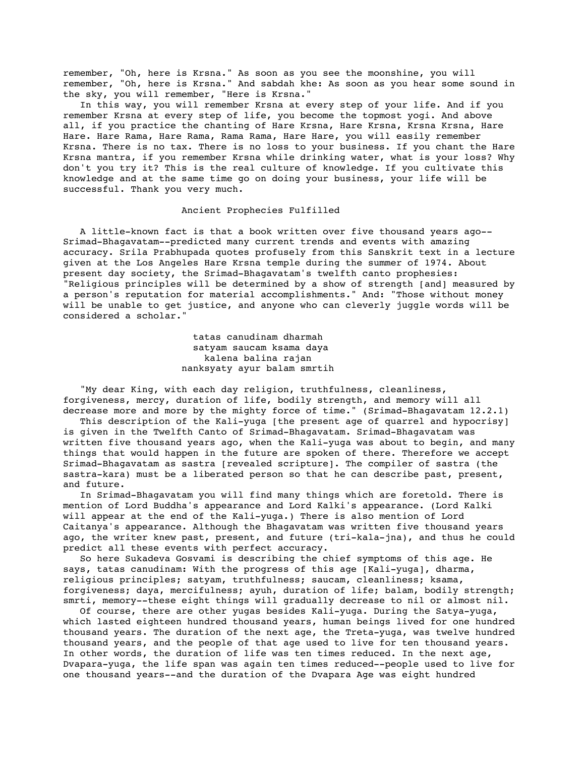remember, "Oh, here is Krsna." As soon as you see the moonshine, you will remember, "Oh, here is Krsna." And sabdah khe: As soon as you hear some sound in the sky, you will remember, "Here is Krsna."

In this way, you will remember Krsna at every step of your life. And if you remember Krsna at every step of life, you become the topmost yogi. And above all, if you practice the chanting of Hare Krsna, Hare Krsna, Krsna Krsna, Hare Hare. Hare Rama, Hare Rama, Rama Rama, Hare Hare, you will easily remember Krsna. There is no tax. There is no loss to your business. If you chant the Hare Krsna mantra, if you remember Krsna while drinking water, what is your loss? Why don't you try it? This is the real culture of knowledge. If you cultivate this knowledge and at the same time go on doing your business, your life will be successful. Thank you very much.

## Ancient Prophecies Fulfilled

A little-known fact is that a book written over five thousand years ago--Srimad-Bhagavatam--predicted many current trends and events with amazing accuracy. Srila Prabhupada quotes profusely from this Sanskrit text in a lecture given at the Los Angeles Hare Krsna temple during the summer of 1974. About present day society, the Srimad-Bhagavatam's twelfth canto prophesies: "Religious principles will be determined by a show of strength [and] measured by a person's reputation for material accomplishments." And: "Those without money will be unable to get justice, and anyone who can cleverly juggle words will be considered a scholar."

tatas canudinam dharmah
satyam saucam ksama daya
kalena balina rajan
nanksyaty ayur balam smrtih

"My dear King, with each day religion, truthfulness, cleanliness, forgiveness, mercy, duration of life, bodily strength, and memory will all decrease more and more by the mighty force of time." (Srimad-Bhagavatam 12.2.1)

This description of the Kali-yuga [the present age of quarrel and hypocrisy] is given in the Twelfth Canto of Srimad-Bhagavatam. Srimad-Bhagavatam was written five thousand years ago, when the Kali-yuga was about to begin, and many things that would happen in the future are spoken of there. Therefore we accept Srimad-Bhagavatam as sastra [revealed scripture]. The compiler of sastra (the sastra-kara) must be a liberated person so that he can describe past, present, and future.

In Srimad-Bhagavatam you will find many things which are foretold. There is mention of Lord Buddha's appearance and Lord Kalki's appearance. (Lord Kalki will appear at the end of the Kali-yuga.) There is also mention of Lord Caitanya's appearance. Although the Bhagavatam was written five thousand years ago, the writer knew past, present, and future (tri-kala-jna), and thus he could predict all these events with perfect accuracy.

So here Sukadeva Gosvami is describing the chief symptoms of this age. He says, tatas canudinam: With the progress of this age [Kali-yuga], dharma, religious principles; satyam, truthfulness; saucam, cleanliness; ksama, forgiveness; daya, mercifulness; ayuh, duration of life; balam, bodily strength; smrti, memory--these eight things will gradually decrease to nil or almost nil.

Of course, there are other yugas besides Kali-yuga. During the Satya-yuga, which lasted eighteen hundred thousand years, human beings lived for one hundred thousand years. The duration of the next age, the Treta-yuga, was twelve hundred thousand years, and the people of that age used to live for ten thousand years. In other words, the duration of life was ten times reduced. In the next age, Dvapara-yuga, the life span was again ten times reduced--people used to live for one thousand years--and the duration of the Dvapara Age was eight hundred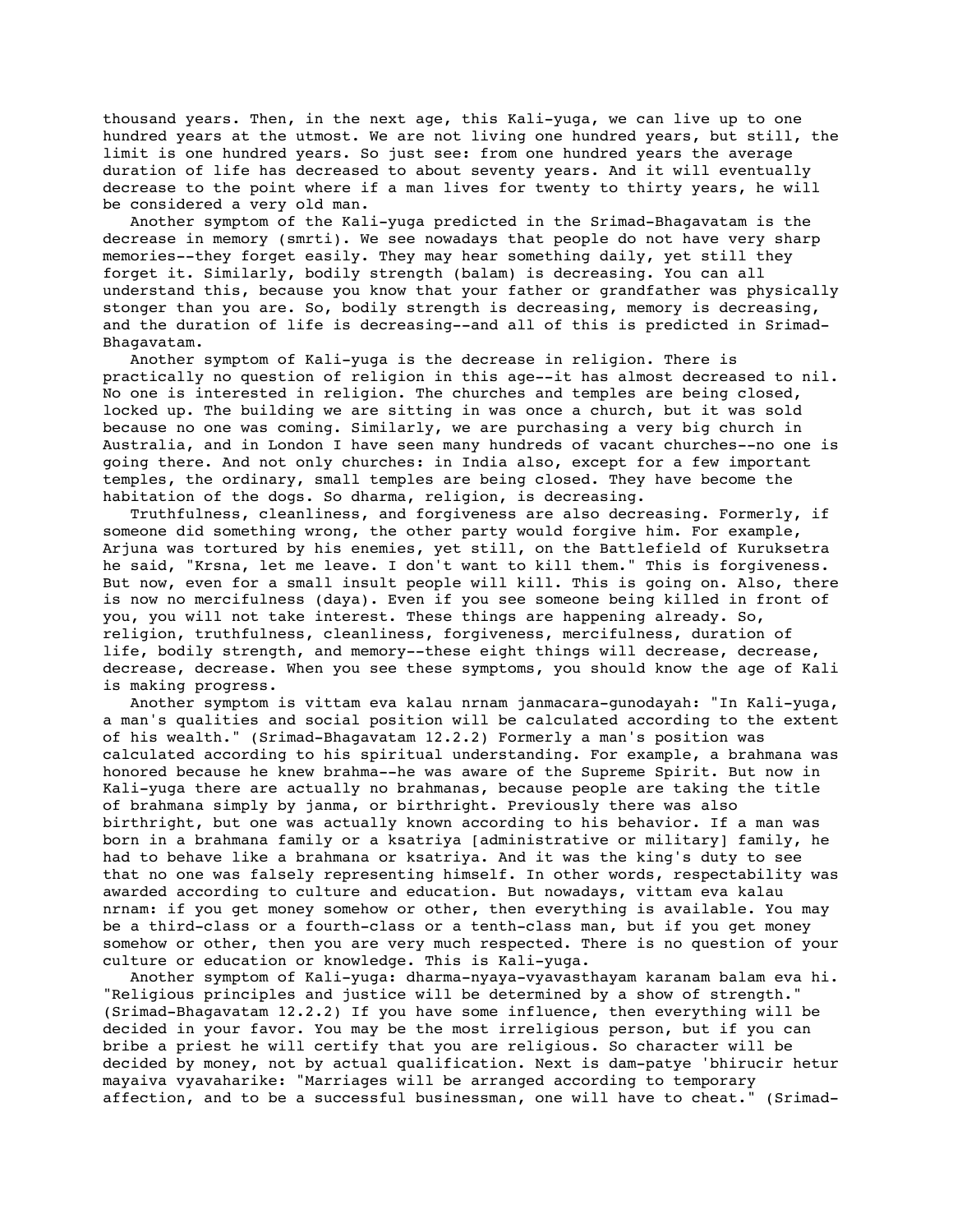thousand years. Then, in the next age, this Kali-yuga, we can live up to one hundred years at the utmost. We are not living one hundred years, but still, the limit is one hundred years. So just see: from one hundred years the average duration of life has decreased to about seventy years. And it will eventually decrease to the point where if a man lives for twenty to thirty years, he will be considered a very old man.

Another symptom of the Kali-yuga predicted in the Srimad-Bhagavatam is the decrease in memory (smrti). We see nowadays that people do not have very sharp memories--they forget easily. They may hear something daily, yet still they forget it. Similarly, bodily strength (balam) is decreasing. You can all understand this, because you know that your father or grandfather was physically stonger than you are. So, bodily strength is decreasing, memory is decreasing, and the duration of life is decreasing--and all of this is predicted in Srimad-Bhagavatam.

Another symptom of Kali-yuga is the decrease in religion. There is practically no question of religion in this age--it has almost decreased to nil. No one is interested in religion. The churches and temples are being closed, locked up. The building we are sitting in was once a church, but it was sold because no one was coming. Similarly, we are purchasing a very big church in Australia, and in London I have seen many hundreds of vacant churches--no one is going there. And not only churches: in India also, except for a few important temples, the ordinary, small temples are being closed. They have become the habitation of the dogs. So dharma, religion, is decreasing.

Truthfulness, cleanliness, and forgiveness are also decreasing. Formerly, if someone did something wrong, the other party would forgive him. For example, Arjuna was tortured by his enemies, yet still, on the Battlefield of Kuruksetra he said, "Krsna, let me leave. I don't want to kill them." This is forgiveness. But now, even for a small insult people will kill. This is going on. Also, there is now no mercifulness (daya). Even if you see someone being killed in front of you, you will not take interest. These things are happening already. So, religion, truthfulness, cleanliness, forgiveness, mercifulness, duration of life, bodily strength, and memory--these eight things will decrease, decrease, decrease, decrease. When you see these symptoms, you should know the age of Kali is making progress.

Another symptom is vittam eva kalau nrnam janmacara-gunodayah: "In Kali-yuga, a man's qualities and social position will be calculated according to the extent of his wealth." (Srimad-Bhagavatam 12.2.2) Formerly a man's position was calculated according to his spiritual understanding. For example, a brahmana was honored because he knew brahma--he was aware of the Supreme Spirit. But now in Kali-yuga there are actually no brahmanas, because people are taking the title of brahmana simply by janma, or birthright. Previously there was also birthright, but one was actually known according to his behavior. If a man was born in a brahmana family or a ksatriya [administrative or military] family, he had to behave like a brahmana or ksatriya. And it was the king's duty to see that no one was falsely representing himself. In other words, respectability was awarded according to culture and education. But nowadays, vittam eva kalau nrnam: if you get money somehow or other, then everything is available. You may be a third-class or a fourth-class or a tenth-class man, but if you get money somehow or other, then you are very much respected. There is no question of your culture or education or knowledge. This is Kali-yuga.

Another symptom of Kali-yuga: dharma-nyaya-vyavasthayam karanam balam eva hi. "Religious principles and justice will be determined by a show of strength." (Srimad-Bhagavatam 12.2.2) If you have some influence, then everything will be decided in your favor. You may be the most irreligious person, but if you can bribe a priest he will certify that you are religious. So character will be decided by money, not by actual qualification. Next is dam-patye 'bhirucir hetur mayaiva vyavaharike: "Marriages will be arranged according to temporary affection, and to be a successful businessman, one will have to cheat." (Srimad-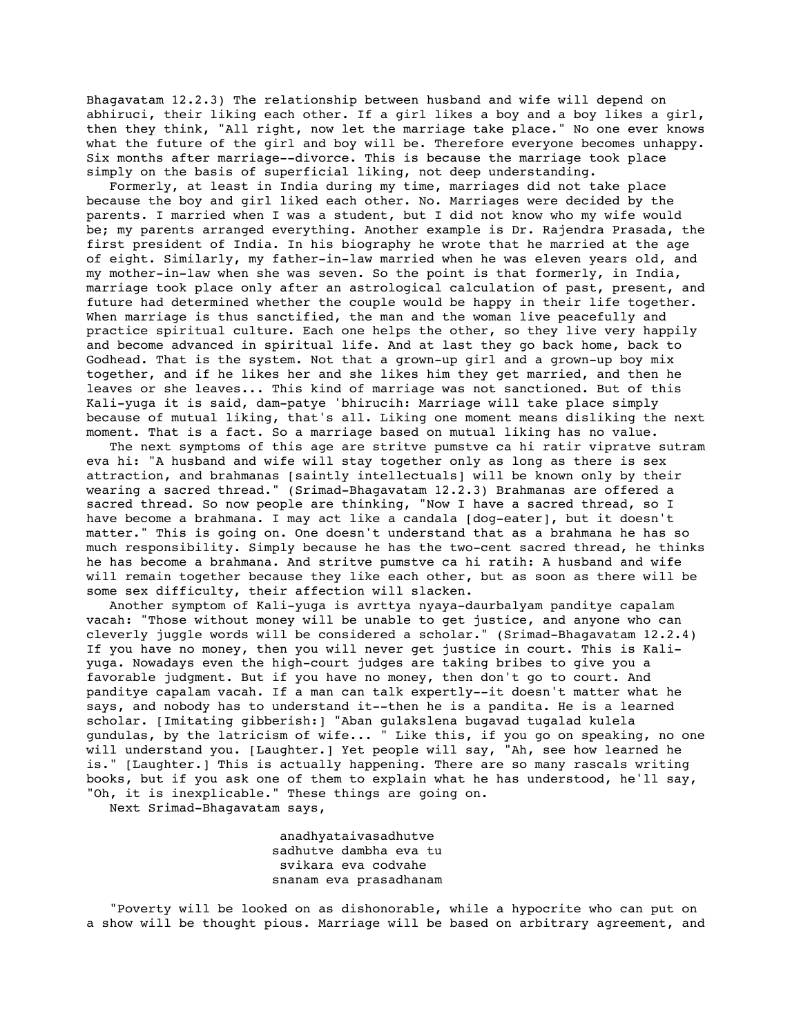Bhagavatam 12.2.3) The relationship between husband and wife will depend on abhiruci, their liking each other. If a girl likes a boy and a boy likes a girl, then they think, "All right, now let the marriage take place." No one ever knows what the future of the girl and boy will be. Therefore everyone becomes unhappy. Six months after marriage--divorce. This is because the marriage took place simply on the basis of superficial liking, not deep understanding.

Formerly, at least in India during my time, marriages did not take place because the boy and girl liked each other. No. Marriages were decided by the parents. I married when I was a student, but I did not know who my wife would be; my parents arranged everything. Another example is Dr. Rajendra Prasada, the first president of India. In his biography he wrote that he married at the age of eight. Similarly, my father-in-law married when he was eleven years old, and my mother-in-law when she was seven. So the point is that formerly, in India, marriage took place only after an astrological calculation of past, present, and future had determined whether the couple would be happy in their life together. When marriage is thus sanctified, the man and the woman live peacefully and practice spiritual culture. Each one helps the other, so they live very happily and become advanced in spiritual life. And at last they go back home, back to Godhead. That is the system. Not that a grown-up girl and a grown-up boy mix together, and if he likes her and she likes him they get married, and then he leaves or she leaves... This kind of marriage was not sanctioned. But of this Kali-yuga it is said, dam-patye 'bhirucih: Marriage will take place simply because of mutual liking, that's all. Liking one moment means disliking the next moment. That is a fact. So a marriage based on mutual liking has no value.

The next symptoms of this age are stritve pumstve ca hi ratir vipratve sutram eva hi: "A husband and wife will stay together only as long as there is sex attraction, and brahmanas [saintly intellectuals] will be known only by their wearing a sacred thread." (Srimad-Bhagavatam 12.2.3) Brahmanas are offered a sacred thread. So now people are thinking, "Now I have a sacred thread, so I have become a brahmana. I may act like a candala [dog-eater], but it doesn't matter." This is going on. One doesn't understand that as a brahmana he has so much responsibility. Simply because he has the two-cent sacred thread, he thinks he has become a brahmana. And stritve pumstve ca hi ratih: A husband and wife will remain together because they like each other, but as soon as there will be some sex difficulty, their affection will slacken.

Another symptom of Kali-yuga is avrttya nyaya-daurbalyam panditye capalam vacah: "Those without money will be unable to get justice, and anyone who can cleverly juggle words will be considered a scholar." (Srimad-Bhagavatam 12.2.4) If you have no money, then you will never get justice in court. This is Kali-yuga. Nowadays even the high-court judges are taking bribes to give you a favorable judgment. But if you have no money, then don't go to court. And panditye capalam vacah. If a man can talk expertly--it doesn't matter what he says, and nobody has to understand it--then he is a pandita. He is a learned scholar. [Imitating gibberish:] "Aban gulakslena bugavad tugalad kulela gundulas, by the latricism of wife... " Like this, if you go on speaking, no one will understand you. [Laughter.] Yet people will say, "Ah, see how learned he is." [Laughter.] This is actually happening. There are so many rascals writing books, but if you ask one of them to explain what he has understood, he'll say, "Oh, it is inexplicable." These things are going on.

Next Srimad-Bhagavatam says,

anadhyataivasadhutve
sadhutve dambha eva tu
svikara eva codvahe
snanam eva prasadhanam

"Poverty will be looked on as dishonorable, while a hypocrite who can put on a show will be thought pious. Marriage will be based on arbitrary agreement, and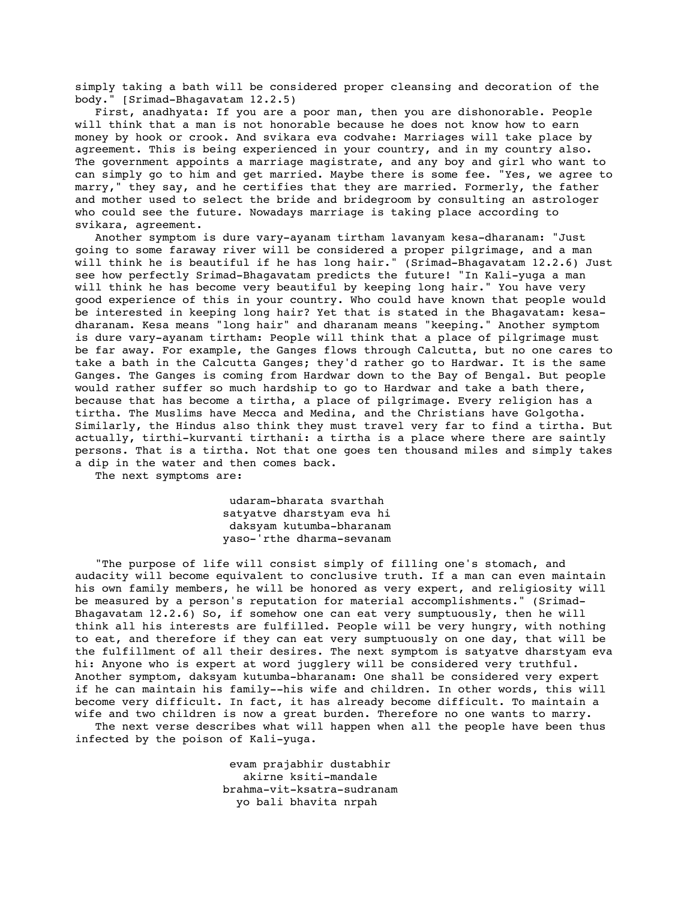simply taking a bath will be considered proper cleansing and decoration of the body." [Srimad-Bhagavatam 12.2.5)

First, anadhyata: If you are a poor man, then you are dishonorable. People will think that a man is not honorable because he does not know how to earn money by hook or crook. And svikara eva codvahe: Marriages will take place by agreement. This is being experienced in your country, and in my country also. The government appoints a marriage magistrate, and any boy and girl who want to can simply go to him and get married. Maybe there is some fee. "Yes, we agree to marry," they say, and he certifies that they are married. Formerly, the father and mother used to select the bride and bridegroom by consulting an astrologer who could see the future. Nowadays marriage is taking place according to svikara, agreement.

Another symptom is dure vary-ayanam tirtham lavanyam kesa-dharanam: "Just going to some faraway river will be considered a proper pilgrimage, and a man will think he is beautiful if he has long hair." (Srimad-Bhagavatam 12.2.6) Just see how perfectly Srimad-Bhagavatam predicts the future! "In Kali-yuga a man will think he has become very beautiful by keeping long hair." You have very good experience of this in your country. Who could have known that people would be interested in keeping long hair? Yet that is stated in the Bhagavatam: kesa-dharanam. Kesa means "long hair" and dharanam means "keeping." Another symptom is dure vary-ayanam tirtham: People will think that a place of pilgrimage must be far away. For example, the Ganges flows through Calcutta, but no one cares to take a bath in the Calcutta Ganges; they'd rather go to Hardwar. It is the same Ganges. The Ganges is coming from Hardwar down to the Bay of Bengal. But people would rather suffer so much hardship to go to Hardwar and take a bath there, because that has become a tirtha, a place of pilgrimage. Every religion has a tirtha. The Muslims have Mecca and Medina, and the Christians have Golgotha. Similarly, the Hindus also think they must travel very far to find a tirtha. But actually, tirthi-kurvanti tirthani: a tirtha is a place where there are saintly persons. That is a tirtha. Not that one goes ten thousand miles and simply takes a dip in the water and then comes back.

The next symptoms are:

> udaram-bharata svarthah
> satyatve dharstyam eva hi
> daksyam kutumba-bharanam
> yaso-'rthe dharma-sevanam

"The purpose of life will consist simply of filling one's stomach, and audacity will become equivalent to conclusive truth. If a man can even maintain his own family members, he will be honored as very expert, and religiosity will be measured by a person's reputation for material accomplishments." (Srimad-Bhagavatam 12.2.6) So, if somehow one can eat very sumptuously, then he will think all his interests are fulfilled. People will be very hungry, with nothing to eat, and therefore if they can eat very sumptuously on one day, that will be the fulfillment of all their desires. The next symptom is satyatve dharstyam eva hi: Anyone who is expert at word jugglery will be considered very truthful. Another symptom, daksyam kutumba-bharanam: One shall be considered very expert if he can maintain his family--his wife and children. In other words, this will become very difficult. In fact, it has already become difficult. To maintain a wife and two children is now a great burden. Therefore no one wants to marry.

The next verse describes what will happen when all the people have been thus infected by the poison of Kali-yuga.

> evam prajabhir dustabhir
> akirne ksiti-mandale
> brahma-vit-ksatra-sudranam
> yo bali bhavita nrpah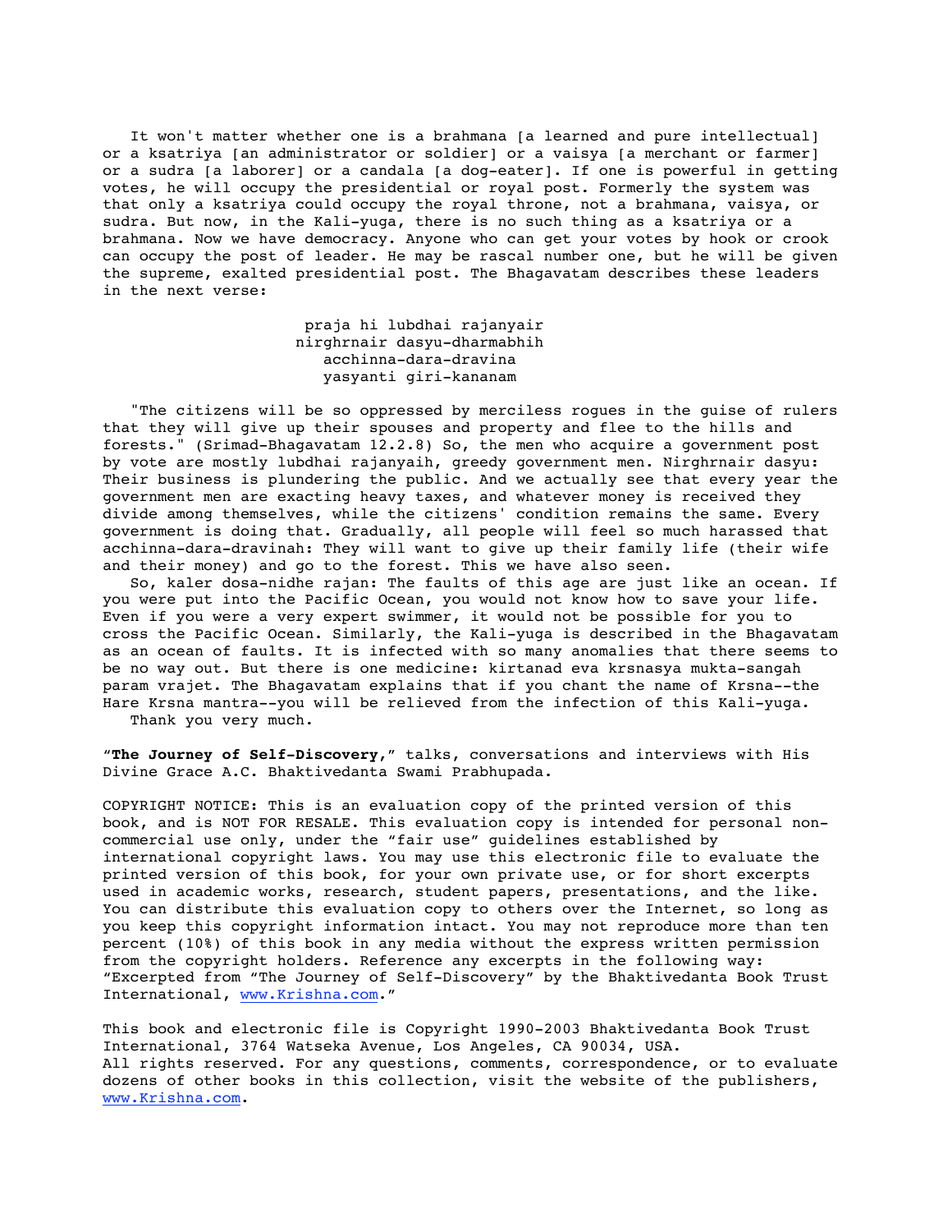It won't matter whether one is a brahmana [a learned and pure intellectual] or a ksatriya [an administrator or soldier] or a vaisya [a merchant or farmer] or a sudra [a laborer] or a candala [a dog-eater]. If one is powerful in getting votes, he will occupy the presidential or royal post. Formerly the system was that only a ksatriya could occupy the royal throne, not a brahmana, vaisya, or sudra. But now, in the Kali-yuga, there is no such thing as a ksatriya or a brahmana. Now we have democracy. Anyone who can get your votes by hook or crook can occupy the post of leader. He may be rascal number one, but he will be given the supreme, exalted presidential post. The Bhagavatam describes these leaders in the next verse:

praja hi lubdhai rajanyair  
nirghrnair dasyu-dharmabhih  
acchinna-dara-dravina  
yasyanti giri-kananam

"The citizens will be so oppressed by merciless rogues in the guise of rulers that they will give up their spouses and property and flee to the hills and forests." (Srimad-Bhagavatam 12.2.8) So, the men who acquire a government post by vote are mostly lubdhai rajanyaih, greedy government men. Nirghrnair dasyu: Their business is plundering the public. And we actually see that every year the government men are exacting heavy taxes, and whatever money is received they divide among themselves, while the citizens' condition remains the same. Every government is doing that. Gradually, all people will feel so much harassed that acchinna-dara-dravinah: They will want to give up their family life (their wife and their money) and go to the forest. This we have also seen.

So, kaler dosa-nidhe rajan: The faults of this age are just like an ocean. If you were put into the Pacific Ocean, you would not know how to save your life. Even if you were a very expert swimmer, it would not be possible for you to cross the Pacific Ocean. Similarly, the Kali-yuga is described in the Bhagavatam as an ocean of faults. It is infected with so many anomalies that there seems to be no way out. But there is one medicine: kirtanad eva krsnasya mukta-sangah param vrajet. The Bhagavatam explains that if you chant the name of Krsna--the Hare Krsna mantra--you will be relieved from the infection of this Kali-yuga.

Thank you very much.

"**The Journey of Self-Discovery**," talks, conversations and interviews with His Divine Grace A.C. Bhaktivedanta Swami Prabhupada.

COPYRIGHT NOTICE: This is an evaluation copy of the printed version of this book, and is NOT FOR RESALE. This evaluation copy is intended for personal non-commercial use only, under the "fair use" guidelines established by international copyright laws. You may use this electronic file to evaluate the printed version of this book, for your own private use, or for short excerpts used in academic works, research, student papers, presentations, and the like. You can distribute this evaluation copy to others over the Internet, so long as you keep this copyright information intact. You may not reproduce more than ten percent (10%) of this book in any media without the express written permission from the copyright holders. Reference any excerpts in the following way: "Excerpted from "The Journey of Self-Discovery" by the Bhaktivedanta Book Trust International, www.Krishna.com."

This book and electronic file is Copyright 1990-2003 Bhaktivedanta Book Trust International, 3764 Watseka Avenue, Los Angeles, CA 90034, USA.  
All rights reserved. For any questions, comments, correspondence, or to evaluate dozens of other books in this collection, visit the website of the publishers, www.Krishna.com.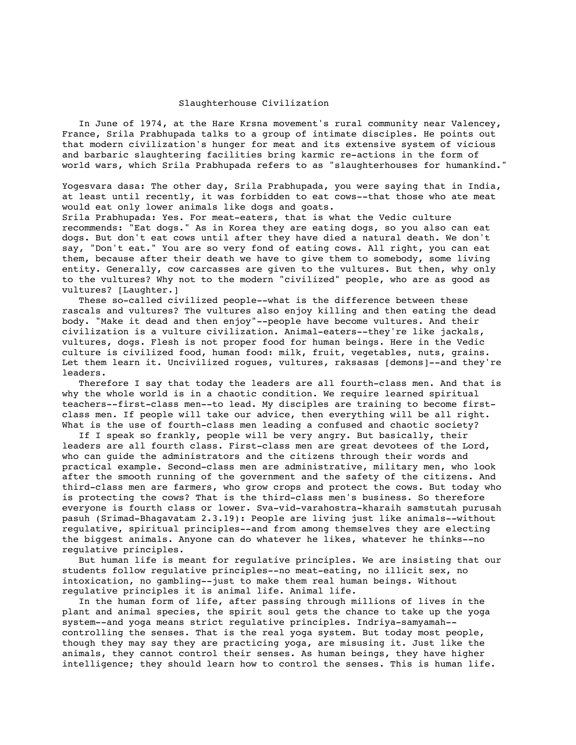# Slaughterhouse Civilization

In June of 1974, at the Hare Krsna movement's rural community near Valencey, France, Srila Prabhupada talks to a group of intimate disciples. He points out that modern civilization's hunger for meat and its extensive system of vicious and barbaric slaughtering facilities bring karmic re-actions in the form of world wars, which Srila Prabhupada refers to as "slaughterhouses for humankind."

Yogesvara dasa: The other day, Srila Prabhupada, you were saying that in India, at least until recently, it was forbidden to eat cows--that those who ate meat would eat only lower animals like dogs and goats.

Srila Prabhupada: Yes. For meat-eaters, that is what the Vedic culture recommends: "Eat dogs." As in Korea they are eating dogs, so you also can eat dogs. But don't eat cows until after they have died a natural death. We don't say, "Don't eat." You are so very fond of eating cows. All right, you can eat them, because after their death we have to give them to somebody, some living entity. Generally, cow carcasses are given to the vultures. But then, why only to the vultures? Why not to the modern "civilized" people, who are as good as vultures? [Laughter.]

These so-called civilized people--what is the difference between these rascals and vultures? The vultures also enjoy killing and then eating the dead body. "Make it dead and then enjoy"--people have become vultures. And their civilization is a vulture civilization. Animal-eaters--they're like jackals, vultures, dogs. Flesh is not proper food for human beings. Here in the Vedic culture is civilized food, human food: milk, fruit, vegetables, nuts, grains. Let them learn it. Uncivilized rogues, vultures, raksasas [demons]--and they're leaders.

Therefore I say that today the leaders are all fourth-class men. And that is why the whole world is in a chaotic condition. We require learned spiritual teachers--first-class men--to lead. My disciples are training to become first-class men. If people will take our advice, then everything will be all right. What is the use of fourth-class men leading a confused and chaotic society?

If I speak so frankly, people will be very angry. But basically, their leaders are all fourth class. First-class men are great devotees of the Lord, who can guide the administrators and the citizens through their words and practical example. Second-class men are administrative, military men, who look after the smooth running of the government and the safety of the citizens. And third-class men are farmers, who grow crops and protect the cows. But today who is protecting the cows? That is the third-class men's business. So therefore everyone is fourth class or lower. Sva-vid-varahostra-kharaih samstutah purusah pasuh (Srimad-Bhagavatam 2.3.19): People are living just like animals--without regulative, spiritual principles--and from among themselves they are electing the biggest animals. Anyone can do whatever he likes, whatever he thinks--no regulative principles.

But human life is meant for regulative principles. We are insisting that our students follow regulative principles--no meat-eating, no illicit sex, no intoxication, no gambling--just to make them real human beings. Without regulative principles it is animal life. Animal life.

In the human form of life, after passing through millions of lives in the plant and animal species, the spirit soul gets the chance to take up the yoga system--and yoga means strict regulative principles. Indriya-samyamah--controlling the senses. That is the real yoga system. But today most people, though they may say they are practicing yoga, are misusing it. Just like the animals, they cannot control their senses. As human beings, they have higher intelligence; they should learn how to control the senses. This is human life.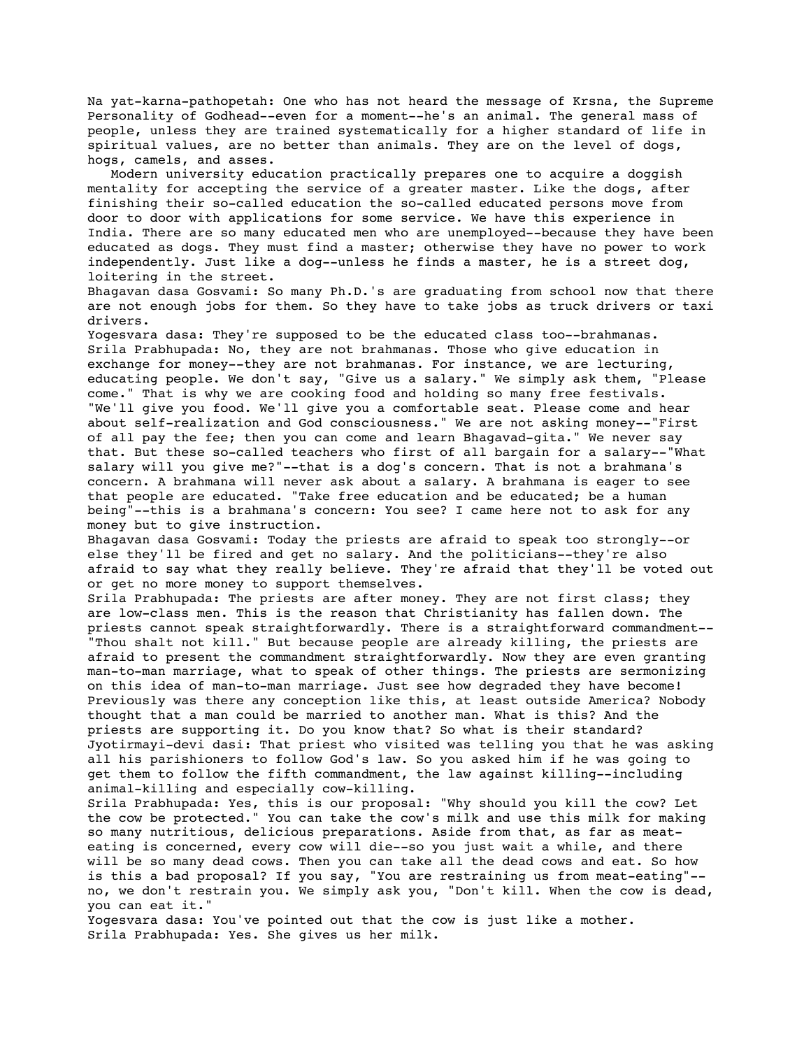Na yat-karna-pathopetah: One who has not heard the message of Krsna, the Supreme Personality of Godhead--even for a moment--he's an animal. The general mass of people, unless they are trained systematically for a higher standard of life in spiritual values, are no better than animals. They are on the level of dogs, hogs, camels, and asses.

Modern university education practically prepares one to acquire a doggish mentality for accepting the service of a greater master. Like the dogs, after finishing their so-called education the so-called educated persons move from door to door with applications for some service. We have this experience in India. There are so many educated men who are unemployed--because they have been educated as dogs. They must find a master; otherwise they have no power to work independently. Just like a dog--unless he finds a master, he is a street dog, loitering in the street.

Bhagavan dasa Gosvami: So many Ph.D.'s are graduating from school now that there are not enough jobs for them. So they have to take jobs as truck drivers or taxi drivers.

Yogesvara dasa: They're supposed to be the educated class too--brahmanas.

Srila Prabhupada: No, they are not brahmanas. Those who give education in exchange for money--they are not brahmanas. For instance, we are lecturing, educating people. We don't say, "Give us a salary." We simply ask them, "Please come." That is why we are cooking food and holding so many free festivals. "We'll give you food. We'll give you a comfortable seat. Please come and hear about self-realization and God consciousness." We are not asking money--"First of all pay the fee; then you can come and learn Bhagavad-gita." We never say that. But these so-called teachers who first of all bargain for a salary--"What salary will you give me?"--that is a dog's concern. That is not a brahmana's concern. A brahmana will never ask about a salary. A brahmana is eager to see that people are educated. "Take free education and be educated; be a human being"--this is a brahmana's concern: You see? I came here not to ask for any money but to give instruction.

Bhagavan dasa Gosvami: Today the priests are afraid to speak too strongly--or else they'll be fired and get no salary. And the politicians--they're also afraid to say what they really believe. They're afraid that they'll be voted out or get no more money to support themselves.

Srila Prabhupada: The priests are after money. They are not first class; they are low-class men. This is the reason that Christianity has fallen down. The priests cannot speak straightforwardly. There is a straightforward commandment--"Thou shalt not kill." But because people are already killing, the priests are afraid to present the commandment straightforwardly. Now they are even granting man-to-man marriage, what to speak of other things. The priests are sermonizing on this idea of man-to-man marriage. Just see how degraded they have become! Previously was there any conception like this, at least outside America? Nobody thought that a man could be married to another man. What is this? And the priests are supporting it. Do you know that? So what is their standard?

Jyotirmayi-devi dasi: That priest who visited was telling you that he was asking all his parishioners to follow God's law. So you asked him if he was going to get them to follow the fifth commandment, the law against killing--including animal-killing and especially cow-killing.

Srila Prabhupada: Yes, this is our proposal: "Why should you kill the cow? Let the cow be protected." You can take the cow's milk and use this milk for making so many nutritious, delicious preparations. Aside from that, as far as meat-eating is concerned, every cow will die--so you just wait a while, and there will be so many dead cows. Then you can take all the dead cows and eat. So how is this a bad proposal? If you say, "You are restraining us from meat-eating"--no, we don't restrain you. We simply ask you, "Don't kill. When the cow is dead, you can eat it."

Yogesvara dasa: You've pointed out that the cow is just like a mother.

Srila Prabhupada: Yes. She gives us her milk.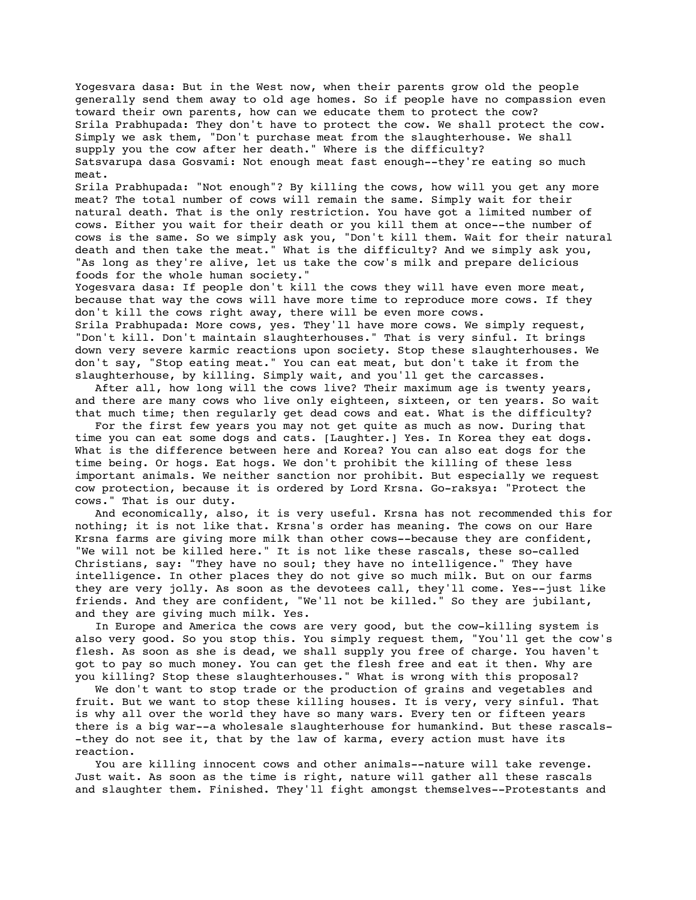Yogesvara dasa: But in the West now, when their parents grow old the people generally send them away to old age homes. So if people have no compassion even toward their own parents, how can we educate them to protect the cow?

Srila Prabhupada: They don't have to protect the cow. We shall protect the cow. Simply we ask them, "Don't purchase meat from the slaughterhouse. We shall supply you the cow after her death." Where is the difficulty?

Satsvarupa dasa Gosvami: Not enough meat fast enough--they're eating so much meat.

Srila Prabhupada: "Not enough"? By killing the cows, how will you get any more meat? The total number of cows will remain the same. Simply wait for their natural death. That is the only restriction. You have got a limited number of cows. Either you wait for their death or you kill them at once--the number of cows is the same. So we simply ask you, "Don't kill them. Wait for their natural death and then take the meat." What is the difficulty? And we simply ask you, "As long as they're alive, let us take the cow's milk and prepare delicious foods for the whole human society."

Yogesvara dasa: If people don't kill the cows they will have even more meat, because that way the cows will have more time to reproduce more cows. If they don't kill the cows right away, there will be even more cows.

Srila Prabhupada: More cows, yes. They'll have more cows. We simply request, "Don't kill. Don't maintain slaughterhouses." That is very sinful. It brings down very severe karmic reactions upon society. Stop these slaughterhouses. We don't say, "Stop eating meat." You can eat meat, but don't take it from the slaughterhouse, by killing. Simply wait, and you'll get the carcasses.

After all, how long will the cows live? Their maximum age is twenty years, and there are many cows who live only eighteen, sixteen, or ten years. So wait that much time; then regularly get dead cows and eat. What is the difficulty?

For the first few years you may not get quite as much as now. During that time you can eat some dogs and cats. [Laughter.] Yes. In Korea they eat dogs. What is the difference between here and Korea? You can also eat dogs for the time being. Or hogs. Eat hogs. We don't prohibit the killing of these less important animals. We neither sanction nor prohibit. But especially we request cow protection, because it is ordered by Lord Krsna. Go-raksya: "Protect the cows." That is our duty.

And economically, also, it is very useful. Krsna has not recommended this for nothing; it is not like that. Krsna's order has meaning. The cows on our Hare Krsna farms are giving more milk than other cows--because they are confident, "We will not be killed here." It is not like these rascals, these so-called Christians, say: "They have no soul; they have no intelligence." They have intelligence. In other places they do not give so much milk. But on our farms they are very jolly. As soon as the devotees call, they'll come. Yes--just like friends. And they are confident, "We'll not be killed." So they are jubilant, and they are giving much milk. Yes.

In Europe and America the cows are very good, but the cow-killing system is also very good. So you stop this. You simply request them, "You'll get the cow's flesh. As soon as she is dead, we shall supply you free of charge. You haven't got to pay so much money. You can get the flesh free and eat it then. Why are you killing? Stop these slaughterhouses." What is wrong with this proposal?

We don't want to stop trade or the production of grains and vegetables and fruit. But we want to stop these killing houses. It is very, very sinful. That is why all over the world they have so many wars. Every ten or fifteen years there is a big war--a wholesale slaughterhouse for humankind. But these rascals--they do not see it, that by the law of karma, every action must have its reaction.

You are killing innocent cows and other animals--nature will take revenge. Just wait. As soon as the time is right, nature will gather all these rascals and slaughter them. Finished. They'll fight amongst themselves--Protestants and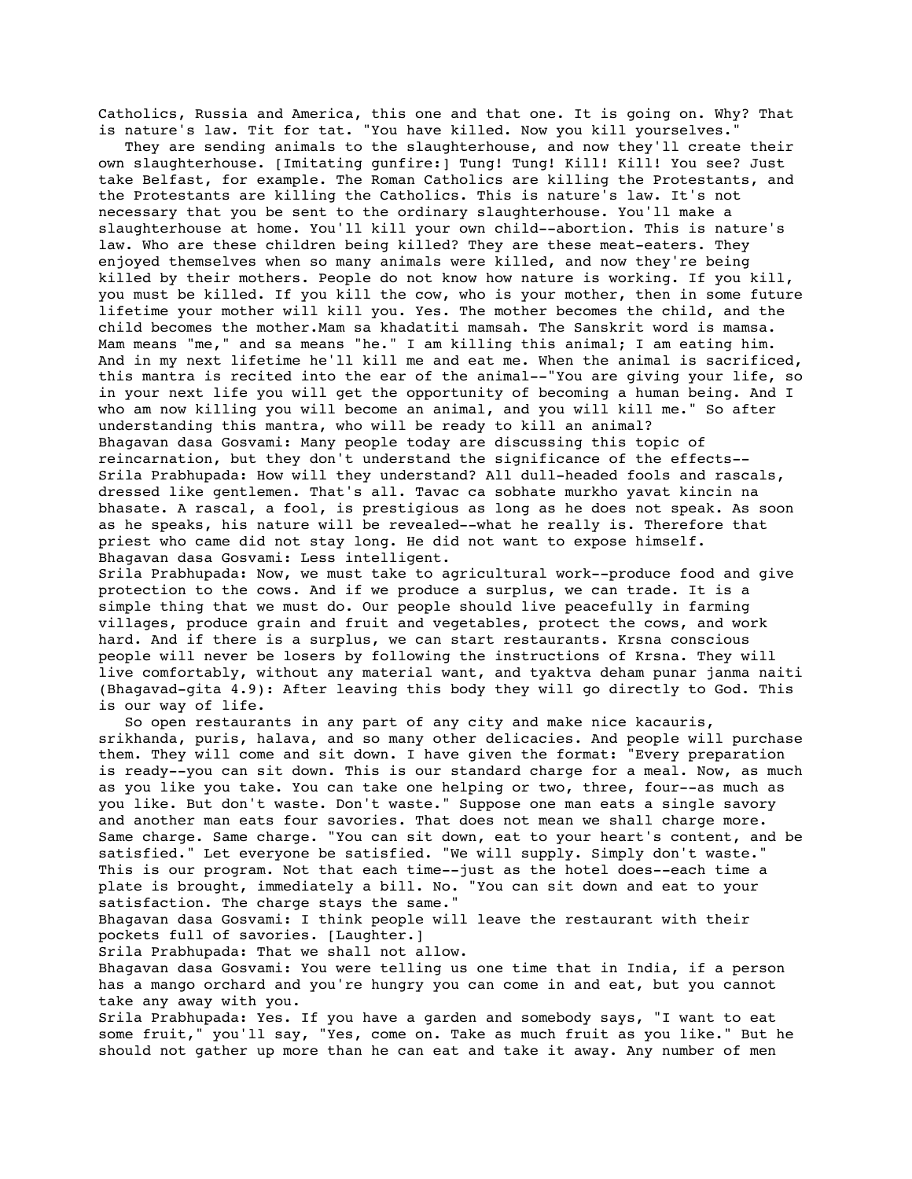Catholics, Russia and America, this one and that one. It is going on. Why? That is nature's law. Tit for tat. "You have killed. Now you kill yourselves."

They are sending animals to the slaughterhouse, and now they'll create their own slaughterhouse. [Imitating gunfire:] Tung! Tung! Kill! Kill! You see? Just take Belfast, for example. The Roman Catholics are killing the Protestants, and the Protestants are killing the Catholics. This is nature's law. It's not necessary that you be sent to the ordinary slaughterhouse. You'll make a slaughterhouse at home. You'll kill your own child--abortion. This is nature's law. Who are these children being killed? They are these meat-eaters. They enjoyed themselves when so many animals were killed, and now they're being killed by their mothers. People do not know how nature is working. If you kill, you must be killed. If you kill the cow, who is your mother, then in some future lifetime your mother will kill you. Yes. The mother becomes the child, and the child becomes the mother.Mam sa khadatiti mamsah. The Sanskrit word is mamsa. Mam means "me," and sa means "he." I am killing this animal; I am eating him. And in my next lifetime he'll kill me and eat me. When the animal is sacrificed, this mantra is recited into the ear of the animal--"You are giving your life, so in your next life you will get the opportunity of becoming a human being. And I who am now killing you will become an animal, and you will kill me." So after understanding this mantra, who will be ready to kill an animal?

Bhagavan dasa Gosvami: Many people today are discussing this topic of reincarnation, but they don't understand the significance of the effects--

Srila Prabhupada: How will they understand? All dull-headed fools and rascals, dressed like gentlemen. That's all. Tavac ca sobhate murkho yavat kincin na bhasate. A rascal, a fool, is prestigious as long as he does not speak. As soon as he speaks, his nature will be revealed--what he really is. Therefore that priest who came did not stay long. He did not want to expose himself.

Bhagavan dasa Gosvami: Less intelligent.

Srila Prabhupada: Now, we must take to agricultural work--produce food and give protection to the cows. And if we produce a surplus, we can trade. It is a simple thing that we must do. Our people should live peacefully in farming villages, produce grain and fruit and vegetables, protect the cows, and work hard. And if there is a surplus, we can start restaurants. Krsna conscious people will never be losers by following the instructions of Krsna. They will live comfortably, without any material want, and tyaktva deham punar janma naiti (Bhagavad-gita 4.9): After leaving this body they will go directly to God. This is our way of life.

So open restaurants in any part of any city and make nice kacauris, srikhanda, puris, halava, and so many other delicacies. And people will purchase them. They will come and sit down. I have given the format: "Every preparation is ready--you can sit down. This is our standard charge for a meal. Now, as much as you like you take. You can take one helping or two, three, four--as much as you like. But don't waste. Don't waste." Suppose one man eats a single savory and another man eats four savories. That does not mean we shall charge more. Same charge. Same charge. "You can sit down, eat to your heart's content, and be satisfied." Let everyone be satisfied. "We will supply. Simply don't waste." This is our program. Not that each time--just as the hotel does--each time a plate is brought, immediately a bill. No. "You can sit down and eat to your satisfaction. The charge stays the same."

Bhagavan dasa Gosvami: I think people will leave the restaurant with their pockets full of savories. [Laughter.]

Srila Prabhupada: That we shall not allow.

Bhagavan dasa Gosvami: You were telling us one time that in India, if a person has a mango orchard and you're hungry you can come in and eat, but you cannot take any away with you.

Srila Prabhupada: Yes. If you have a garden and somebody says, "I want to eat some fruit," you'll say, "Yes, come on. Take as much fruit as you like." But he should not gather up more than he can eat and take it away. Any number of men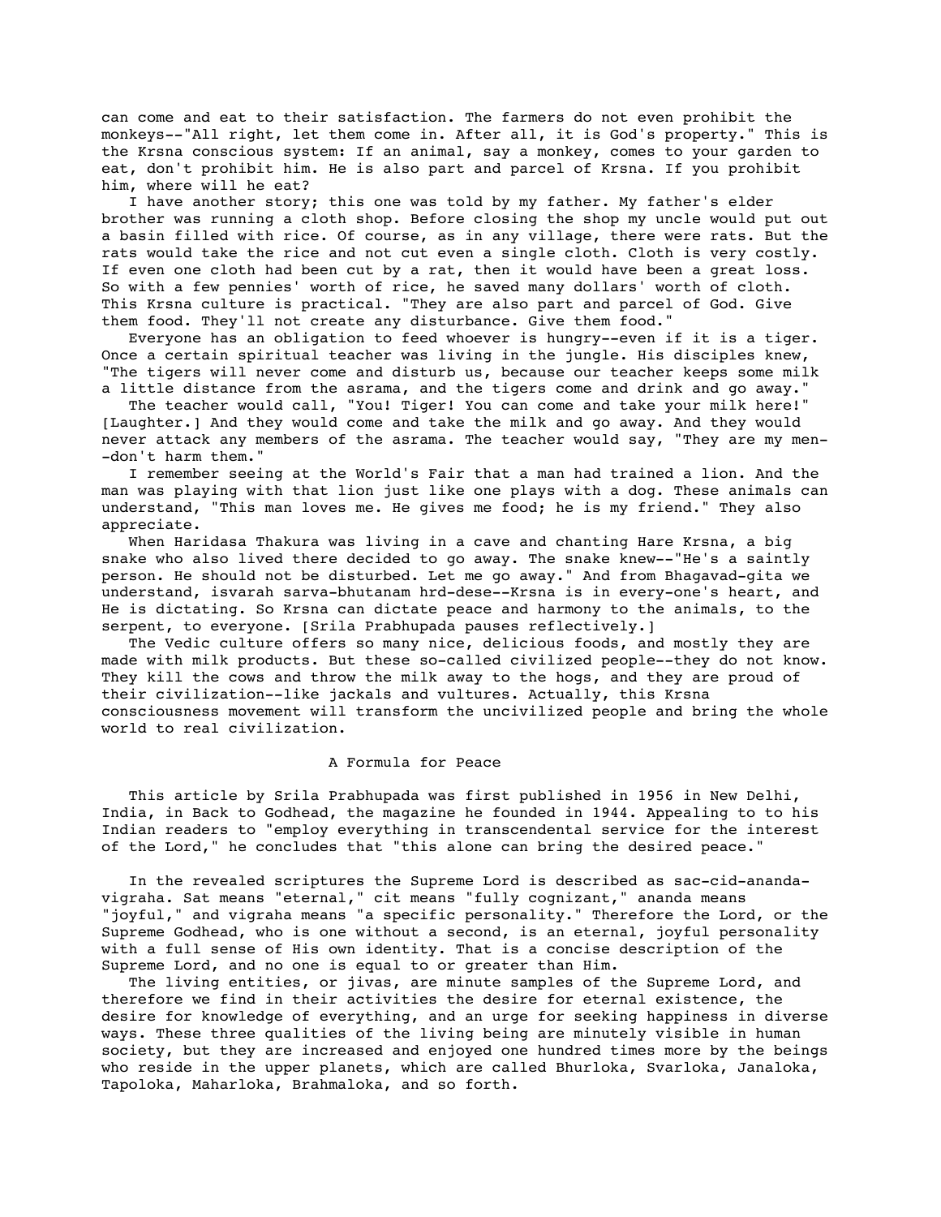can come and eat to their satisfaction. The farmers do not even prohibit the monkeys--"All right, let them come in. After all, it is God's property." This is the Krsna conscious system: If an animal, say a monkey, comes to your garden to eat, don't prohibit him. He is also part and parcel of Krsna. If you prohibit him, where will he eat?

I have another story; this one was told by my father. My father's elder brother was running a cloth shop. Before closing the shop my uncle would put out a basin filled with rice. Of course, as in any village, there were rats. But the rats would take the rice and not cut even a single cloth. Cloth is very costly. If even one cloth had been cut by a rat, then it would have been a great loss. So with a few pennies' worth of rice, he saved many dollars' worth of cloth. This Krsna culture is practical. "They are also part and parcel of God. Give them food. They'll not create any disturbance. Give them food."

Everyone has an obligation to feed whoever is hungry--even if it is a tiger. Once a certain spiritual teacher was living in the jungle. His disciples knew, "The tigers will never come and disturb us, because our teacher keeps some milk a little distance from the asrama, and the tigers come and drink and go away."

The teacher would call, "You! Tiger! You can come and take your milk here!" [Laughter.] And they would come and take the milk and go away. And they would never attack any members of the asrama. The teacher would say, "They are my men--don't harm them."

I remember seeing at the World's Fair that a man had trained a lion. And the man was playing with that lion just like one plays with a dog. These animals can understand, "This man loves me. He gives me food; he is my friend." They also appreciate.

When Haridasa Thakura was living in a cave and chanting Hare Krsna, a big snake who also lived there decided to go away. The snake knew--"He's a saintly person. He should not be disturbed. Let me go away." And from Bhagavad-gita we understand, isvarah sarva-bhutanam hrd-dese--Krsna is in every-one's heart, and He is dictating. So Krsna can dictate peace and harmony to the animals, to the serpent, to everyone. [Srila Prabhupada pauses reflectively.]

The Vedic culture offers so many nice, delicious foods, and mostly they are made with milk products. But these so-called civilized people--they do not know. They kill the cows and throw the milk away to the hogs, and they are proud of their civilization--like jackals and vultures. Actually, this Krsna consciousness movement will transform the uncivilized people and bring the whole world to real civilization.

## A Formula for Peace

This article by Srila Prabhupada was first published in 1956 in New Delhi, India, in Back to Godhead, the magazine he founded in 1944. Appealing to to his Indian readers to "employ everything in transcendental service for the interest of the Lord," he concludes that "this alone can bring the desired peace."

In the revealed scriptures the Supreme Lord is described as sac-cid-ananda-vigraha. Sat means "eternal," cit means "fully cognizant," ananda means "joyful," and vigraha means "a specific personality." Therefore the Lord, or the Supreme Godhead, who is one without a second, is an eternal, joyful personality with a full sense of His own identity. That is a concise description of the Supreme Lord, and no one is equal to or greater than Him.

The living entities, or jivas, are minute samples of the Supreme Lord, and therefore we find in their activities the desire for eternal existence, the desire for knowledge of everything, and an urge for seeking happiness in diverse ways. These three qualities of the living being are minutely visible in human society, but they are increased and enjoyed one hundred times more by the beings who reside in the upper planets, which are called Bhurloka, Svarloka, Janaloka, Tapoloka, Maharloka, Brahmaloka, and so forth.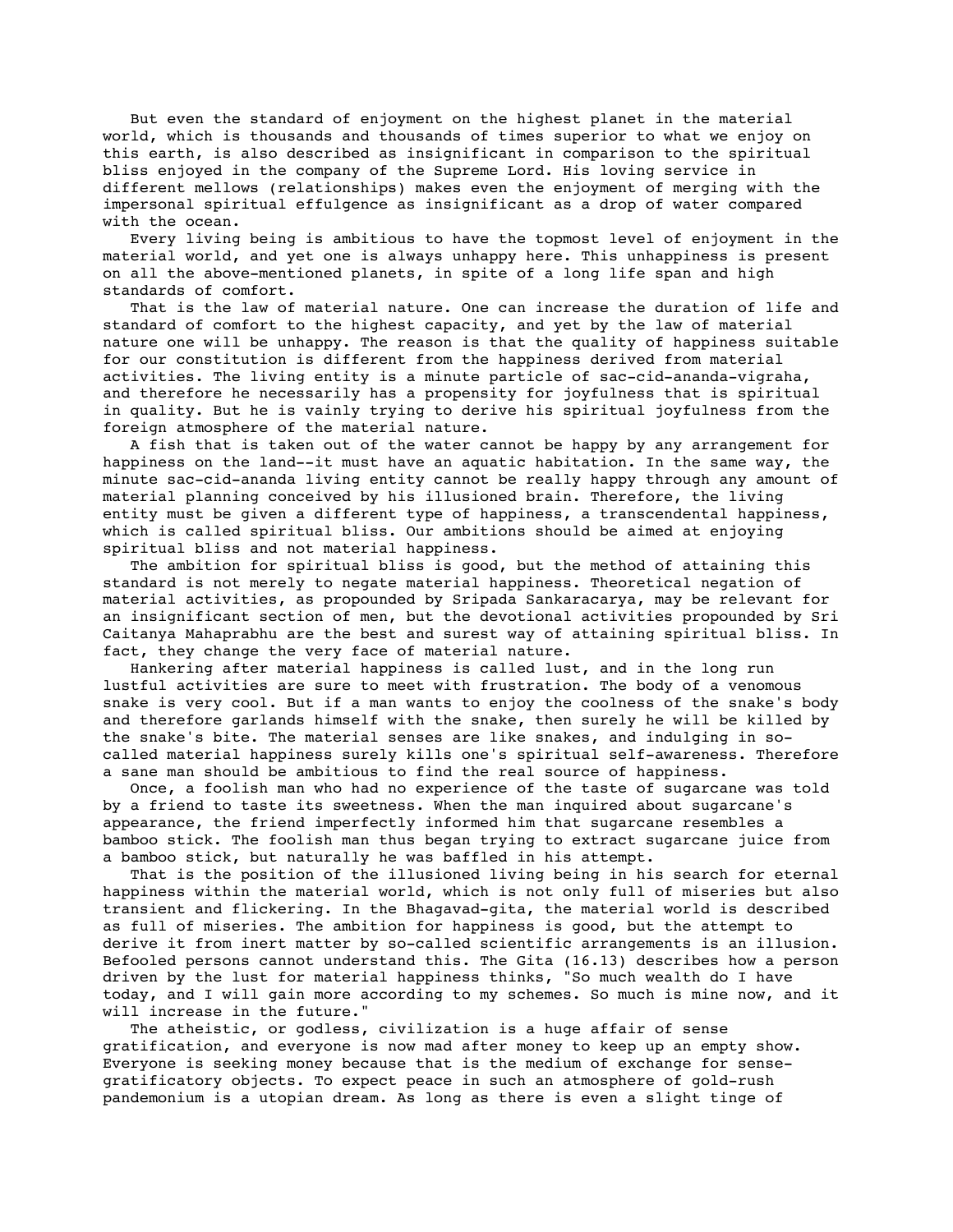But even the standard of enjoyment on the highest planet in the material world, which is thousands and thousands of times superior to what we enjoy on this earth, is also described as insignificant in comparison to the spiritual bliss enjoyed in the company of the Supreme Lord. His loving service in different mellows (relationships) makes even the enjoyment of merging with the impersonal spiritual effulgence as insignificant as a drop of water compared with the ocean.

Every living being is ambitious to have the topmost level of enjoyment in the material world, and yet one is always unhappy here. This unhappiness is present on all the above-mentioned planets, in spite of a long life span and high standards of comfort.

That is the law of material nature. One can increase the duration of life and standard of comfort to the highest capacity, and yet by the law of material nature one will be unhappy. The reason is that the quality of happiness suitable for our constitution is different from the happiness derived from material activities. The living entity is a minute particle of sac-cid-ananda-vigraha, and therefore he necessarily has a propensity for joyfulness that is spiritual in quality. But he is vainly trying to derive his spiritual joyfulness from the foreign atmosphere of the material nature.

A fish that is taken out of the water cannot be happy by any arrangement for happiness on the land--it must have an aquatic habitation. In the same way, the minute sac-cid-ananda living entity cannot be really happy through any amount of material planning conceived by his illusioned brain. Therefore, the living entity must be given a different type of happiness, a transcendental happiness, which is called spiritual bliss. Our ambitions should be aimed at enjoying spiritual bliss and not material happiness.

The ambition for spiritual bliss is good, but the method of attaining this standard is not merely to negate material happiness. Theoretical negation of material activities, as propounded by Sripada Sankaracarya, may be relevant for an insignificant section of men, but the devotional activities propounded by Sri Caitanya Mahaprabhu are the best and surest way of attaining spiritual bliss. In fact, they change the very face of material nature.

Hankering after material happiness is called lust, and in the long run lustful activities are sure to meet with frustration. The body of a venomous snake is very cool. But if a man wants to enjoy the coolness of the snake's body and therefore garlands himself with the snake, then surely he will be killed by the snake's bite. The material senses are like snakes, and indulging in so-called material happiness surely kills one's spiritual self-awareness. Therefore a sane man should be ambitious to find the real source of happiness.

Once, a foolish man who had no experience of the taste of sugarcane was told by a friend to taste its sweetness. When the man inquired about sugarcane's appearance, the friend imperfectly informed him that sugarcane resembles a bamboo stick. The foolish man thus began trying to extract sugarcane juice from a bamboo stick, but naturally he was baffled in his attempt.

That is the position of the illusioned living being in his search for eternal happiness within the material world, which is not only full of miseries but also transient and flickering. In the Bhagavad-gita, the material world is described as full of miseries. The ambition for happiness is good, but the attempt to derive it from inert matter by so-called scientific arrangements is an illusion. Befooled persons cannot understand this. The Gita (16.13) describes how a person driven by the lust for material happiness thinks, "So much wealth do I have today, and I will gain more according to my schemes. So much is mine now, and it will increase in the future."

The atheistic, or godless, civilization is a huge affair of sense gratification, and everyone is now mad after money to keep up an empty show. Everyone is seeking money because that is the medium of exchange for sense-gratificatory objects. To expect peace in such an atmosphere of gold-rush pandemonium is a utopian dream. As long as there is even a slight tinge of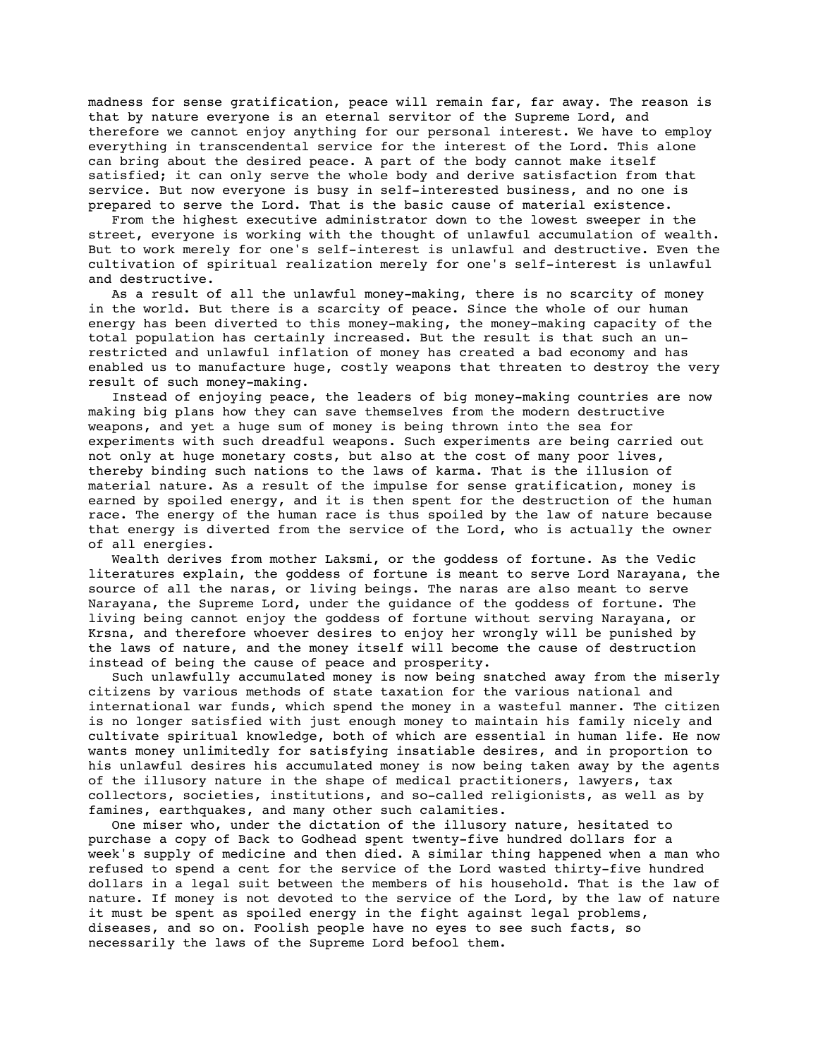madness for sense gratification, peace will remain far, far away. The reason is that by nature everyone is an eternal servitor of the Supreme Lord, and therefore we cannot enjoy anything for our personal interest. We have to employ everything in transcendental service for the interest of the Lord. This alone can bring about the desired peace. A part of the body cannot make itself satisfied; it can only serve the whole body and derive satisfaction from that service. But now everyone is busy in self-interested business, and no one is prepared to serve the Lord. That is the basic cause of material existence.

From the highest executive administrator down to the lowest sweeper in the street, everyone is working with the thought of unlawful accumulation of wealth. But to work merely for one's self-interest is unlawful and destructive. Even the cultivation of spiritual realization merely for one's self-interest is unlawful and destructive.

As a result of all the unlawful money-making, there is no scarcity of money in the world. But there is a scarcity of peace. Since the whole of our human energy has been diverted to this money-making, the money-making capacity of the total population has certainly increased. But the result is that such an unrestricted and unlawful inflation of money has created a bad economy and has enabled us to manufacture huge, costly weapons that threaten to destroy the very result of such money-making.

Instead of enjoying peace, the leaders of big money-making countries are now making big plans how they can save themselves from the modern destructive weapons, and yet a huge sum of money is being thrown into the sea for experiments with such dreadful weapons. Such experiments are being carried out not only at huge monetary costs, but also at the cost of many poor lives, thereby binding such nations to the laws of karma. That is the illusion of material nature. As a result of the impulse for sense gratification, money is earned by spoiled energy, and it is then spent for the destruction of the human race. The energy of the human race is thus spoiled by the law of nature because that energy is diverted from the service of the Lord, who is actually the owner of all energies.

Wealth derives from mother Laksmi, or the goddess of fortune. As the Vedic literatures explain, the goddess of fortune is meant to serve Lord Narayana, the source of all the naras, or living beings. The naras are also meant to serve Narayana, the Supreme Lord, under the guidance of the goddess of fortune. The living being cannot enjoy the goddess of fortune without serving Narayana, or Krsna, and therefore whoever desires to enjoy her wrongly will be punished by the laws of nature, and the money itself will become the cause of destruction instead of being the cause of peace and prosperity.

Such unlawfully accumulated money is now being snatched away from the miserly citizens by various methods of state taxation for the various national and international war funds, which spend the money in a wasteful manner. The citizen is no longer satisfied with just enough money to maintain his family nicely and cultivate spiritual knowledge, both of which are essential in human life. He now wants money unlimitedly for satisfying insatiable desires, and in proportion to his unlawful desires his accumulated money is now being taken away by the agents of the illusory nature in the shape of medical practitioners, lawyers, tax collectors, societies, institutions, and so-called religionists, as well as by famines, earthquakes, and many other such calamities.

One miser who, under the dictation of the illusory nature, hesitated to purchase a copy of Back to Godhead spent twenty-five hundred dollars for a week's supply of medicine and then died. A similar thing happened when a man who refused to spend a cent for the service of the Lord wasted thirty-five hundred dollars in a legal suit between the members of his household. That is the law of nature. If money is not devoted to the service of the Lord, by the law of nature it must be spent as spoiled energy in the fight against legal problems, diseases, and so on. Foolish people have no eyes to see such facts, so necessarily the laws of the Supreme Lord befool them.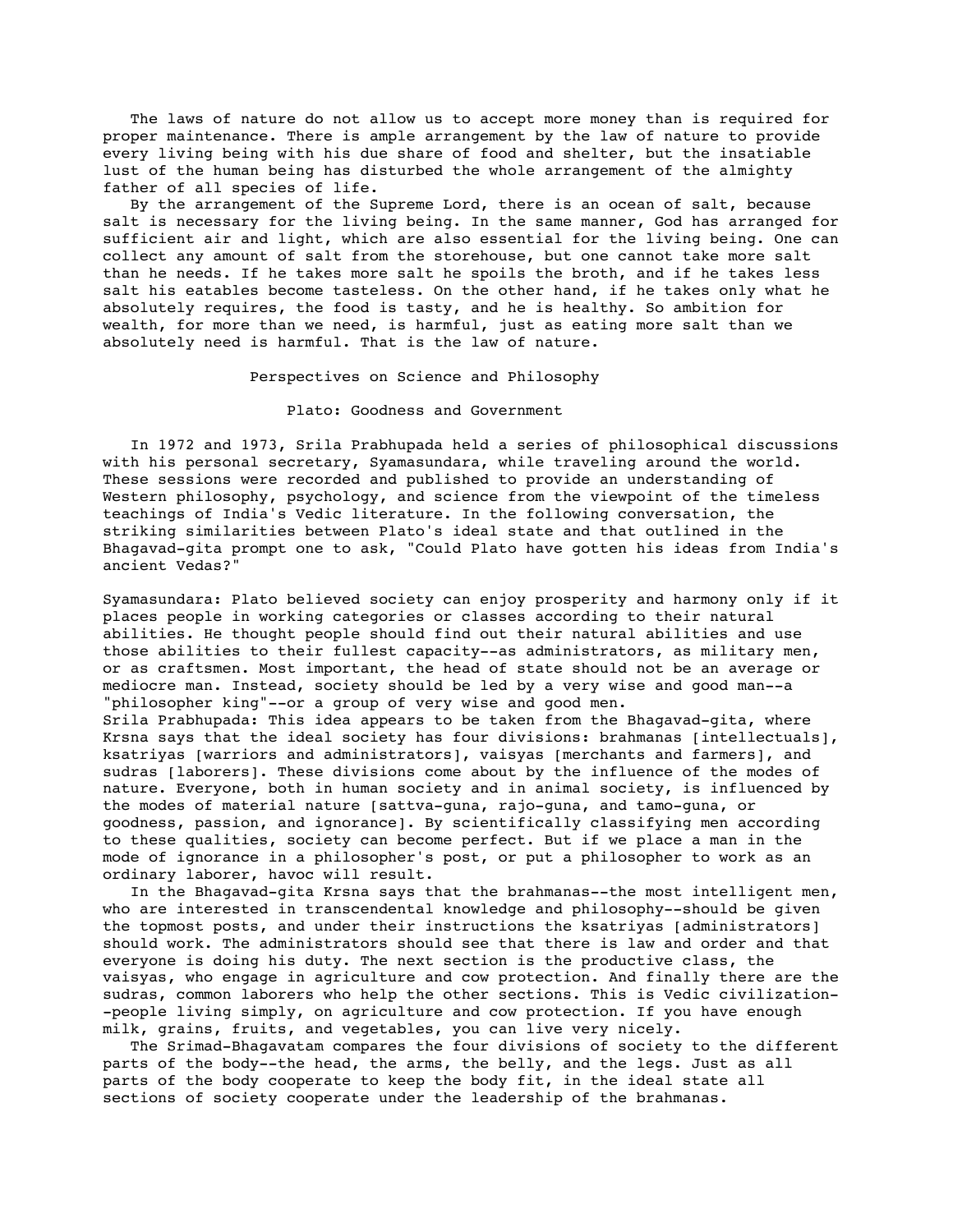The laws of nature do not allow us to accept more money than is required for proper maintenance. There is ample arrangement by the law of nature to provide every living being with his due share of food and shelter, but the insatiable lust of the human being has disturbed the whole arrangement of the almighty father of all species of life.

By the arrangement of the Supreme Lord, there is an ocean of salt, because salt is necessary for the living being. In the same manner, God has arranged for sufficient air and light, which are also essential for the living being. One can collect any amount of salt from the storehouse, but one cannot take more salt than he needs. If he takes more salt he spoils the broth, and if he takes less salt his eatables become tasteless. On the other hand, if he takes only what he absolutely requires, the food is tasty, and he is healthy. So ambition for wealth, for more than we need, is harmful, just as eating more salt than we absolutely need is harmful. That is the law of nature.

## Perspectives on Science and Philosophy

### Plato: Goodness and Government

In 1972 and 1973, Srila Prabhupada held a series of philosophical discussions with his personal secretary, Syamasundara, while traveling around the world. These sessions were recorded and published to provide an understanding of Western philosophy, psychology, and science from the viewpoint of the timeless teachings of India's Vedic literature. In the following conversation, the striking similarities between Plato's ideal state and that outlined in the Bhagavad-gita prompt one to ask, "Could Plato have gotten his ideas from India's ancient Vedas?"

Syamasundara: Plato believed society can enjoy prosperity and harmony only if it places people in working categories or classes according to their natural abilities. He thought people should find out their natural abilities and use those abilities to their fullest capacity--as administrators, as military men, or as craftsmen. Most important, the head of state should not be an average or mediocre man. Instead, society should be led by a very wise and good man--a "philosopher king"--or a group of very wise and good men.

Srila Prabhupada: This idea appears to be taken from the Bhagavad-gita, where Krsna says that the ideal society has four divisions: brahmanas [intellectuals], ksatriyas [warriors and administrators], vaisyas [merchants and farmers], and sudras [laborers]. These divisions come about by the influence of the modes of nature. Everyone, both in human society and in animal society, is influenced by the modes of material nature [sattva-guna, rajo-guna, and tamo-guna, or goodness, passion, and ignorance]. By scientifically classifying men according to these qualities, society can become perfect. But if we place a man in the mode of ignorance in a philosopher's post, or put a philosopher to work as an ordinary laborer, havoc will result.

In the Bhagavad-gita Krsna says that the brahmanas--the most intelligent men, who are interested in transcendental knowledge and philosophy--should be given the topmost posts, and under their instructions the ksatriyas [administrators] should work. The administrators should see that there is law and order and that everyone is doing his duty. The next section is the productive class, the vaisyas, who engage in agriculture and cow protection. And finally there are the sudras, common laborers who help the other sections. This is Vedic civilization--people living simply, on agriculture and cow protection. If you have enough milk, grains, fruits, and vegetables, you can live very nicely.

The Srimad-Bhagavatam compares the four divisions of society to the different parts of the body--the head, the arms, the belly, and the legs. Just as all parts of the body cooperate to keep the body fit, in the ideal state all sections of society cooperate under the leadership of the brahmanas.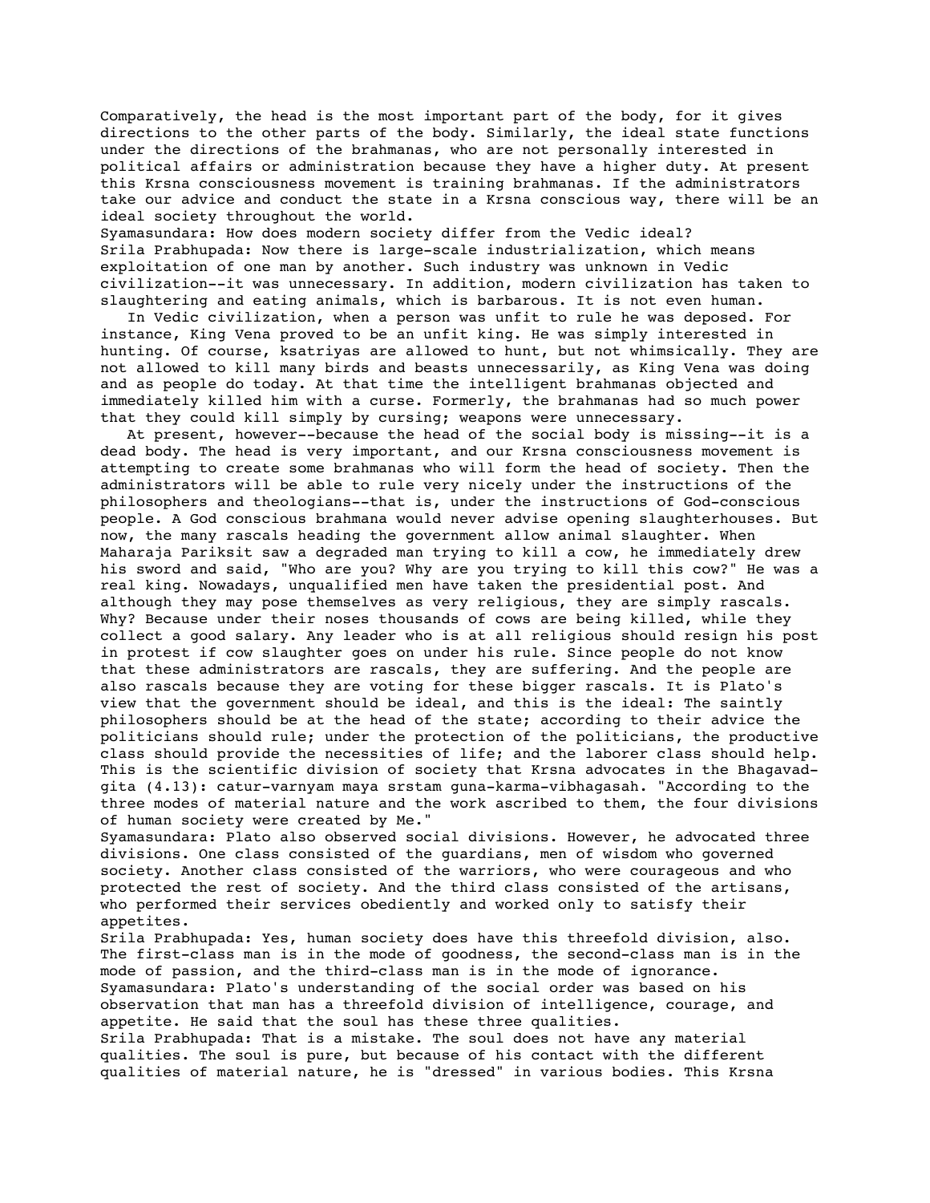Comparatively, the head is the most important part of the body, for it gives directions to the other parts of the body. Similarly, the ideal state functions under the directions of the brahmanas, who are not personally interested in political affairs or administration because they have a higher duty. At present this Krsna consciousness movement is training brahmanas. If the administrators take our advice and conduct the state in a Krsna conscious way, there will be an ideal society throughout the world.

Syamasundara: How does modern society differ from the Vedic ideal?

Srila Prabhupada: Now there is large-scale industrialization, which means exploitation of one man by another. Such industry was unknown in Vedic civilization--it was unnecessary. In addition, modern civilization has taken to slaughtering and eating animals, which is barbarous. It is not even human.

In Vedic civilization, when a person was unfit to rule he was deposed. For instance, King Vena proved to be an unfit king. He was simply interested in hunting. Of course, ksatriyas are allowed to hunt, but not whimsically. They are not allowed to kill many birds and beasts unnecessarily, as King Vena was doing and as people do today. At that time the intelligent brahmanas objected and immediately killed him with a curse. Formerly, the brahmanas had so much power that they could kill simply by cursing; weapons were unnecessary.

At present, however--because the head of the social body is missing--it is a dead body. The head is very important, and our Krsna consciousness movement is attempting to create some brahmanas who will form the head of society. Then the administrators will be able to rule very nicely under the instructions of the philosophers and theologians--that is, under the instructions of God-conscious people. A God conscious brahmana would never advise opening slaughterhouses. But now, the many rascals heading the government allow animal slaughter. When Maharaja Pariksit saw a degraded man trying to kill a cow, he immediately drew his sword and said, "Who are you? Why are you trying to kill this cow?" He was a real king. Nowadays, unqualified men have taken the presidential post. And although they may pose themselves as very religious, they are simply rascals. Why? Because under their noses thousands of cows are being killed, while they collect a good salary. Any leader who is at all religious should resign his post in protest if cow slaughter goes on under his rule. Since people do not know that these administrators are rascals, they are suffering. And the people are also rascals because they are voting for these bigger rascals. It is Plato's view that the government should be ideal, and this is the ideal: The saintly philosophers should be at the head of the state; according to their advice the politicians should rule; under the protection of the politicians, the productive class should provide the necessities of life; and the laborer class should help. This is the scientific division of society that Krsna advocates in the Bhagavad-gita (4.13): catur-varnyam maya srstam guna-karma-vibhagasah. "According to the three modes of material nature and the work ascribed to them, the four divisions of human society were created by Me."

Syamasundara: Plato also observed social divisions. However, he advocated three divisions. One class consisted of the guardians, men of wisdom who governed society. Another class consisted of the warriors, who were courageous and who protected the rest of society. And the third class consisted of the artisans, who performed their services obediently and worked only to satisfy their appetites.

Srila Prabhupada: Yes, human society does have this threefold division, also. The first-class man is in the mode of goodness, the second-class man is in the mode of passion, and the third-class man is in the mode of ignorance.

Syamasundara: Plato's understanding of the social order was based on his observation that man has a threefold division of intelligence, courage, and appetite. He said that the soul has these three qualities.

Srila Prabhupada: That is a mistake. The soul does not have any material qualities. The soul is pure, but because of his contact with the different qualities of material nature, he is "dressed" in various bodies. This Krsna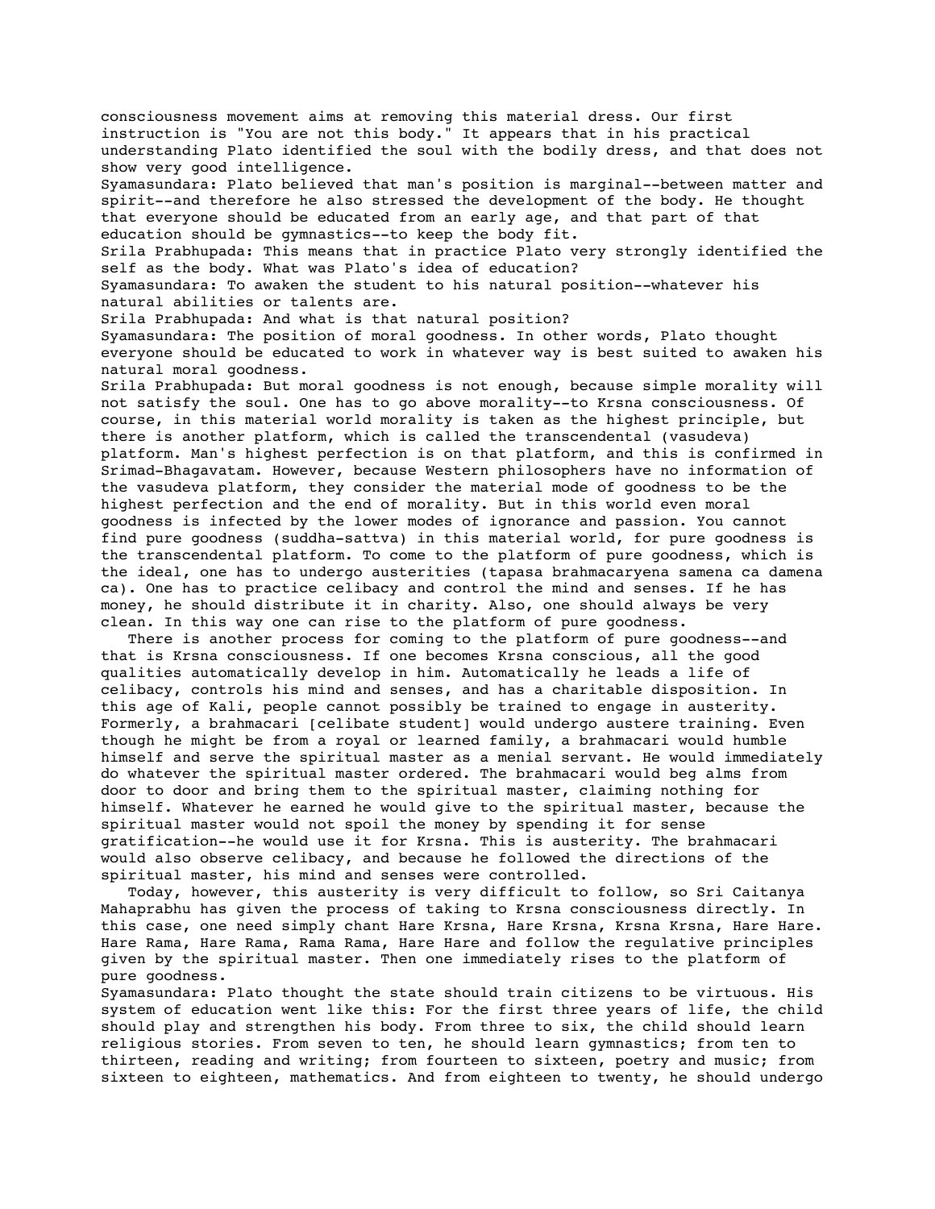consciousness movement aims at removing this material dress. Our first instruction is "You are not this body." It appears that in his practical understanding Plato identified the soul with the bodily dress, and that does not show very good intelligence.

Syamasundara: Plato believed that man's position is marginal--between matter and spirit--and therefore he also stressed the development of the body. He thought that everyone should be educated from an early age, and that part of that education should be gymnastics--to keep the body fit.

Srila Prabhupada: This means that in practice Plato very strongly identified the self as the body. What was Plato's idea of education?

Syamasundara: To awaken the student to his natural position--whatever his natural abilities or talents are.

Srila Prabhupada: And what is that natural position?

Syamasundara: The position of moral goodness. In other words, Plato thought everyone should be educated to work in whatever way is best suited to awaken his natural moral goodness.

Srila Prabhupada: But moral goodness is not enough, because simple morality will not satisfy the soul. One has to go above morality--to Krsna consciousness. Of course, in this material world morality is taken as the highest principle, but there is another platform, which is called the transcendental (vasudeva) platform. Man's highest perfection is on that platform, and this is confirmed in Srimad-Bhagavatam. However, because Western philosophers have no information of the vasudeva platform, they consider the material mode of goodness to be the highest perfection and the end of morality. But in this world even moral goodness is infected by the lower modes of ignorance and passion. You cannot find pure goodness (suddha-sattva) in this material world, for pure goodness is the transcendental platform. To come to the platform of pure goodness, which is the ideal, one has to undergo austerities (tapasa brahmacaryena samena ca damena ca). One has to practice celibacy and control the mind and senses. If he has money, he should distribute it in charity. Also, one should always be very clean. In this way one can rise to the platform of pure goodness.

There is another process for coming to the platform of pure goodness--and that is Krsna consciousness. If one becomes Krsna conscious, all the good qualities automatically develop in him. Automatically he leads a life of celibacy, controls his mind and senses, and has a charitable disposition. In this age of Kali, people cannot possibly be trained to engage in austerity. Formerly, a brahmacari [celibate student] would undergo austere training. Even though he might be from a royal or learned family, a brahmacari would humble himself and serve the spiritual master as a menial servant. He would immediately do whatever the spiritual master ordered. The brahmacari would beg alms from door to door and bring them to the spiritual master, claiming nothing for himself. Whatever he earned he would give to the spiritual master, because the spiritual master would not spoil the money by spending it for sense gratification--he would use it for Krsna. This is austerity. The brahmacari would also observe celibacy, and because he followed the directions of the spiritual master, his mind and senses were controlled.

Today, however, this austerity is very difficult to follow, so Sri Caitanya Mahaprabhu has given the process of taking to Krsna consciousness directly. In this case, one need simply chant Hare Krsna, Hare Krsna, Krsna Krsna, Hare Hare. Hare Rama, Hare Rama, Rama Rama, Hare Hare and follow the regulative principles given by the spiritual master. Then one immediately rises to the platform of pure goodness.

Syamasundara: Plato thought the state should train citizens to be virtuous. His system of education went like this: For the first three years of life, the child should play and strengthen his body. From three to six, the child should learn religious stories. From seven to ten, he should learn gymnastics; from ten to thirteen, reading and writing; from fourteen to sixteen, poetry and music; from sixteen to eighteen, mathematics. And from eighteen to twenty, he should undergo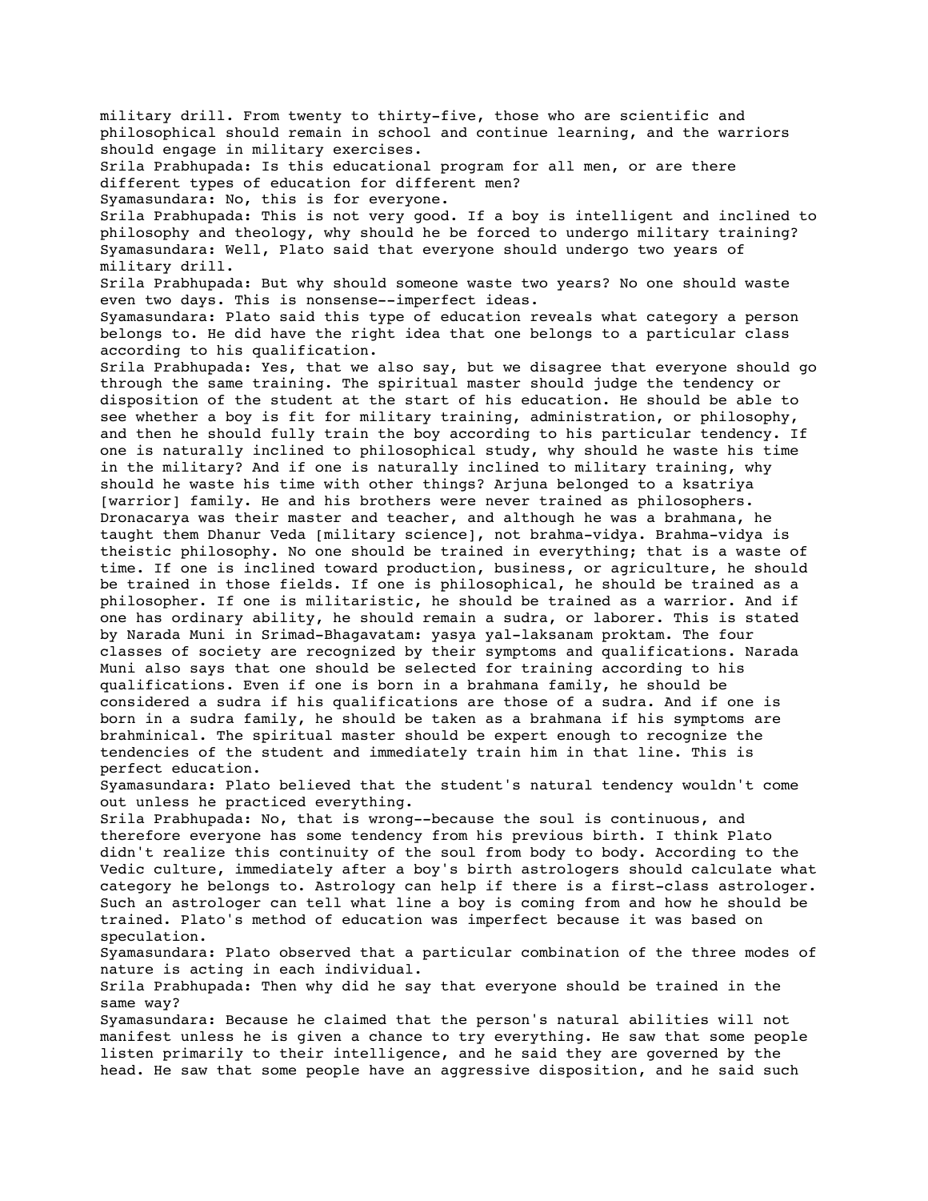military drill. From twenty to thirty-five, those who are scientific and philosophical should remain in school and continue learning, and the warriors should engage in military exercises.

Srila Prabhupada: Is this educational program for all men, or are there different types of education for different men?

Syamasundara: No, this is for everyone.

Srila Prabhupada: This is not very good. If a boy is intelligent and inclined to philosophy and theology, why should he be forced to undergo military training?

Syamasundara: Well, Plato said that everyone should undergo two years of military drill.

Srila Prabhupada: But why should someone waste two years? No one should waste even two days. This is nonsense--imperfect ideas.

Syamasundara: Plato said this type of education reveals what category a person belongs to. He did have the right idea that one belongs to a particular class according to his qualification.

Srila Prabhupada: Yes, that we also say, but we disagree that everyone should go through the same training. The spiritual master should judge the tendency or disposition of the student at the start of his education. He should be able to see whether a boy is fit for military training, administration, or philosophy, and then he should fully train the boy according to his particular tendency. If one is naturally inclined to philosophical study, why should he waste his time in the military? And if one is naturally inclined to military training, why should he waste his time with other things? Arjuna belonged to a ksatriya [warrior] family. He and his brothers were never trained as philosophers. Dronacarya was their master and teacher, and although he was a brahmana, he taught them Dhanur Veda [military science], not brahma-vidya. Brahma-vidya is theistic philosophy. No one should be trained in everything; that is a waste of time. If one is inclined toward production, business, or agriculture, he should be trained in those fields. If one is philosophical, he should be trained as a philosopher. If one is militaristic, he should be trained as a warrior. And if one has ordinary ability, he should remain a sudra, or laborer. This is stated by Narada Muni in Srimad-Bhagavatam: yasya yal-laksanam proktam. The four classes of society are recognized by their symptoms and qualifications. Narada Muni also says that one should be selected for training according to his qualifications. Even if one is born in a brahmana family, he should be considered a sudra if his qualifications are those of a sudra. And if one is born in a sudra family, he should be taken as a brahmana if his symptoms are brahminical. The spiritual master should be expert enough to recognize the tendencies of the student and immediately train him in that line. This is perfect education.

Syamasundara: Plato believed that the student's natural tendency wouldn't come out unless he practiced everything.

Srila Prabhupada: No, that is wrong--because the soul is continuous, and therefore everyone has some tendency from his previous birth. I think Plato didn't realize this continuity of the soul from body to body. According to the Vedic culture, immediately after a boy's birth astrologers should calculate what category he belongs to. Astrology can help if there is a first-class astrologer. Such an astrologer can tell what line a boy is coming from and how he should be trained. Plato's method of education was imperfect because it was based on speculation.

Syamasundara: Plato observed that a particular combination of the three modes of nature is acting in each individual.

Srila Prabhupada: Then why did he say that everyone should be trained in the same way?

Syamasundara: Because he claimed that the person's natural abilities will not manifest unless he is given a chance to try everything. He saw that some people listen primarily to their intelligence, and he said they are governed by the head. He saw that some people have an aggressive disposition, and he said such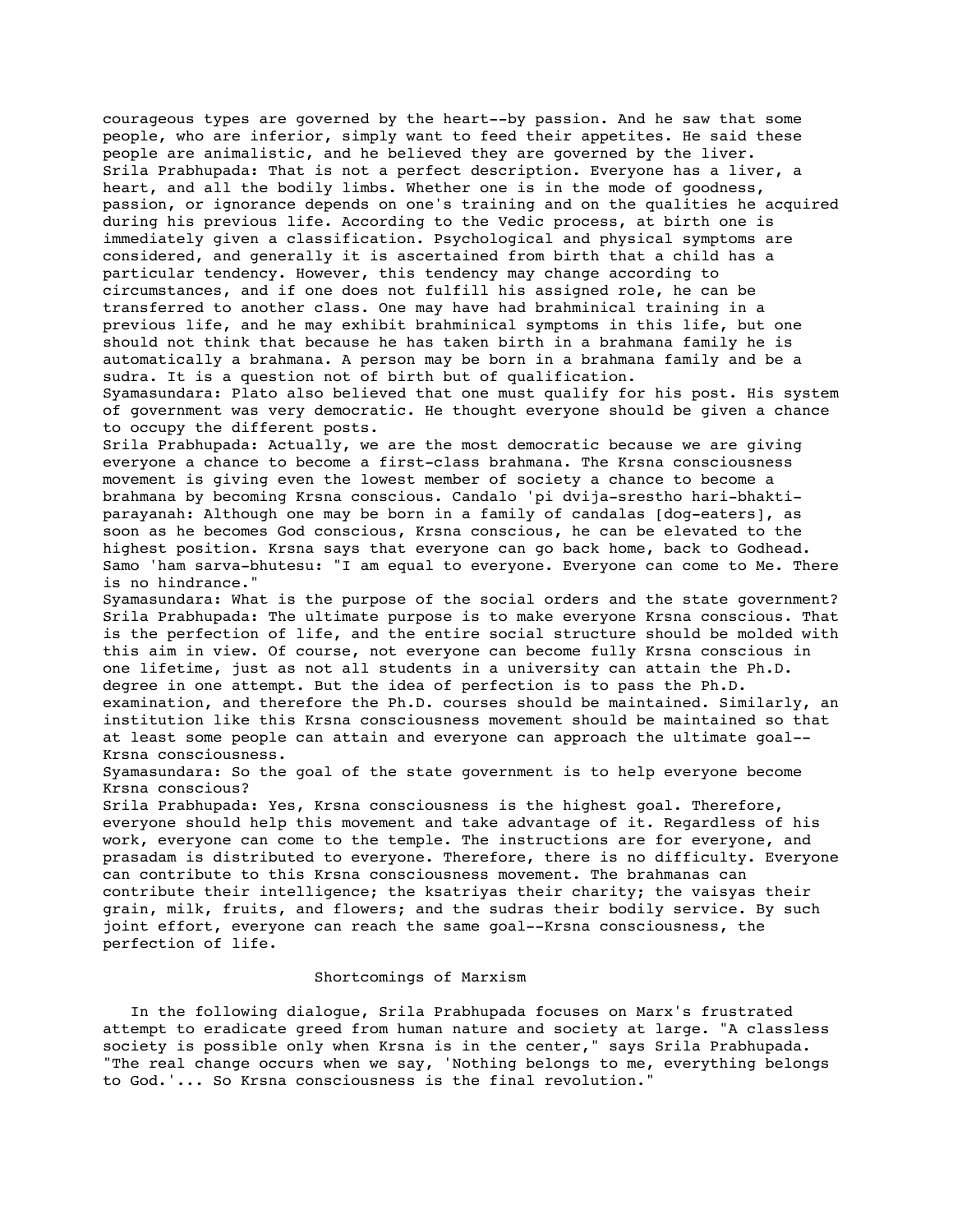courageous types are governed by the heart--by passion. And he saw that some people, who are inferior, simply want to feed their appetites. He said these people are animalistic, and he believed they are governed by the liver.

Srila Prabhupada: That is not a perfect description. Everyone has a liver, a heart, and all the bodily limbs. Whether one is in the mode of goodness, passion, or ignorance depends on one's training and on the qualities he acquired during his previous life. According to the Vedic process, at birth one is immediately given a classification. Psychological and physical symptoms are considered, and generally it is ascertained from birth that a child has a particular tendency. However, this tendency may change according to circumstances, and if one does not fulfill his assigned role, he can be transferred to another class. One may have had brahminical training in a previous life, and he may exhibit brahminical symptoms in this life, but one should not think that because he has taken birth in a brahmana family he is automatically a brahmana. A person may be born in a brahmana family and be a sudra. It is a question not of birth but of qualification.

Syamasundara: Plato also believed that one must qualify for his post. His system of government was very democratic. He thought everyone should be given a chance to occupy the different posts.

Srila Prabhupada: Actually, we are the most democratic because we are giving everyone a chance to become a first-class brahmana. The Krsna consciousness movement is giving even the lowest member of society a chance to become a brahmana by becoming Krsna conscious. Candalo 'pi dvija-srestho hari-bhakti-parayanah: Although one may be born in a family of candalas [dog-eaters], as soon as he becomes God conscious, Krsna conscious, he can be elevated to the highest position. Krsna says that everyone can go back home, back to Godhead. Samo 'ham sarva-bhutesu: "I am equal to everyone. Everyone can come to Me. There is no hindrance."

Syamasundara: What is the purpose of the social orders and the state government?

Srila Prabhupada: The ultimate purpose is to make everyone Krsna conscious. That is the perfection of life, and the entire social structure should be molded with this aim in view. Of course, not everyone can become fully Krsna conscious in one lifetime, just as not all students in a university can attain the Ph.D. degree in one attempt. But the idea of perfection is to pass the Ph.D. examination, and therefore the Ph.D. courses should be maintained. Similarly, an institution like this Krsna consciousness movement should be maintained so that at least some people can attain and everyone can approach the ultimate goal--Krsna consciousness.

Syamasundara: So the goal of the state government is to help everyone become Krsna conscious?

Srila Prabhupada: Yes, Krsna consciousness is the highest goal. Therefore, everyone should help this movement and take advantage of it. Regardless of his work, everyone can come to the temple. The instructions are for everyone, and prasadam is distributed to everyone. Therefore, there is no difficulty. Everyone can contribute to this Krsna consciousness movement. The brahmanas can contribute their intelligence; the ksatriyas their charity; the vaisyas their grain, milk, fruits, and flowers; and the sudras their bodily service. By such joint effort, everyone can reach the same goal--Krsna consciousness, the perfection of life.

## Shortcomings of Marxism

In the following dialogue, Srila Prabhupada focuses on Marx's frustrated attempt to eradicate greed from human nature and society at large. "A classless society is possible only when Krsna is in the center," says Srila Prabhupada. "The real change occurs when we say, 'Nothing belongs to me, everything belongs to God.'... So Krsna consciousness is the final revolution."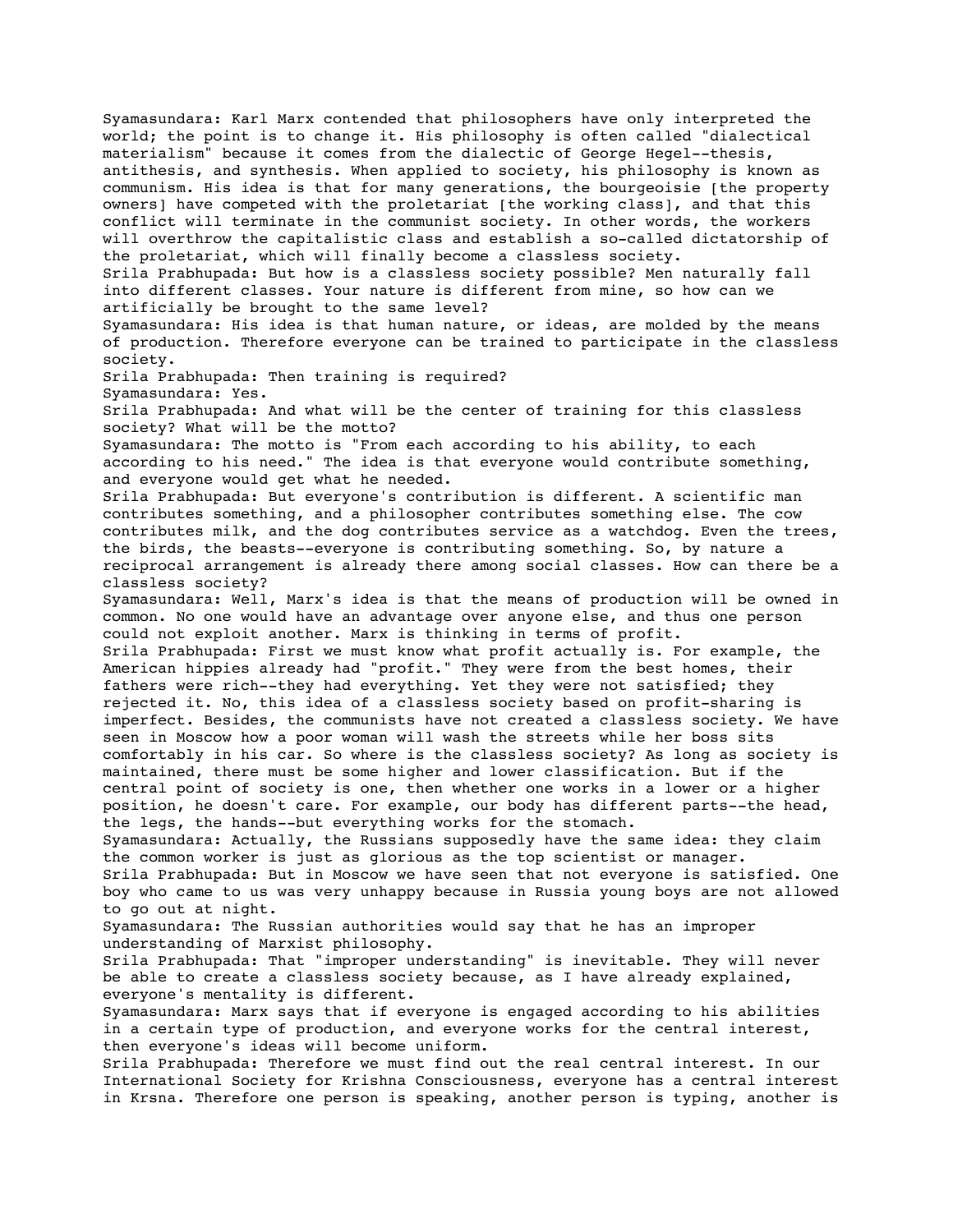Syamasundara: Karl Marx contended that philosophers have only interpreted the world; the point is to change it. His philosophy is often called "dialectical materialism" because it comes from the dialectic of George Hegel--thesis, antithesis, and synthesis. When applied to society, his philosophy is known as communism. His idea is that for many generations, the bourgeoisie [the property owners] have competed with the proletariat [the working class], and that this conflict will terminate in the communist society. In other words, the workers will overthrow the capitalistic class and establish a so-called dictatorship of the proletariat, which will finally become a classless society.

Srila Prabhupada: But how is a classless society possible? Men naturally fall into different classes. Your nature is different from mine, so how can we artificially be brought to the same level?

Syamasundara: His idea is that human nature, or ideas, are molded by the means of production. Therefore everyone can be trained to participate in the classless society.

Srila Prabhupada: Then training is required?

Syamasundara: Yes.

Srila Prabhupada: And what will be the center of training for this classless society? What will be the motto?

Syamasundara: The motto is "From each according to his ability, to each according to his need." The idea is that everyone would contribute something, and everyone would get what he needed.

Srila Prabhupada: But everyone's contribution is different. A scientific man contributes something, and a philosopher contributes something else. The cow contributes milk, and the dog contributes service as a watchdog. Even the trees, the birds, the beasts--everyone is contributing something. So, by nature a reciprocal arrangement is already there among social classes. How can there be a classless society?

Syamasundara: Well, Marx's idea is that the means of production will be owned in common. No one would have an advantage over anyone else, and thus one person could not exploit another. Marx is thinking in terms of profit.

Srila Prabhupada: First we must know what profit actually is. For example, the American hippies already had "profit." They were from the best homes, their fathers were rich--they had everything. Yet they were not satisfied; they rejected it. No, this idea of a classless society based on profit-sharing is imperfect. Besides, the communists have not created a classless society. We have seen in Moscow how a poor woman will wash the streets while her boss sits comfortably in his car. So where is the classless society? As long as society is maintained, there must be some higher and lower classification. But if the central point of society is one, then whether one works in a lower or a higher position, he doesn't care. For example, our body has different parts--the head, the legs, the hands--but everything works for the stomach.

Syamasundara: Actually, the Russians supposedly have the same idea: they claim the common worker is just as glorious as the top scientist or manager.

Srila Prabhupada: But in Moscow we have seen that not everyone is satisfied. One boy who came to us was very unhappy because in Russia young boys are not allowed to go out at night.

Syamasundara: The Russian authorities would say that he has an improper understanding of Marxist philosophy.

Srila Prabhupada: That "improper understanding" is inevitable. They will never be able to create a classless society because, as I have already explained, everyone's mentality is different.

Syamasundara: Marx says that if everyone is engaged according to his abilities in a certain type of production, and everyone works for the central interest, then everyone's ideas will become uniform.

Srila Prabhupada: Therefore we must find out the real central interest. In our International Society for Krishna Consciousness, everyone has a central interest in Krsna. Therefore one person is speaking, another person is typing, another is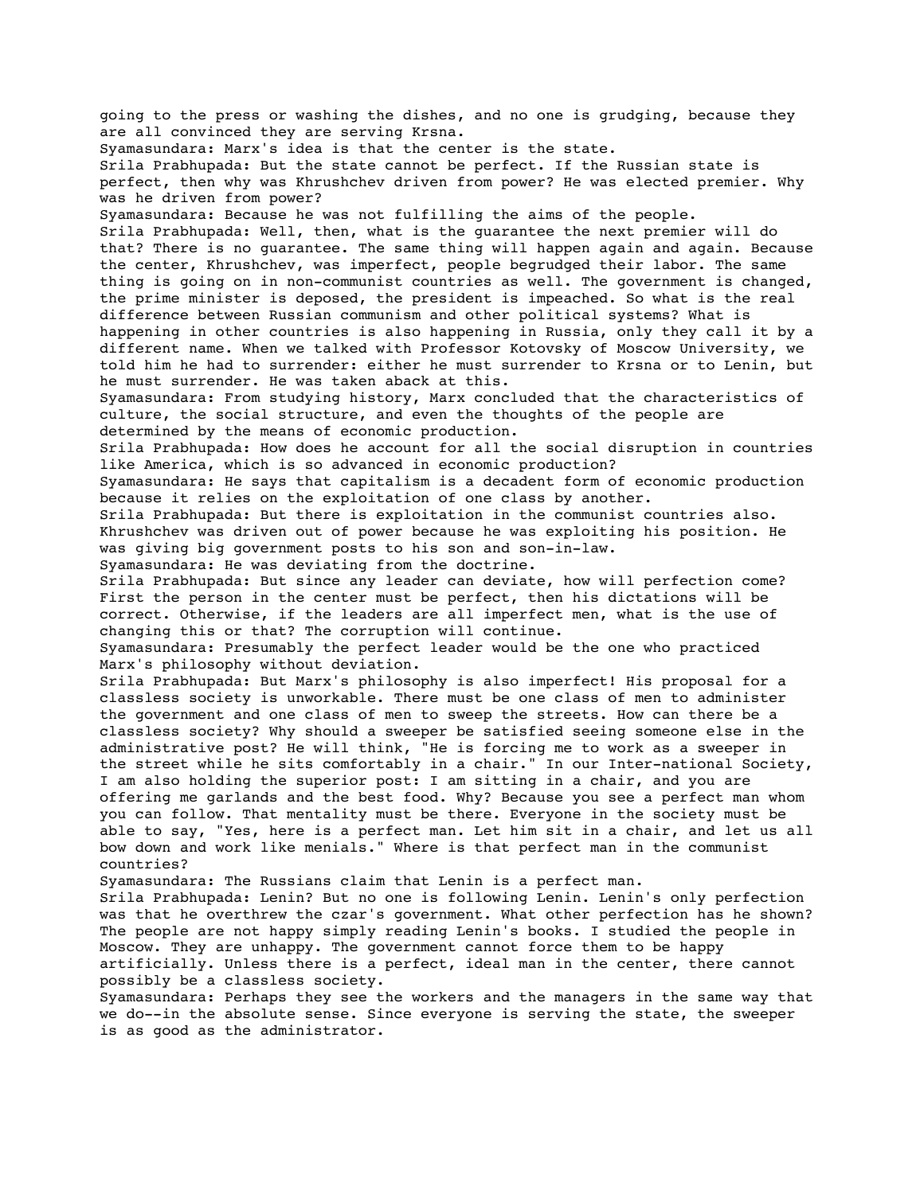going to the press or washing the dishes, and no one is grudging, because they are all convinced they are serving Krsna.

Syamasundara: Marx's idea is that the center is the state.

Srila Prabhupada: But the state cannot be perfect. If the Russian state is perfect, then why was Khrushchev driven from power? He was elected premier. Why was he driven from power?

Syamasundara: Because he was not fulfilling the aims of the people.

Srila Prabhupada: Well, then, what is the guarantee the next premier will do that? There is no guarantee. The same thing will happen again and again. Because the center, Khrushchev, was imperfect, people begrudged their labor. The same thing is going on in non-communist countries as well. The government is changed, the prime minister is deposed, the president is impeached. So what is the real difference between Russian communism and other political systems? What is happening in other countries is also happening in Russia, only they call it by a different name. When we talked with Professor Kotovsky of Moscow University, we told him he had to surrender: either he must surrender to Krsna or to Lenin, but he must surrender. He was taken aback at this.

Syamasundara: From studying history, Marx concluded that the characteristics of culture, the social structure, and even the thoughts of the people are determined by the means of economic production.

Srila Prabhupada: How does he account for all the social disruption in countries like America, which is so advanced in economic production?

Syamasundara: He says that capitalism is a decadent form of economic production because it relies on the exploitation of one class by another.

Srila Prabhupada: But there is exploitation in the communist countries also. Khrushchev was driven out of power because he was exploiting his position. He was giving big government posts to his son and son-in-law.

Syamasundara: He was deviating from the doctrine.

Srila Prabhupada: But since any leader can deviate, how will perfection come? First the person in the center must be perfect, then his dictations will be correct. Otherwise, if the leaders are all imperfect men, what is the use of changing this or that? The corruption will continue.

Syamasundara: Presumably the perfect leader would be the one who practiced Marx's philosophy without deviation.

Srila Prabhupada: But Marx's philosophy is also imperfect! His proposal for a classless society is unworkable. There must be one class of men to administer the government and one class of men to sweep the streets. How can there be a classless society? Why should a sweeper be satisfied seeing someone else in the administrative post? He will think, "He is forcing me to work as a sweeper in the street while he sits comfortably in a chair." In our Inter-national Society, I am also holding the superior post: I am sitting in a chair, and you are offering me garlands and the best food. Why? Because you see a perfect man whom you can follow. That mentality must be there. Everyone in the society must be able to say, "Yes, here is a perfect man. Let him sit in a chair, and let us all bow down and work like menials." Where is that perfect man in the communist countries?

Syamasundara: The Russians claim that Lenin is a perfect man.

Srila Prabhupada: Lenin? But no one is following Lenin. Lenin's only perfection was that he overthrew the czar's government. What other perfection has he shown? The people are not happy simply reading Lenin's books. I studied the people in Moscow. They are unhappy. The government cannot force them to be happy artificially. Unless there is a perfect, ideal man in the center, there cannot possibly be a classless society.

Syamasundara: Perhaps they see the workers and the managers in the same way that we do--in the absolute sense. Since everyone is serving the state, the sweeper is as good as the administrator.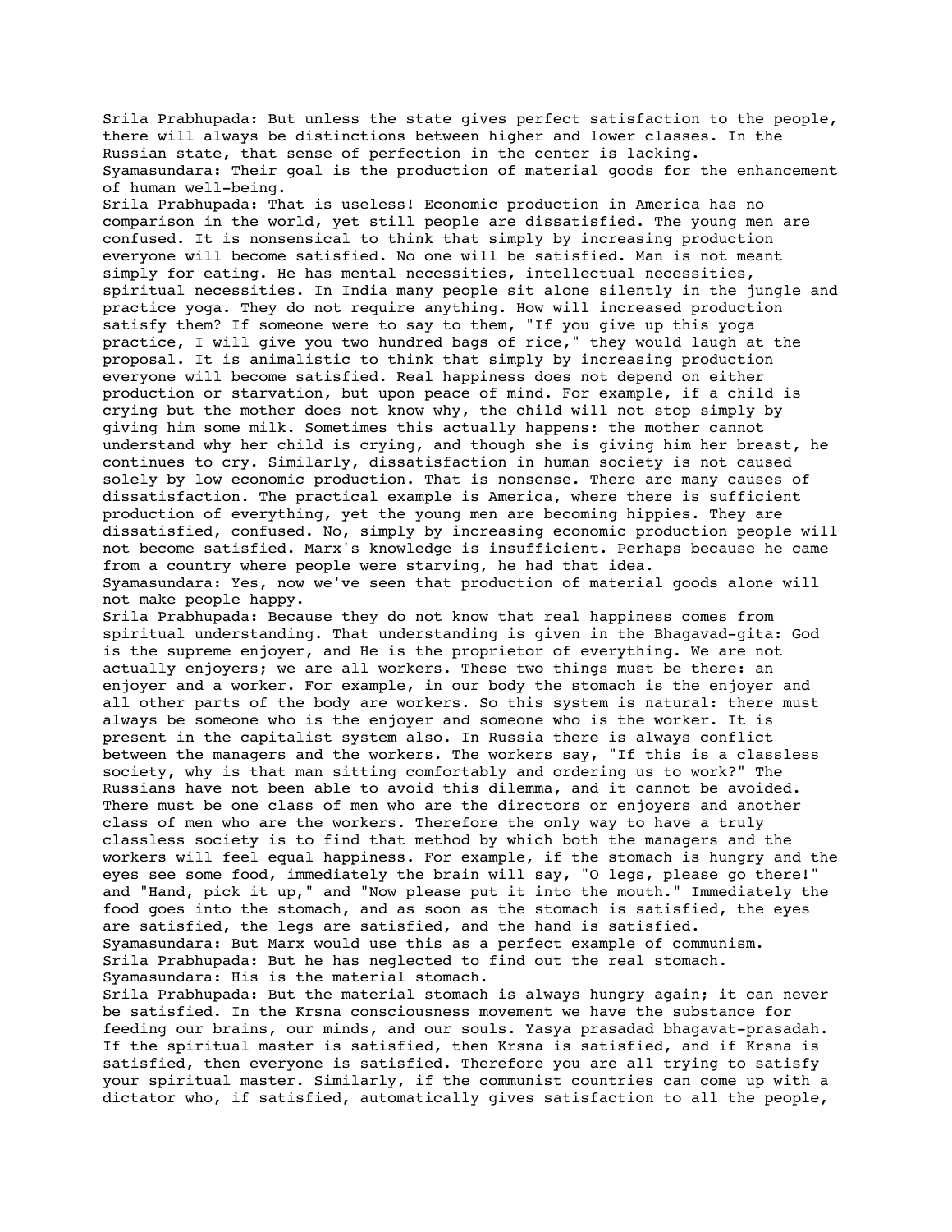Srila Prabhupada: But unless the state gives perfect satisfaction to the people, there will always be distinctions between higher and lower classes. In the Russian state, that sense of perfection in the center is lacking.

Syamasundara: Their goal is the production of material goods for the enhancement of human well-being.

Srila Prabhupada: That is useless! Economic production in America has no comparison in the world, yet still people are dissatisfied. The young men are confused. It is nonsensical to think that simply by increasing production everyone will become satisfied. No one will be satisfied. Man is not meant simply for eating. He has mental necessities, intellectual necessities, spiritual necessities. In India many people sit alone silently in the jungle and practice yoga. They do not require anything. How will increased production satisfy them? If someone were to say to them, "If you give up this yoga practice, I will give you two hundred bags of rice," they would laugh at the proposal. It is animalistic to think that simply by increasing production everyone will become satisfied. Real happiness does not depend on either production or starvation, but upon peace of mind. For example, if a child is crying but the mother does not know why, the child will not stop simply by giving him some milk. Sometimes this actually happens: the mother cannot understand why her child is crying, and though she is giving him her breast, he continues to cry. Similarly, dissatisfaction in human society is not caused solely by low economic production. That is nonsense. There are many causes of dissatisfaction. The practical example is America, where there is sufficient production of everything, yet the young men are becoming hippies. They are dissatisfied, confused. No, simply by increasing economic production people will not become satisfied. Marx's knowledge is insufficient. Perhaps because he came from a country where people were starving, he had that idea.

Syamasundara: Yes, now we've seen that production of material goods alone will not make people happy.

Srila Prabhupada: Because they do not know that real happiness comes from spiritual understanding. That understanding is given in the Bhagavad-gita: God is the supreme enjoyer, and He is the proprietor of everything. We are not actually enjoyers; we are all workers. These two things must be there: an enjoyer and a worker. For example, in our body the stomach is the enjoyer and all other parts of the body are workers. So this system is natural: there must always be someone who is the enjoyer and someone who is the worker. It is present in the capitalist system also. In Russia there is always conflict between the managers and the workers. The workers say, "If this is a classless society, why is that man sitting comfortably and ordering us to work?" The Russians have not been able to avoid this dilemma, and it cannot be avoided. There must be one class of men who are the directors or enjoyers and another class of men who are the workers. Therefore the only way to have a truly classless society is to find that method by which both the managers and the workers will feel equal happiness. For example, if the stomach is hungry and the eyes see some food, immediately the brain will say, "O legs, please go there!" and "Hand, pick it up," and "Now please put it into the mouth." Immediately the food goes into the stomach, and as soon as the stomach is satisfied, the eyes are satisfied, the legs are satisfied, and the hand is satisfied.

Syamasundara: But Marx would use this as a perfect example of communism.

Srila Prabhupada: But he has neglected to find out the real stomach.

Syamasundara: His is the material stomach.

Srila Prabhupada: But the material stomach is always hungry again; it can never be satisfied. In the Krsna consciousness movement we have the substance for feeding our brains, our minds, and our souls. Yasya prasadad bhagavat-prasadah. If the spiritual master is satisfied, then Krsna is satisfied, and if Krsna is satisfied, then everyone is satisfied. Therefore you are all trying to satisfy your spiritual master. Similarly, if the communist countries can come up with a dictator who, if satisfied, automatically gives satisfaction to all the people,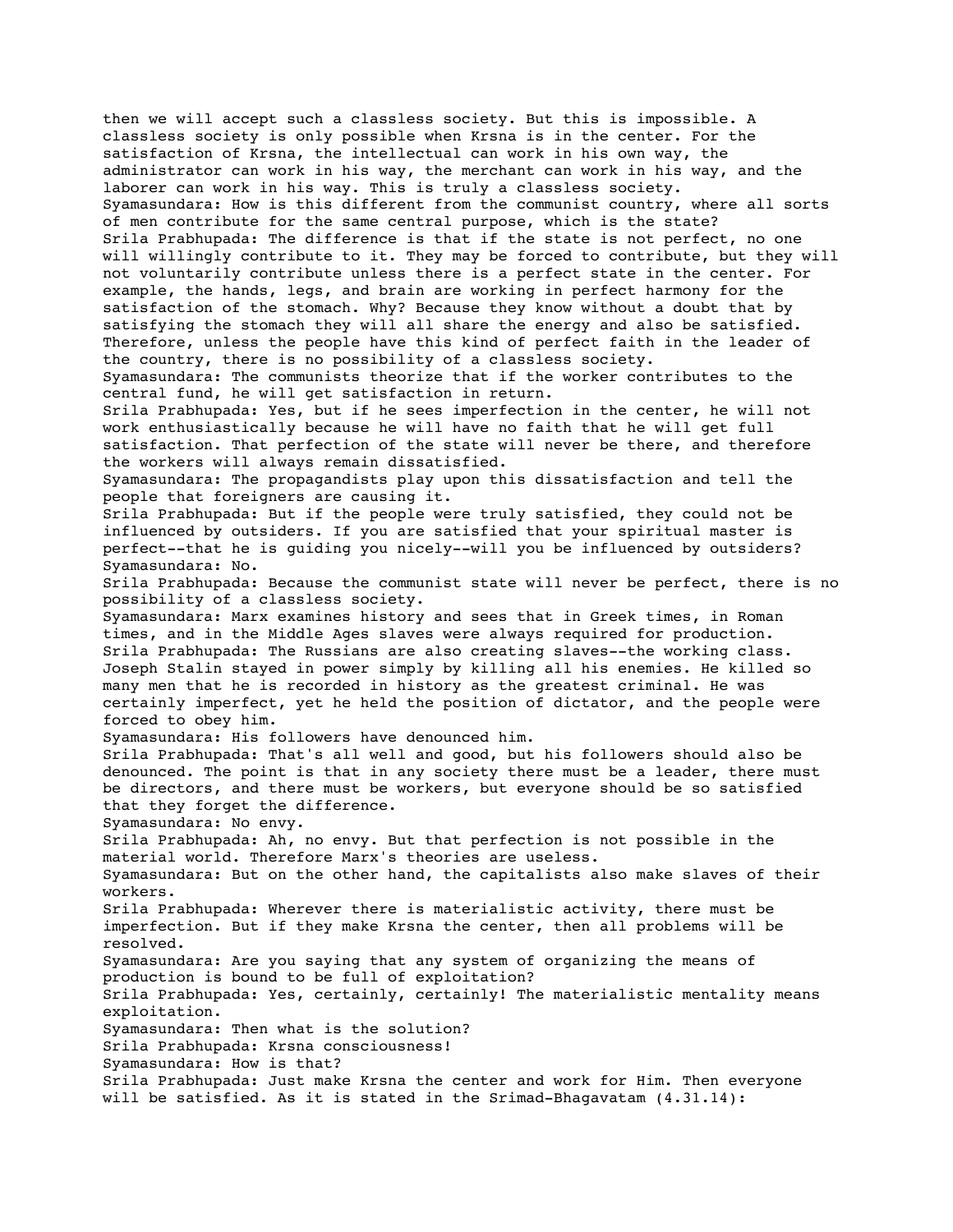then we will accept such a classless society. But this is impossible. A classless society is only possible when Krsna is in the center. For the satisfaction of Krsna, the intellectual can work in his own way, the administrator can work in his way, the merchant can work in his way, and the laborer can work in his way. This is truly a classless society.

Syamasundara: How is this different from the communist country, where all sorts of men contribute for the same central purpose, which is the state?

Srila Prabhupada: The difference is that if the state is not perfect, no one will willingly contribute to it. They may be forced to contribute, but they will not voluntarily contribute unless there is a perfect state in the center. For example, the hands, legs, and brain are working in perfect harmony for the satisfaction of the stomach. Why? Because they know without a doubt that by satisfying the stomach they will all share the energy and also be satisfied. Therefore, unless the people have this kind of perfect faith in the leader of the country, there is no possibility of a classless society.

Syamasundara: The communists theorize that if the worker contributes to the central fund, he will get satisfaction in return.

Srila Prabhupada: Yes, but if he sees imperfection in the center, he will not work enthusiastically because he will have no faith that he will get full satisfaction. That perfection of the state will never be there, and therefore the workers will always remain dissatisfied.

Syamasundara: The propagandists play upon this dissatisfaction and tell the people that foreigners are causing it.

Srila Prabhupada: But if the people were truly satisfied, they could not be influenced by outsiders. If you are satisfied that your spiritual master is perfect--that he is guiding you nicely--will you be influenced by outsiders?

Syamasundara: No.

Srila Prabhupada: Because the communist state will never be perfect, there is no possibility of a classless society.

Syamasundara: Marx examines history and sees that in Greek times, in Roman times, and in the Middle Ages slaves were always required for production.

Srila Prabhupada: The Russians are also creating slaves--the working class. Joseph Stalin stayed in power simply by killing all his enemies. He killed so many men that he is recorded in history as the greatest criminal. He was certainly imperfect, yet he held the position of dictator, and the people were forced to obey him.

Syamasundara: His followers have denounced him.

Srila Prabhupada: That's all well and good, but his followers should also be denounced. The point is that in any society there must be a leader, there must be directors, and there must be workers, but everyone should be so satisfied that they forget the difference.

Syamasundara: No envy.

Srila Prabhupada: Ah, no envy. But that perfection is not possible in the material world. Therefore Marx's theories are useless.

Syamasundara: But on the other hand, the capitalists also make slaves of their workers.

Srila Prabhupada: Wherever there is materialistic activity, there must be imperfection. But if they make Krsna the center, then all problems will be resolved.

Syamasundara: Are you saying that any system of organizing the means of production is bound to be full of exploitation?

Srila Prabhupada: Yes, certainly, certainly! The materialistic mentality means exploitation.

Syamasundara: Then what is the solution?

Srila Prabhupada: Krsna consciousness!

Syamasundara: How is that?

Srila Prabhupada: Just make Krsna the center and work for Him. Then everyone will be satisfied. As it is stated in the Srimad-Bhagavatam (4.31.14):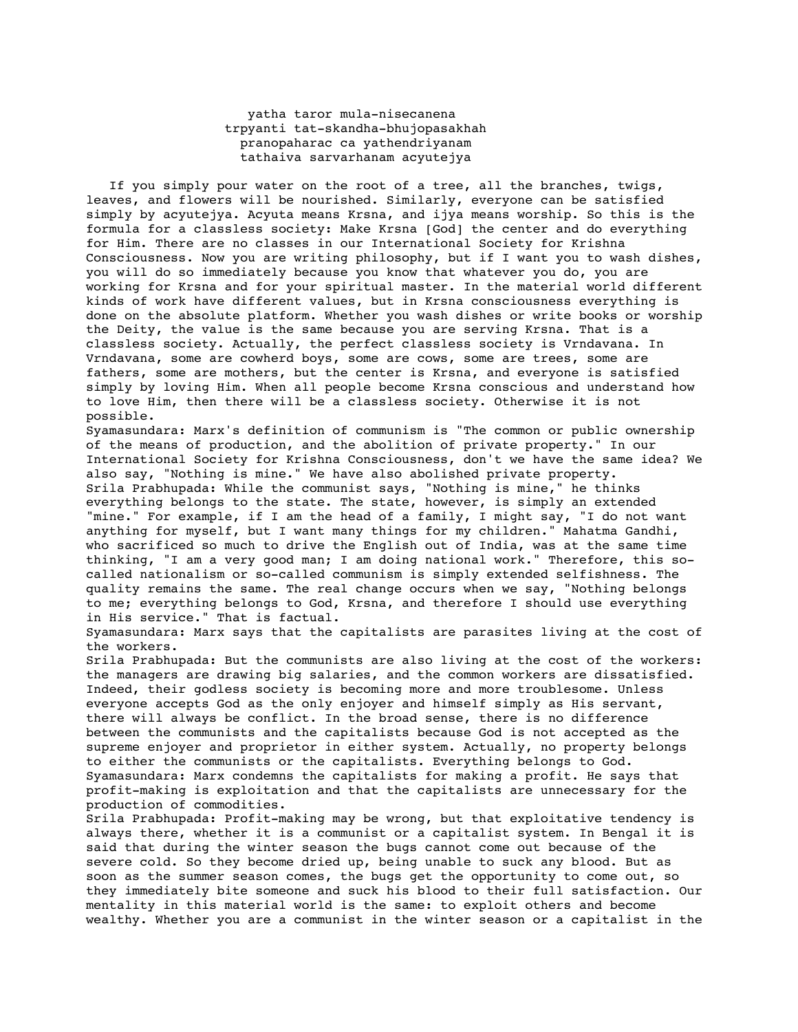yatha taror mula-nisecanena  
trpyanti tat-skandha-bhujopasakhah  
pranopaharac ca yathendriyanam  
tathaiva sarvarhanam acyutejya

If you simply pour water on the root of a tree, all the branches, twigs, leaves, and flowers will be nourished. Similarly, everyone can be satisfied simply by acyutejya. Acyuta means Krsna, and ijya means worship. So this is the formula for a classless society: Make Krsna [God] the center and do everything for Him. There are no classes in our International Society for Krishna Consciousness. Now you are writing philosophy, but if I want you to wash dishes, you will do so immediately because you know that whatever you do, you are working for Krsna and for your spiritual master. In the material world different kinds of work have different values, but in Krsna consciousness everything is done on the absolute platform. Whether you wash dishes or write books or worship the Deity, the value is the same because you are serving Krsna. That is a classless society. Actually, the perfect classless society is Vrndavana. In Vrndavana, some are cowherd boys, some are cows, some are trees, some are fathers, some are mothers, but the center is Krsna, and everyone is satisfied simply by loving Him. When all people become Krsna conscious and understand how to love Him, then there will be a classless society. Otherwise it is not possible.

Syamasundara: Marx's definition of communism is "The common or public ownership of the means of production, and the abolition of private property." In our International Society for Krishna Consciousness, don't we have the same idea? We also say, "Nothing is mine." We have also abolished private property.

Srila Prabhupada: While the communist says, "Nothing is mine," he thinks everything belongs to the state. The state, however, is simply an extended "mine." For example, if I am the head of a family, I might say, "I do not want anything for myself, but I want many things for my children." Mahatma Gandhi, who sacrificed so much to drive the English out of India, was at the same time thinking, "I am a very good man; I am doing national work." Therefore, this so-called nationalism or so-called communism is simply extended selfishness. The quality remains the same. The real change occurs when we say, "Nothing belongs to me; everything belongs to God, Krsna, and therefore I should use everything in His service." That is factual.

Syamasundara: Marx says that the capitalists are parasites living at the cost of the workers.

Srila Prabhupada: But the communists are also living at the cost of the workers: the managers are drawing big salaries, and the common workers are dissatisfied. Indeed, their godless society is becoming more and more troublesome. Unless everyone accepts God as the only enjoyer and himself simply as His servant, there will always be conflict. In the broad sense, there is no difference between the communists and the capitalists because God is not accepted as the supreme enjoyer and proprietor in either system. Actually, no property belongs to either the communists or the capitalists. Everything belongs to God.

Syamasundara: Marx condemns the capitalists for making a profit. He says that profit-making is exploitation and that the capitalists are unnecessary for the production of commodities.

Srila Prabhupada: Profit-making may be wrong, but that exploitative tendency is always there, whether it is a communist or a capitalist system. In Bengal it is said that during the winter season the bugs cannot come out because of the severe cold. So they become dried up, being unable to suck any blood. But as soon as the summer season comes, the bugs get the opportunity to come out, so they immediately bite someone and suck his blood to their full satisfaction. Our mentality in this material world is the same: to exploit others and become wealthy. Whether you are a communist in the winter season or a capitalist in the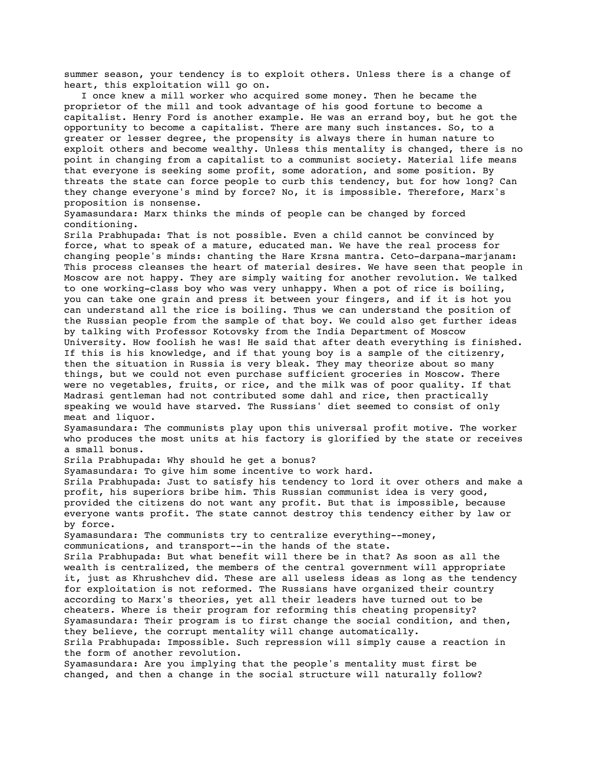summer season, your tendency is to exploit others. Unless there is a change of heart, this exploitation will go on.

I once knew a mill worker who acquired some money. Then he became the proprietor of the mill and took advantage of his good fortune to become a capitalist. Henry Ford is another example. He was an errand boy, but he got the opportunity to become a capitalist. There are many such instances. So, to a greater or lesser degree, the propensity is always there in human nature to exploit others and become wealthy. Unless this mentality is changed, there is no point in changing from a capitalist to a communist society. Material life means that everyone is seeking some profit, some adoration, and some position. By threats the state can force people to curb this tendency, but for how long? Can they change everyone's mind by force? No, it is impossible. Therefore, Marx's proposition is nonsense.

Syamasundara: Marx thinks the minds of people can be changed by forced conditioning.

Srila Prabhupada: That is not possible. Even a child cannot be convinced by force, what to speak of a mature, educated man. We have the real process for changing people's minds: chanting the Hare Krsna mantra. Ceto-darpana-marjanam: This process cleanses the heart of material desires. We have seen that people in Moscow are not happy. They are simply waiting for another revolution. We talked to one working-class boy who was very unhappy. When a pot of rice is boiling, you can take one grain and press it between your fingers, and if it is hot you can understand all the rice is boiling. Thus we can understand the position of the Russian people from the sample of that boy. We could also get further ideas by talking with Professor Kotovsky from the India Department of Moscow University. How foolish he was! He said that after death everything is finished. If this is his knowledge, and if that young boy is a sample of the citizenry, then the situation in Russia is very bleak. They may theorize about so many things, but we could not even purchase sufficient groceries in Moscow. There were no vegetables, fruits, or rice, and the milk was of poor quality. If that Madrasi gentleman had not contributed some dahl and rice, then practically speaking we would have starved. The Russians' diet seemed to consist of only meat and liquor.

Syamasundara: The communists play upon this universal profit motive. The worker who produces the most units at his factory is glorified by the state or receives a small bonus.

Srila Prabhupada: Why should he get a bonus?

Syamasundara: To give him some incentive to work hard.

Srila Prabhupada: Just to satisfy his tendency to lord it over others and make a profit, his superiors bribe him. This Russian communist idea is very good, provided the citizens do not want any profit. But that is impossible, because everyone wants profit. The state cannot destroy this tendency either by law or by force.

Syamasundara: The communists try to centralize everything--money, communications, and transport--in the hands of the state.

Srila Prabhupada: But what benefit will there be in that? As soon as all the wealth is centralized, the members of the central government will appropriate it, just as Khrushchev did. These are all useless ideas as long as the tendency for exploitation is not reformed. The Russians have organized their country according to Marx's theories, yet all their leaders have turned out to be cheaters. Where is their program for reforming this cheating propensity?

Syamasundara: Their program is to first change the social condition, and then, they believe, the corrupt mentality will change automatically.

Srila Prabhupada: Impossible. Such repression will simply cause a reaction in the form of another revolution.

Syamasundara: Are you implying that the people's mentality must first be changed, and then a change in the social structure will naturally follow?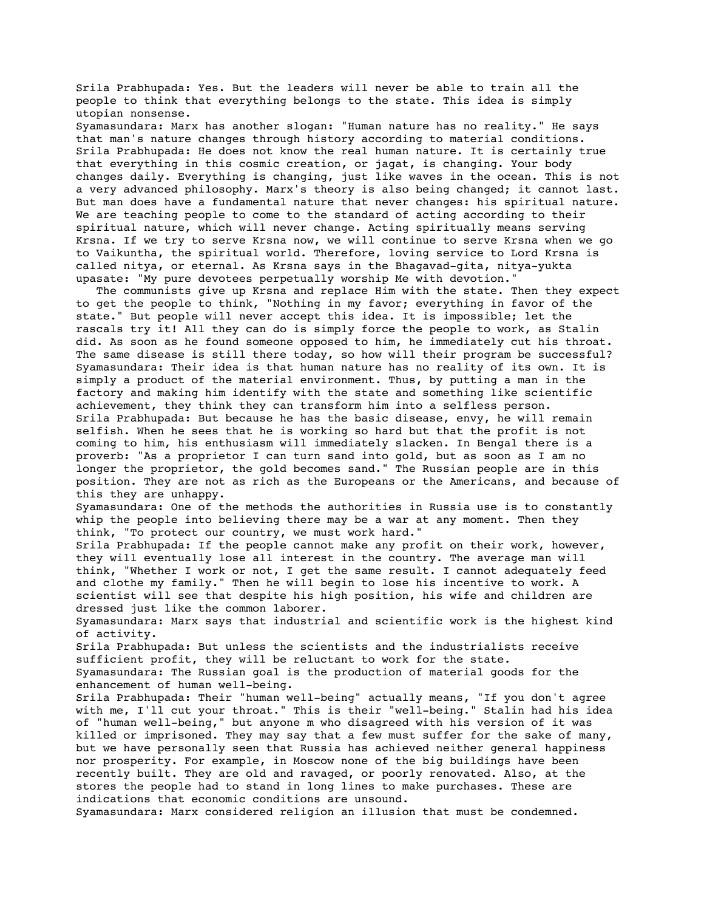Srila Prabhupada: Yes. But the leaders will never be able to train all the people to think that everything belongs to the state. This idea is simply utopian nonsense.

Syamasundara: Marx has another slogan: "Human nature has no reality." He says that man's nature changes through history according to material conditions.

Srila Prabhupada: He does not know the real human nature. It is certainly true that everything in this cosmic creation, or jagat, is changing. Your body changes daily. Everything is changing, just like waves in the ocean. This is not a very advanced philosophy. Marx's theory is also being changed; it cannot last. But man does have a fundamental nature that never changes: his spiritual nature. We are teaching people to come to the standard of acting according to their spiritual nature, which will never change. Acting spiritually means serving Krsna. If we try to serve Krsna now, we will continue to serve Krsna when we go to Vaikuntha, the spiritual world. Therefore, loving service to Lord Krsna is called nitya, or eternal. As Krsna says in the Bhagavad-gita, nitya-yukta upasate: "My pure devotees perpetually worship Me with devotion."

The communists give up Krsna and replace Him with the state. Then they expect to get the people to think, "Nothing in my favor; everything in favor of the state." But people will never accept this idea. It is impossible; let the rascals try it! All they can do is simply force the people to work, as Stalin did. As soon as he found someone opposed to him, he immediately cut his throat. The same disease is still there today, so how will their program be successful?

Syamasundara: Their idea is that human nature has no reality of its own. It is simply a product of the material environment. Thus, by putting a man in the factory and making him identify with the state and something like scientific achievement, they think they can transform him into a selfless person.

Srila Prabhupada: But because he has the basic disease, envy, he will remain selfish. When he sees that he is working so hard but that the profit is not coming to him, his enthusiasm will immediately slacken. In Bengal there is a proverb: "As a proprietor I can turn sand into gold, but as soon as I am no longer the proprietor, the gold becomes sand." The Russian people are in this position. They are not as rich as the Europeans or the Americans, and because of this they are unhappy.

Syamasundara: One of the methods the authorities in Russia use is to constantly whip the people into believing there may be a war at any moment. Then they think, "To protect our country, we must work hard."

Srila Prabhupada: If the people cannot make any profit on their work, however, they will eventually lose all interest in the country. The average man will think, "Whether I work or not, I get the same result. I cannot adequately feed and clothe my family." Then he will begin to lose his incentive to work. A scientist will see that despite his high position, his wife and children are dressed just like the common laborer.

Syamasundara: Marx says that industrial and scientific work is the highest kind of activity.

Srila Prabhupada: But unless the scientists and the industrialists receive sufficient profit, they will be reluctant to work for the state.

Syamasundara: The Russian goal is the production of material goods for the enhancement of human well-being.

Srila Prabhupada: Their "human well-being" actually means, "If you don't agree with me, I'll cut your throat." This is their "well-being." Stalin had his idea of "human well-being," but anyone m who disagreed with his version of it was killed or imprisoned. They may say that a few must suffer for the sake of many, but we have personally seen that Russia has achieved neither general happiness nor prosperity. For example, in Moscow none of the big buildings have been recently built. They are old and ravaged, or poorly renovated. Also, at the stores the people had to stand in long lines to make purchases. These are indications that economic conditions are unsound.

Syamasundara: Marx considered religion an illusion that must be condemned.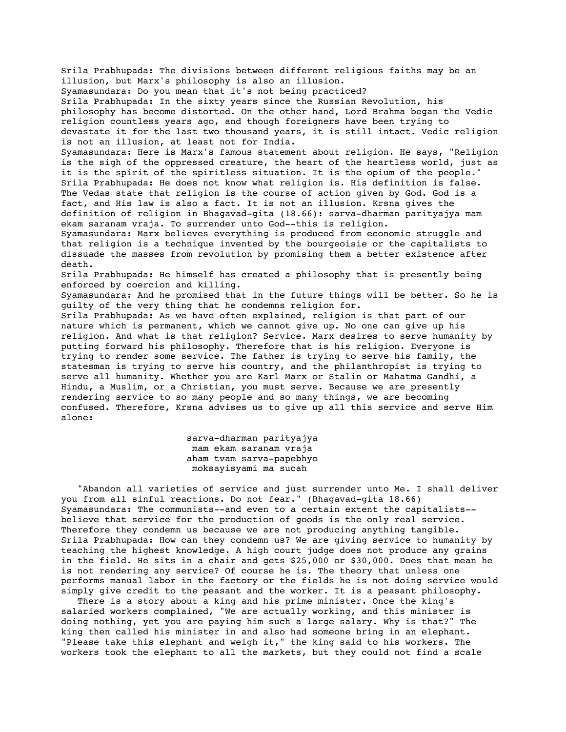Srila Prabhupada: The divisions between different religious faiths may be an illusion, but Marx's philosophy is also an illusion.
Syamasundara: Do you mean that it's not being practiced?
Srila Prabhupada: In the sixty years since the Russian Revolution, his philosophy has become distorted. On the other hand, Lord Brahma began the Vedic religion countless years ago, and though foreigners have been trying to devastate it for the last two thousand years, it is still intact. Vedic religion is not an illusion, at least not for India.
Syamasundara: Here is Marx's famous statement about religion. He says, "Religion is the sigh of the oppressed creature, the heart of the heartless world, just as it is the spirit of the spiritless situation. It is the opium of the people."
Srila Prabhupada: He does not know what religion is. His definition is false. The Vedas state that religion is the course of action given by God. God is a fact, and His law is also a fact. It is not an illusion. Krsna gives the definition of religion in Bhagavad-gita (18.66): sarva-dharman parityajya mam ekam saranam vraja. To surrender unto God--this is religion.
Syamasundara: Marx believes everything is produced from economic struggle and that religion is a technique invented by the bourgeoisie or the capitalists to dissuade the masses from revolution by promising them a better existence after death.
Srila Prabhupada: He himself has created a philosophy that is presently being enforced by coercion and killing.
Syamasundara: And he promised that in the future things will be better. So he is guilty of the very thing that he condemns religion for.
Srila Prabhupada: As we have often explained, religion is that part of our nature which is permanent, which we cannot give up. No one can give up his religion. And what is that religion? Service. Marx desires to serve humanity by putting forward his philosophy. Therefore that is his religion. Everyone is trying to render some service. The father is trying to serve his family, the statesman is trying to serve his country, and the philanthropist is trying to serve all humanity. Whether you are Karl Marx or Stalin or Mahatma Gandhi, a Hindu, a Muslim, or a Christian, you must serve. Because we are presently rendering service to so many people and so many things, we are becoming confused. Therefore, Krsna advises us to give up all this service and serve Him alone:

sarva-dharman parityajya
mam ekam saranam vraja
aham tvam sarva-papebhyo
moksayisyami ma sucah

"Abandon all varieties of service and just surrender unto Me. I shall deliver you from all sinful reactions. Do not fear." (Bhagavad-gita 18.66)
Syamasundara: The communists--and even to a certain extent the capitalists--believe that service for the production of goods is the only real service. Therefore they condemn us because we are not producing anything tangible.
Srila Prabhupada: How can they condemn us? We are giving service to humanity by teaching the highest knowledge. A high court judge does not produce any grains in the field. He sits in a chair and gets $25,000 or $30,000. Does that mean he is not rendering any service? Of course he is. The theory that unless one performs manual labor in the factory or the fields he is not doing service would simply give credit to the peasant and the worker. It is a peasant philosophy.

There is a story about a king and his prime minister. Once the king's salaried workers complained, "We are actually working, and this minister is doing nothing, yet you are paying him such a large salary. Why is that?" The king then called his minister in and also had someone bring in an elephant. "Please take this elephant and weigh it," the king said to his workers. The workers took the elephant to all the markets, but they could not find a scale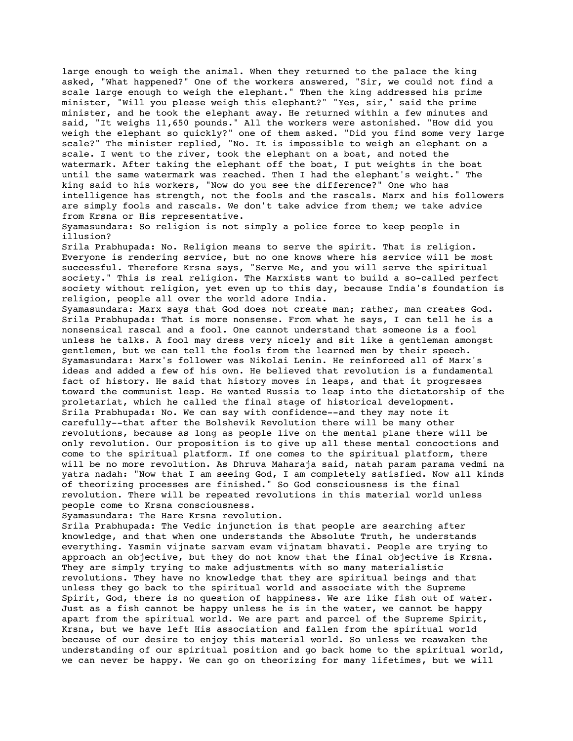large enough to weigh the animal. When they returned to the palace the king asked, "What happened?" One of the workers answered, "Sir, we could not find a scale large enough to weigh the elephant." Then the king addressed his prime minister, "Will you please weigh this elephant?" "Yes, sir," said the prime minister, and he took the elephant away. He returned within a few minutes and said, "It weighs 11,650 pounds." All the workers were astonished. "How did you weigh the elephant so quickly?" one of them asked. "Did you find some very large scale?" The minister replied, "No. It is impossible to weigh an elephant on a scale. I went to the river, took the elephant on a boat, and noted the watermark. After taking the elephant off the boat, I put weights in the boat until the same watermark was reached. Then I had the elephant's weight." The king said to his workers, "Now do you see the difference?" One who has intelligence has strength, not the fools and the rascals. Marx and his followers are simply fools and rascals. We don't take advice from them; we take advice from Krsna or His representative.

Syamasundara: So religion is not simply a police force to keep people in illusion?

Srila Prabhupada: No. Religion means to serve the spirit. That is religion. Everyone is rendering service, but no one knows where his service will be most successful. Therefore Krsna says, "Serve Me, and you will serve the spiritual society." This is real religion. The Marxists want to build a so-called perfect society without religion, yet even up to this day, because India's foundation is religion, people all over the world adore India.

Syamasundara: Marx says that God does not create man; rather, man creates God.

Srila Prabhupada: That is more nonsense. From what he says, I can tell he is a nonsensical rascal and a fool. One cannot understand that someone is a fool unless he talks. A fool may dress very nicely and sit like a gentleman amongst gentlemen, but we can tell the fools from the learned men by their speech.

Syamasundara: Marx's follower was Nikolai Lenin. He reinforced all of Marx's ideas and added a few of his own. He believed that revolution is a fundamental fact of history. He said that history moves in leaps, and that it progresses toward the communist leap. He wanted Russia to leap into the dictatorship of the proletariat, which he called the final stage of historical development.

Srila Prabhupada: No. We can say with confidence--and they may note it carefully--that after the Bolshevik Revolution there will be many other revolutions, because as long as people live on the mental plane there will be only revolution. Our proposition is to give up all these mental concoctions and come to the spiritual platform. If one comes to the spiritual platform, there will be no more revolution. As Dhruva Maharaja said, natah param parama vedmi na yatra nadah: "Now that I am seeing God, I am completely satisfied. Now all kinds of theorizing processes are finished." So God consciousness is the final revolution. There will be repeated revolutions in this material world unless people come to Krsna consciousness.

Syamasundara: The Hare Krsna revolution.

Srila Prabhupada: The Vedic injunction is that people are searching after knowledge, and that when one understands the Absolute Truth, he understands everything. Yasmin vijnate sarvam evam vijnatam bhavati. People are trying to approach an objective, but they do not know that the final objective is Krsna. They are simply trying to make adjustments with so many materialistic revolutions. They have no knowledge that they are spiritual beings and that unless they go back to the spiritual world and associate with the Supreme Spirit, God, there is no question of happiness. We are like fish out of water. Just as a fish cannot be happy unless he is in the water, we cannot be happy apart from the spiritual world. We are part and parcel of the Supreme Spirit, Krsna, but we have left His association and fallen from the spiritual world because of our desire to enjoy this material world. So unless we reawaken the understanding of our spiritual position and go back home to the spiritual world, we can never be happy. We can go on theorizing for many lifetimes, but we will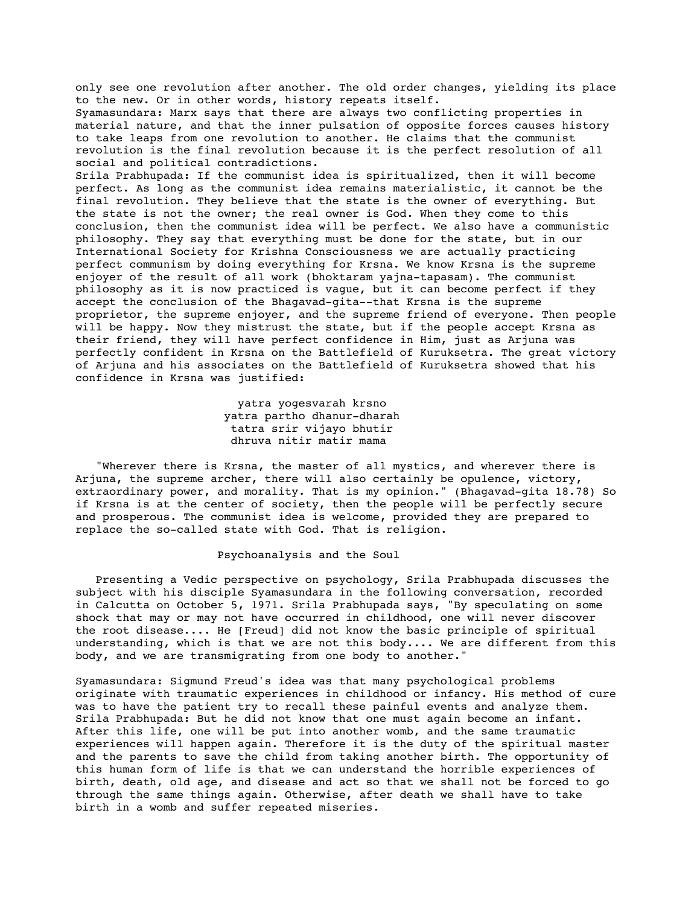only see one revolution after another. The old order changes, yielding its place to the new. Or in other words, history repeats itself.

Syamasundara: Marx says that there are always two conflicting properties in material nature, and that the inner pulsation of opposite forces causes history to take leaps from one revolution to another. He claims that the communist revolution is the final revolution because it is the perfect resolution of all social and political contradictions.

Srila Prabhupada: If the communist idea is spiritualized, then it will become perfect. As long as the communist idea remains materialistic, it cannot be the final revolution. They believe that the state is the owner of everything. But the state is not the owner; the real owner is God. When they come to this conclusion, then the communist idea will be perfect. We also have a communistic philosophy. They say that everything must be done for the state, but in our International Society for Krishna Consciousness we are actually practicing perfect communism by doing everything for Krsna. We know Krsna is the supreme enjoyer of the result of all work (bhoktaram yajna-tapasam). The communist philosophy as it is now practiced is vague, but it can become perfect if they accept the conclusion of the Bhagavad-gita--that Krsna is the supreme proprietor, the supreme enjoyer, and the supreme friend of everyone. Then people will be happy. Now they mistrust the state, but if the people accept Krsna as their friend, they will have perfect confidence in Him, just as Arjuna was perfectly confident in Krsna on the Battlefield of Kuruksetra. The great victory of Arjuna and his associates on the Battlefield of Kuruksetra showed that his confidence in Krsna was justified:

> yatra yogesvarah krsno
> yatra partho dhanur-dharah
> tatra srir vijayo bhutir
> dhruva nitir matir mama

"Wherever there is Krsna, the master of all mystics, and wherever there is Arjuna, the supreme archer, there will also certainly be opulence, victory, extraordinary power, and morality. That is my opinion." (Bhagavad-gita 18.78) So if Krsna is at the center of society, then the people will be perfectly secure and prosperous. The communist idea is welcome, provided they are prepared to replace the so-called state with God. That is religion.

## Psychoanalysis and the Soul

Presenting a Vedic perspective on psychology, Srila Prabhupada discusses the subject with his disciple Syamasundara in the following conversation, recorded in Calcutta on October 5, 1971. Srila Prabhupada says, "By speculating on some shock that may or may not have occurred in childhood, one will never discover the root disease.... He [Freud] did not know the basic principle of spiritual understanding, which is that we are not this body.... We are different from this body, and we are transmigrating from one body to another."

Syamasundara: Sigmund Freud's idea was that many psychological problems originate with traumatic experiences in childhood or infancy. His method of cure was to have the patient try to recall these painful events and analyze them.

Srila Prabhupada: But he did not know that one must again become an infant. After this life, one will be put into another womb, and the same traumatic experiences will happen again. Therefore it is the duty of the spiritual master and the parents to save the child from taking another birth. The opportunity of this human form of life is that we can understand the horrible experiences of birth, death, old age, and disease and act so that we shall not be forced to go through the same things again. Otherwise, after death we shall have to take birth in a womb and suffer repeated miseries.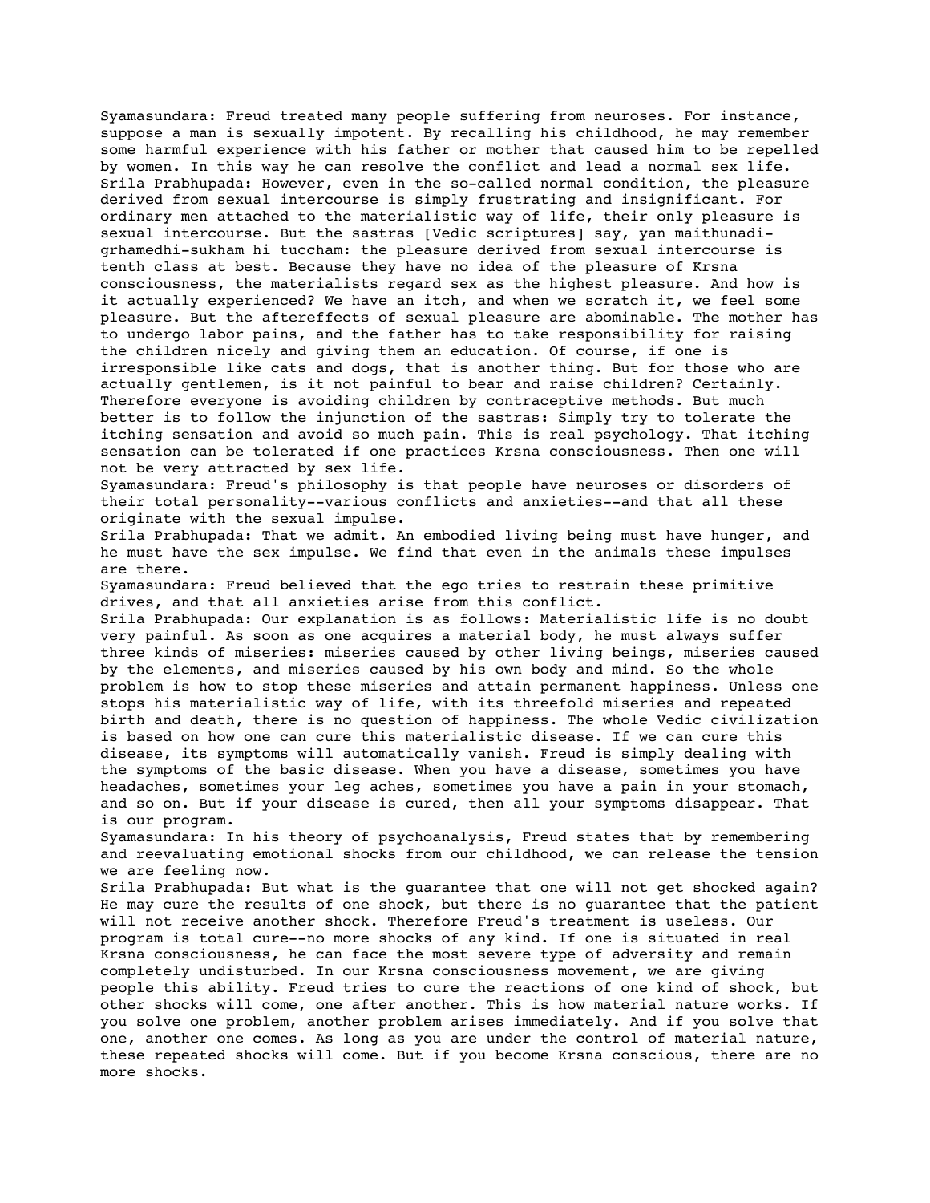Syamasundara: Freud treated many people suffering from neuroses. For instance, suppose a man is sexually impotent. By recalling his childhood, he may remember some harmful experience with his father or mother that caused him to be repelled by women. In this way he can resolve the conflict and lead a normal sex life.

Srila Prabhupada: However, even in the so-called normal condition, the pleasure derived from sexual intercourse is simply frustrating and insignificant. For ordinary men attached to the materialistic way of life, their only pleasure is sexual intercourse. But the sastras [Vedic scriptures] say, yan maithunadi-grhamedhi-sukham hi tuccham: the pleasure derived from sexual intercourse is tenth class at best. Because they have no idea of the pleasure of Krsna consciousness, the materialists regard sex as the highest pleasure. And how is it actually experienced? We have an itch, and when we scratch it, we feel some pleasure. But the aftereffects of sexual pleasure are abominable. The mother has to undergo labor pains, and the father has to take responsibility for raising the children nicely and giving them an education. Of course, if one is irresponsible like cats and dogs, that is another thing. But for those who are actually gentlemen, is it not painful to bear and raise children? Certainly. Therefore everyone is avoiding children by contraceptive methods. But much better is to follow the injunction of the sastras: Simply try to tolerate the itching sensation and avoid so much pain. This is real psychology. That itching sensation can be tolerated if one practices Krsna consciousness. Then one will not be very attracted by sex life.

Syamasundara: Freud's philosophy is that people have neuroses or disorders of their total personality--various conflicts and anxieties--and that all these originate with the sexual impulse.

Srila Prabhupada: That we admit. An embodied living being must have hunger, and he must have the sex impulse. We find that even in the animals these impulses are there.

Syamasundara: Freud believed that the ego tries to restrain these primitive drives, and that all anxieties arise from this conflict.

Srila Prabhupada: Our explanation is as follows: Materialistic life is no doubt very painful. As soon as one acquires a material body, he must always suffer three kinds of miseries: miseries caused by other living beings, miseries caused by the elements, and miseries caused by his own body and mind. So the whole problem is how to stop these miseries and attain permanent happiness. Unless one stops his materialistic way of life, with its threefold miseries and repeated birth and death, there is no question of happiness. The whole Vedic civilization is based on how one can cure this materialistic disease. If we can cure this disease, its symptoms will automatically vanish. Freud is simply dealing with the symptoms of the basic disease. When you have a disease, sometimes you have headaches, sometimes your leg aches, sometimes you have a pain in your stomach, and so on. But if your disease is cured, then all your symptoms disappear. That is our program.

Syamasundara: In his theory of psychoanalysis, Freud states that by remembering and reevaluating emotional shocks from our childhood, we can release the tension we are feeling now.

Srila Prabhupada: But what is the guarantee that one will not get shocked again? He may cure the results of one shock, but there is no guarantee that the patient will not receive another shock. Therefore Freud's treatment is useless. Our program is total cure--no more shocks of any kind. If one is situated in real Krsna consciousness, he can face the most severe type of adversity and remain completely undisturbed. In our Krsna consciousness movement, we are giving people this ability. Freud tries to cure the reactions of one kind of shock, but other shocks will come, one after another. This is how material nature works. If you solve one problem, another problem arises immediately. And if you solve that one, another one comes. As long as you are under the control of material nature, these repeated shocks will come. But if you become Krsna conscious, there are no more shocks.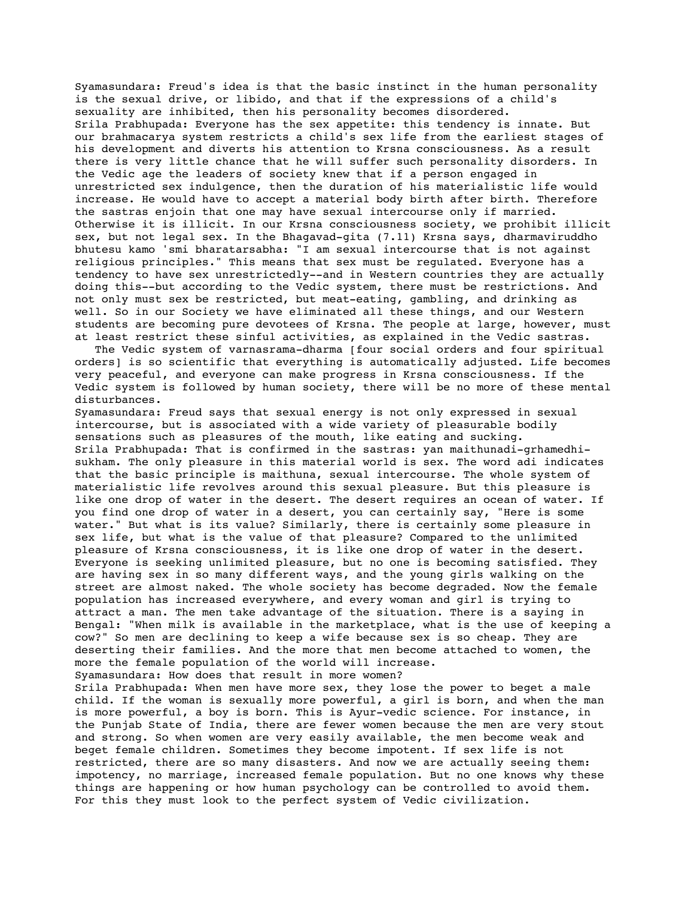Syamasundara: Freud's idea is that the basic instinct in the human personality is the sexual drive, or libido, and that if the expressions of a child's sexuality are inhibited, then his personality becomes disordered.

Srila Prabhupada: Everyone has the sex appetite: this tendency is innate. But our brahmacarya system restricts a child's sex life from the earliest stages of his development and diverts his attention to Krsna consciousness. As a result there is very little chance that he will suffer such personality disorders. In the Vedic age the leaders of society knew that if a person engaged in unrestricted sex indulgence, then the duration of his materialistic life would increase. He would have to accept a material body birth after birth. Therefore the sastras enjoin that one may have sexual intercourse only if married. Otherwise it is illicit. In our Krsna consciousness society, we prohibit illicit sex, but not legal sex. In the Bhagavad-gita (7.11) Krsna says, dharmaviruddho bhutesu kamo 'smi bharatarsabha: "I am sexual intercourse that is not against religious principles." This means that sex must be regulated. Everyone has a tendency to have sex unrestrictedly--and in Western countries they are actually doing this--but according to the Vedic system, there must be restrictions. And not only must sex be restricted, but meat-eating, gambling, and drinking as well. So in our Society we have eliminated all these things, and our Western students are becoming pure devotees of Krsna. The people at large, however, must at least restrict these sinful activities, as explained in the Vedic sastras.

The Vedic system of varnasrama-dharma [four social orders and four spiritual orders] is so scientific that everything is automatically adjusted. Life becomes very peaceful, and everyone can make progress in Krsna consciousness. If the Vedic system is followed by human society, there will be no more of these mental disturbances.

Syamasundara: Freud says that sexual energy is not only expressed in sexual intercourse, but is associated with a wide variety of pleasurable bodily sensations such as pleasures of the mouth, like eating and sucking.

Srila Prabhupada: That is confirmed in the sastras: yan maithunadi-grhamedhi-sukham. The only pleasure in this material world is sex. The word adi indicates that the basic principle is maithuna, sexual intercourse. The whole system of materialistic life revolves around this sexual pleasure. But this pleasure is like one drop of water in the desert. The desert requires an ocean of water. If you find one drop of water in a desert, you can certainly say, "Here is some water." But what is its value? Similarly, there is certainly some pleasure in sex life, but what is the value of that pleasure? Compared to the unlimited pleasure of Krsna consciousness, it is like one drop of water in the desert. Everyone is seeking unlimited pleasure, but no one is becoming satisfied. They are having sex in so many different ways, and the young girls walking on the street are almost naked. The whole society has become degraded. Now the female population has increased everywhere, and every woman and girl is trying to attract a man. The men take advantage of the situation. There is a saying in Bengal: "When milk is available in the marketplace, what is the use of keeping a cow?" So men are declining to keep a wife because sex is so cheap. They are deserting their families. And the more that men become attached to women, the more the female population of the world will increase.

Syamasundara: How does that result in more women?

Srila Prabhupada: When men have more sex, they lose the power to beget a male child. If the woman is sexually more powerful, a girl is born, and when the man is more powerful, a boy is born. This is Ayur-vedic science. For instance, in the Punjab State of India, there are fewer women because the men are very stout and strong. So when women are very easily available, the men become weak and beget female children. Sometimes they become impotent. If sex life is not restricted, there are so many disasters. And now we are actually seeing them: impotency, no marriage, increased female population. But no one knows why these things are happening or how human psychology can be controlled to avoid them. For this they must look to the perfect system of Vedic civilization.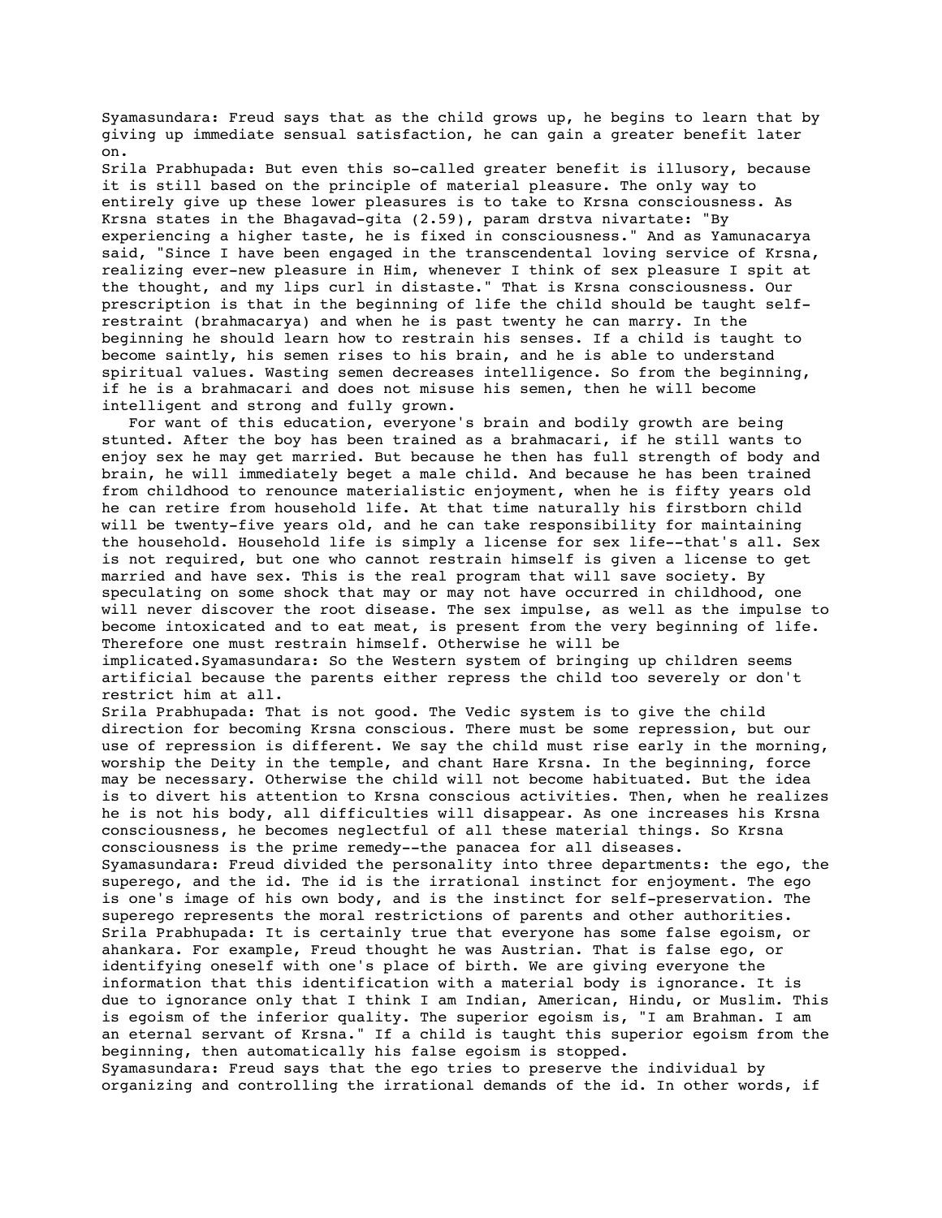Syamasundara: Freud says that as the child grows up, he begins to learn that by giving up immediate sensual satisfaction, he can gain a greater benefit later on.

Srila Prabhupada: But even this so-called greater benefit is illusory, because it is still based on the principle of material pleasure. The only way to entirely give up these lower pleasures is to take to Krsna consciousness. As Krsna states in the Bhagavad-gita (2.59), param drstva nivartate: "By experiencing a higher taste, he is fixed in consciousness." And as Yamunacarya said, "Since I have been engaged in the transcendental loving service of Krsna, realizing ever-new pleasure in Him, whenever I think of sex pleasure I spit at the thought, and my lips curl in distaste." That is Krsna consciousness. Our prescription is that in the beginning of life the child should be taught self-restraint (brahmacarya) and when he is past twenty he can marry. In the beginning he should learn how to restrain his senses. If a child is taught to become saintly, his semen rises to his brain, and he is able to understand spiritual values. Wasting semen decreases intelligence. So from the beginning, if he is a brahmacari and does not misuse his semen, then he will become intelligent and strong and fully grown.

For want of this education, everyone's brain and bodily growth are being stunted. After the boy has been trained as a brahmacari, if he still wants to enjoy sex he may get married. But because he then has full strength of body and brain, he will immediately beget a male child. And because he has been trained from childhood to renounce materialistic enjoyment, when he is fifty years old he can retire from household life. At that time naturally his firstborn child will be twenty-five years old, and he can take responsibility for maintaining the household. Household life is simply a license for sex life--that's all. Sex is not required, but one who cannot restrain himself is given a license to get married and have sex. This is the real program that will save society. By speculating on some shock that may or may not have occurred in childhood, one will never discover the root disease. The sex impulse, as well as the impulse to become intoxicated and to eat meat, is present from the very beginning of life. Therefore one must restrain himself. Otherwise he will be implicated.

Syamasundara: So the Western system of bringing up children seems artificial because the parents either repress the child too severely or don't restrict him at all.

Srila Prabhupada: That is not good. The Vedic system is to give the child direction for becoming Krsna conscious. There must be some repression, but our use of repression is different. We say the child must rise early in the morning, worship the Deity in the temple, and chant Hare Krsna. In the beginning, force may be necessary. Otherwise the child will not become habituated. But the idea is to divert his attention to Krsna conscious activities. Then, when he realizes he is not his body, all difficulties will disappear. As one increases his Krsna consciousness, he becomes neglectful of all these material things. So Krsna consciousness is the prime remedy--the panacea for all diseases.

Syamasundara: Freud divided the personality into three departments: the ego, the superego, and the id. The id is the irrational instinct for enjoyment. The ego is one's image of his own body, and is the instinct for self-preservation. The superego represents the moral restrictions of parents and other authorities.

Srila Prabhupada: It is certainly true that everyone has some false egoism, or ahankara. For example, Freud thought he was Austrian. That is false ego, or identifying oneself with one's place of birth. We are giving everyone the information that this identification with a material body is ignorance. It is due to ignorance only that I think I am Indian, American, Hindu, or Muslim. This is egoism of the inferior quality. The superior egoism is, "I am Brahman. I am an eternal servant of Krsna." If a child is taught this superior egoism from the beginning, then automatically his false egoism is stopped.

Syamasundara: Freud says that the ego tries to preserve the individual by organizing and controlling the irrational demands of the id. In other words, if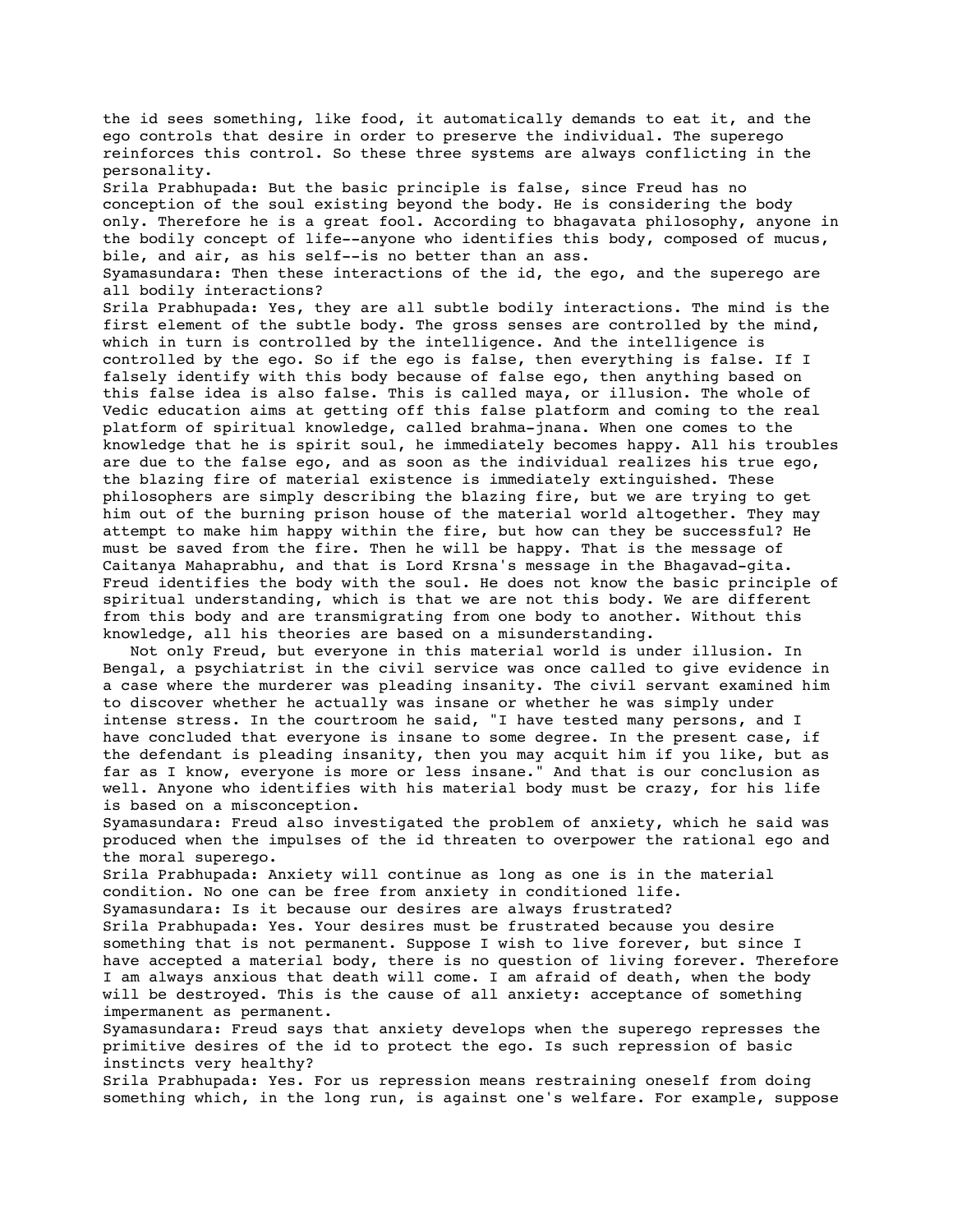the id sees something, like food, it automatically demands to eat it, and the ego controls that desire in order to preserve the individual. The superego reinforces this control. So these three systems are always conflicting in the personality.

Srila Prabhupada: But the basic principle is false, since Freud has no conception of the soul existing beyond the body. He is considering the body only. Therefore he is a great fool. According to bhagavata philosophy, anyone in the bodily concept of life--anyone who identifies this body, composed of mucus, bile, and air, as his self--is no better than an ass.

Syamasundara: Then these interactions of the id, the ego, and the superego are all bodily interactions?

Srila Prabhupada: Yes, they are all subtle bodily interactions. The mind is the first element of the subtle body. The gross senses are controlled by the mind, which in turn is controlled by the intelligence. And the intelligence is controlled by the ego. So if the ego is false, then everything is false. If I falsely identify with this body because of false ego, then anything based on this false idea is also false. This is called maya, or illusion. The whole of Vedic education aims at getting off this false platform and coming to the real platform of spiritual knowledge, called brahma-jnana. When one comes to the knowledge that he is spirit soul, he immediately becomes happy. All his troubles are due to the false ego, and as soon as the individual realizes his true ego, the blazing fire of material existence is immediately extinguished. These philosophers are simply describing the blazing fire, but we are trying to get him out of the burning prison house of the material world altogether. They may attempt to make him happy within the fire, but how can they be successful? He must be saved from the fire. Then he will be happy. That is the message of Caitanya Mahaprabhu, and that is Lord Krsna's message in the Bhagavad-gita. Freud identifies the body with the soul. He does not know the basic principle of spiritual understanding, which is that we are not this body. We are different from this body and are transmigrating from one body to another. Without this knowledge, all his theories are based on a misunderstanding.

Not only Freud, but everyone in this material world is under illusion. In Bengal, a psychiatrist in the civil service was once called to give evidence in a case where the murderer was pleading insanity. The civil servant examined him to discover whether he actually was insane or whether he was simply under intense stress. In the courtroom he said, "I have tested many persons, and I have concluded that everyone is insane to some degree. In the present case, if the defendant is pleading insanity, then you may acquit him if you like, but as far as I know, everyone is more or less insane." And that is our conclusion as well. Anyone who identifies with his material body must be crazy, for his life is based on a misconception.

Syamasundara: Freud also investigated the problem of anxiety, which he said was produced when the impulses of the id threaten to overpower the rational ego and the moral superego.

Srila Prabhupada: Anxiety will continue as long as one is in the material condition. No one can be free from anxiety in conditioned life.

Syamasundara: Is it because our desires are always frustrated?

Srila Prabhupada: Yes. Your desires must be frustrated because you desire something that is not permanent. Suppose I wish to live forever, but since I have accepted a material body, there is no question of living forever. Therefore I am always anxious that death will come. I am afraid of death, when the body will be destroyed. This is the cause of all anxiety: acceptance of something impermanent as permanent.

Syamasundara: Freud says that anxiety develops when the superego represses the primitive desires of the id to protect the ego. Is such repression of basic instincts very healthy?

Srila Prabhupada: Yes. For us repression means restraining oneself from doing something which, in the long run, is against one's welfare. For example, suppose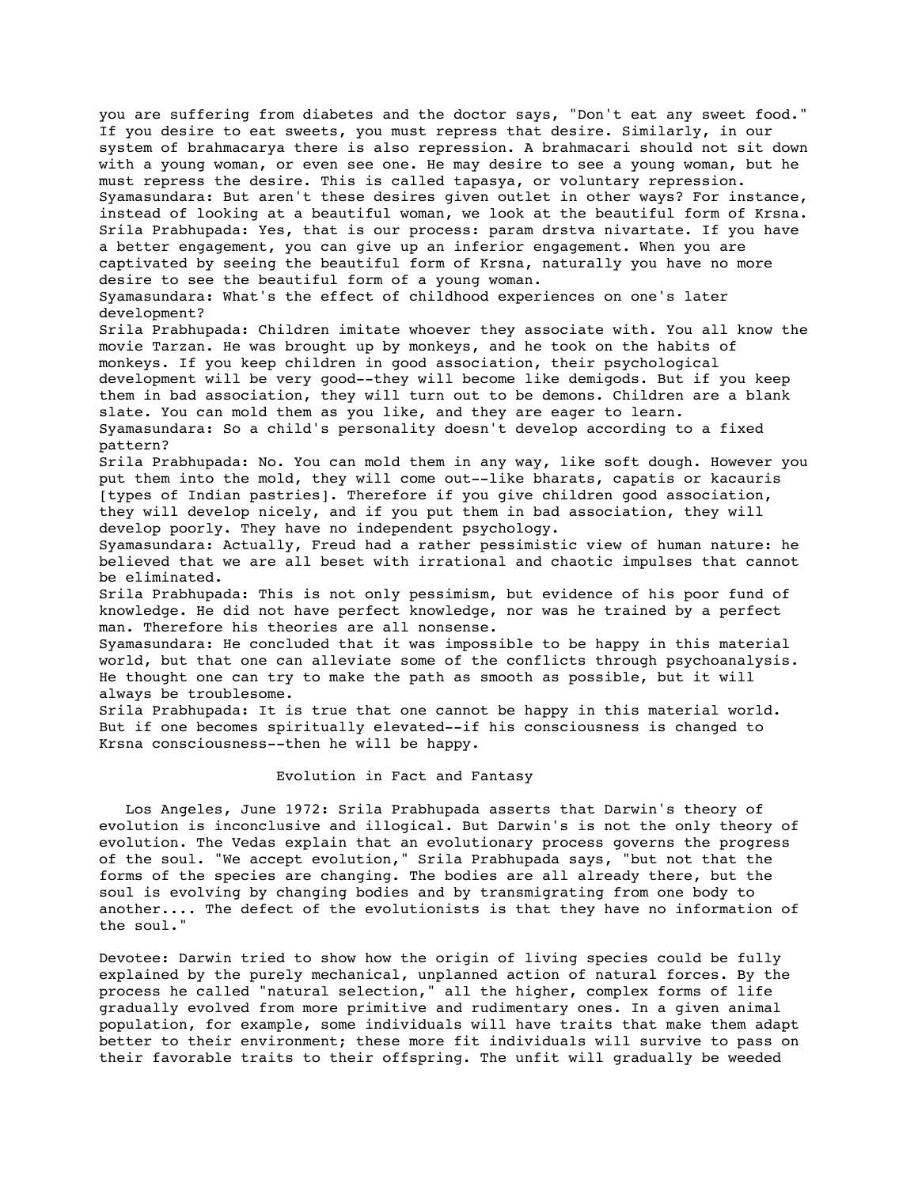you are suffering from diabetes and the doctor says, "Don't eat any sweet food." If you desire to eat sweets, you must repress that desire. Similarly, in our system of brahmacarya there is also repression. A brahmacari should not sit down with a young woman, or even see one. He may desire to see a young woman, but he must repress the desire. This is called tapasya, or voluntary repression.

Syamasundara: But aren't these desires given outlet in other ways? For instance, instead of looking at a beautiful woman, we look at the beautiful form of Krsna.

Srila Prabhupada: Yes, that is our process: param drstva nivartate. If you have a better engagement, you can give up an inferior engagement. When you are captivated by seeing the beautiful form of Krsna, naturally you have no more desire to see the beautiful form of a young woman.

Syamasundara: What's the effect of childhood experiences on one's later development?

Srila Prabhupada: Children imitate whoever they associate with. You all know the movie Tarzan. He was brought up by monkeys, and he took on the habits of monkeys. If you keep children in good association, their psychological development will be very good--they will become like demigods. But if you keep them in bad association, they will turn out to be demons. Children are a blank slate. You can mold them as you like, and they are eager to learn.

Syamasundara: So a child's personality doesn't develop according to a fixed pattern?

Srila Prabhupada: No. You can mold them in any way, like soft dough. However you put them into the mold, they will come out--like bharats, capatis or kacauris [types of Indian pastries]. Therefore if you give children good association, they will develop nicely, and if you put them in bad association, they will develop poorly. They have no independent psychology.

Syamasundara: Actually, Freud had a rather pessimistic view of human nature: he believed that we are all beset with irrational and chaotic impulses that cannot be eliminated.

Srila Prabhupada: This is not only pessimism, but evidence of his poor fund of knowledge. He did not have perfect knowledge, nor was he trained by a perfect man. Therefore his theories are all nonsense.

Syamasundara: He concluded that it was impossible to be happy in this material world, but that one can alleviate some of the conflicts through psychoanalysis. He thought one can try to make the path as smooth as possible, but it will always be troublesome.

Srila Prabhupada: It is true that one cannot be happy in this material world. But if one becomes spiritually elevated--if his consciousness is changed to Krsna consciousness--then he will be happy.

## Evolution in Fact and Fantasy

Los Angeles, June 1972: Srila Prabhupada asserts that Darwin's theory of evolution is inconclusive and illogical. But Darwin's is not the only theory of evolution. The Vedas explain that an evolutionary process governs the progress of the soul. "We accept evolution," Srila Prabhupada says, "but not that the forms of the species are changing. The bodies are all already there, but the soul is evolving by changing bodies and by transmigrating from one body to another.... The defect of the evolutionists is that they have no information of the soul."

Devotee: Darwin tried to show how the origin of living species could be fully explained by the purely mechanical, unplanned action of natural forces. By the process he called "natural selection," all the higher, complex forms of life gradually evolved from more primitive and rudimentary ones. In a given animal population, for example, some individuals will have traits that make them adapt better to their environment; these more fit individuals will survive to pass on their favorable traits to their offspring. The unfit will gradually be weeded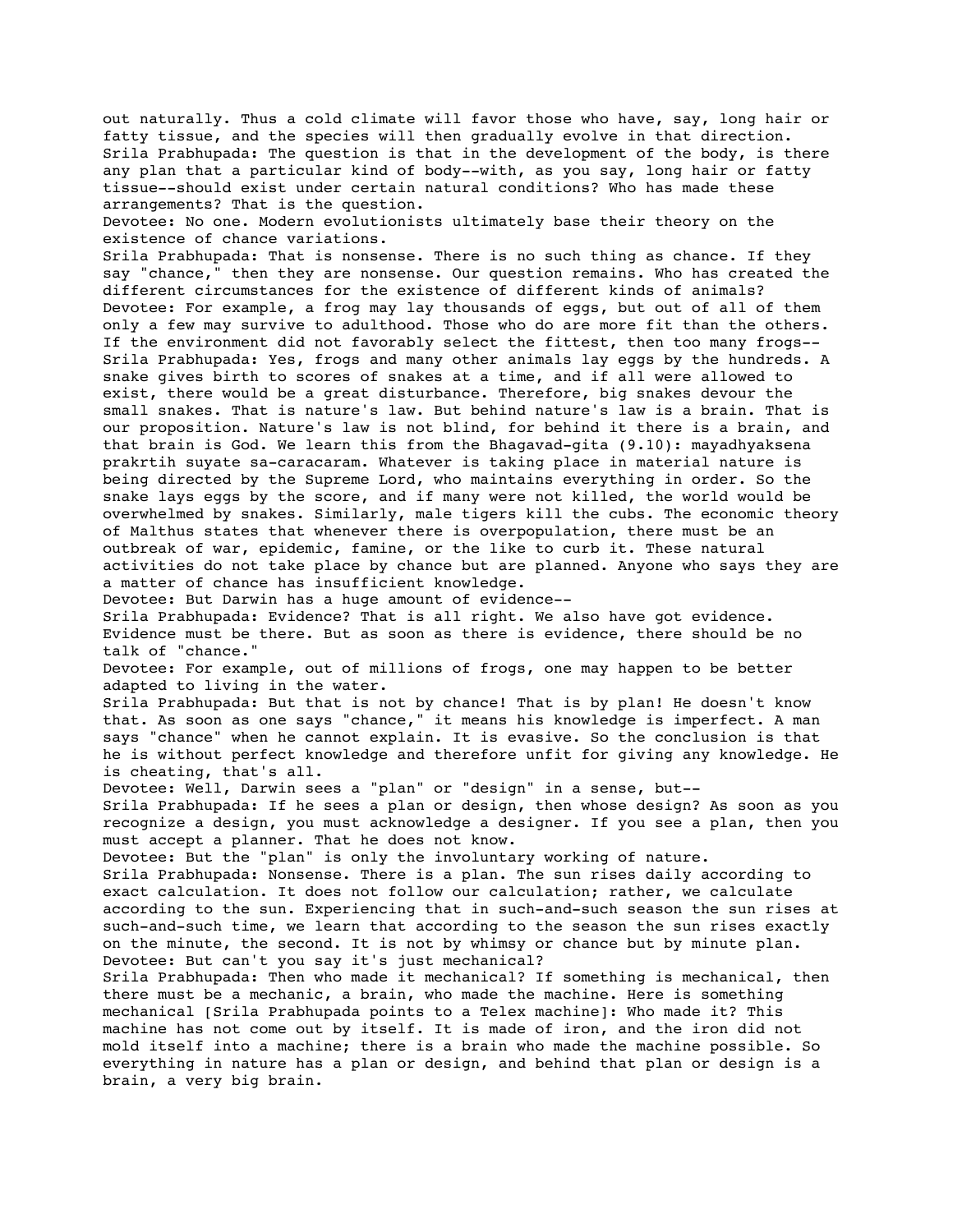out naturally. Thus a cold climate will favor those who have, say, long hair or fatty tissue, and the species will then gradually evolve in that direction.

Srila Prabhupada: The question is that in the development of the body, is there any plan that a particular kind of body--with, as you say, long hair or fatty tissue--should exist under certain natural conditions? Who has made these arrangements? That is the question.

Devotee: No one. Modern evolutionists ultimately base their theory on the existence of chance variations.

Srila Prabhupada: That is nonsense. There is no such thing as chance. If they say "chance," then they are nonsense. Our question remains. Who has created the different circumstances for the existence of different kinds of animals?

Devotee: For example, a frog may lay thousands of eggs, but out of all of them only a few may survive to adulthood. Those who do are more fit than the others. If the environment did not favorably select the fittest, then too many frogs--

Srila Prabhupada: Yes, frogs and many other animals lay eggs by the hundreds. A snake gives birth to scores of snakes at a time, and if all were allowed to exist, there would be a great disturbance. Therefore, big snakes devour the small snakes. That is nature's law. But behind nature's law is a brain. That is our proposition. Nature's law is not blind, for behind it there is a brain, and that brain is God. We learn this from the Bhagavad-gita (9.10): mayadhyaksena prakrtih suyate sa-caracaram. Whatever is taking place in material nature is being directed by the Supreme Lord, who maintains everything in order. So the snake lays eggs by the score, and if many were not killed, the world would be overwhelmed by snakes. Similarly, male tigers kill the cubs. The economic theory of Malthus states that whenever there is overpopulation, there must be an outbreak of war, epidemic, famine, or the like to curb it. These natural activities do not take place by chance but are planned. Anyone who says they are a matter of chance has insufficient knowledge.

Devotee: But Darwin has a huge amount of evidence--

Srila Prabhupada: Evidence? That is all right. We also have got evidence. Evidence must be there. But as soon as there is evidence, there should be no talk of "chance."

Devotee: For example, out of millions of frogs, one may happen to be better adapted to living in the water.

Srila Prabhupada: But that is not by chance! That is by plan! He doesn't know that. As soon as one says "chance," it means his knowledge is imperfect. A man says "chance" when he cannot explain. It is evasive. So the conclusion is that he is without perfect knowledge and therefore unfit for giving any knowledge. He is cheating, that's all.

Devotee: Well, Darwin sees a "plan" or "design" in a sense, but--

Srila Prabhupada: If he sees a plan or design, then whose design? As soon as you recognize a design, you must acknowledge a designer. If you see a plan, then you must accept a planner. That he does not know.

Devotee: But the "plan" is only the involuntary working of nature.

Srila Prabhupada: Nonsense. There is a plan. The sun rises daily according to exact calculation. It does not follow our calculation; rather, we calculate according to the sun. Experiencing that in such-and-such season the sun rises at such-and-such time, we learn that according to the season the sun rises exactly on the minute, the second. It is not by whimsy or chance but by minute plan.

Devotee: But can't you say it's just mechanical?

Srila Prabhupada: Then who made it mechanical? If something is mechanical, then there must be a mechanic, a brain, who made the machine. Here is something mechanical [Srila Prabhupada points to a Telex machine]: Who made it? This machine has not come out by itself. It is made of iron, and the iron did not mold itself into a machine; there is a brain who made the machine possible. So everything in nature has a plan or design, and behind that plan or design is a brain, a very big brain.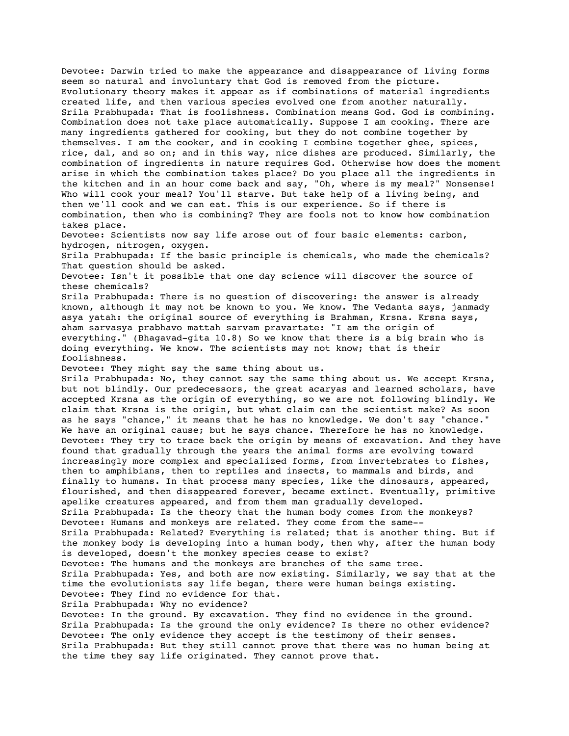Devotee: Darwin tried to make the appearance and disappearance of living forms seem so natural and involuntary that God is removed from the picture. Evolutionary theory makes it appear as if combinations of material ingredients created life, and then various species evolved one from another naturally.

Srila Prabhupada: That is foolishness. Combination means God. God is combining. Combination does not take place automatically. Suppose I am cooking. There are many ingredients gathered for cooking, but they do not combine together by themselves. I am the cooker, and in cooking I combine together ghee, spices, rice, dal, and so on; and in this way, nice dishes are produced. Similarly, the combination of ingredients in nature requires God. Otherwise how does the moment arise in which the combination takes place? Do you place all the ingredients in the kitchen and in an hour come back and say, "Oh, where is my meal?" Nonsense! Who will cook your meal? You'll starve. But take help of a living being, and then we'll cook and we can eat. This is our experience. So if there is combination, then who is combining? They are fools not to know how combination takes place.

Devotee: Scientists now say life arose out of four basic elements: carbon, hydrogen, nitrogen, oxygen.

Srila Prabhupada: If the basic principle is chemicals, who made the chemicals? That question should be asked.

Devotee: Isn't it possible that one day science will discover the source of these chemicals?

Srila Prabhupada: There is no question of discovering: the answer is already known, although it may not be known to you. We know. The Vedanta says, janmady asya yatah: the original source of everything is Brahman, Krsna. Krsna says, aham sarvasya prabhavo mattah sarvam pravartate: "I am the origin of everything." (Bhagavad-gita 10.8) So we know that there is a big brain who is doing everything. We know. The scientists may not know; that is their foolishness.

Devotee: They might say the same thing about us.

Srila Prabhupada: No, they cannot say the same thing about us. We accept Krsna, but not blindly. Our predecessors, the great acaryas and learned scholars, have accepted Krsna as the origin of everything, so we are not following blindly. We claim that Krsna is the origin, but what claim can the scientist make? As soon as he says "chance," it means that he has no knowledge. We don't say "chance." We have an original cause; but he says chance. Therefore he has no knowledge.

Devotee: They try to trace back the origin by means of excavation. And they have found that gradually through the years the animal forms are evolving toward increasingly more complex and specialized forms, from invertebrates to fishes, then to amphibians, then to reptiles and insects, to mammals and birds, and finally to humans. In that process many species, like the dinosaurs, appeared, flourished, and then disappeared forever, became extinct. Eventually, primitive apelike creatures appeared, and from them man gradually developed.

Srila Prabhupada: Is the theory that the human body comes from the monkeys?

Devotee: Humans and monkeys are related. They come from the same--

Srila Prabhupada: Related? Everything is related; that is another thing. But if the monkey body is developing into a human body, then why, after the human body is developed, doesn't the monkey species cease to exist?

Devotee: The humans and the monkeys are branches of the same tree.

Srila Prabhupada: Yes, and both are now existing. Similarly, we say that at the time the evolutionists say life began, there were human beings existing.

Devotee: They find no evidence for that.

Srila Prabhupada: Why no evidence?

Devotee: In the ground. By excavation. They find no evidence in the ground.

Srila Prabhupada: Is the ground the only evidence? Is there no other evidence?

Devotee: The only evidence they accept is the testimony of their senses.

Srila Prabhupada: But they still cannot prove that there was no human being at the time they say life originated. They cannot prove that.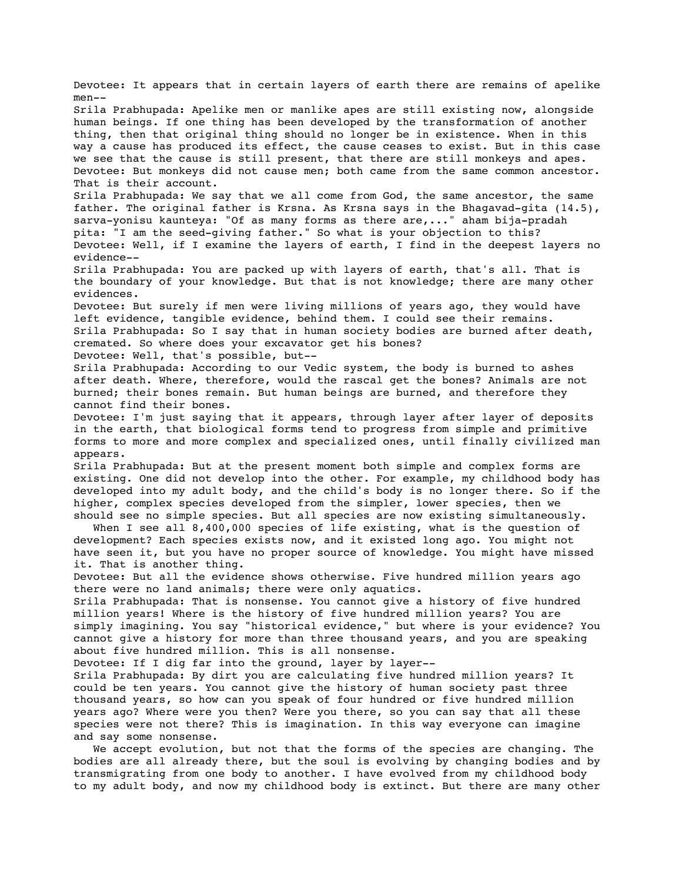Devotee: It appears that in certain layers of earth there are remains of apelike men--

Srila Prabhupada: Apelike men or manlike apes are still existing now, alongside human beings. If one thing has been developed by the transformation of another thing, then that original thing should no longer be in existence. When in this way a cause has produced its effect, the cause ceases to exist. But in this case we see that the cause is still present, that there are still monkeys and apes.

Devotee: But monkeys did not cause men; both came from the same common ancestor. That is their account.

Srila Prabhupada: We say that we all come from God, the same ancestor, the same father. The original father is Krsna. As Krsna says in the Bhagavad-gita (14.5), sarva-yonisu kaunteya: "Of as many forms as there are,..." aham bija-pradah pita: "I am the seed-giving father." So what is your objection to this?

Devotee: Well, if I examine the layers of earth, I find in the deepest layers no evidence--

Srila Prabhupada: You are packed up with layers of earth, that's all. That is the boundary of your knowledge. But that is not knowledge; there are many other evidences.

Devotee: But surely if men were living millions of years ago, they would have left evidence, tangible evidence, behind them. I could see their remains.

Srila Prabhupada: So I say that in human society bodies are burned after death, cremated. So where does your excavator get his bones?

Devotee: Well, that's possible, but--

Srila Prabhupada: According to our Vedic system, the body is burned to ashes after death. Where, therefore, would the rascal get the bones? Animals are not burned; their bones remain. But human beings are burned, and therefore they cannot find their bones.

Devotee: I'm just saying that it appears, through layer after layer of deposits in the earth, that biological forms tend to progress from simple and primitive forms to more and more complex and specialized ones, until finally civilized man appears.

Srila Prabhupada: But at the present moment both simple and complex forms are existing. One did not develop into the other. For example, my childhood body has developed into my adult body, and the child's body is no longer there. So if the higher, complex species developed from the simpler, lower species, then we should see no simple species. But all species are now existing simultaneously.

When I see all 8,400,000 species of life existing, what is the question of development? Each species exists now, and it existed long ago. You might not have seen it, but you have no proper source of knowledge. You might have missed it. That is another thing.

Devotee: But all the evidence shows otherwise. Five hundred million years ago there were no land animals; there were only aquatics.

Srila Prabhupada: That is nonsense. You cannot give a history of five hundred million years! Where is the history of five hundred million years? You are simply imagining. You say "historical evidence," but where is your evidence? You cannot give a history for more than three thousand years, and you are speaking about five hundred million. This is all nonsense.

Devotee: If I dig far into the ground, layer by layer--

Srila Prabhupada: By dirt you are calculating five hundred million years? It could be ten years. You cannot give the history of human society past three thousand years, so how can you speak of four hundred or five hundred million years ago? Where were you then? Were you there, so you can say that all these species were not there? This is imagination. In this way everyone can imagine and say some nonsense.

We accept evolution, but not that the forms of the species are changing. The bodies are all already there, but the soul is evolving by changing bodies and by transmigrating from one body to another. I have evolved from my childhood body to my adult body, and now my childhood body is extinct. But there are many other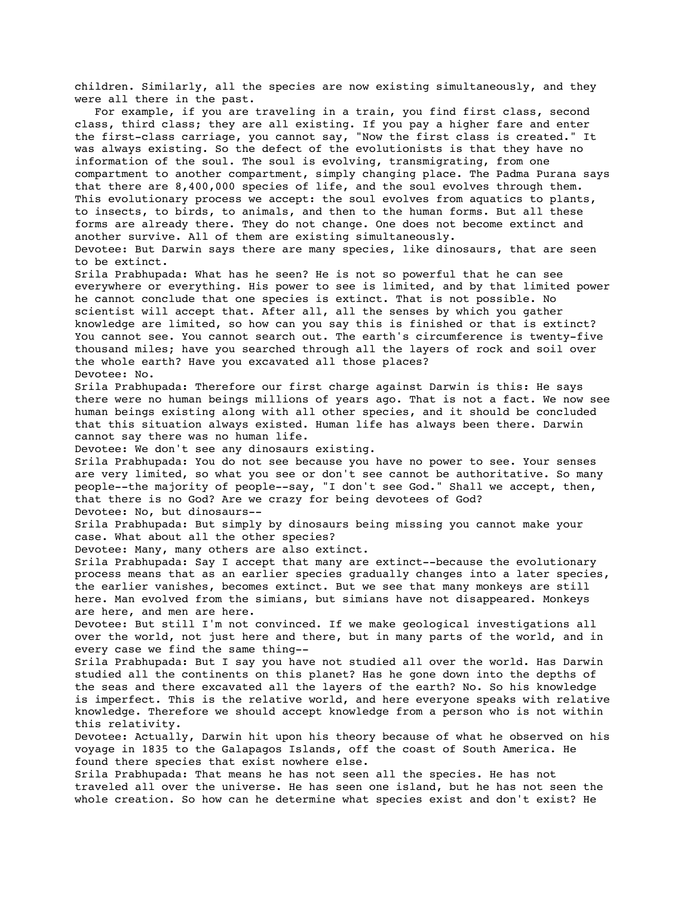children. Similarly, all the species are now existing simultaneously, and they were all there in the past.

For example, if you are traveling in a train, you find first class, second class, third class; they are all existing. If you pay a higher fare and enter the first-class carriage, you cannot say, "Now the first class is created." It was always existing. So the defect of the evolutionists is that they have no information of the soul. The soul is evolving, transmigrating, from one compartment to another compartment, simply changing place. The Padma Purana says that there are 8,400,000 species of life, and the soul evolves through them. This evolutionary process we accept: the soul evolves from aquatics to plants, to insects, to birds, to animals, and then to the human forms. But all these forms are already there. They do not change. One does not become extinct and another survive. All of them are existing simultaneously.

Devotee: But Darwin says there are many species, like dinosaurs, that are seen to be extinct.

Srila Prabhupada: What has he seen? He is not so powerful that he can see everywhere or everything. His power to see is limited, and by that limited power he cannot conclude that one species is extinct. That is not possible. No scientist will accept that. After all, all the senses by which you gather knowledge are limited, so how can you say this is finished or that is extinct? You cannot see. You cannot search out. The earth's circumference is twenty-five thousand miles; have you searched through all the layers of rock and soil over the whole earth? Have you excavated all those places?

Devotee: No.

Srila Prabhupada: Therefore our first charge against Darwin is this: He says there were no human beings millions of years ago. That is not a fact. We now see human beings existing along with all other species, and it should be concluded that this situation always existed. Human life has always been there. Darwin cannot say there was no human life.

Devotee: We don't see any dinosaurs existing.

Srila Prabhupada: You do not see because you have no power to see. Your senses are very limited, so what you see or don't see cannot be authoritative. So many people--the majority of people--say, "I don't see God." Shall we accept, then, that there is no God? Are we crazy for being devotees of God?

Devotee: No, but dinosaurs--

Srila Prabhupada: But simply by dinosaurs being missing you cannot make your case. What about all the other species?

Devotee: Many, many others are also extinct.

Srila Prabhupada: Say I accept that many are extinct--because the evolutionary process means that as an earlier species gradually changes into a later species, the earlier vanishes, becomes extinct. But we see that many monkeys are still here. Man evolved from the simians, but simians have not disappeared. Monkeys are here, and men are here.

Devotee: But still I'm not convinced. If we make geological investigations all over the world, not just here and there, but in many parts of the world, and in every case we find the same thing--

Srila Prabhupada: But I say you have not studied all over the world. Has Darwin studied all the continents on this planet? Has he gone down into the depths of the seas and there excavated all the layers of the earth? No. So his knowledge is imperfect. This is the relative world, and here everyone speaks with relative knowledge. Therefore we should accept knowledge from a person who is not within this relativity.

Devotee: Actually, Darwin hit upon his theory because of what he observed on his voyage in 1835 to the Galapagos Islands, off the coast of South America. He found there species that exist nowhere else.

Srila Prabhupada: That means he has not seen all the species. He has not traveled all over the universe. He has seen one island, but he has not seen the whole creation. So how can he determine what species exist and don't exist? He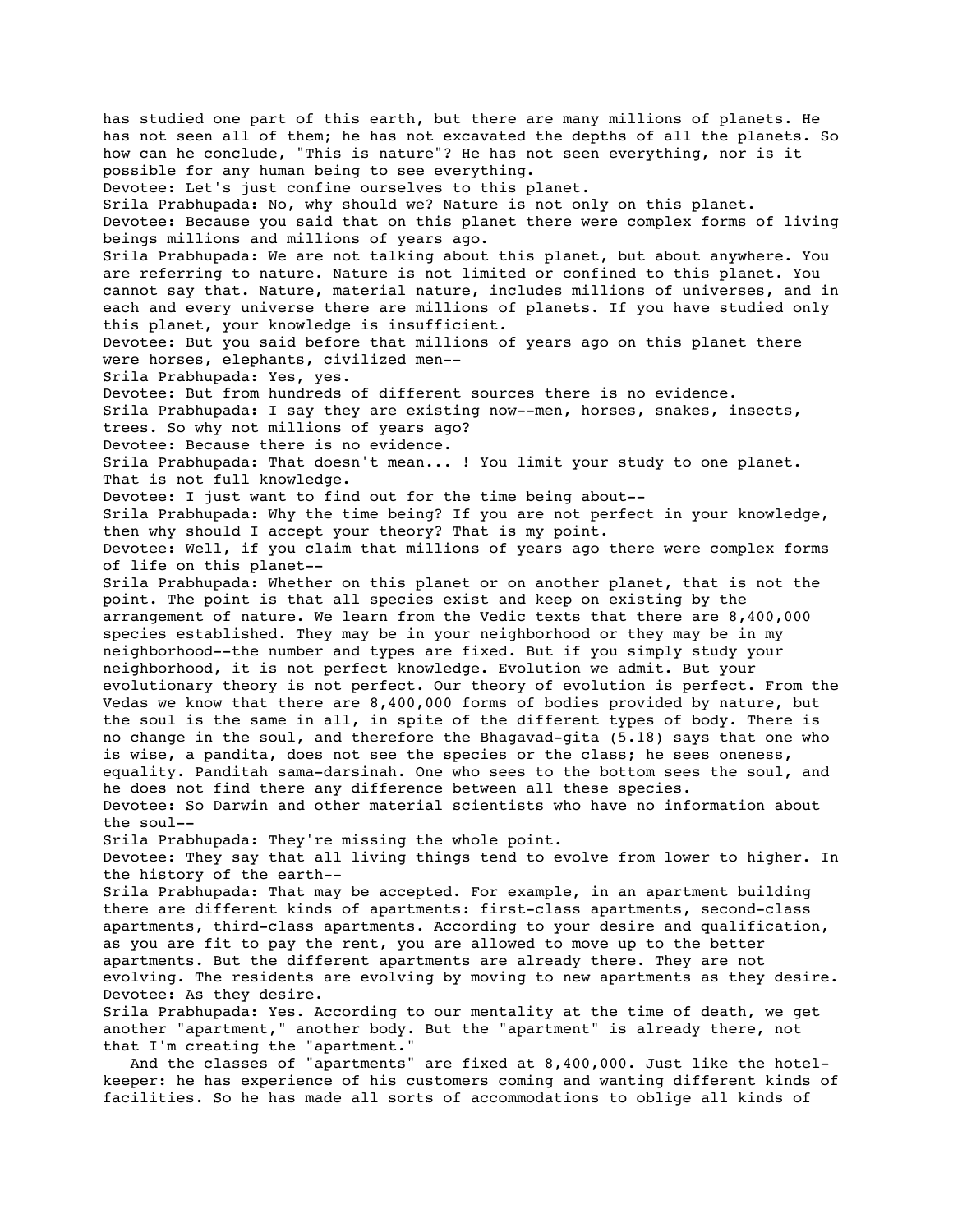has studied one part of this earth, but there are many millions of planets. He has not seen all of them; he has not excavated the depths of all the planets. So how can he conclude, "This is nature"? He has not seen everything, nor is it possible for any human being to see everything.

Devotee: Let's just confine ourselves to this planet.

Srila Prabhupada: No, why should we? Nature is not only on this planet.

Devotee: Because you said that on this planet there were complex forms of living beings millions and millions of years ago.

Srila Prabhupada: We are not talking about this planet, but about anywhere. You are referring to nature. Nature is not limited or confined to this planet. You cannot say that. Nature, material nature, includes millions of universes, and in each and every universe there are millions of planets. If you have studied only this planet, your knowledge is insufficient.

Devotee: But you said before that millions of years ago on this planet there were horses, elephants, civilized men--

Srila Prabhupada: Yes, yes.

Devotee: But from hundreds of different sources there is no evidence.

Srila Prabhupada: I say they are existing now--men, horses, snakes, insects, trees. So why not millions of years ago?

Devotee: Because there is no evidence.

Srila Prabhupada: That doesn't mean... ! You limit your study to one planet. That is not full knowledge.

Devotee: I just want to find out for the time being about--

Srila Prabhupada: Why the time being? If you are not perfect in your knowledge, then why should I accept your theory? That is my point.

Devotee: Well, if you claim that millions of years ago there were complex forms of life on this planet--

Srila Prabhupada: Whether on this planet or on another planet, that is not the point. The point is that all species exist and keep on existing by the arrangement of nature. We learn from the Vedic texts that there are 8,400,000 species established. They may be in your neighborhood or they may be in my neighborhood--the number and types are fixed. But if you simply study your neighborhood, it is not perfect knowledge. Evolution we admit. But your evolutionary theory is not perfect. Our theory of evolution is perfect. From the Vedas we know that there are 8,400,000 forms of bodies provided by nature, but the soul is the same in all, in spite of the different types of body. There is no change in the soul, and therefore the Bhagavad-gita (5.18) says that one who is wise, a pandita, does not see the species or the class; he sees oneness, equality. Panditah sama-darsinah. One who sees to the bottom sees the soul, and he does not find there any difference between all these species.

Devotee: So Darwin and other material scientists who have no information about the soul--

Srila Prabhupada: They're missing the whole point.

Devotee: They say that all living things tend to evolve from lower to higher. In the history of the earth--

Srila Prabhupada: That may be accepted. For example, in an apartment building there are different kinds of apartments: first-class apartments, second-class apartments, third-class apartments. According to your desire and qualification, as you are fit to pay the rent, you are allowed to move up to the better apartments. But the different apartments are already there. They are not evolving. The residents are evolving by moving to new apartments as they desire.

Devotee: As they desire.

Srila Prabhupada: Yes. According to our mentality at the time of death, we get another "apartment," another body. But the "apartment" is already there, not that I'm creating the "apartment."

And the classes of "apartments" are fixed at 8,400,000. Just like the hotel-keeper: he has experience of his customers coming and wanting different kinds of facilities. So he has made all sorts of accommodations to oblige all kinds of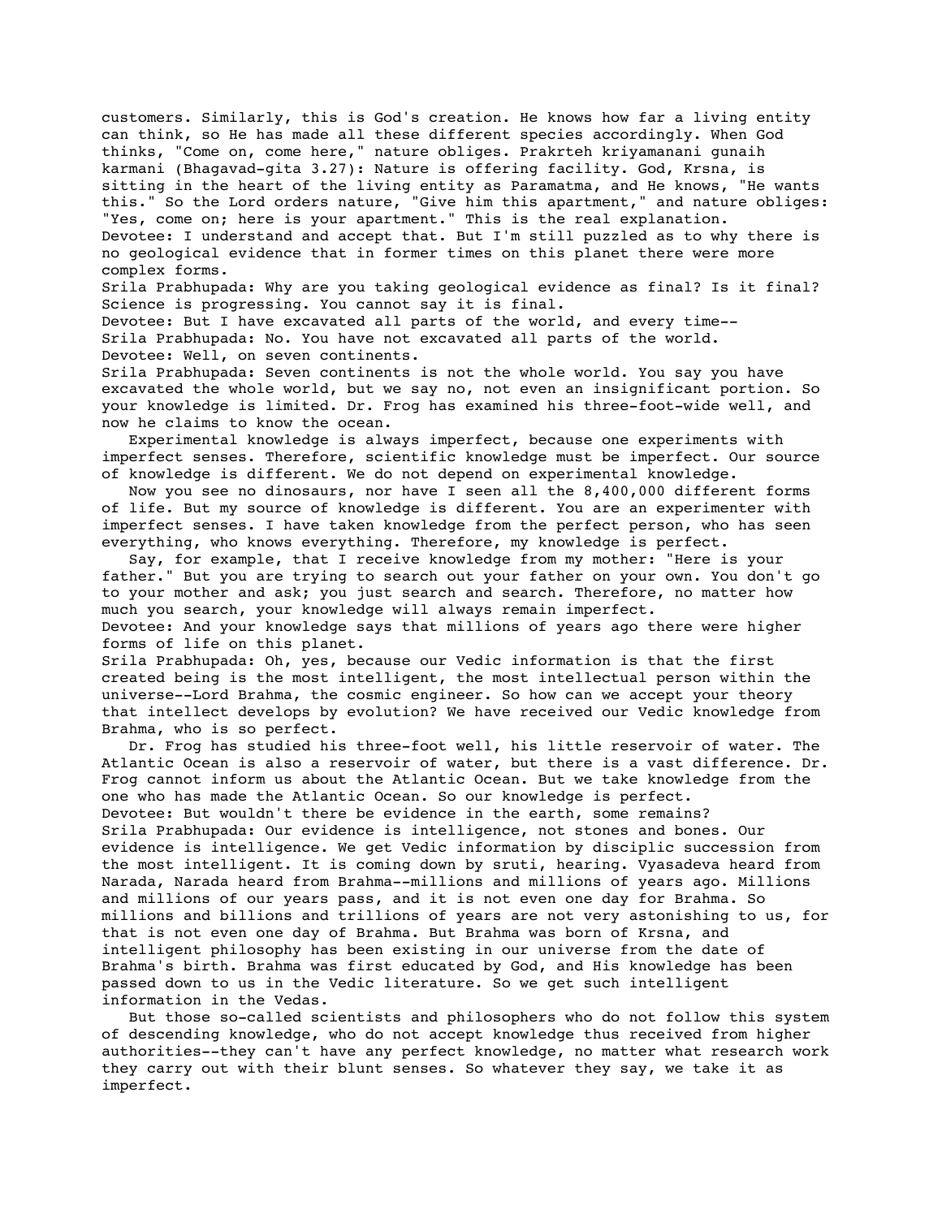customers. Similarly, this is God's creation. He knows how far a living entity can think, so He has made all these different species accordingly. When God thinks, "Come on, come here," nature obliges. Prakrteh kriyamanani gunaih karmani (Bhagavad-gita 3.27): Nature is offering facility. God, Krsna, is sitting in the heart of the living entity as Paramatma, and He knows, "He wants this." So the Lord orders nature, "Give him this apartment," and nature obliges: "Yes, come on; here is your apartment." This is the real explanation.

Devotee: I understand and accept that. But I'm still puzzled as to why there is no geological evidence that in former times on this planet there were more complex forms.

Srila Prabhupada: Why are you taking geological evidence as final? Is it final? Science is progressing. You cannot say it is final.

Devotee: But I have excavated all parts of the world, and every time--

Srila Prabhupada: No. You have not excavated all parts of the world.

Devotee: Well, on seven continents.

Srila Prabhupada: Seven continents is not the whole world. You say you have excavated the whole world, but we say no, not even an insignificant portion. So your knowledge is limited. Dr. Frog has examined his three-foot-wide well, and now he claims to know the ocean.

Experimental knowledge is always imperfect, because one experiments with imperfect senses. Therefore, scientific knowledge must be imperfect. Our source of knowledge is different. We do not depend on experimental knowledge.

Now you see no dinosaurs, nor have I seen all the 8,400,000 different forms of life. But my source of knowledge is different. You are an experimenter with imperfect senses. I have taken knowledge from the perfect person, who has seen everything, who knows everything. Therefore, my knowledge is perfect.

Say, for example, that I receive knowledge from my mother: "Here is your father." But you are trying to search out your father on your own. You don't go to your mother and ask; you just search and search. Therefore, no matter how much you search, your knowledge will always remain imperfect.

Devotee: And your knowledge says that millions of years ago there were higher forms of life on this planet.

Srila Prabhupada: Oh, yes, because our Vedic information is that the first created being is the most intelligent, the most intellectual person within the universe--Lord Brahma, the cosmic engineer. So how can we accept your theory that intellect develops by evolution? We have received our Vedic knowledge from Brahma, who is so perfect.

Dr. Frog has studied his three-foot well, his little reservoir of water. The Atlantic Ocean is also a reservoir of water, but there is a vast difference. Dr. Frog cannot inform us about the Atlantic Ocean. But we take knowledge from the one who has made the Atlantic Ocean. So our knowledge is perfect.

Devotee: But wouldn't there be evidence in the earth, some remains?

Srila Prabhupada: Our evidence is intelligence, not stones and bones. Our evidence is intelligence. We get Vedic information by disciplic succession from the most intelligent. It is coming down by sruti, hearing. Vyasadeva heard from Narada, Narada heard from Brahma--millions and millions of years ago. Millions and millions of our years pass, and it is not even one day for Brahma. So millions and billions and trillions of years are not very astonishing to us, for that is not even one day of Brahma. But Brahma was born of Krsna, and intelligent philosophy has been existing in our universe from the date of Brahma's birth. Brahma was first educated by God, and His knowledge has been passed down to us in the Vedic literature. So we get such intelligent information in the Vedas.

But those so-called scientists and philosophers who do not follow this system of descending knowledge, who do not accept knowledge thus received from higher authorities--they can't have any perfect knowledge, no matter what research work they carry out with their blunt senses. So whatever they say, we take it as imperfect.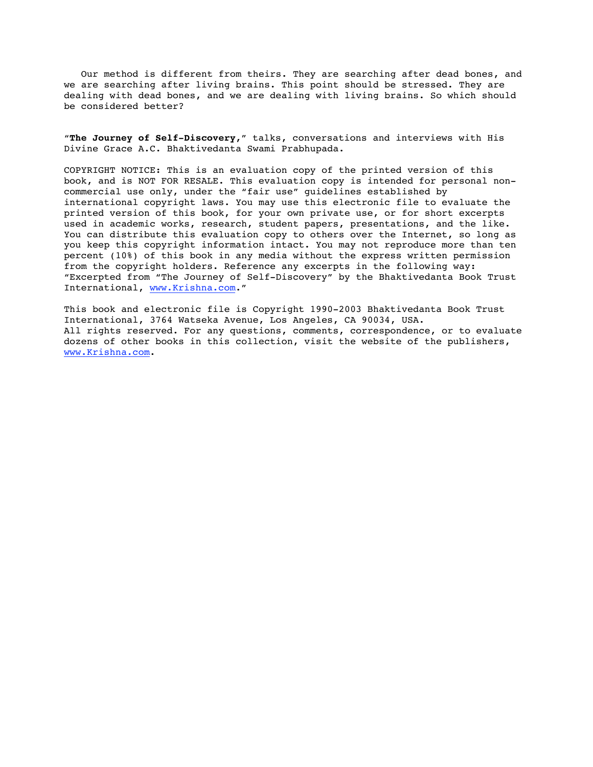Our method is different from theirs. They are searching after dead bones, and we are searching after living brains. This point should be stressed. They are dealing with dead bones, and we are dealing with living brains. So which should be considered better?

"**The Journey of Self-Discovery**," talks, conversations and interviews with His Divine Grace A.C. Bhaktivedanta Swami Prabhupada.

COPYRIGHT NOTICE: This is an evaluation copy of the printed version of this book, and is NOT FOR RESALE. This evaluation copy is intended for personal non-commercial use only, under the "fair use" guidelines established by international copyright laws. You may use this electronic file to evaluate the printed version of this book, for your own private use, or for short excerpts used in academic works, research, student papers, presentations, and the like. You can distribute this evaluation copy to others over the Internet, so long as you keep this copyright information intact. You may not reproduce more than ten percent (10%) of this book in any media without the express written permission from the copyright holders. Reference any excerpts in the following way: "Excerpted from "The Journey of Self-Discovery" by the Bhaktivedanta Book Trust International, www.Krishna.com."

This book and electronic file is Copyright 1990-2003 Bhaktivedanta Book Trust International, 3764 Watseka Avenue, Los Angeles, CA 90034, USA.
All rights reserved. For any questions, comments, correspondence, or to evaluate dozens of other books in this collection, visit the website of the publishers, www.Krishna.com.